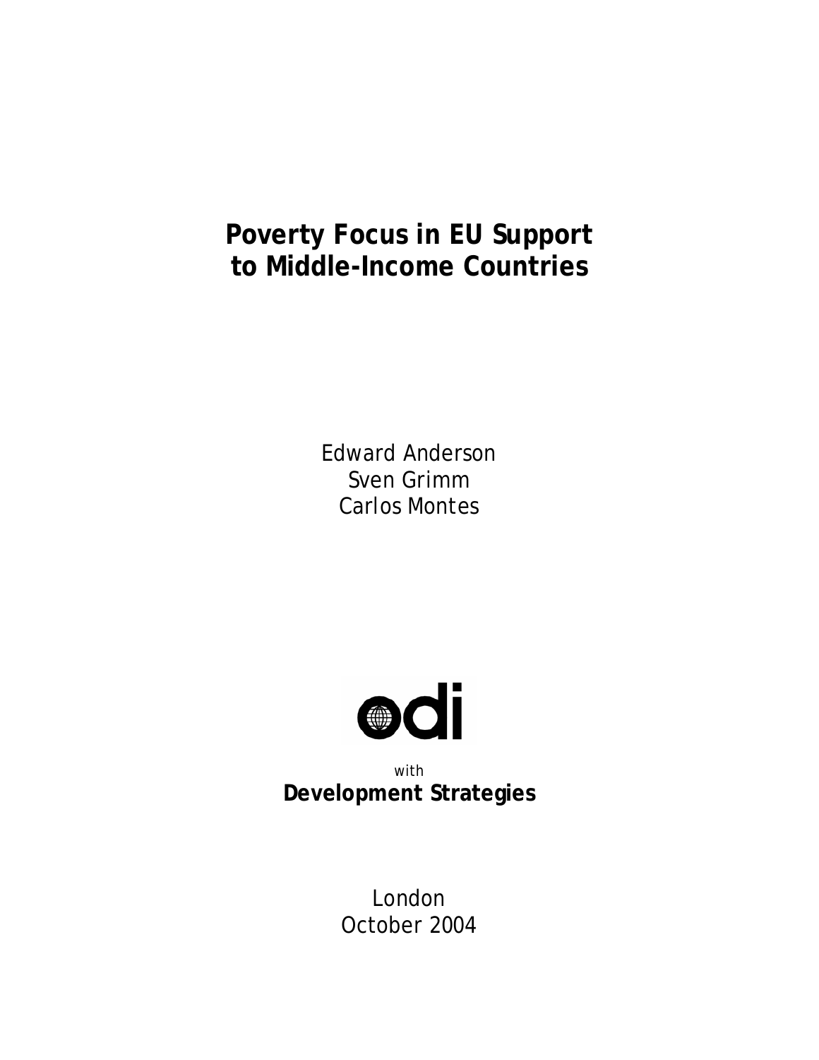# Poverty Focus in EU Support to Middle-Income Countries

Edward Anderson
Sven Grimm
Carlos Montes

odi

with

**Development Strategies**

London
October 2004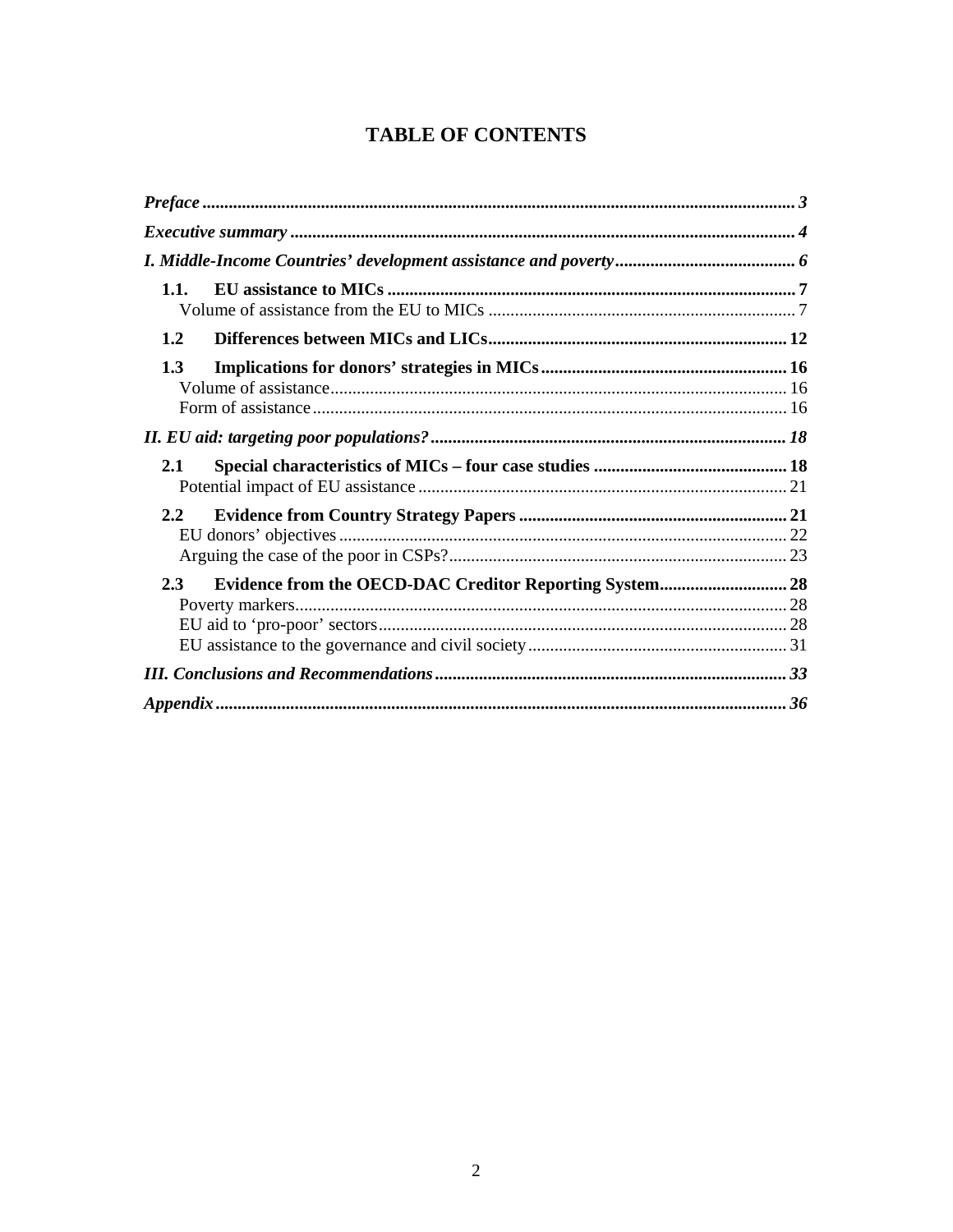# TABLE OF CONTENTS

*Preface* ........................................................................................................................................ *3*

*Executive summary* ..................................................................................................................... *4*

*I. Middle-Income Countries' development assistance and poverty* ........................................... *6*

**1.1. EU assistance to MICs** ............................................................................................ **7**
Volume of assistance from the EU to MICs ....................................................................... 7

**1.2 Differences between MICs and LICs** .................................................................... **12**

**1.3 Implications for donors' strategies in MICs** ........................................................ **16**
Volume of assistance ......................................................................................................... 16
Form of assistance ............................................................................................................. 16

*II. EU aid: targeting poor populations?* ................................................................................ *18*

**2.1 Special characteristics of MICs – four case studies** ............................................ **18**
Potential impact of EU assistance ...................................................................................... 21

**2.2 Evidence from Country Strategy Papers** ............................................................. **21**
EU donors' objectives ......................................................................................................... 22
Arguing the case of the poor in CSPs? .............................................................................. 23

**2.3 Evidence from the OECD-DAC Creditor Reporting System** ............................. **28**
Poverty markers .................................................................................................................. 28
EU aid to 'pro-poor' sectors ................................................................................................ 28
EU assistance to the governance and civil society ............................................................. 31

*III. Conclusions and Recommendations* ................................................................................ *33*

*Appendix* ................................................................................................................................. *36*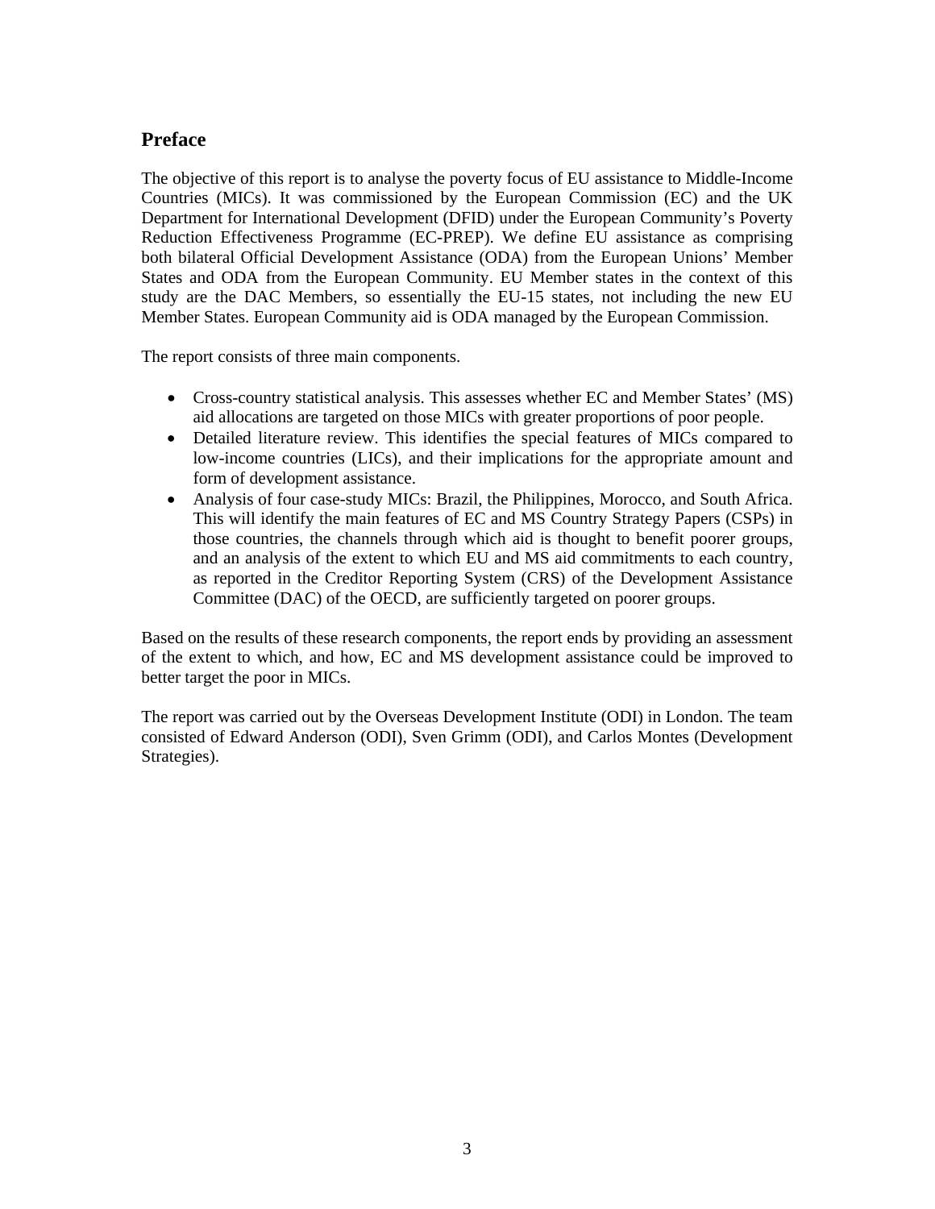## Preface

The objective of this report is to analyse the poverty focus of EU assistance to Middle-Income Countries (MICs). It was commissioned by the European Commission (EC) and the UK Department for International Development (DFID) under the European Community's Poverty Reduction Effectiveness Programme (EC-PREP). We define EU assistance as comprising both bilateral Official Development Assistance (ODA) from the European Unions' Member States and ODA from the European Community. EU Member states in the context of this study are the DAC Members, so essentially the EU-15 states, not including the new EU Member States. European Community aid is ODA managed by the European Commission.

The report consists of three main components.

- Cross-country statistical analysis. This assesses whether EC and Member States' (MS) aid allocations are targeted on those MICs with greater proportions of poor people.
- Detailed literature review. This identifies the special features of MICs compared to low-income countries (LICs), and their implications for the appropriate amount and form of development assistance.
- Analysis of four case-study MICs: Brazil, the Philippines, Morocco, and South Africa. This will identify the main features of EC and MS Country Strategy Papers (CSPs) in those countries, the channels through which aid is thought to benefit poorer groups, and an analysis of the extent to which EU and MS aid commitments to each country, as reported in the Creditor Reporting System (CRS) of the Development Assistance Committee (DAC) of the OECD, are sufficiently targeted on poorer groups.

Based on the results of these research components, the report ends by providing an assessment of the extent to which, and how, EC and MS development assistance could be improved to better target the poor in MICs.

The report was carried out by the Overseas Development Institute (ODI) in London. The team consisted of Edward Anderson (ODI), Sven Grimm (ODI), and Carlos Montes (Development Strategies).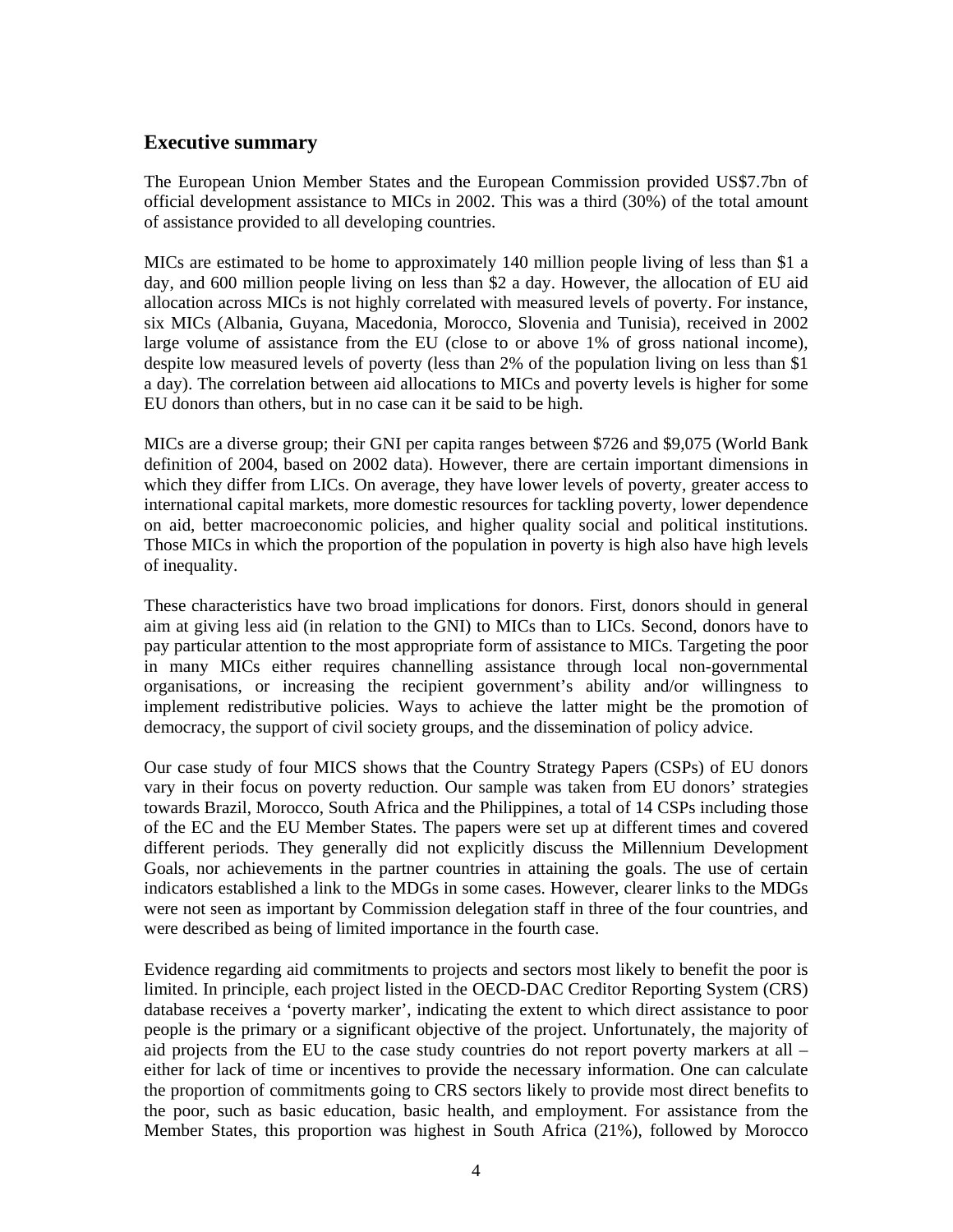## Executive summary

The European Union Member States and the European Commission provided US$7.7bn of official development assistance to MICs in 2002. This was a third (30%) of the total amount of assistance provided to all developing countries.

MICs are estimated to be home to approximately 140 million people living of less than $1 a day, and 600 million people living on less than $2 a day. However, the allocation of EU aid allocation across MICs is not highly correlated with measured levels of poverty. For instance, six MICs (Albania, Guyana, Macedonia, Morocco, Slovenia and Tunisia), received in 2002 large volume of assistance from the EU (close to or above 1% of gross national income), despite low measured levels of poverty (less than 2% of the population living on less than $1 a day). The correlation between aid allocations to MICs and poverty levels is higher for some EU donors than others, but in no case can it be said to be high.

MICs are a diverse group; their GNI per capita ranges between $726 and $9,075 (World Bank definition of 2004, based on 2002 data). However, there are certain important dimensions in which they differ from LICs. On average, they have lower levels of poverty, greater access to international capital markets, more domestic resources for tackling poverty, lower dependence on aid, better macroeconomic policies, and higher quality social and political institutions. Those MICs in which the proportion of the population in poverty is high also have high levels of inequality.

These characteristics have two broad implications for donors. First, donors should in general aim at giving less aid (in relation to the GNI) to MICs than to LICs. Second, donors have to pay particular attention to the most appropriate form of assistance to MICs. Targeting the poor in many MICs either requires channelling assistance through local non-governmental organisations, or increasing the recipient government's ability and/or willingness to implement redistributive policies. Ways to achieve the latter might be the promotion of democracy, the support of civil society groups, and the dissemination of policy advice.

Our case study of four MICS shows that the Country Strategy Papers (CSPs) of EU donors vary in their focus on poverty reduction. Our sample was taken from EU donors' strategies towards Brazil, Morocco, South Africa and the Philippines, a total of 14 CSPs including those of the EC and the EU Member States. The papers were set up at different times and covered different periods. They generally did not explicitly discuss the Millennium Development Goals, nor achievements in the partner countries in attaining the goals. The use of certain indicators established a link to the MDGs in some cases. However, clearer links to the MDGs were not seen as important by Commission delegation staff in three of the four countries, and were described as being of limited importance in the fourth case.

Evidence regarding aid commitments to projects and sectors most likely to benefit the poor is limited. In principle, each project listed in the OECD-DAC Creditor Reporting System (CRS) database receives a 'poverty marker', indicating the extent to which direct assistance to poor people is the primary or a significant objective of the project. Unfortunately, the majority of aid projects from the EU to the case study countries do not report poverty markers at all – either for lack of time or incentives to provide the necessary information. One can calculate the proportion of commitments going to CRS sectors likely to provide most direct benefits to the poor, such as basic education, basic health, and employment. For assistance from the Member States, this proportion was highest in South Africa (21%), followed by Morocco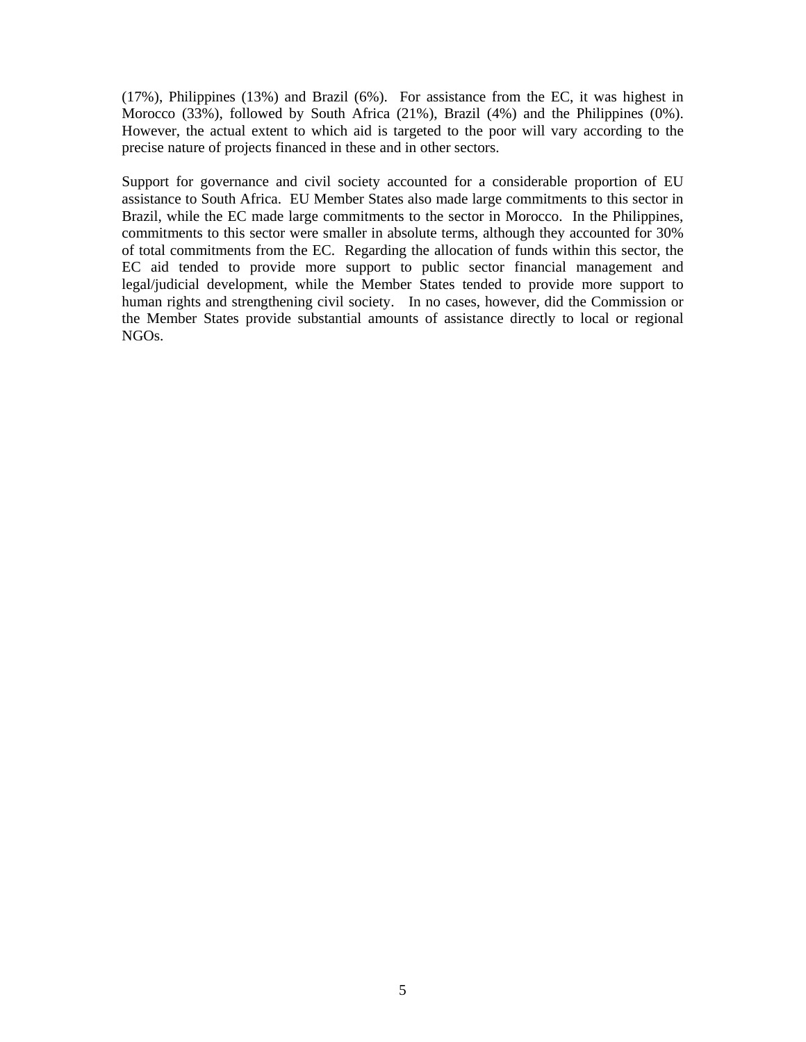(17%), Philippines (13%) and Brazil (6%). For assistance from the EC, it was highest in Morocco (33%), followed by South Africa (21%), Brazil (4%) and the Philippines (0%). However, the actual extent to which aid is targeted to the poor will vary according to the precise nature of projects financed in these and in other sectors.

Support for governance and civil society accounted for a considerable proportion of EU assistance to South Africa. EU Member States also made large commitments to this sector in Brazil, while the EC made large commitments to the sector in Morocco. In the Philippines, commitments to this sector were smaller in absolute terms, although they accounted for 30% of total commitments from the EC. Regarding the allocation of funds within this sector, the EC aid tended to provide more support to public sector financial management and legal/judicial development, while the Member States tended to provide more support to human rights and strengthening civil society. In no cases, however, did the Commission or the Member States provide substantial amounts of assistance directly to local or regional NGOs.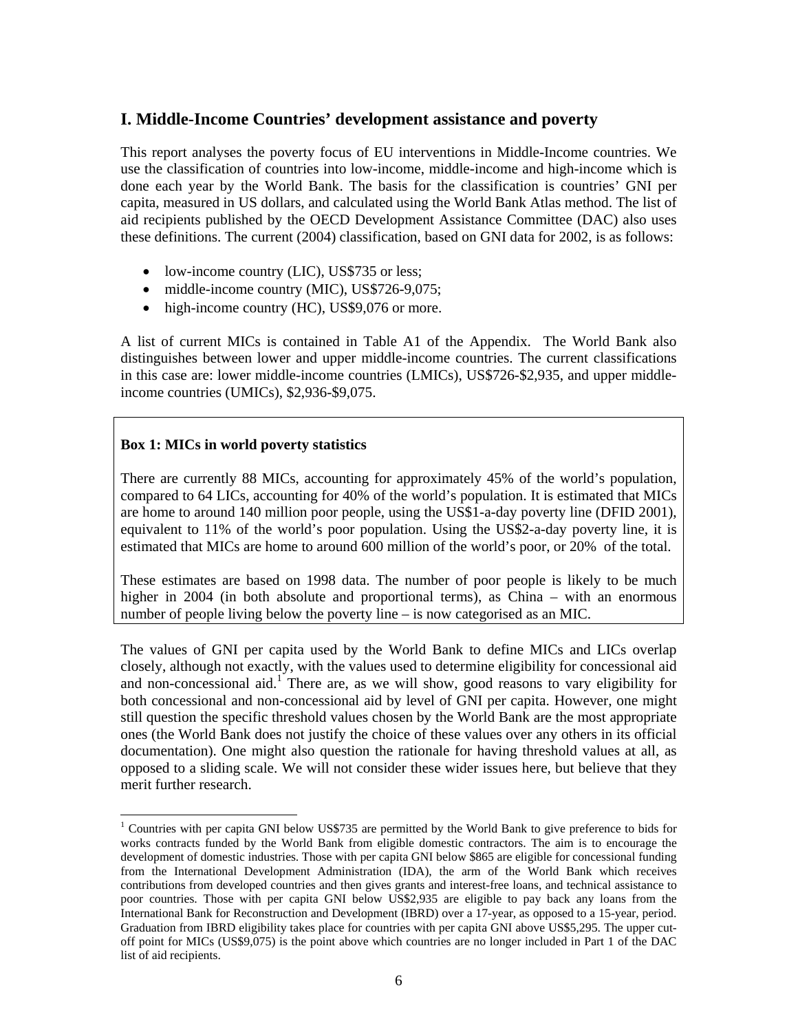## I. Middle-Income Countries' development assistance and poverty

This report analyses the poverty focus of EU interventions in Middle-Income countries. We use the classification of countries into low-income, middle-income and high-income which is done each year by the World Bank. The basis for the classification is countries' GNI per capita, measured in US dollars, and calculated using the World Bank Atlas method. The list of aid recipients published by the OECD Development Assistance Committee (DAC) also uses these definitions. The current (2004) classification, based on GNI data for 2002, is as follows:

- low-income country (LIC), US$735 or less;
- middle-income country (MIC), US$726-9,075;
- high-income country (HC), US$9,076 or more.

A list of current MICs is contained in Table A1 of the Appendix. The World Bank also distinguishes between lower and upper middle-income countries. The current classifications in this case are: lower middle-income countries (LMICs), US$726-$2,935, and upper middle-income countries (UMICs), $2,936-$9,075.

> **Box 1: MICs in world poverty statistics**
>
> There are currently 88 MICs, accounting for approximately 45% of the world's population, compared to 64 LICs, accounting for 40% of the world's population. It is estimated that MICs are home to around 140 million poor people, using the US$1-a-day poverty line (DFID 2001), equivalent to 11% of the world's poor population. Using the US$2-a-day poverty line, it is estimated that MICs are home to around 600 million of the world's poor, or 20% of the total.
>
> These estimates are based on 1998 data. The number of poor people is likely to be much higher in 2004 (in both absolute and proportional terms), as China – with an enormous number of people living below the poverty line – is now categorised as an MIC.

The values of GNI per capita used by the World Bank to define MICs and LICs overlap closely, although not exactly, with the values used to determine eligibility for concessional aid and non-concessional aid.[1] There are, as we will show, good reasons to vary eligibility for both concessional and non-concessional aid by level of GNI per capita. However, one might still question the specific threshold values chosen by the World Bank are the most appropriate ones (the World Bank does not justify the choice of these values over any others in its official documentation). One might also question the rationale for having threshold values at all, as opposed to a sliding scale. We will not consider these wider issues here, but believe that they merit further research.

[1] Countries with per capita GNI below US$735 are permitted by the World Bank to give preference to bids for works contracts funded by the World Bank from eligible domestic contractors. The aim is to encourage the development of domestic industries. Those with per capita GNI below $865 are eligible for concessional funding from the International Development Administration (IDA), the arm of the World Bank which receives contributions from developed countries and then gives grants and interest-free loans, and technical assistance to poor countries. Those with per capita GNI below US$2,935 are eligible to pay back any loans from the International Bank for Reconstruction and Development (IBRD) over a 17-year, as opposed to a 15-year, period. Graduation from IBRD eligibility takes place for countries with per capita GNI above US$5,295. The upper cut-off point for MICs (US$9,075) is the point above which countries are no longer included in Part 1 of the DAC list of aid recipients.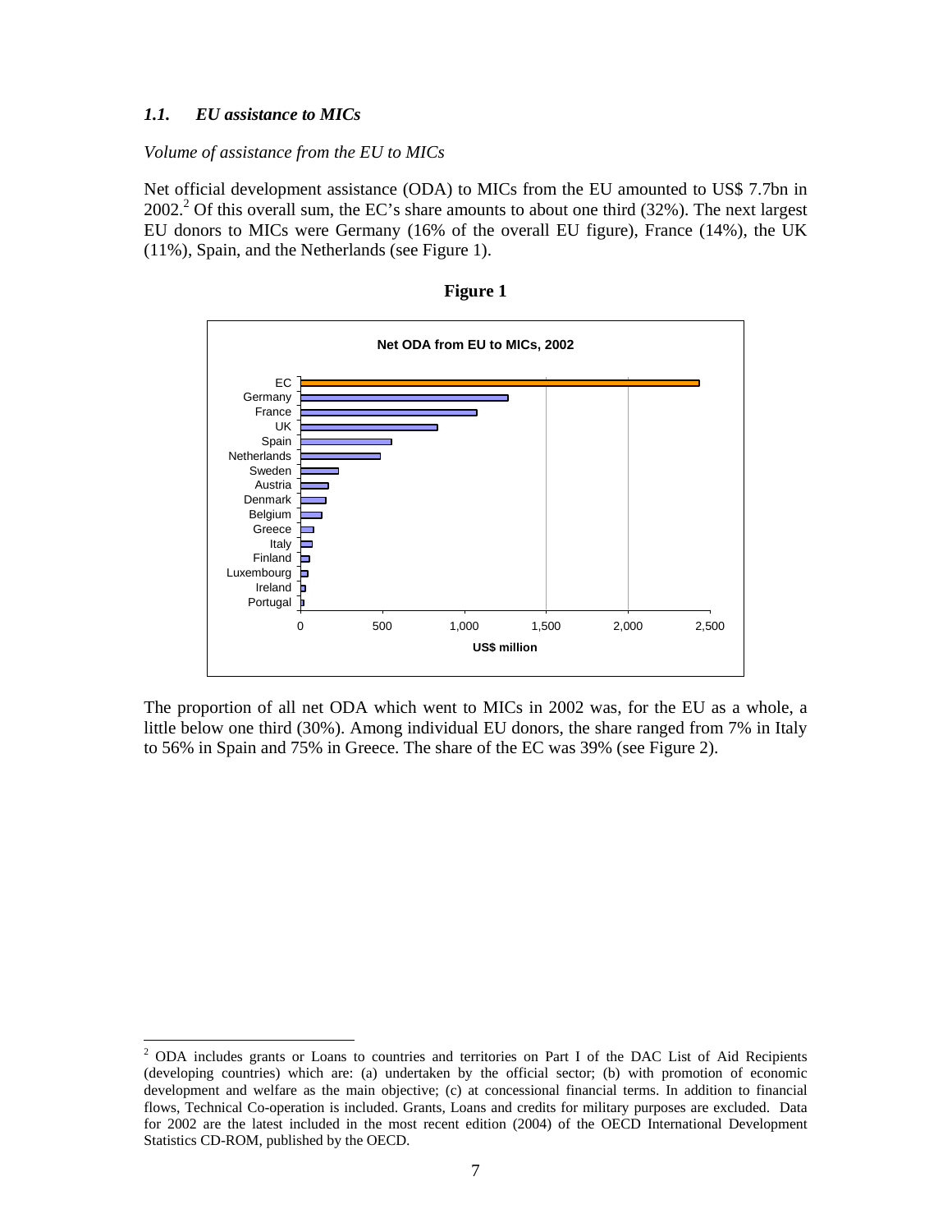### 1.1. *EU assistance to MICs*

*Volume of assistance from the EU to MICs*

Net official development assistance (ODA) to MICs from the EU amounted to US$ 7.7bn in 2002.[2] Of this overall sum, the EC's share amounts to about one third (32%). The next largest EU donors to MICs were Germany (16% of the overall EU figure), France (14%), the UK (11%), Spain, and the Netherlands (see Figure 1).

**Figure 1**

**Net ODA from EU to MICs, 2002**

EC, Germany, France, UK, Spain, Netherlands, Sweden, Austria, Denmark, Belgium, Greece, Italy, Finland, Luxembourg, Ireland, Portugal

0, 500, 1,000, 1,500, 2,000, 2,500

**US$ million**

The proportion of all net ODA which went to MICs in 2002 was, for the EU as a whole, a little below one third (30%). Among individual EU donors, the share ranged from 7% in Italy to 56% in Spain and 75% in Greece. The share of the EC was 39% (see Figure 2).

[2] ODA includes grants or Loans to countries and territories on Part I of the DAC List of Aid Recipients (developing countries) which are: (a) undertaken by the official sector; (b) with promotion of economic development and welfare as the main objective; (c) at concessional financial terms. In addition to financial flows, Technical Co-operation is included. Grants, Loans and credits for military purposes are excluded. Data for 2002 are the latest included in the most recent edition (2004) of the OECD International Development Statistics CD-ROM, published by the OECD.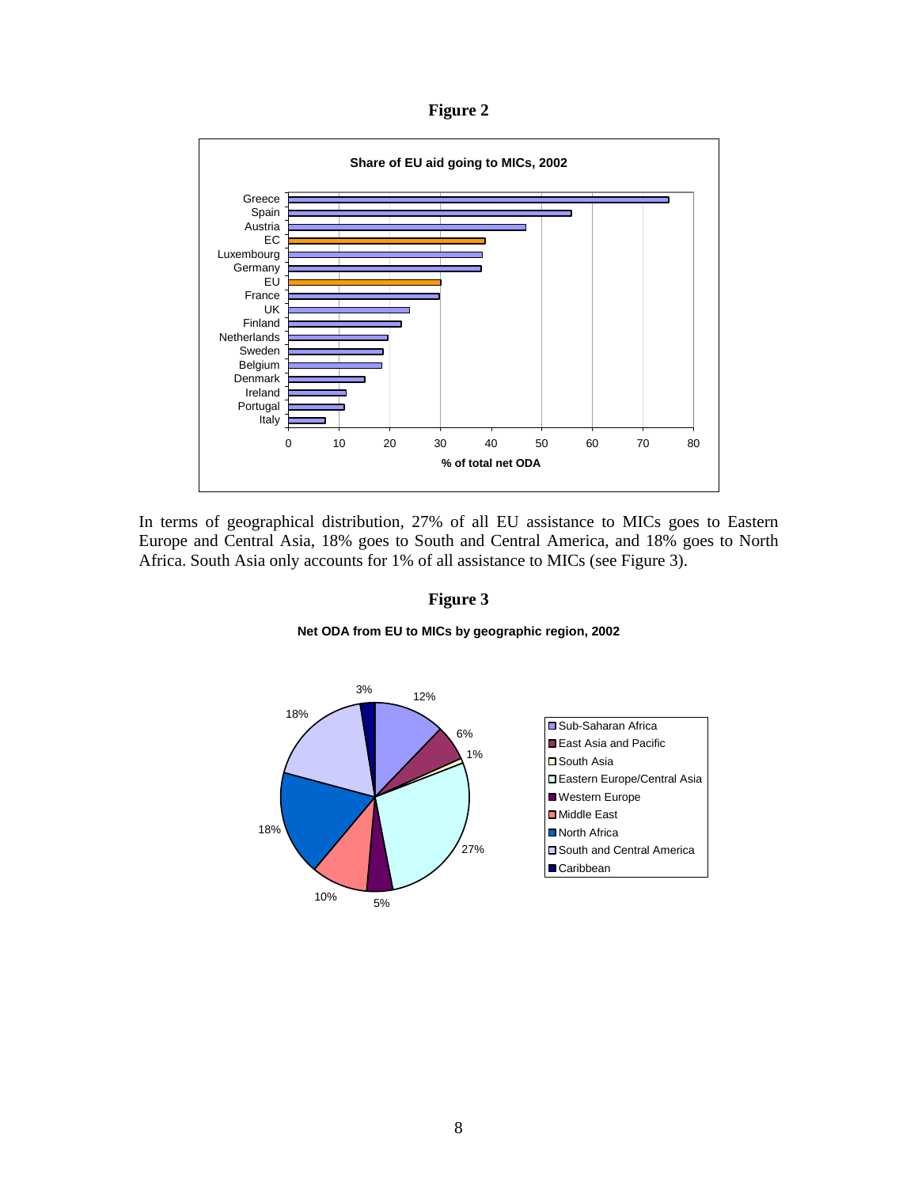**Figure 2**

**Share of EU aid going to MICs, 2002**

| Country | % of total net ODA |
|---|---|
| Greece | 75 |
| Spain | 56 |
| Austria | 47 |
| EC | 39 |
| Luxembourg | 38 |
| Germany | 38 |
| EU | 30 |
| France | 30 |
| UK | 24 |
| Finland | 22 |
| Netherlands | 20 |
| Sweden | 19 |
| Belgium | 18 |
| Denmark | 15 |
| Ireland | 11 |
| Portugal | 11 |
| Italy | 7 |

In terms of geographical distribution, 27% of all EU assistance to MICs goes to Eastern Europe and Central Asia, 18% goes to South and Central America, and 18% goes to North Africa. South Asia only accounts for 1% of all assistance to MICs (see Figure 3).

**Figure 3**

**Net ODA from EU to MICs by geographic region, 2002**

| Region | Share |
|---|---|
| Sub-Saharan Africa | 12% |
| East Asia and Pacific | 6% |
| South Asia | 1% |
| Eastern Europe/Central Asia | 27% |
| Western Europe | 5% |
| Middle East | 10% |
| North Africa | 18% |
| South and Central America | 18% |
| Caribbean | 3% |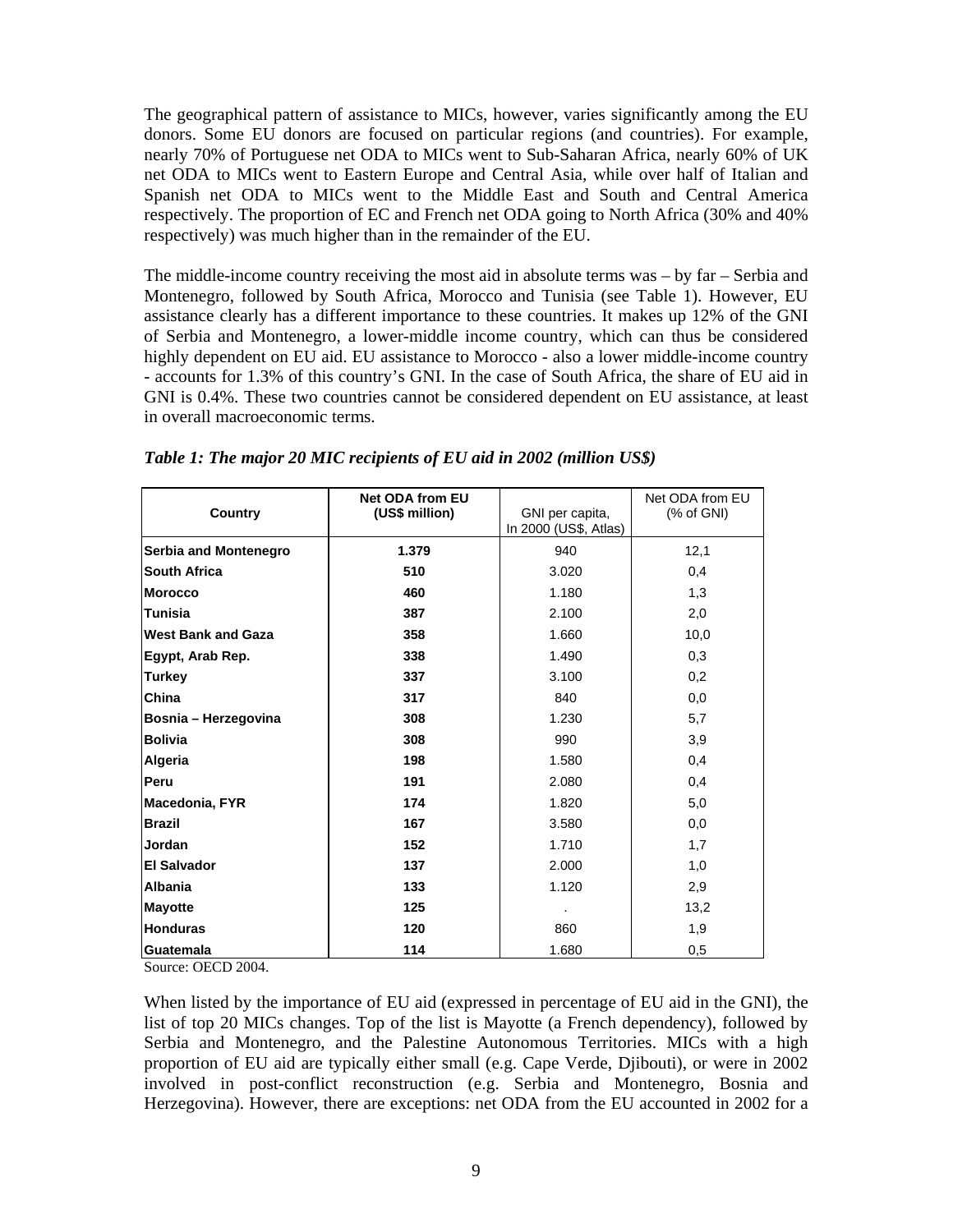The geographical pattern of assistance to MICs, however, varies significantly among the EU donors. Some EU donors are focused on particular regions (and countries). For example, nearly 70% of Portuguese net ODA to MICs went to Sub-Saharan Africa, nearly 60% of UK net ODA to MICs went to Eastern Europe and Central Asia, while over half of Italian and Spanish net ODA to MICs went to the Middle East and South and Central America respectively. The proportion of EC and French net ODA going to North Africa (30% and 40% respectively) was much higher than in the remainder of the EU.

The middle-income country receiving the most aid in absolute terms was – by far – Serbia and Montenegro, followed by South Africa, Morocco and Tunisia (see Table 1). However, EU assistance clearly has a different importance to these countries. It makes up 12% of the GNI of Serbia and Montenegro, a lower-middle income country, which can thus be considered highly dependent on EU aid. EU assistance to Morocco - also a lower middle-income country - accounts for 1.3% of this country's GNI. In the case of South Africa, the share of EU aid in GNI is 0.4%. These two countries cannot be considered dependent on EU assistance, at least in overall macroeconomic terms.

***Table 1: The major 20 MIC recipients of EU aid in 2002 (million US$)***

| Country | Net ODA from EU (US$ million) | GNI per capita, In 2000 (US$, Atlas) | Net ODA from EU (% of GNI) |
|---|---|---|---|
| **Serbia and Montenegro** | **1.379** | 940 | 12,1 |
| **South Africa** | **510** | 3.020 | 0,4 |
| **Morocco** | **460** | 1.180 | 1,3 |
| **Tunisia** | **387** | 2.100 | 2,0 |
| **West Bank and Gaza** | **358** | 1.660 | 10,0 |
| **Egypt, Arab Rep.** | **338** | 1.490 | 0,3 |
| **Turkey** | **337** | 3.100 | 0,2 |
| **China** | **317** | 840 | 0,0 |
| **Bosnia – Herzegovina** | **308** | 1.230 | 5,7 |
| **Bolivia** | **308** | 990 | 3,9 |
| **Algeria** | **198** | 1.580 | 0,4 |
| **Peru** | **191** | 2.080 | 0,4 |
| **Macedonia, FYR** | **174** | 1.820 | 5,0 |
| **Brazil** | **167** | 3.580 | 0,0 |
| **Jordan** | **152** | 1.710 | 1,7 |
| **El Salvador** | **137** | 2.000 | 1,0 |
| **Albania** | **133** | 1.120 | 2,9 |
| **Mayotte** | **125** | . | 13,2 |
| **Honduras** | **120** | 860 | 1,9 |
| **Guatemala** | **114** | 1.680 | 0,5 |

Source: OECD 2004.

When listed by the importance of EU aid (expressed in percentage of EU aid in the GNI), the list of top 20 MICs changes. Top of the list is Mayotte (a French dependency), followed by Serbia and Montenegro, and the Palestine Autonomous Territories. MICs with a high proportion of EU aid are typically either small (e.g. Cape Verde, Djibouti), or were in 2002 involved in post-conflict reconstruction (e.g. Serbia and Montenegro, Bosnia and Herzegovina). However, there are exceptions: net ODA from the EU accounted in 2002 for a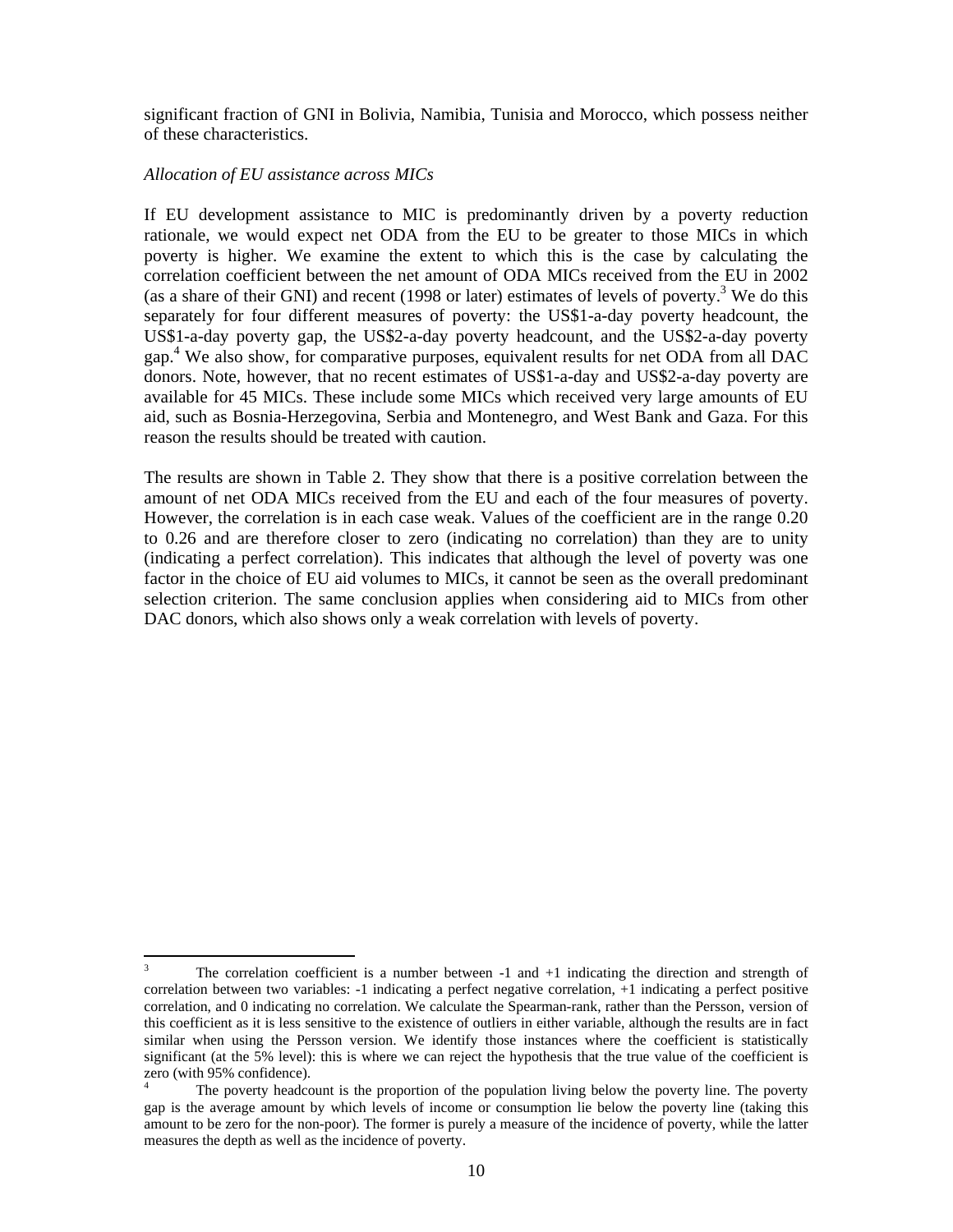significant fraction of GNI in Bolivia, Namibia, Tunisia and Morocco, which possess neither of these characteristics.

*Allocation of EU assistance across MICs*

If EU development assistance to MIC is predominantly driven by a poverty reduction rationale, we would expect net ODA from the EU to be greater to those MICs in which poverty is higher. We examine the extent to which this is the case by calculating the correlation coefficient between the net amount of ODA MICs received from the EU in 2002 (as a share of their GNI) and recent (1998 or later) estimates of levels of poverty.[3] We do this separately for four different measures of poverty: the US$1-a-day poverty headcount, the US$1-a-day poverty gap, the US$2-a-day poverty headcount, and the US$2-a-day poverty gap.[4] We also show, for comparative purposes, equivalent results for net ODA from all DAC donors. Note, however, that no recent estimates of US$1-a-day and US$2-a-day poverty are available for 45 MICs. These include some MICs which received very large amounts of EU aid, such as Bosnia-Herzegovina, Serbia and Montenegro, and West Bank and Gaza. For this reason the results should be treated with caution.

The results are shown in Table 2. They show that there is a positive correlation between the amount of net ODA MICs received from the EU and each of the four measures of poverty. However, the correlation is in each case weak. Values of the coefficient are in the range 0.20 to 0.26 and are therefore closer to zero (indicating no correlation) than they are to unity (indicating a perfect correlation). This indicates that although the level of poverty was one factor in the choice of EU aid volumes to MICs, it cannot be seen as the overall predominant selection criterion. The same conclusion applies when considering aid to MICs from other DAC donors, which also shows only a weak correlation with levels of poverty.

---

[3] The correlation coefficient is a number between -1 and +1 indicating the direction and strength of correlation between two variables: -1 indicating a perfect negative correlation, +1 indicating a perfect positive correlation, and 0 indicating no correlation. We calculate the Spearman-rank, rather than the Persson, version of this coefficient as it is less sensitive to the existence of outliers in either variable, although the results are in fact similar when using the Persson version. We identify those instances where the coefficient is statistically significant (at the 5% level): this is where we can reject the hypothesis that the true value of the coefficient is zero (with 95% confidence).

[4] The poverty headcount is the proportion of the population living below the poverty line. The poverty gap is the average amount by which levels of income or consumption lie below the poverty line (taking this amount to be zero for the non-poor). The former is purely a measure of the incidence of poverty, while the latter measures the depth as well as the incidence of poverty.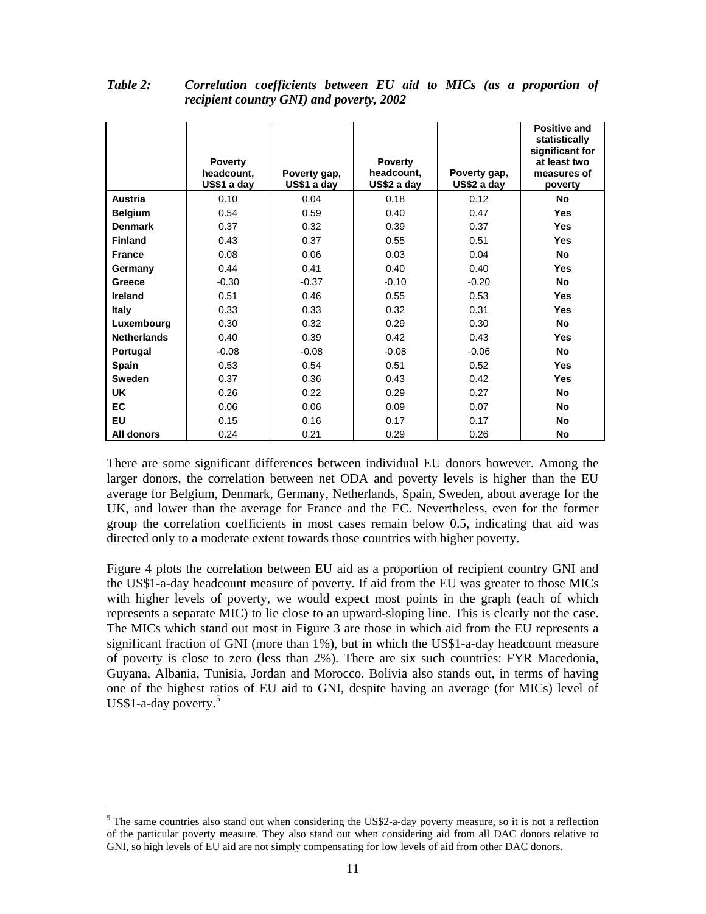*Table 2: Correlation coefficients between EU aid to MICs (as a proportion of recipient country GNI) and poverty, 2002*

| | Poverty headcount, US$1 a day | Poverty gap, US$1 a day | Poverty headcount, US$2 a day | Poverty gap, US$2 a day | Positive and statistically significant for at least two measures of poverty |
|---|---|---|---|---|---|
| **Austria** | 0.10 | 0.04 | 0.18 | 0.12 | **No** |
| **Belgium** | 0.54 | 0.59 | 0.40 | 0.47 | **Yes** |
| **Denmark** | 0.37 | 0.32 | 0.39 | 0.37 | **Yes** |
| **Finland** | 0.43 | 0.37 | 0.55 | 0.51 | **Yes** |
| **France** | 0.08 | 0.06 | 0.03 | 0.04 | **No** |
| **Germany** | 0.44 | 0.41 | 0.40 | 0.40 | **Yes** |
| **Greece** | -0.30 | -0.37 | -0.10 | -0.20 | **No** |
| **Ireland** | 0.51 | 0.46 | 0.55 | 0.53 | **Yes** |
| **Italy** | 0.33 | 0.33 | 0.32 | 0.31 | **Yes** |
| **Luxembourg** | 0.30 | 0.32 | 0.29 | 0.30 | **No** |
| **Netherlands** | 0.40 | 0.39 | 0.42 | 0.43 | **Yes** |
| **Portugal** | -0.08 | -0.08 | -0.08 | -0.06 | **No** |
| **Spain** | 0.53 | 0.54 | 0.51 | 0.52 | **Yes** |
| **Sweden** | 0.37 | 0.36 | 0.43 | 0.42 | **Yes** |
| **UK** | 0.26 | 0.22 | 0.29 | 0.27 | **No** |
| **EC** | 0.06 | 0.06 | 0.09 | 0.07 | **No** |
| **EU** | 0.15 | 0.16 | 0.17 | 0.17 | **No** |
| **All donors** | 0.24 | 0.21 | 0.29 | 0.26 | **No** |

There are some significant differences between individual EU donors however. Among the larger donors, the correlation between net ODA and poverty levels is higher than the EU average for Belgium, Denmark, Germany, Netherlands, Spain, Sweden, about average for the UK, and lower than the average for France and the EC. Nevertheless, even for the former group the correlation coefficients in most cases remain below 0.5, indicating that aid was directed only to a moderate extent towards those countries with higher poverty.

Figure 4 plots the correlation between EU aid as a proportion of recipient country GNI and the US$1-a-day headcount measure of poverty. If aid from the EU was greater to those MICs with higher levels of poverty, we would expect most points in the graph (each of which represents a separate MIC) to lie close to an upward-sloping line. This is clearly not the case. The MICs which stand out most in Figure 3 are those in which aid from the EU represents a significant fraction of GNI (more than 1%), but in which the US$1-a-day headcount measure of poverty is close to zero (less than 2%). There are six such countries: FYR Macedonia, Guyana, Albania, Tunisia, Jordan and Morocco. Bolivia also stands out, in terms of having one of the highest ratios of EU aid to GNI, despite having an average (for MICs) level of US$1-a-day poverty.[5]

[5] The same countries also stand out when considering the US$2-a-day poverty measure, so it is not a reflection of the particular poverty measure. They also stand out when considering aid from all DAC donors relative to GNI, so high levels of EU aid are not simply compensating for low levels of aid from other DAC donors.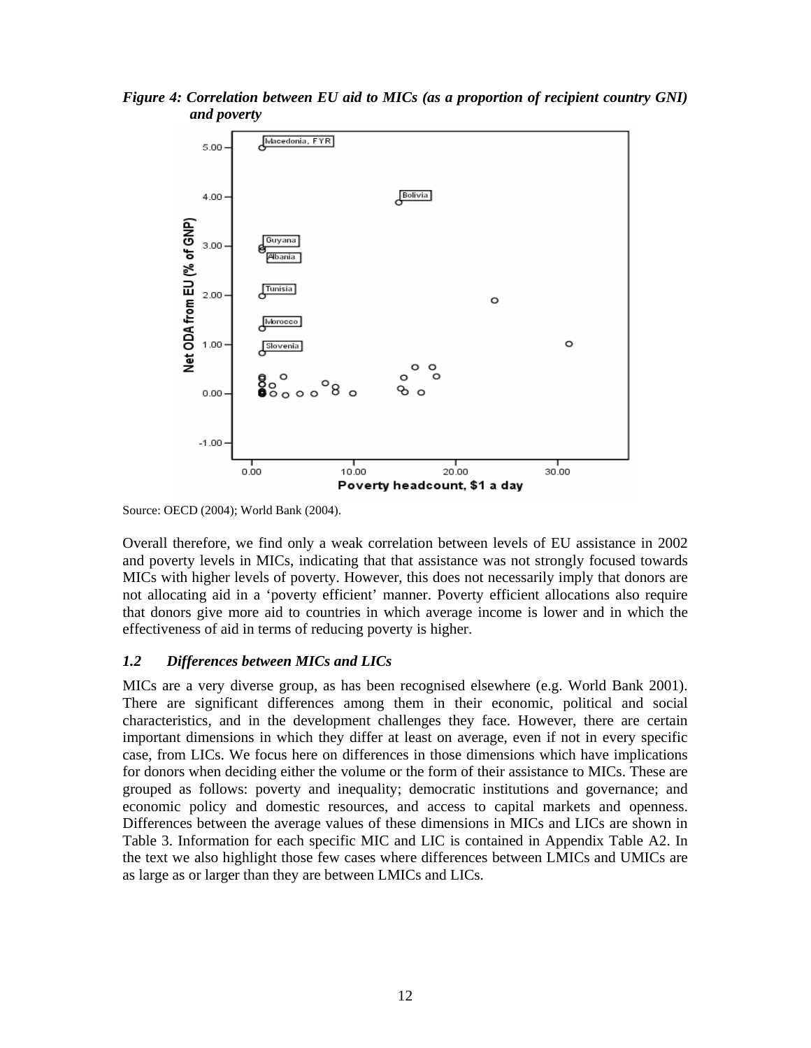*Figure 4: Correlation between EU aid to MICs (as a proportion of recipient country GNI) and poverty*

Source: OECD (2004); World Bank (2004).

Overall therefore, we find only a weak correlation between levels of EU assistance in 2002 and poverty levels in MICs, indicating that that assistance was not strongly focused towards MICs with higher levels of poverty. However, this does not necessarily imply that donors are not allocating aid in a 'poverty efficient' manner. Poverty efficient allocations also require that donors give more aid to countries in which average income is lower and in which the effectiveness of aid in terms of reducing poverty is higher.

### *1.2 Differences between MICs and LICs*

MICs are a very diverse group, as has been recognised elsewhere (e.g. World Bank 2001). There are significant differences among them in their economic, political and social characteristics, and in the development challenges they face. However, there are certain important dimensions in which they differ at least on average, even if not in every specific case, from LICs. We focus here on differences in those dimensions which have implications for donors when deciding either the volume or the form of their assistance to MICs. These are grouped as follows: poverty and inequality; democratic institutions and governance; and economic policy and domestic resources, and access to capital markets and openness. Differences between the average values of these dimensions in MICs and LICs are shown in Table 3. Information for each specific MIC and LIC is contained in Appendix Table A2. In the text we also highlight those few cases where differences between LMICs and UMICs are as large as or larger than they are between LMICs and LICs.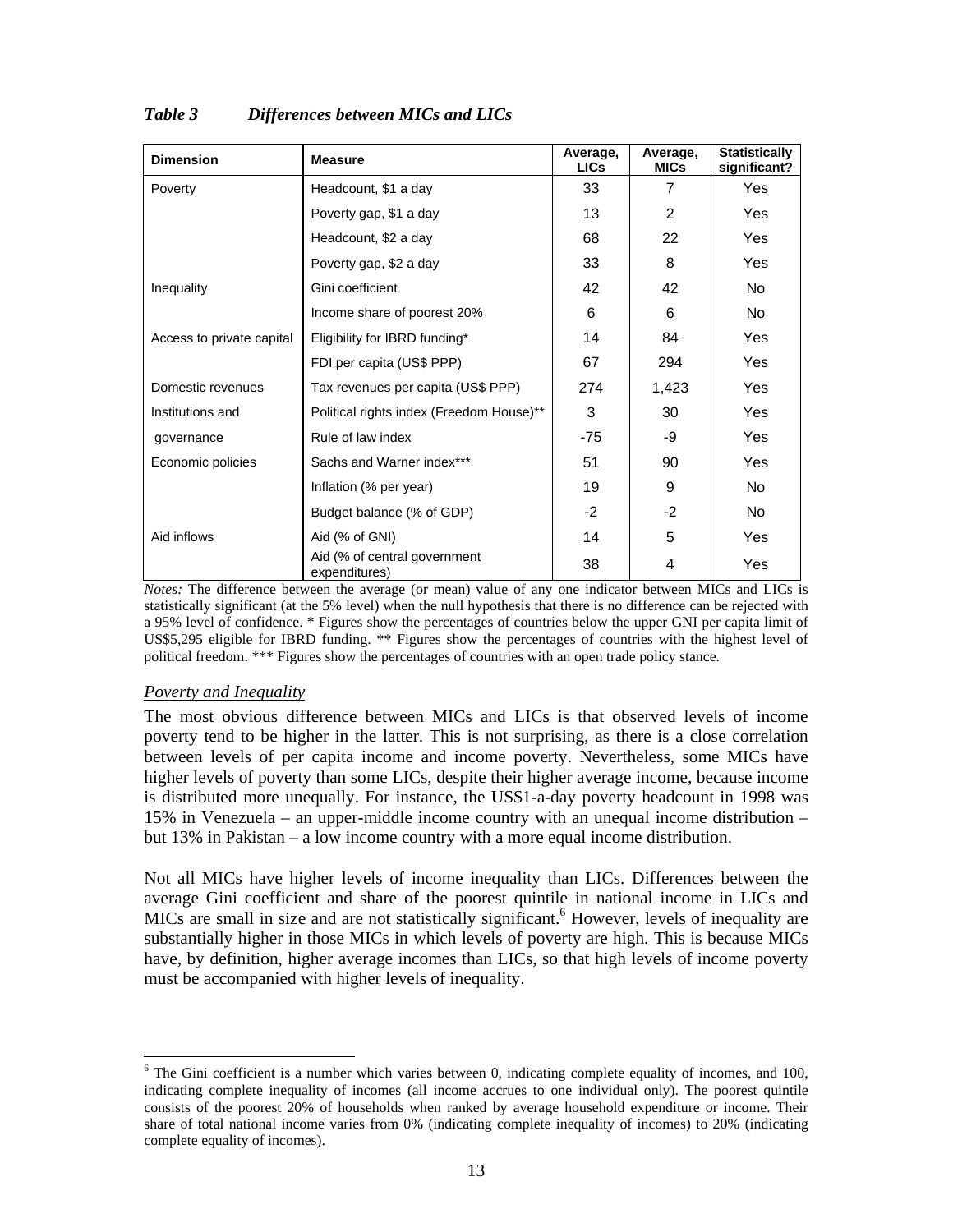*Table 3 Differences between MICs and LICs*

| Dimension | Measure | Average, LICs | Average, MICs | Statistically significant? |
|---|---|---|---|---|
| Poverty | Headcount, $1 a day | 33 | 7 | Yes |
| | Poverty gap, $1 a day | 13 | 2 | Yes |
| | Headcount, $2 a day | 68 | 22 | Yes |
| | Poverty gap, $2 a day | 33 | 8 | Yes |
| Inequality | Gini coefficient | 42 | 42 | No |
| | Income share of poorest 20% | 6 | 6 | No |
| Access to private capital | Eligibility for IBRD funding* | 14 | 84 | Yes |
| | FDI per capita (US$ PPP) | 67 | 294 | Yes |
| Domestic revenues | Tax revenues per capita (US$ PPP) | 274 | 1,423 | Yes |
| Institutions and governance | Political rights index (Freedom House)** | 3 | 30 | Yes |
| | Rule of law index | -75 | -9 | Yes |
| Economic policies | Sachs and Warner index*** | 51 | 90 | Yes |
| | Inflation (% per year) | 19 | 9 | No |
| | Budget balance (% of GDP) | -2 | -2 | No |
| Aid inflows | Aid (% of GNI) | 14 | 5 | Yes |
| | Aid (% of central government expenditures) | 38 | 4 | Yes |

*Notes:* The difference between the average (or mean) value of any one indicator between MICs and LICs is statistically significant (at the 5% level) when the null hypothesis that there is no difference can be rejected with a 95% level of confidence. * Figures show the percentages of countries below the upper GNI per capita limit of US$5,295 eligible for IBRD funding. ** Figures show the percentages of countries with the highest level of political freedom. *** Figures show the percentages of countries with an open trade policy stance.

*Poverty and Inequality*

The most obvious difference between MICs and LICs is that observed levels of income poverty tend to be higher in the latter. This is not surprising, as there is a close correlation between levels of per capita income and income poverty. Nevertheless, some MICs have higher levels of poverty than some LICs, despite their higher average income, because income is distributed more unequally. For instance, the US$1-a-day poverty headcount in 1998 was 15% in Venezuela – an upper-middle income country with an unequal income distribution – but 13% in Pakistan – a low income country with a more equal income distribution.

Not all MICs have higher levels of income inequality than LICs. Differences between the average Gini coefficient and share of the poorest quintile in national income in LICs and MICs are small in size and are not statistically significant.[6] However, levels of inequality are substantially higher in those MICs in which levels of poverty are high. This is because MICs have, by definition, higher average incomes than LICs, so that high levels of income poverty must be accompanied with higher levels of inequality.

[6] The Gini coefficient is a number which varies between 0, indicating complete equality of incomes, and 100, indicating complete inequality of incomes (all income accrues to one individual only). The poorest quintile consists of the poorest 20% of households when ranked by average household expenditure or income. Their share of total national income varies from 0% (indicating complete inequality of incomes) to 20% (indicating complete equality of incomes).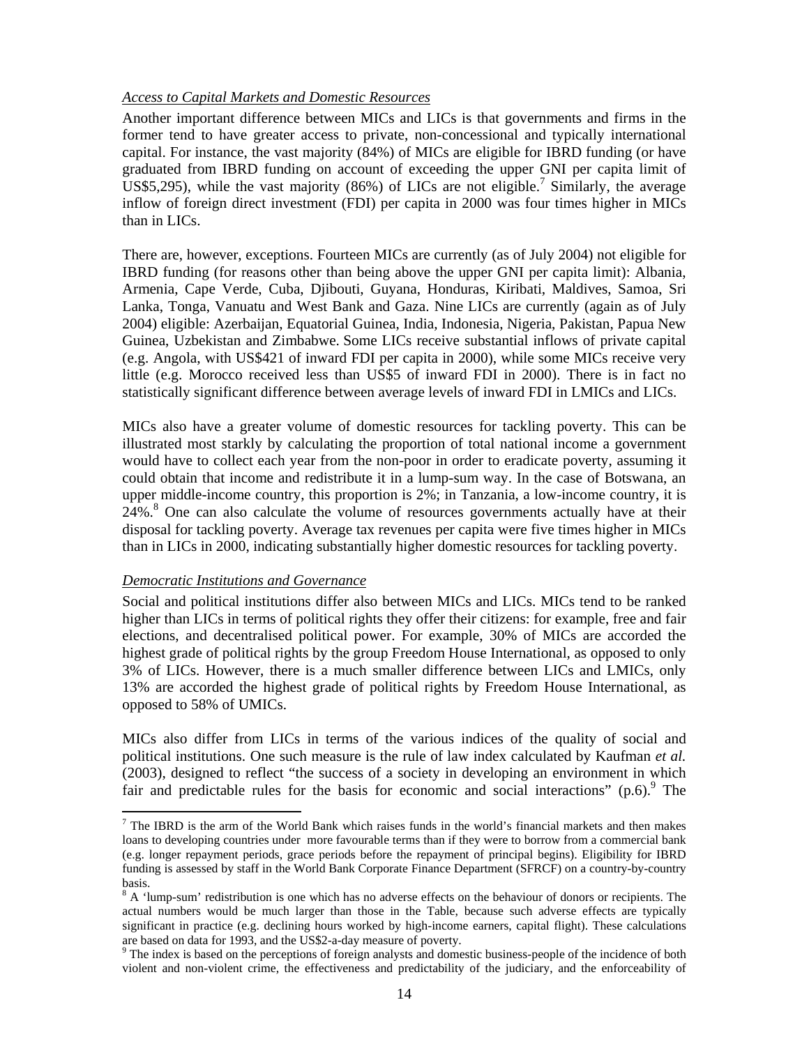*Access to Capital Markets and Domestic Resources*

Another important difference between MICs and LICs is that governments and firms in the former tend to have greater access to private, non-concessional and typically international capital. For instance, the vast majority (84%) of MICs are eligible for IBRD funding (or have graduated from IBRD funding on account of exceeding the upper GNI per capita limit of US$5,295), while the vast majority (86%) of LICs are not eligible.[7] Similarly, the average inflow of foreign direct investment (FDI) per capita in 2000 was four times higher in MICs than in LICs.

There are, however, exceptions. Fourteen MICs are currently (as of July 2004) not eligible for IBRD funding (for reasons other than being above the upper GNI per capita limit): Albania, Armenia, Cape Verde, Cuba, Djibouti, Guyana, Honduras, Kiribati, Maldives, Samoa, Sri Lanka, Tonga, Vanuatu and West Bank and Gaza. Nine LICs are currently (again as of July 2004) eligible: Azerbaijan, Equatorial Guinea, India, Indonesia, Nigeria, Pakistan, Papua New Guinea, Uzbekistan and Zimbabwe. Some LICs receive substantial inflows of private capital (e.g. Angola, with US$421 of inward FDI per capita in 2000), while some MICs receive very little (e.g. Morocco received less than US$5 of inward FDI in 2000). There is in fact no statistically significant difference between average levels of inward FDI in LMICs and LICs.

MICs also have a greater volume of domestic resources for tackling poverty. This can be illustrated most starkly by calculating the proportion of total national income a government would have to collect each year from the non-poor in order to eradicate poverty, assuming it could obtain that income and redistribute it in a lump-sum way. In the case of Botswana, an upper middle-income country, this proportion is 2%; in Tanzania, a low-income country, it is 24%.[8] One can also calculate the volume of resources governments actually have at their disposal for tackling poverty. Average tax revenues per capita were five times higher in MICs than in LICs in 2000, indicating substantially higher domestic resources for tackling poverty.

*Democratic Institutions and Governance*

Social and political institutions differ also between MICs and LICs. MICs tend to be ranked higher than LICs in terms of political rights they offer their citizens: for example, free and fair elections, and decentralised political power. For example, 30% of MICs are accorded the highest grade of political rights by the group Freedom House International, as opposed to only 3% of LICs. However, there is a much smaller difference between LICs and LMICs, only 13% are accorded the highest grade of political rights by Freedom House International, as opposed to 58% of UMICs.

MICs also differ from LICs in terms of the various indices of the quality of social and political institutions. One such measure is the rule of law index calculated by Kaufman *et al.* (2003), designed to reflect "the success of a society in developing an environment in which fair and predictable rules for the basis for economic and social interactions" (p.6).[9] The

---

[7] The IBRD is the arm of the World Bank which raises funds in the world's financial markets and then makes loans to developing countries under more favourable terms than if they were to borrow from a commercial bank (e.g. longer repayment periods, grace periods before the repayment of principal begins). Eligibility for IBRD funding is assessed by staff in the World Bank Corporate Finance Department (SFRCF) on a country-by-country basis.

[8] A 'lump-sum' redistribution is one which has no adverse effects on the behaviour of donors or recipients. The actual numbers would be much larger than those in the Table, because such adverse effects are typically significant in practice (e.g. declining hours worked by high-income earners, capital flight). These calculations are based on data for 1993, and the US$2-a-day measure of poverty.

[9] The index is based on the perceptions of foreign analysts and domestic business-people of the incidence of both violent and non-violent crime, the effectiveness and predictability of the judiciary, and the enforceability of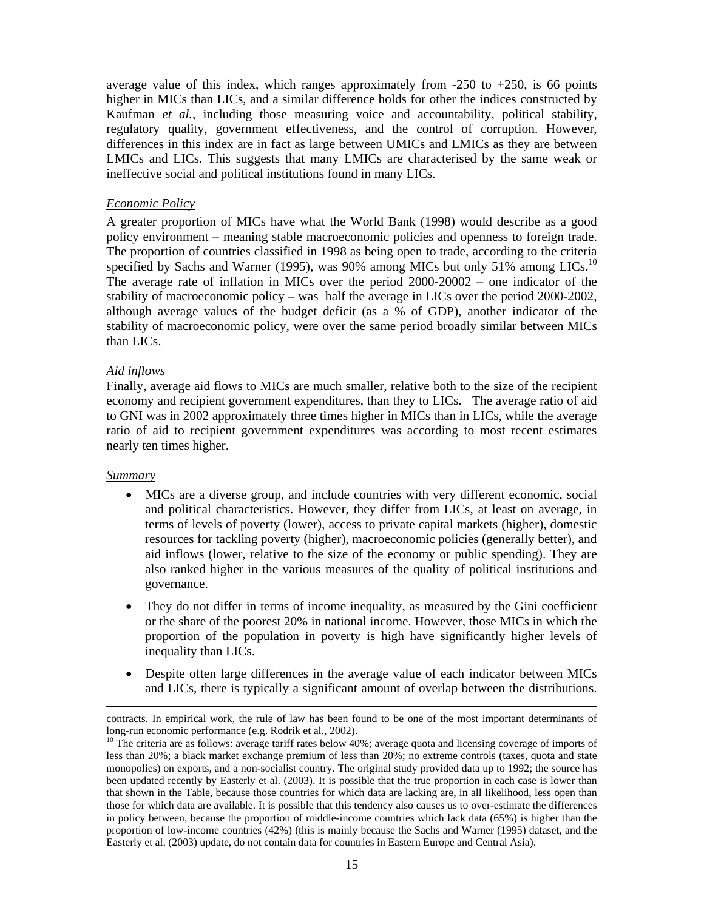average value of this index, which ranges approximately from -250 to +250, is 66 points higher in MICs than LICs, and a similar difference holds for other the indices constructed by Kaufman *et al.*, including those measuring voice and accountability, political stability, regulatory quality, government effectiveness, and the control of corruption. However, differences in this index are in fact as large between UMICs and LMICs as they are between LMICs and LICs. This suggests that many LMICs are characterised by the same weak or ineffective social and political institutions found in many LICs.

*Economic Policy*

A greater proportion of MICs have what the World Bank (1998) would describe as a good policy environment – meaning stable macroeconomic policies and openness to foreign trade. The proportion of countries classified in 1998 as being open to trade, according to the criteria specified by Sachs and Warner (1995), was 90% among MICs but only 51% among LICs.[10] The average rate of inflation in MICs over the period 2000-20002 – one indicator of the stability of macroeconomic policy – was half the average in LICs over the period 2000-2002, although average values of the budget deficit (as a % of GDP), another indicator of the stability of macroeconomic policy, were over the same period broadly similar between MICs than LICs.

*Aid inflows*

Finally, average aid flows to MICs are much smaller, relative both to the size of the recipient economy and recipient government expenditures, than they to LICs. The average ratio of aid to GNI was in 2002 approximately three times higher in MICs than in LICs, while the average ratio of aid to recipient government expenditures was according to most recent estimates nearly ten times higher.

*Summary*

- MICs are a diverse group, and include countries with very different economic, social and political characteristics. However, they differ from LICs, at least on average, in terms of levels of poverty (lower), access to private capital markets (higher), domestic resources for tackling poverty (higher), macroeconomic policies (generally better), and aid inflows (lower, relative to the size of the economy or public spending). They are also ranked higher in the various measures of the quality of political institutions and governance.

- They do not differ in terms of income inequality, as measured by the Gini coefficient or the share of the poorest 20% in national income. However, those MICs in which the proportion of the population in poverty is high have significantly higher levels of inequality than LICs.

- Despite often large differences in the average value of each indicator between MICs and LICs, there is typically a significant amount of overlap between the distributions.

---

contracts. In empirical work, the rule of law has been found to be one of the most important determinants of long-run economic performance (e.g. Rodrik et al., 2002).

[10] The criteria are as follows: average tariff rates below 40%; average quota and licensing coverage of imports of less than 20%; a black market exchange premium of less than 20%; no extreme controls (taxes, quota and state monopolies) on exports, and a non-socialist country. The original study provided data up to 1992; the source has been updated recently by Easterly et al. (2003). It is possible that the true proportion in each case is lower than that shown in the Table, because those countries for which data are lacking are, in all likelihood, less open than those for which data are available. It is possible that this tendency also causes us to over-estimate the differences in policy between, because the proportion of middle-income countries which lack data (65%) is higher than the proportion of low-income countries (42%) (this is mainly because the Sachs and Warner (1995) dataset, and the Easterly et al. (2003) update, do not contain data for countries in Eastern Europe and Central Asia).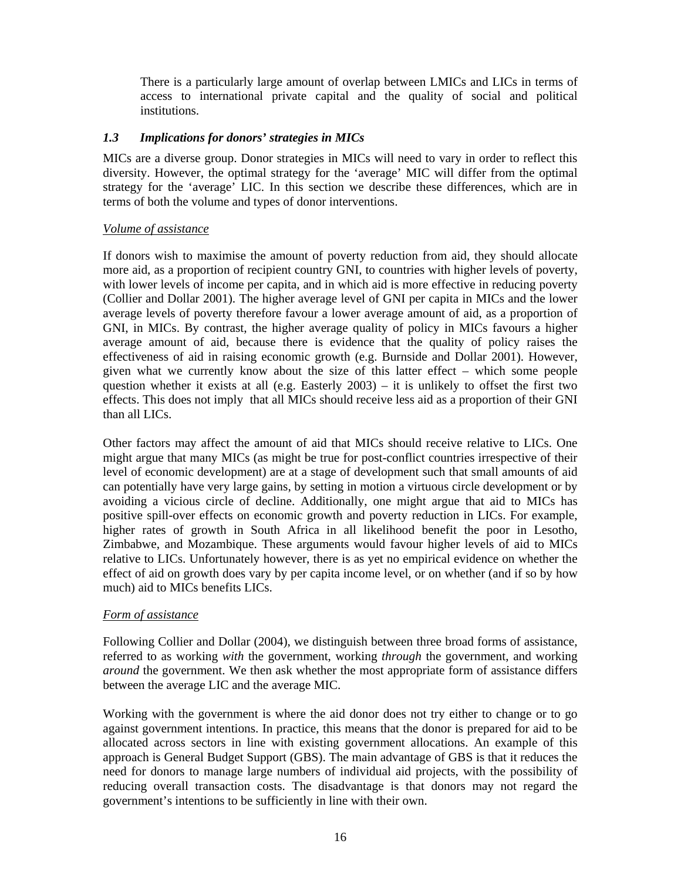There is a particularly large amount of overlap between LMICs and LICs in terms of access to international private capital and the quality of social and political institutions.

### *1.3 Implications for donors' strategies in MICs*

MICs are a diverse group. Donor strategies in MICs will need to vary in order to reflect this diversity. However, the optimal strategy for the 'average' MIC will differ from the optimal strategy for the 'average' LIC. In this section we describe these differences, which are in terms of both the volume and types of donor interventions.

*Volume of assistance*

If donors wish to maximise the amount of poverty reduction from aid, they should allocate more aid, as a proportion of recipient country GNI, to countries with higher levels of poverty, with lower levels of income per capita, and in which aid is more effective in reducing poverty (Collier and Dollar 2001). The higher average level of GNI per capita in MICs and the lower average levels of poverty therefore favour a lower average amount of aid, as a proportion of GNI, in MICs. By contrast, the higher average quality of policy in MICs favours a higher average amount of aid, because there is evidence that the quality of policy raises the effectiveness of aid in raising economic growth (e.g. Burnside and Dollar 2001). However, given what we currently know about the size of this latter effect – which some people question whether it exists at all (e.g. Easterly 2003) – it is unlikely to offset the first two effects. This does not imply that all MICs should receive less aid as a proportion of their GNI than all LICs.

Other factors may affect the amount of aid that MICs should receive relative to LICs. One might argue that many MICs (as might be true for post-conflict countries irrespective of their level of economic development) are at a stage of development such that small amounts of aid can potentially have very large gains, by setting in motion a virtuous circle development or by avoiding a vicious circle of decline. Additionally, one might argue that aid to MICs has positive spill-over effects on economic growth and poverty reduction in LICs. For example, higher rates of growth in South Africa in all likelihood benefit the poor in Lesotho, Zimbabwe, and Mozambique. These arguments would favour higher levels of aid to MICs relative to LICs. Unfortunately however, there is as yet no empirical evidence on whether the effect of aid on growth does vary by per capita income level, or on whether (and if so by how much) aid to MICs benefits LICs.

*Form of assistance*

Following Collier and Dollar (2004), we distinguish between three broad forms of assistance, referred to as working *with* the government, working *through* the government, and working *around* the government. We then ask whether the most appropriate form of assistance differs between the average LIC and the average MIC.

Working with the government is where the aid donor does not try either to change or to go against government intentions. In practice, this means that the donor is prepared for aid to be allocated across sectors in line with existing government allocations. An example of this approach is General Budget Support (GBS). The main advantage of GBS is that it reduces the need for donors to manage large numbers of individual aid projects, with the possibility of reducing overall transaction costs. The disadvantage is that donors may not regard the government's intentions to be sufficiently in line with their own.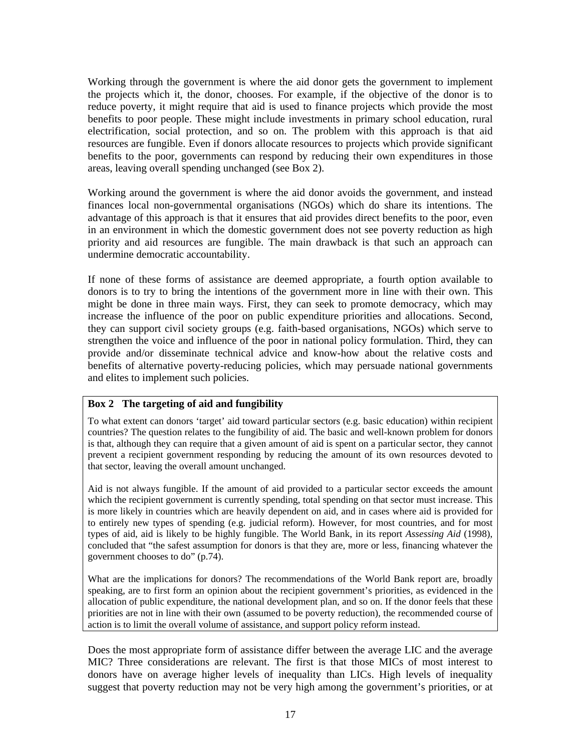Working through the government is where the aid donor gets the government to implement the projects which it, the donor, chooses. For example, if the objective of the donor is to reduce poverty, it might require that aid is used to finance projects which provide the most benefits to poor people. These might include investments in primary school education, rural electrification, social protection, and so on. The problem with this approach is that aid resources are fungible. Even if donors allocate resources to projects which provide significant benefits to the poor, governments can respond by reducing their own expenditures in those areas, leaving overall spending unchanged (see Box 2).

Working around the government is where the aid donor avoids the government, and instead finances local non-governmental organisations (NGOs) which do share its intentions. The advantage of this approach is that it ensures that aid provides direct benefits to the poor, even in an environment in which the domestic government does not see poverty reduction as high priority and aid resources are fungible. The main drawback is that such an approach can undermine democratic accountability.

If none of these forms of assistance are deemed appropriate, a fourth option available to donors is to try to bring the intentions of the government more in line with their own. This might be done in three main ways. First, they can seek to promote democracy, which may increase the influence of the poor on public expenditure priorities and allocations. Second, they can support civil society groups (e.g. faith-based organisations, NGOs) which serve to strengthen the voice and influence of the poor in national policy formulation. Third, they can provide and/or disseminate technical advice and know-how about the relative costs and benefits of alternative poverty-reducing policies, which may persuade national governments and elites to implement such policies.

**Box 2 The targeting of aid and fungibility**

To what extent can donors 'target' aid toward particular sectors (e.g. basic education) within recipient countries? The question relates to the fungibility of aid. The basic and well-known problem for donors is that, although they can require that a given amount of aid is spent on a particular sector, they cannot prevent a recipient government responding by reducing the amount of its own resources devoted to that sector, leaving the overall amount unchanged.

Aid is not always fungible. If the amount of aid provided to a particular sector exceeds the amount which the recipient government is currently spending, total spending on that sector must increase. This is more likely in countries which are heavily dependent on aid, and in cases where aid is provided for to entirely new types of spending (e.g. judicial reform). However, for most countries, and for most types of aid, aid is likely to be highly fungible. The World Bank, in its report *Assessing Aid* (1998), concluded that "the safest assumption for donors is that they are, more or less, financing whatever the government chooses to do" (p.74).

What are the implications for donors? The recommendations of the World Bank report are, broadly speaking, are to first form an opinion about the recipient government's priorities, as evidenced in the allocation of public expenditure, the national development plan, and so on. If the donor feels that these priorities are not in line with their own (assumed to be poverty reduction), the recommended course of action is to limit the overall volume of assistance, and support policy reform instead.

Does the most appropriate form of assistance differ between the average LIC and the average MIC? Three considerations are relevant. The first is that those MICs of most interest to donors have on average higher levels of inequality than LICs. High levels of inequality suggest that poverty reduction may not be very high among the government's priorities, or at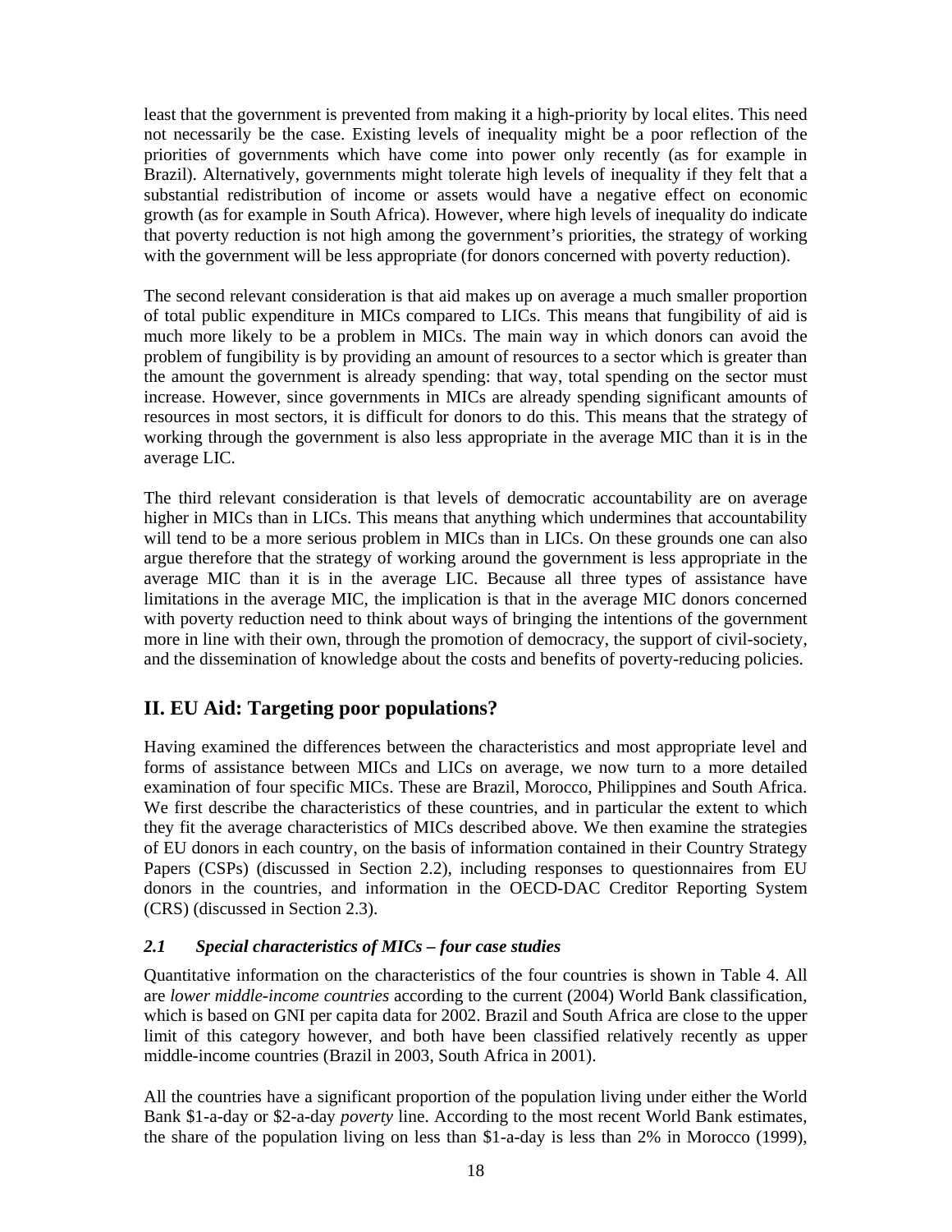least that the government is prevented from making it a high-priority by local elites. This need not necessarily be the case. Existing levels of inequality might be a poor reflection of the priorities of governments which have come into power only recently (as for example in Brazil). Alternatively, governments might tolerate high levels of inequality if they felt that a substantial redistribution of income or assets would have a negative effect on economic growth (as for example in South Africa). However, where high levels of inequality do indicate that poverty reduction is not high among the government's priorities, the strategy of working with the government will be less appropriate (for donors concerned with poverty reduction).

The second relevant consideration is that aid makes up on average a much smaller proportion of total public expenditure in MICs compared to LICs. This means that fungibility of aid is much more likely to be a problem in MICs. The main way in which donors can avoid the problem of fungibility is by providing an amount of resources to a sector which is greater than the amount the government is already spending: that way, total spending on the sector must increase. However, since governments in MICs are already spending significant amounts of resources in most sectors, it is difficult for donors to do this. This means that the strategy of working through the government is also less appropriate in the average MIC than it is in the average LIC.

The third relevant consideration is that levels of democratic accountability are on average higher in MICs than in LICs. This means that anything which undermines that accountability will tend to be a more serious problem in MICs than in LICs. On these grounds one can also argue therefore that the strategy of working around the government is less appropriate in the average MIC than it is in the average LIC. Because all three types of assistance have limitations in the average MIC, the implication is that in the average MIC donors concerned with poverty reduction need to think about ways of bringing the intentions of the government more in line with their own, through the promotion of democracy, the support of civil-society, and the dissemination of knowledge about the costs and benefits of poverty-reducing policies.

## II. EU Aid: Targeting poor populations?

Having examined the differences between the characteristics and most appropriate level and forms of assistance between MICs and LICs on average, we now turn to a more detailed examination of four specific MICs. These are Brazil, Morocco, Philippines and South Africa. We first describe the characteristics of these countries, and in particular the extent to which they fit the average characteristics of MICs described above. We then examine the strategies of EU donors in each country, on the basis of information contained in their Country Strategy Papers (CSPs) (discussed in Section 2.2), including responses to questionnaires from EU donors in the countries, and information in the OECD-DAC Creditor Reporting System (CRS) (discussed in Section 2.3).

### *2.1 Special characteristics of MICs – four case studies*

Quantitative information on the characteristics of the four countries is shown in Table 4. All are *lower middle-income countries* according to the current (2004) World Bank classification, which is based on GNI per capita data for 2002. Brazil and South Africa are close to the upper limit of this category however, and both have been classified relatively recently as upper middle-income countries (Brazil in 2003, South Africa in 2001).

All the countries have a significant proportion of the population living under either the World Bank \$1-a-day or \$2-a-day *poverty* line. According to the most recent World Bank estimates, the share of the population living on less than \$1-a-day is less than 2% in Morocco (1999),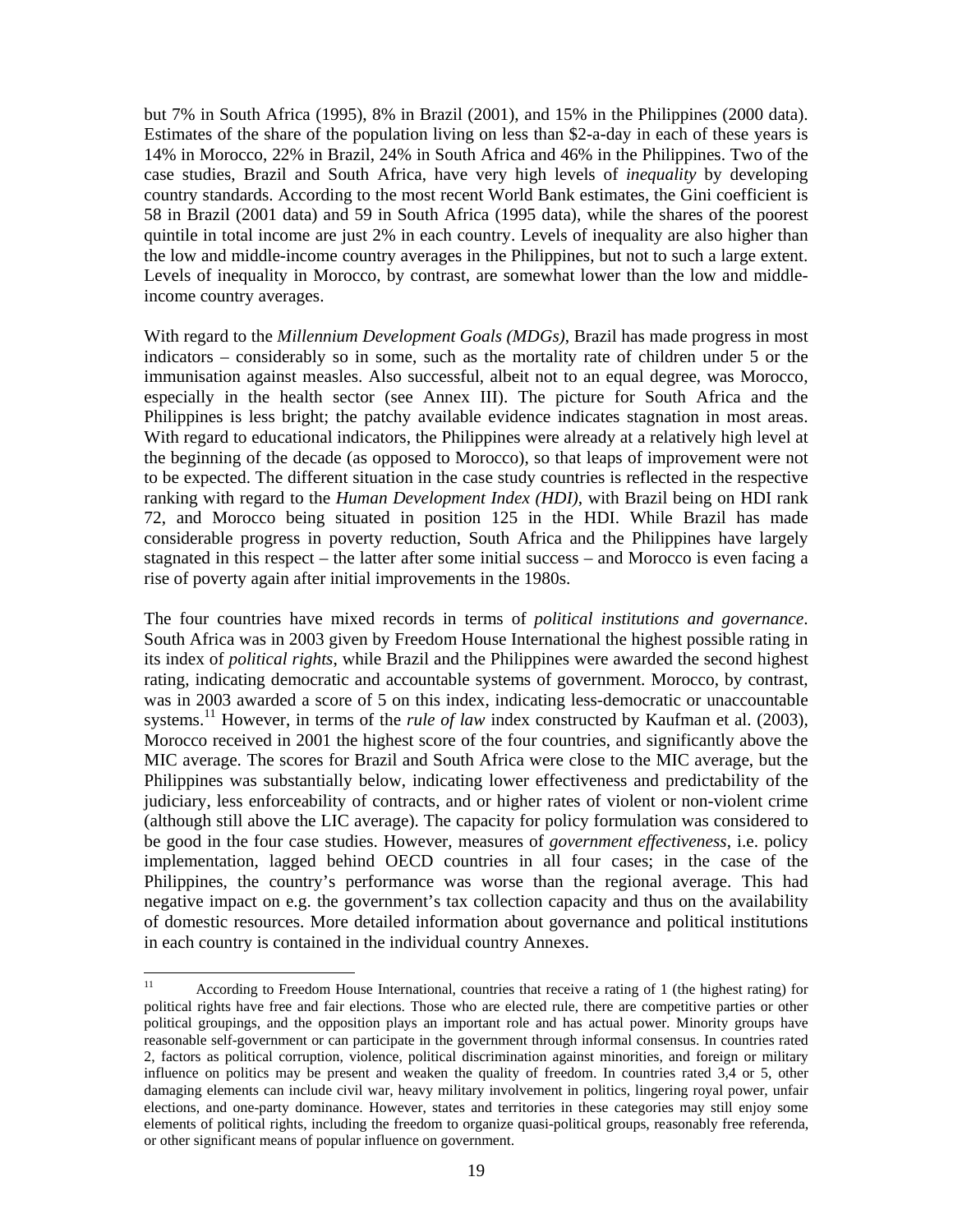but 7% in South Africa (1995), 8% in Brazil (2001), and 15% in the Philippines (2000 data). Estimates of the share of the population living on less than \$2-a-day in each of these years is 14% in Morocco, 22% in Brazil, 24% in South Africa and 46% in the Philippines. Two of the case studies, Brazil and South Africa, have very high levels of *inequality* by developing country standards. According to the most recent World Bank estimates, the Gini coefficient is 58 in Brazil (2001 data) and 59 in South Africa (1995 data), while the shares of the poorest quintile in total income are just 2% in each country. Levels of inequality are also higher than the low and middle-income country averages in the Philippines, but not to such a large extent. Levels of inequality in Morocco, by contrast, are somewhat lower than the low and middle-income country averages.

With regard to the *Millennium Development Goals (MDGs)*, Brazil has made progress in most indicators – considerably so in some, such as the mortality rate of children under 5 or the immunisation against measles. Also successful, albeit not to an equal degree, was Morocco, especially in the health sector (see Annex III). The picture for South Africa and the Philippines is less bright; the patchy available evidence indicates stagnation in most areas. With regard to educational indicators, the Philippines were already at a relatively high level at the beginning of the decade (as opposed to Morocco), so that leaps of improvement were not to be expected. The different situation in the case study countries is reflected in the respective ranking with regard to the *Human Development Index (HDI)*, with Brazil being on HDI rank 72, and Morocco being situated in position 125 in the HDI. While Brazil has made considerable progress in poverty reduction, South Africa and the Philippines have largely stagnated in this respect – the latter after some initial success – and Morocco is even facing a rise of poverty again after initial improvements in the 1980s.

The four countries have mixed records in terms of *political institutions and governance*. South Africa was in 2003 given by Freedom House International the highest possible rating in its index of *political rights*, while Brazil and the Philippines were awarded the second highest rating, indicating democratic and accountable systems of government. Morocco, by contrast, was in 2003 awarded a score of 5 on this index, indicating less-democratic or unaccountable systems.[11] However, in terms of the *rule of law* index constructed by Kaufman et al. (2003), Morocco received in 2001 the highest score of the four countries, and significantly above the MIC average. The scores for Brazil and South Africa were close to the MIC average, but the Philippines was substantially below, indicating lower effectiveness and predictability of the judiciary, less enforceability of contracts, and or higher rates of violent or non-violent crime (although still above the LIC average). The capacity for policy formulation was considered to be good in the four case studies. However, measures of *government effectiveness*, i.e. policy implementation, lagged behind OECD countries in all four cases; in the case of the Philippines, the country's performance was worse than the regional average. This had negative impact on e.g. the government's tax collection capacity and thus on the availability of domestic resources. More detailed information about governance and political institutions in each country is contained in the individual country Annexes.

---

[11] According to Freedom House International, countries that receive a rating of 1 (the highest rating) for political rights have free and fair elections. Those who are elected rule, there are competitive parties or other political groupings, and the opposition plays an important role and has actual power. Minority groups have reasonable self-government or can participate in the government through informal consensus. In countries rated 2, factors as political corruption, violence, political discrimination against minorities, and foreign or military influence on politics may be present and weaken the quality of freedom. In countries rated 3,4 or 5, other damaging elements can include civil war, heavy military involvement in politics, lingering royal power, unfair elections, and one-party dominance. However, states and territories in these categories may still enjoy some elements of political rights, including the freedom to organize quasi-political groups, reasonably free referenda, or other significant means of popular influence on government.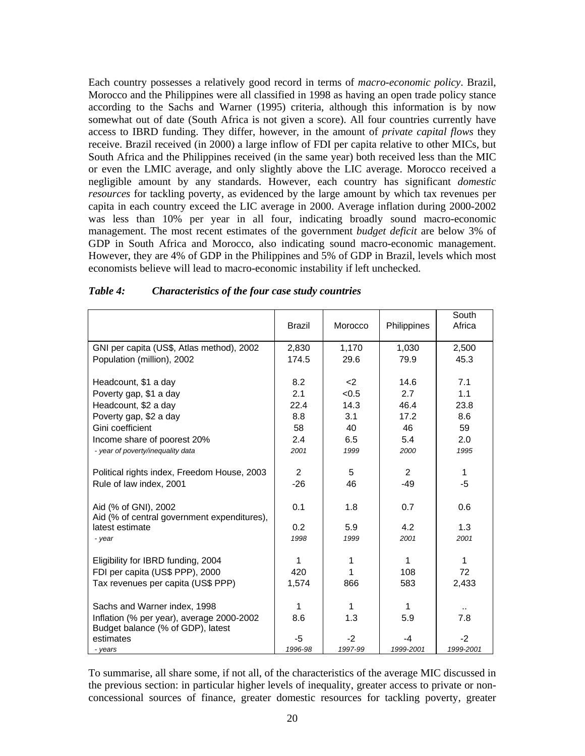Each country possesses a relatively good record in terms of *macro-economic policy*. Brazil, Morocco and the Philippines were all classified in 1998 as having an open trade policy stance according to the Sachs and Warner (1995) criteria, although this information is by now somewhat out of date (South Africa is not given a score). All four countries currently have access to IBRD funding. They differ, however, in the amount of *private capital flows* they receive. Brazil received (in 2000) a large inflow of FDI per capita relative to other MICs, but South Africa and the Philippines received (in the same year) both received less than the MIC or even the LMIC average, and only slightly above the LIC average. Morocco received a negligible amount by any standards. However, each country has significant *domestic resources* for tackling poverty, as evidenced by the large amount by which tax revenues per capita in each country exceed the LIC average in 2000. Average inflation during 2000-2002 was less than 10% per year in all four, indicating broadly sound macro-economic management. The most recent estimates of the government *budget deficit* are below 3% of GDP in South Africa and Morocco, also indicating sound macro-economic management. However, they are 4% of GDP in the Philippines and 5% of GDP in Brazil, levels which most economists believe will lead to macro-economic instability if left unchecked.

***Table 4: Characteristics of the four case study countries***

| | Brazil | Morocco | Philippines | South Africa |
|---|---|---|---|---|
| GNI per capita (US$, Atlas method), 2002 | 2,830 | 1,170 | 1,030 | 2,500 |
| Population (million), 2002 | 174.5 | 29.6 | 79.9 | 45.3 |
| Headcount, $1 a day | 8.2 | <2 | 14.6 | 7.1 |
| Poverty gap, $1 a day | 2.1 | <0.5 | 2.7 | 1.1 |
| Headcount, $2 a day | 22.4 | 14.3 | 46.4 | 23.8 |
| Poverty gap, $2 a day | 8.8 | 3.1 | 17.2 | 8.6 |
| Gini coefficient | 58 | 40 | 46 | 59 |
| Income share of poorest 20% | 2.4 | 6.5 | 5.4 | 2.0 |
| *- year of poverty/inequality data* | *2001* | *1999* | *2000* | *1995* |
| Political rights index, Freedom House, 2003 | 2 | 5 | 2 | 1 |
| Rule of law index, 2001 | -26 | 46 | -49 | -5 |
| Aid (% of GNI), 2002 | 0.1 | 1.8 | 0.7 | 0.6 |
| Aid (% of central government expenditures), latest estimate | 0.2 | 5.9 | 4.2 | 1.3 |
| *- year* | *1998* | *1999* | *2001* | *2001* |
| Eligibility for IBRD funding, 2004 | 1 | 1 | 1 | 1 |
| FDI per capita (US$ PPP), 2000 | 420 | 1 | 108 | 72 |
| Tax revenues per capita (US$ PPP) | 1,574 | 866 | 583 | 2,433 |
| Sachs and Warner index, 1998 | 1 | 1 | 1 | .. |
| Inflation (% per year), average 2000-2002 | 8.6 | 1.3 | 5.9 | 7.8 |
| Budget balance (% of GDP), latest estimates | -5 | -2 | -4 | -2 |
| *- years* | *1996-98* | *1997-99* | *1999-2001* | *1999-2001* |

To summarise, all share some, if not all, of the characteristics of the average MIC discussed in the previous section: in particular higher levels of inequality, greater access to private or non-concessional sources of finance, greater domestic resources for tackling poverty, greater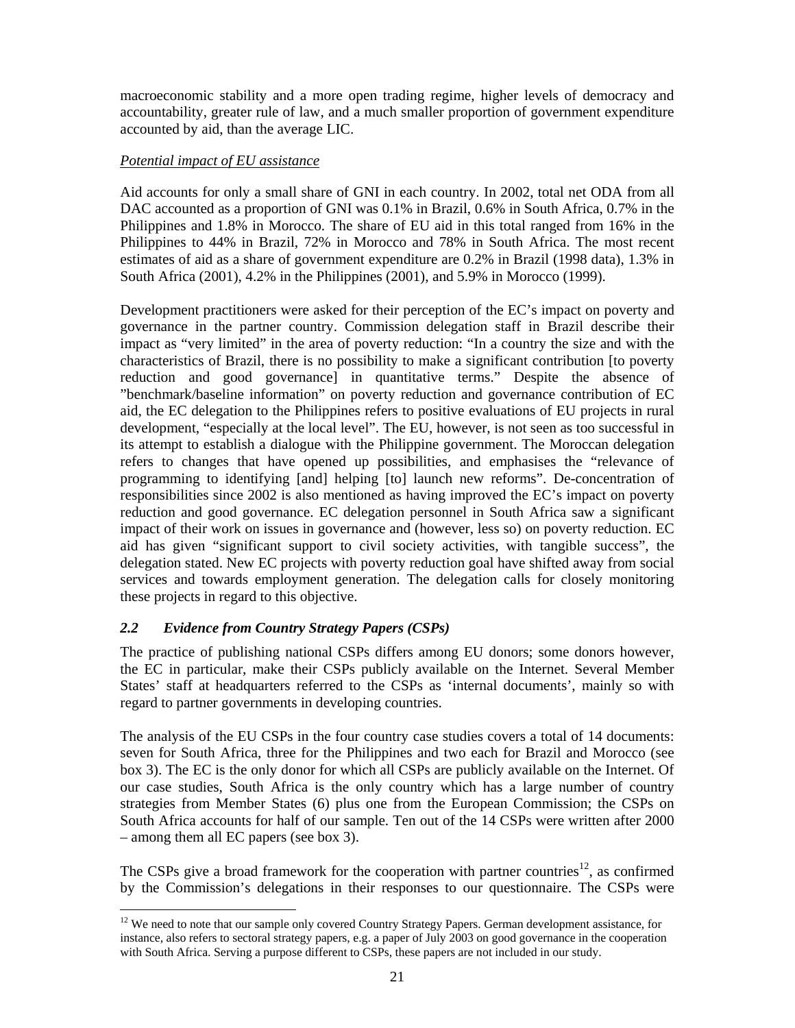macroeconomic stability and a more open trading regime, higher levels of democracy and accountability, greater rule of law, and a much smaller proportion of government expenditure accounted by aid, than the average LIC.

*Potential impact of EU assistance*

Aid accounts for only a small share of GNI in each country. In 2002, total net ODA from all DAC accounted as a proportion of GNI was 0.1% in Brazil, 0.6% in South Africa, 0.7% in the Philippines and 1.8% in Morocco. The share of EU aid in this total ranged from 16% in the Philippines to 44% in Brazil, 72% in Morocco and 78% in South Africa. The most recent estimates of aid as a share of government expenditure are 0.2% in Brazil (1998 data), 1.3% in South Africa (2001), 4.2% in the Philippines (2001), and 5.9% in Morocco (1999).

Development practitioners were asked for their perception of the EC's impact on poverty and governance in the partner country. Commission delegation staff in Brazil describe their impact as "very limited" in the area of poverty reduction: "In a country the size and with the characteristics of Brazil, there is no possibility to make a significant contribution [to poverty reduction and good governance] in quantitative terms." Despite the absence of "benchmark/baseline information" on poverty reduction and governance contribution of EC aid, the EC delegation to the Philippines refers to positive evaluations of EU projects in rural development, "especially at the local level". The EU, however, is not seen as too successful in its attempt to establish a dialogue with the Philippine government. The Moroccan delegation refers to changes that have opened up possibilities, and emphasises the "relevance of programming to identifying [and] helping [to] launch new reforms". De-concentration of responsibilities since 2002 is also mentioned as having improved the EC's impact on poverty reduction and good governance. EC delegation personnel in South Africa saw a significant impact of their work on issues in governance and (however, less so) on poverty reduction. EC aid has given "significant support to civil society activities, with tangible success", the delegation stated. New EC projects with poverty reduction goal have shifted away from social services and towards employment generation. The delegation calls for closely monitoring these projects in regard to this objective.

### *2.2 Evidence from Country Strategy Papers (CSPs)*

The practice of publishing national CSPs differs among EU donors; some donors however, the EC in particular, make their CSPs publicly available on the Internet. Several Member States' staff at headquarters referred to the CSPs as 'internal documents', mainly so with regard to partner governments in developing countries.

The analysis of the EU CSPs in the four country case studies covers a total of 14 documents: seven for South Africa, three for the Philippines and two each for Brazil and Morocco (see box 3). The EC is the only donor for which all CSPs are publicly available on the Internet. Of our case studies, South Africa is the only country which has a large number of country strategies from Member States (6) plus one from the European Commission; the CSPs on South Africa accounts for half of our sample. Ten out of the 14 CSPs were written after 2000 – among them all EC papers (see box 3).

The CSPs give a broad framework for the cooperation with partner countries[12], as confirmed by the Commission's delegations in their responses to our questionnaire. The CSPs were

[12] We need to note that our sample only covered Country Strategy Papers. German development assistance, for instance, also refers to sectoral strategy papers, e.g. a paper of July 2003 on good governance in the cooperation with South Africa. Serving a purpose different to CSPs, these papers are not included in our study.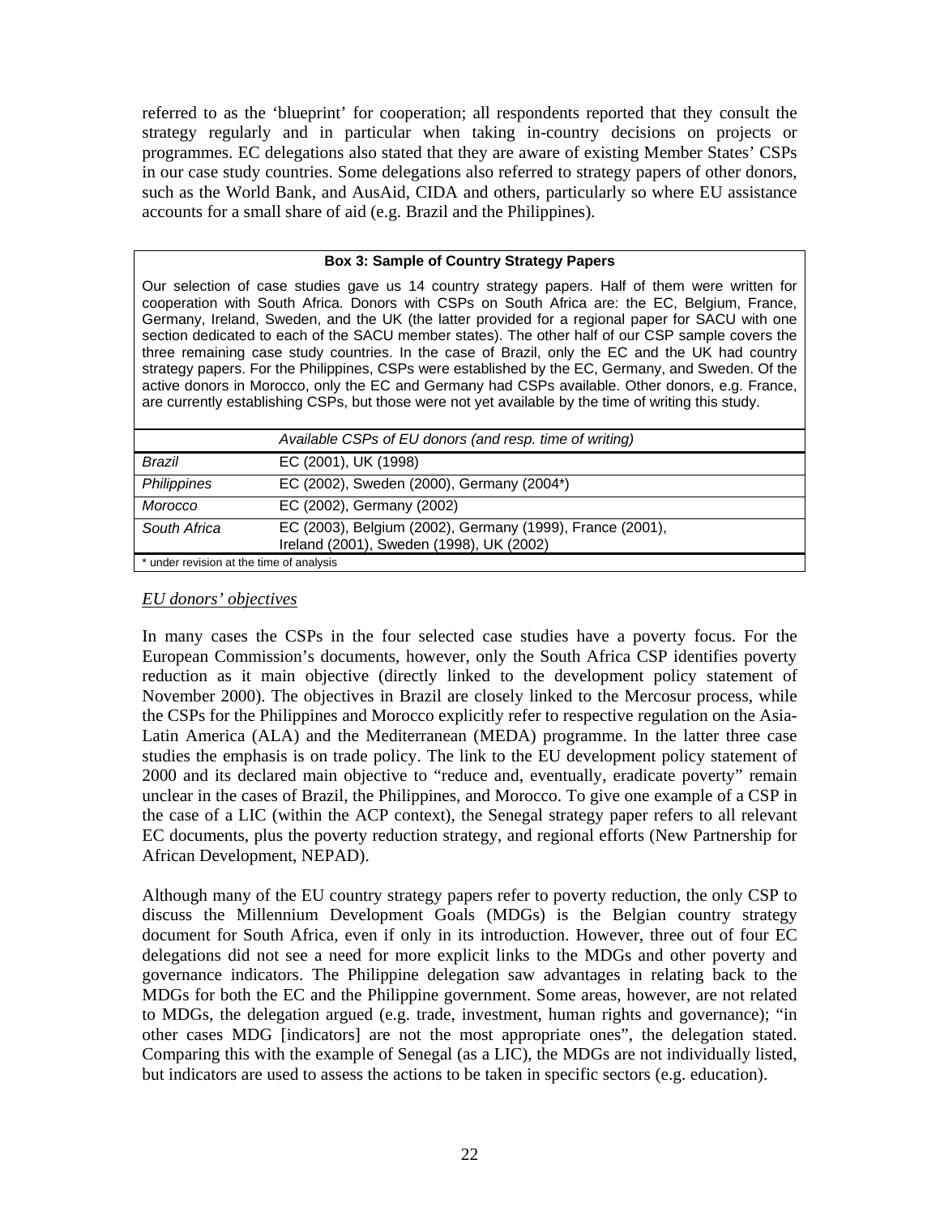referred to as the 'blueprint' for cooperation; all respondents reported that they consult the strategy regularly and in particular when taking in-country decisions on projects or programmes. EC delegations also stated that they are aware of existing Member States' CSPs in our case study countries. Some delegations also referred to strategy papers of other donors, such as the World Bank, and AusAid, CIDA and others, particularly so where EU assistance accounts for a small share of aid (e.g. Brazil and the Philippines).

**Box 3: Sample of Country Strategy Papers**

Our selection of case studies gave us 14 country strategy papers. Half of them were written for cooperation with South Africa. Donors with CSPs on South Africa are: the EC, Belgium, France, Germany, Ireland, Sweden, and the UK (the latter provided for a regional paper for SACU with one section dedicated to each of the SACU member states). The other half of our CSP sample covers the three remaining case study countries. In the case of Brazil, only the EC and the UK had country strategy papers. For the Philippines, CSPs were established by the EC, Germany, and Sweden. Of the active donors in Morocco, only the EC and Germany had CSPs available. Other donors, e.g. France, are currently establishing CSPs, but those were not yet available by the time of writing this study.

| | *Available CSPs of EU donors (and resp. time of writing)* |
|---|---|
| *Brazil* | EC (2001), UK (1998) |
| *Philippines* | EC (2002), Sweden (2000), Germany (2004*) |
| *Morocco* | EC (2002), Germany (2002) |
| *South Africa* | EC (2003), Belgium (2002), Germany (1999), France (2001), Ireland (2001), Sweden (1998), UK (2002) |

\* under revision at the time of analysis

*EU donors' objectives*

In many cases the CSPs in the four selected case studies have a poverty focus. For the European Commission's documents, however, only the South Africa CSP identifies poverty reduction as it main objective (directly linked to the development policy statement of November 2000). The objectives in Brazil are closely linked to the Mercosur process, while the CSPs for the Philippines and Morocco explicitly refer to respective regulation on the Asia-Latin America (ALA) and the Mediterranean (MEDA) programme. In the latter three case studies the emphasis is on trade policy. The link to the EU development policy statement of 2000 and its declared main objective to "reduce and, eventually, eradicate poverty" remain unclear in the cases of Brazil, the Philippines, and Morocco. To give one example of a CSP in the case of a LIC (within the ACP context), the Senegal strategy paper refers to all relevant EC documents, plus the poverty reduction strategy, and regional efforts (New Partnership for African Development, NEPAD).

Although many of the EU country strategy papers refer to poverty reduction, the only CSP to discuss the Millennium Development Goals (MDGs) is the Belgian country strategy document for South Africa, even if only in its introduction. However, three out of four EC delegations did not see a need for more explicit links to the MDGs and other poverty and governance indicators. The Philippine delegation saw advantages in relating back to the MDGs for both the EC and the Philippine government. Some areas, however, are not related to MDGs, the delegation argued (e.g. trade, investment, human rights and governance); "in other cases MDG [indicators] are not the most appropriate ones", the delegation stated. Comparing this with the example of Senegal (as a LIC), the MDGs are not individually listed, but indicators are used to assess the actions to be taken in specific sectors (e.g. education).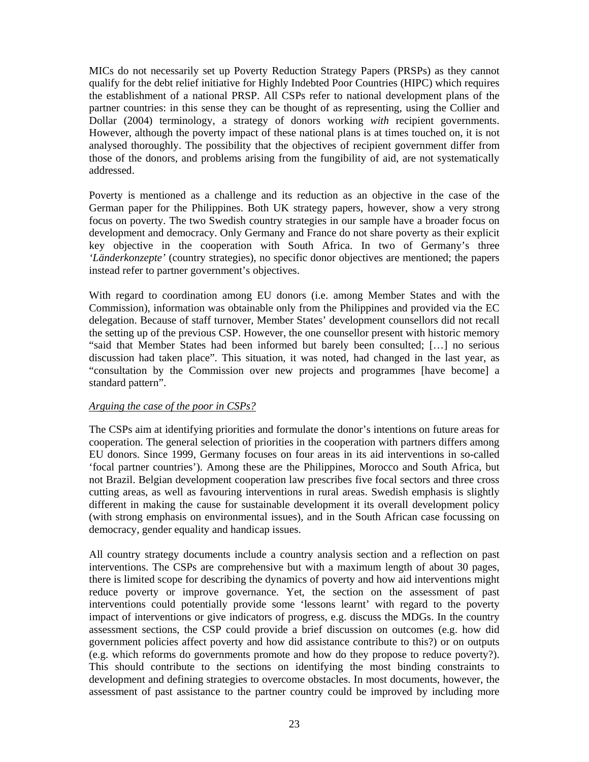MICs do not necessarily set up Poverty Reduction Strategy Papers (PRSPs) as they cannot qualify for the debt relief initiative for Highly Indebted Poor Countries (HIPC) which requires the establishment of a national PRSP. All CSPs refer to national development plans of the partner countries: in this sense they can be thought of as representing, using the Collier and Dollar (2004) terminology, a strategy of donors working *with* recipient governments. However, although the poverty impact of these national plans is at times touched on, it is not analysed thoroughly. The possibility that the objectives of recipient government differ from those of the donors, and problems arising from the fungibility of aid, are not systematically addressed.

Poverty is mentioned as a challenge and its reduction as an objective in the case of the German paper for the Philippines. Both UK strategy papers, however, show a very strong focus on poverty. The two Swedish country strategies in our sample have a broader focus on development and democracy. Only Germany and France do not share poverty as their explicit key objective in the cooperation with South Africa. In two of Germany's three *'Länderkonzepte'* (country strategies), no specific donor objectives are mentioned; the papers instead refer to partner government's objectives.

With regard to coordination among EU donors (i.e. among Member States and with the Commission), information was obtainable only from the Philippines and provided via the EC delegation. Because of staff turnover, Member States' development counsellors did not recall the setting up of the previous CSP. However, the one counsellor present with historic memory "said that Member States had been informed but barely been consulted; […] no serious discussion had taken place". This situation, it was noted, had changed in the last year, as "consultation by the Commission over new projects and programmes [have become] a standard pattern".

*Arguing the case of the poor in CSPs?*

The CSPs aim at identifying priorities and formulate the donor's intentions on future areas for cooperation. The general selection of priorities in the cooperation with partners differs among EU donors. Since 1999, Germany focuses on four areas in its aid interventions in so-called 'focal partner countries'). Among these are the Philippines, Morocco and South Africa, but not Brazil. Belgian development cooperation law prescribes five focal sectors and three cross cutting areas, as well as favouring interventions in rural areas. Swedish emphasis is slightly different in making the cause for sustainable development it its overall development policy (with strong emphasis on environmental issues), and in the South African case focussing on democracy, gender equality and handicap issues.

All country strategy documents include a country analysis section and a reflection on past interventions. The CSPs are comprehensive but with a maximum length of about 30 pages, there is limited scope for describing the dynamics of poverty and how aid interventions might reduce poverty or improve governance. Yet, the section on the assessment of past interventions could potentially provide some 'lessons learnt' with regard to the poverty impact of interventions or give indicators of progress, e.g. discuss the MDGs. In the country assessment sections, the CSP could provide a brief discussion on outcomes (e.g. how did government policies affect poverty and how did assistance contribute to this?) or on outputs (e.g. which reforms do governments promote and how do they propose to reduce poverty?). This should contribute to the sections on identifying the most binding constraints to development and defining strategies to overcome obstacles. In most documents, however, the assessment of past assistance to the partner country could be improved by including more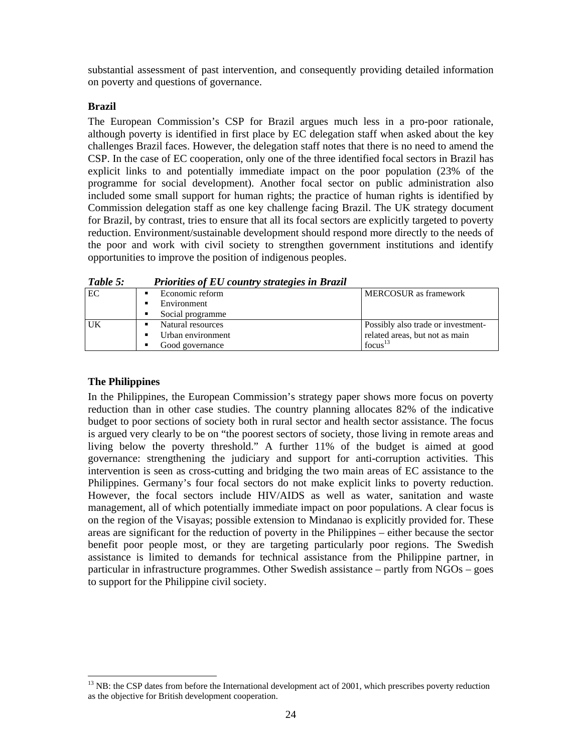substantial assessment of past intervention, and consequently providing detailed information on poverty and questions of governance.

### Brazil

The European Commission's CSP for Brazil argues much less in a pro-poor rationale, although poverty is identified in first place by EC delegation staff when asked about the key challenges Brazil faces. However, the delegation staff notes that there is no need to amend the CSP. In the case of EC cooperation, only one of the three identified focal sectors in Brazil has explicit links to and potentially immediate impact on the poor population (23% of the programme for social development). Another focal sector on public administration also included some small support for human rights; the practice of human rights is identified by Commission delegation staff as one key challenge facing Brazil. The UK strategy document for Brazil, by contrast, tries to ensure that all its focal sectors are explicitly targeted to poverty reduction. Environment/sustainable development should respond more directly to the needs of the poor and work with civil society to strengthen government institutions and identify opportunities to improve the position of indigenous peoples.

***Table 5: Priorities of EU country strategies in Brazil***

| | | |
|---|---|---|
| EC | ▪ Economic reform<br>▪ Environment<br>▪ Social programme | MERCOSUR as framework |
| UK | ▪ Natural resources<br>▪ Urban environment<br>▪ Good governance | Possibly also trade or investment-related areas, but not as main focus[13] |

### The Philippines

In the Philippines, the European Commission's strategy paper shows more focus on poverty reduction than in other case studies. The country planning allocates 82% of the indicative budget to poor sections of society both in rural sector and health sector assistance. The focus is argued very clearly to be on "the poorest sectors of society, those living in remote areas and living below the poverty threshold." A further 11% of the budget is aimed at good governance: strengthening the judiciary and support for anti-corruption activities. This intervention is seen as cross-cutting and bridging the two main areas of EC assistance to the Philippines. Germany's four focal sectors do not make explicit links to poverty reduction. However, the focal sectors include HIV/AIDS as well as water, sanitation and waste management, all of which potentially immediate impact on poor populations. A clear focus is on the region of the Visayas; possible extension to Mindanao is explicitly provided for. These areas are significant for the reduction of poverty in the Philippines – either because the sector benefit poor people most, or they are targeting particularly poor regions. The Swedish assistance is limited to demands for technical assistance from the Philippine partner, in particular in infrastructure programmes. Other Swedish assistance – partly from NGOs – goes to support for the Philippine civil society.

---

[13] NB: the CSP dates from before the International development act of 2001, which prescribes poverty reduction as the objective for British development cooperation.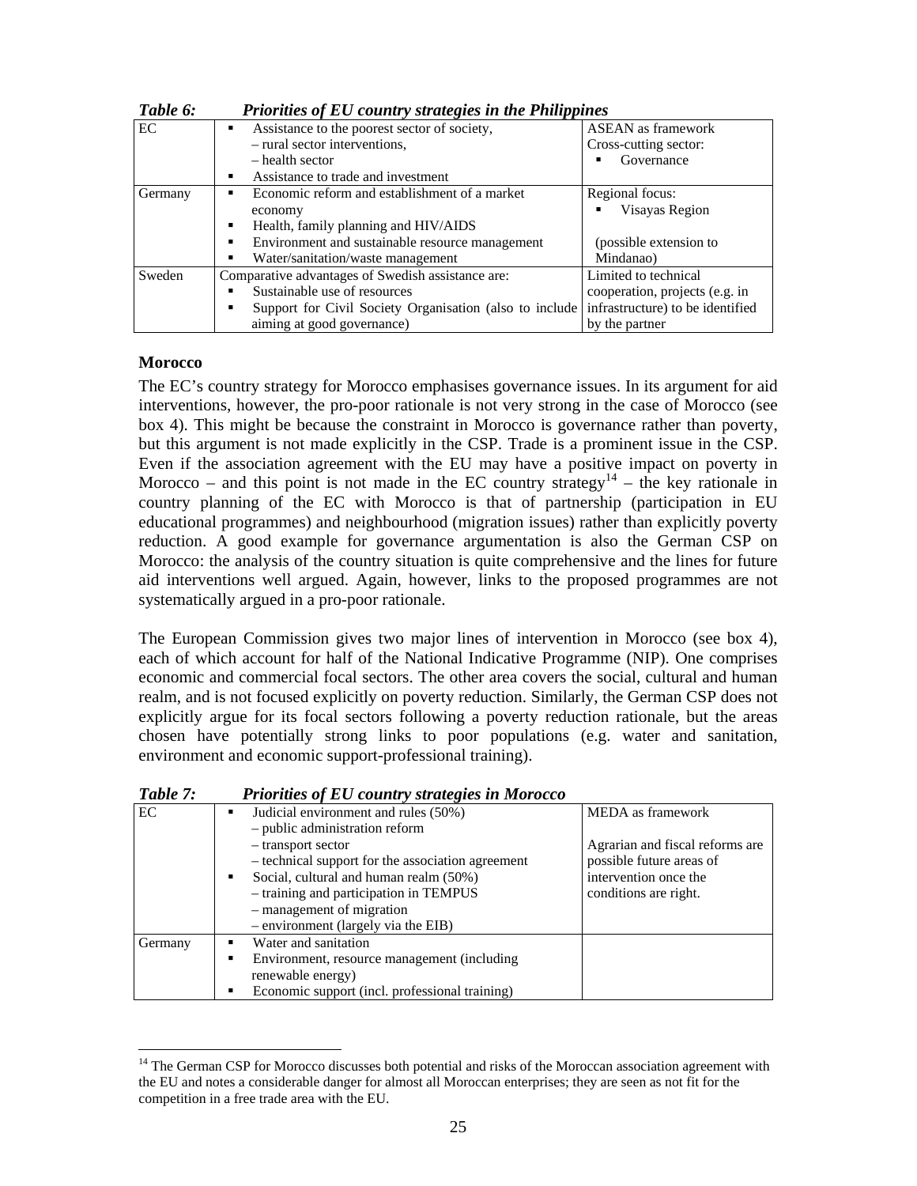*Table 6: Priorities of EU country strategies in the Philippines*

| | | |
|---|---|---|
| EC | ▪ Assistance to the poorest sector of society,<br>– rural sector interventions,<br>– health sector<br>▪ Assistance to trade and investment | ASEAN as framework<br>Cross-cutting sector:<br>▪ Governance |
| Germany | ▪ Economic reform and establishment of a market economy<br>▪ Health, family planning and HIV/AIDS<br>▪ Environment and sustainable resource management<br>▪ Water/sanitation/waste management | Regional focus:<br>▪ Visayas Region<br><br>(possible extension to Mindanao) |
| Sweden | Comparative advantages of Swedish assistance are:<br>▪ Sustainable use of resources<br>▪ Support for Civil Society Organisation (also to include aiming at good governance) | Limited to technical cooperation, projects (e.g. in infrastructure) to be identified by the partner |

**Morocco**

The EC's country strategy for Morocco emphasises governance issues. In its argument for aid interventions, however, the pro-poor rationale is not very strong in the case of Morocco (see box 4). This might be because the constraint in Morocco is governance rather than poverty, but this argument is not made explicitly in the CSP. Trade is a prominent issue in the CSP. Even if the association agreement with the EU may have a positive impact on poverty in Morocco – and this point is not made in the EC country strategy[14] – the key rationale in country planning of the EC with Morocco is that of partnership (participation in EU educational programmes) and neighbourhood (migration issues) rather than explicitly poverty reduction. A good example for governance argumentation is also the German CSP on Morocco: the analysis of the country situation is quite comprehensive and the lines for future aid interventions well argued. Again, however, links to the proposed programmes are not systematically argued in a pro-poor rationale.

The European Commission gives two major lines of intervention in Morocco (see box 4), each of which account for half of the National Indicative Programme (NIP). One comprises economic and commercial focal sectors. The other area covers the social, cultural and human realm, and is not focused explicitly on poverty reduction. Similarly, the German CSP does not explicitly argue for its focal sectors following a poverty reduction rationale, but the areas chosen have potentially strong links to poor populations (e.g. water and sanitation, environment and economic support-professional training).

*Table 7: Priorities of EU country strategies in Morocco*

| | | |
|---|---|---|
| EC | ▪ Judicial environment and rules (50%)<br>– public administration reform<br>– transport sector<br>– technical support for the association agreement<br>▪ Social, cultural and human realm (50%)<br>– training and participation in TEMPUS<br>– management of migration<br>– environment (largely via the EIB) | MEDA as framework<br><br>Agrarian and fiscal reforms are possible future areas of intervention once the conditions are right. |
| Germany | ▪ Water and sanitation<br>▪ Environment, resource management (including renewable energy)<br>▪ Economic support (incl. professional training) | |

[14] The German CSP for Morocco discusses both potential and risks of the Moroccan association agreement with the EU and notes a considerable danger for almost all Moroccan enterprises; they are seen as not fit for the competition in a free trade area with the EU.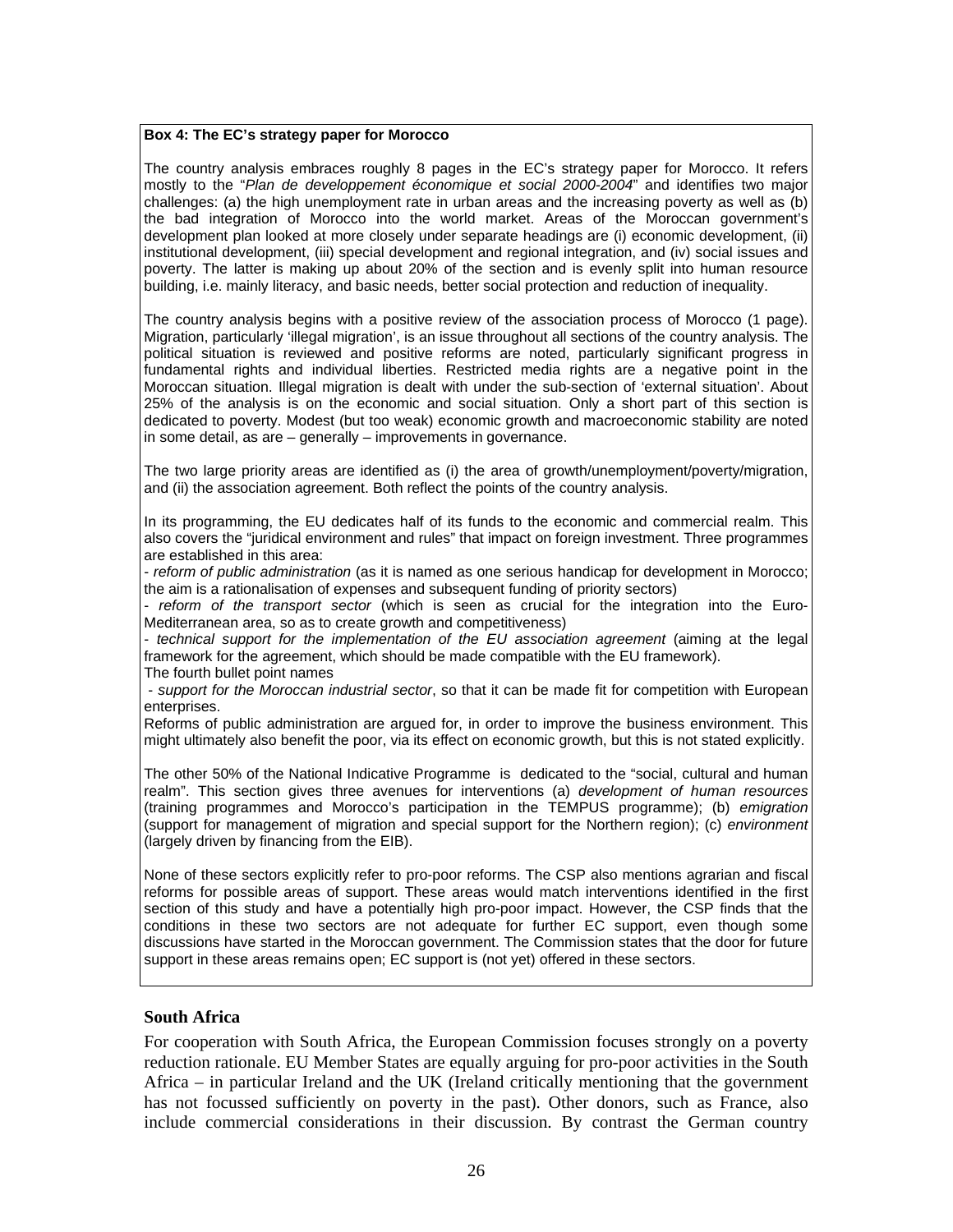**Box 4: The EC's strategy paper for Morocco**

The country analysis embraces roughly 8 pages in the EC's strategy paper for Morocco. It refers mostly to the "*Plan de developpement économique et social 2000-2004*" and identifies two major challenges: (a) the high unemployment rate in urban areas and the increasing poverty as well as (b) the bad integration of Morocco into the world market. Areas of the Moroccan government's development plan looked at more closely under separate headings are (i) economic development, (ii) institutional development, (iii) special development and regional integration, and (iv) social issues and poverty. The latter is making up about 20% of the section and is evenly split into human resource building, i.e. mainly literacy, and basic needs, better social protection and reduction of inequality.

The country analysis begins with a positive review of the association process of Morocco (1 page). Migration, particularly 'illegal migration', is an issue throughout all sections of the country analysis. The political situation is reviewed and positive reforms are noted, particularly significant progress in fundamental rights and individual liberties. Restricted media rights are a negative point in the Moroccan situation. Illegal migration is dealt with under the sub-section of 'external situation'. About 25% of the analysis is on the economic and social situation. Only a short part of this section is dedicated to poverty. Modest (but too weak) economic growth and macroeconomic stability are noted in some detail, as are – generally – improvements in governance.

The two large priority areas are identified as (i) the area of growth/unemployment/poverty/migration, and (ii) the association agreement. Both reflect the points of the country analysis.

In its programming, the EU dedicates half of its funds to the economic and commercial realm. This also covers the "juridical environment and rules" that impact on foreign investment. Three programmes are established in this area:

- *reform of public administration* (as it is named as one serious handicap for development in Morocco; the aim is a rationalisation of expenses and subsequent funding of priority sectors)
- *reform of the transport sector* (which is seen as crucial for the integration into the Euro-Mediterranean area, so as to create growth and competitiveness)
- *technical support for the implementation of the EU association agreement* (aiming at the legal framework for the agreement, which should be made compatible with the EU framework).

The fourth bullet point names

- *support for the Moroccan industrial sector*, so that it can be made fit for competition with European enterprises.

Reforms of public administration are argued for, in order to improve the business environment. This might ultimately also benefit the poor, via its effect on economic growth, but this is not stated explicitly.

The other 50% of the National Indicative Programme is dedicated to the "social, cultural and human realm". This section gives three avenues for interventions (a) *development of human resources* (training programmes and Morocco's participation in the TEMPUS programme); (b) *emigration* (support for management of migration and special support for the Northern region); (c) *environment* (largely driven by financing from the EIB).

None of these sectors explicitly refer to pro-poor reforms. The CSP also mentions agrarian and fiscal reforms for possible areas of support. These areas would match interventions identified in the first section of this study and have a potentially high pro-poor impact. However, the CSP finds that the conditions in these two sectors are not adequate for further EC support, even though some discussions have started in the Moroccan government. The Commission states that the door for future support in these areas remains open; EC support is (not yet) offered in these sectors.

### South Africa

For cooperation with South Africa, the European Commission focuses strongly on a poverty reduction rationale. EU Member States are equally arguing for pro-poor activities in the South Africa – in particular Ireland and the UK (Ireland critically mentioning that the government has not focussed sufficiently on poverty in the past). Other donors, such as France, also include commercial considerations in their discussion. By contrast the German country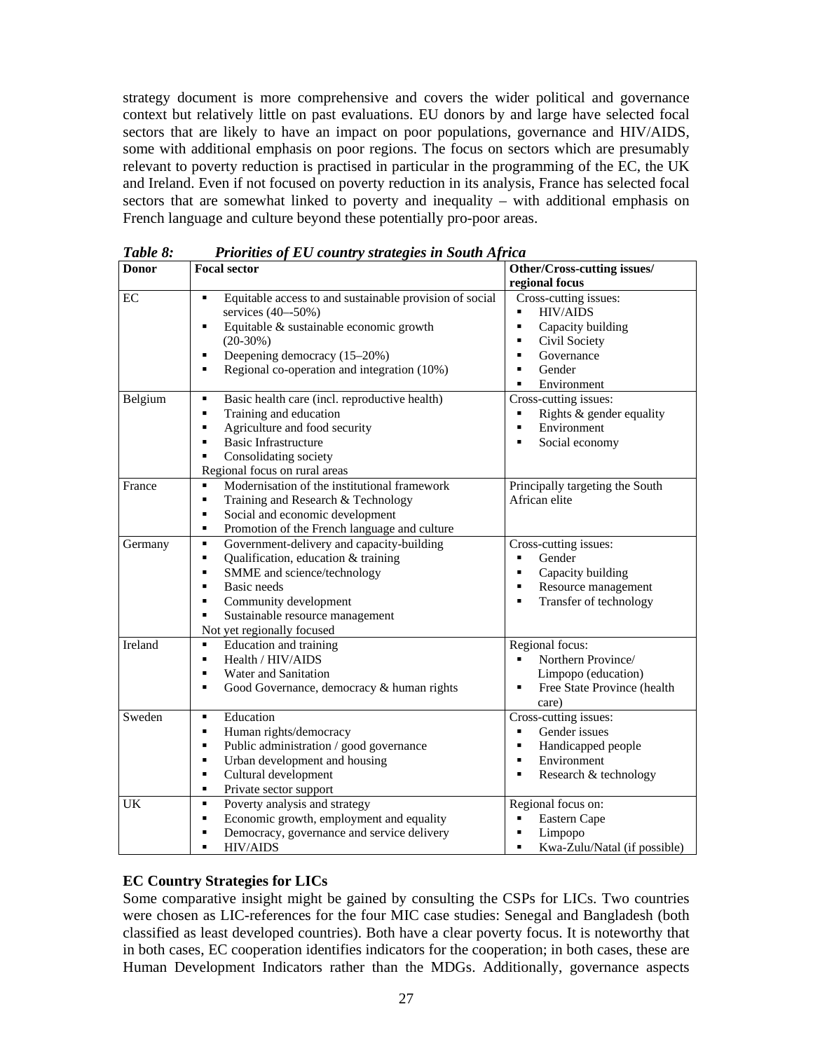strategy document is more comprehensive and covers the wider political and governance context but relatively little on past evaluations. EU donors by and large have selected focal sectors that are likely to have an impact on poor populations, governance and HIV/AIDS, some with additional emphasis on poor regions. The focus on sectors which are presumably relevant to poverty reduction is practised in particular in the programming of the EC, the UK and Ireland. Even if not focused on poverty reduction in its analysis, France has selected focal sectors that are somewhat linked to poverty and inequality – with additional emphasis on French language and culture beyond these potentially pro-poor areas.

***Table 8: Priorities of EU country strategies in South Africa***

| Donor | Focal sector | Other/Cross-cutting issues/ regional focus |
|---|---|---|
| EC | ▪ Equitable access to and sustainable provision of social services (40–-50%)<br>▪ Equitable & sustainable economic growth (20-30%)<br>▪ Deepening democracy (15–20%)<br>▪ Regional co-operation and integration (10%) | Cross-cutting issues:<br>▪ HIV/AIDS<br>▪ Capacity building<br>▪ Civil Society<br>▪ Governance<br>▪ Gender<br>▪ Environment |
| Belgium | ▪ Basic health care (incl. reproductive health)<br>▪ Training and education<br>▪ Agriculture and food security<br>▪ Basic Infrastructure<br>▪ Consolidating society<br>Regional focus on rural areas | Cross-cutting issues:<br>▪ Rights & gender equality<br>▪ Environment<br>▪ Social economy |
| France | ▪ Modernisation of the institutional framework<br>▪ Training and Research & Technology<br>▪ Social and economic development<br>▪ Promotion of the French language and culture | Principally targeting the South African elite |
| Germany | ▪ Government-delivery and capacity-building<br>▪ Qualification, education & training<br>▪ SMME and science/technology<br>▪ Basic needs<br>▪ Community development<br>▪ Sustainable resource management<br>Not yet regionally focused | Cross-cutting issues:<br>▪ Gender<br>▪ Capacity building<br>▪ Resource management<br>▪ Transfer of technology |
| Ireland | ▪ Education and training<br>▪ Health / HIV/AIDS<br>▪ Water and Sanitation<br>▪ Good Governance, democracy & human rights | Regional focus:<br>▪ Northern Province/ Limpopo (education)<br>▪ Free State Province (health care) |
| Sweden | ▪ Education<br>▪ Human rights/democracy<br>▪ Public administration / good governance<br>▪ Urban development and housing<br>▪ Cultural development<br>▪ Private sector support | Cross-cutting issues:<br>▪ Gender issues<br>▪ Handicapped people<br>▪ Environment<br>▪ Research & technology |
| UK | ▪ Poverty analysis and strategy<br>▪ Economic growth, employment and equality<br>▪ Democracy, governance and service delivery<br>▪ HIV/AIDS | Regional focus on:<br>▪ Eastern Cape<br>▪ Limpopo<br>▪ Kwa-Zulu/Natal (if possible) |

**EC Country Strategies for LICs**

Some comparative insight might be gained by consulting the CSPs for LICs. Two countries were chosen as LIC-references for the four MIC case studies: Senegal and Bangladesh (both classified as least developed countries). Both have a clear poverty focus. It is noteworthy that in both cases, EC cooperation identifies indicators for the cooperation; in both cases, these are Human Development Indicators rather than the MDGs. Additionally, governance aspects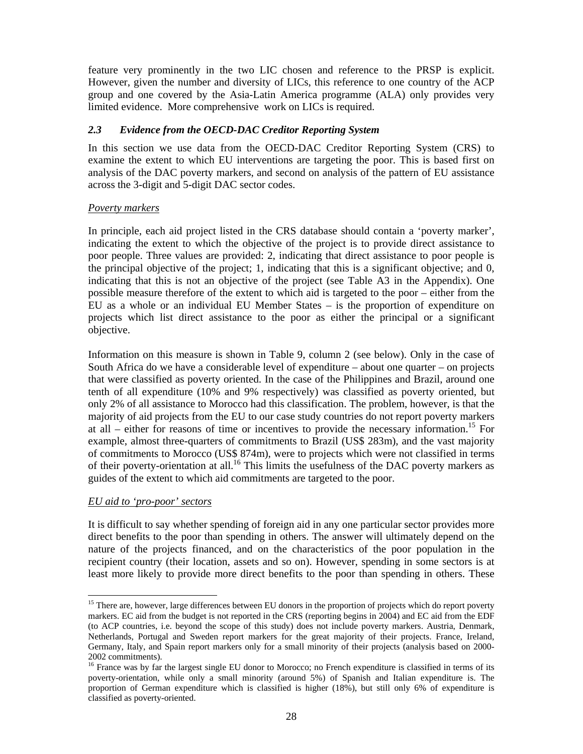feature very prominently in the two LIC chosen and reference to the PRSP is explicit. However, given the number and diversity of LICs, this reference to one country of the ACP group and one covered by the Asia-Latin America programme (ALA) only provides very limited evidence. More comprehensive work on LICs is required.

### *2.3 Evidence from the OECD-DAC Creditor Reporting System*

In this section we use data from the OECD-DAC Creditor Reporting System (CRS) to examine the extent to which EU interventions are targeting the poor. This is based first on analysis of the DAC poverty markers, and second on analysis of the pattern of EU assistance across the 3-digit and 5-digit DAC sector codes.

*Poverty markers*

In principle, each aid project listed in the CRS database should contain a 'poverty marker', indicating the extent to which the objective of the project is to provide direct assistance to poor people. Three values are provided: 2, indicating that direct assistance to poor people is the principal objective of the project; 1, indicating that this is a significant objective; and 0, indicating that this is not an objective of the project (see Table A3 in the Appendix). One possible measure therefore of the extent to which aid is targeted to the poor – either from the EU as a whole or an individual EU Member States – is the proportion of expenditure on projects which list direct assistance to the poor as either the principal or a significant objective.

Information on this measure is shown in Table 9, column 2 (see below). Only in the case of South Africa do we have a considerable level of expenditure – about one quarter – on projects that were classified as poverty oriented. In the case of the Philippines and Brazil, around one tenth of all expenditure (10% and 9% respectively) was classified as poverty oriented, but only 2% of all assistance to Morocco had this classification. The problem, however, is that the majority of aid projects from the EU to our case study countries do not report poverty markers at all – either for reasons of time or incentives to provide the necessary information.[15] For example, almost three-quarters of commitments to Brazil (US$ 283m), and the vast majority of commitments to Morocco (US$ 874m), were to projects which were not classified in terms of their poverty-orientation at all.[16] This limits the usefulness of the DAC poverty markers as guides of the extent to which aid commitments are targeted to the poor.

*EU aid to 'pro-poor' sectors*

It is difficult to say whether spending of foreign aid in any one particular sector provides more direct benefits to the poor than spending in others. The answer will ultimately depend on the nature of the projects financed, and on the characteristics of the poor population in the recipient country (their location, assets and so on). However, spending in some sectors is at least more likely to provide more direct benefits to the poor than spending in others. These

---

[15] There are, however, large differences between EU donors in the proportion of projects which do report poverty markers. EC aid from the budget is not reported in the CRS (reporting begins in 2004) and EC aid from the EDF (to ACP countries, i.e. beyond the scope of this study) does not include poverty markers. Austria, Denmark, Netherlands, Portugal and Sweden report markers for the great majority of their projects. France, Ireland, Germany, Italy, and Spain report markers only for a small minority of their projects (analysis based on 2000-2002 commitments).

[16] France was by far the largest single EU donor to Morocco; no French expenditure is classified in terms of its poverty-orientation, while only a small minority (around 5%) of Spanish and Italian expenditure is. The proportion of German expenditure which is classified is higher (18%), but still only 6% of expenditure is classified as poverty-oriented.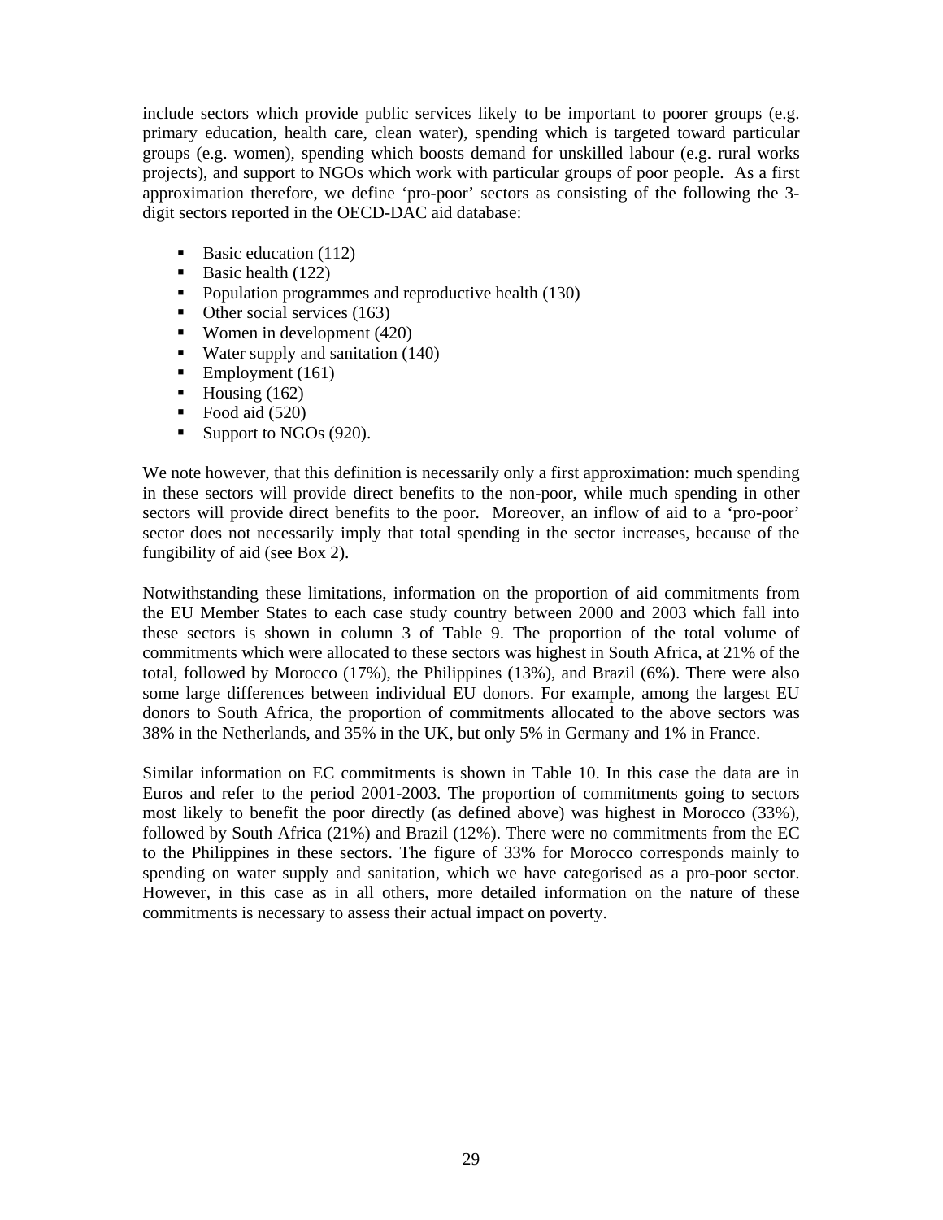include sectors which provide public services likely to be important to poorer groups (e.g. primary education, health care, clean water), spending which is targeted toward particular groups (e.g. women), spending which boosts demand for unskilled labour (e.g. rural works projects), and support to NGOs which work with particular groups of poor people. As a first approximation therefore, we define 'pro-poor' sectors as consisting of the following the 3-digit sectors reported in the OECD-DAC aid database:

- Basic education (112)
- Basic health (122)
- Population programmes and reproductive health (130)
- Other social services (163)
- Women in development (420)
- Water supply and sanitation (140)
- Employment (161)
- Housing (162)
- Food aid (520)
- Support to NGOs (920).

We note however, that this definition is necessarily only a first approximation: much spending in these sectors will provide direct benefits to the non-poor, while much spending in other sectors will provide direct benefits to the poor. Moreover, an inflow of aid to a 'pro-poor' sector does not necessarily imply that total spending in the sector increases, because of the fungibility of aid (see Box 2).

Notwithstanding these limitations, information on the proportion of aid commitments from the EU Member States to each case study country between 2000 and 2003 which fall into these sectors is shown in column 3 of Table 9. The proportion of the total volume of commitments which were allocated to these sectors was highest in South Africa, at 21% of the total, followed by Morocco (17%), the Philippines (13%), and Brazil (6%). There were also some large differences between individual EU donors. For example, among the largest EU donors to South Africa, the proportion of commitments allocated to the above sectors was 38% in the Netherlands, and 35% in the UK, but only 5% in Germany and 1% in France.

Similar information on EC commitments is shown in Table 10. In this case the data are in Euros and refer to the period 2001-2003. The proportion of commitments going to sectors most likely to benefit the poor directly (as defined above) was highest in Morocco (33%), followed by South Africa (21%) and Brazil (12%). There were no commitments from the EC to the Philippines in these sectors. The figure of 33% for Morocco corresponds mainly to spending on water supply and sanitation, which we have categorised as a pro-poor sector. However, in this case as in all others, more detailed information on the nature of these commitments is necessary to assess their actual impact on poverty.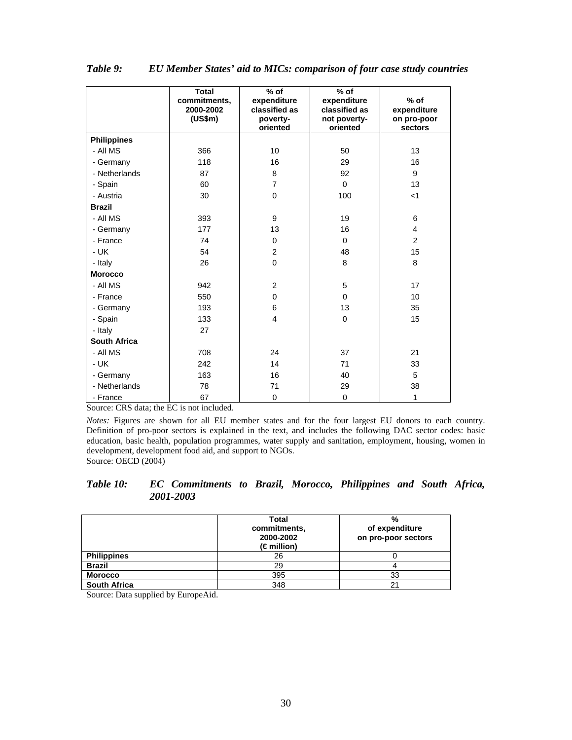*Table 9: EU Member States' aid to MICs: comparison of four case study countries*

| | Total commitments, 2000-2002 (US$m) | % of expenditure classified as poverty-oriented | % of expenditure classified as not poverty-oriented | % of expenditure on pro-poor sectors |
|---|---|---|---|---|
| **Philippines** | | | | |
| - All MS | 366 | 10 | 50 | 13 |
| - Germany | 118 | 16 | 29 | 16 |
| - Netherlands | 87 | 8 | 92 | 9 |
| - Spain | 60 | 7 | 0 | 13 |
| - Austria | 30 | 0 | 100 | <1 |
| **Brazil** | | | | |
| - All MS | 393 | 9 | 19 | 6 |
| - Germany | 177 | 13 | 16 | 4 |
| - France | 74 | 0 | 0 | 2 |
| - UK | 54 | 2 | 48 | 15 |
| - Italy | 26 | 0 | 8 | 8 |
| **Morocco** | | | | |
| - All MS | 942 | 2 | 5 | 17 |
| - France | 550 | 0 | 0 | 10 |
| - Germany | 193 | 6 | 13 | 35 |
| - Spain | 133 | 4 | 0 | 15 |
| - Italy | 27 | | | |
| **South Africa** | | | | |
| - All MS | 708 | 24 | 37 | 21 |
| - UK | 242 | 14 | 71 | 33 |
| - Germany | 163 | 16 | 40 | 5 |
| - Netherlands | 78 | 71 | 29 | 38 |
| - France | 67 | 0 | 0 | 1 |

Source: CRS data; the EC is not included.

*Notes:* Figures are shown for all EU member states and for the four largest EU donors to each country. Definition of pro-poor sectors is explained in the text, and includes the following DAC sector codes: basic education, basic health, population programmes, water supply and sanitation, employment, housing, women in development, development food aid, and support to NGOs.
Source: OECD (2004)

*Table 10: EC Commitments to Brazil, Morocco, Philippines and South Africa, 2001-2003*

| | Total commitments, 2000-2002 (€ million) | % of expenditure on pro-poor sectors |
|---|---|---|
| **Philippines** | 26 | 0 |
| **Brazil** | 29 | 4 |
| **Morocco** | 395 | 33 |
| **South Africa** | 348 | 21 |

Source: Data supplied by EuropeAid.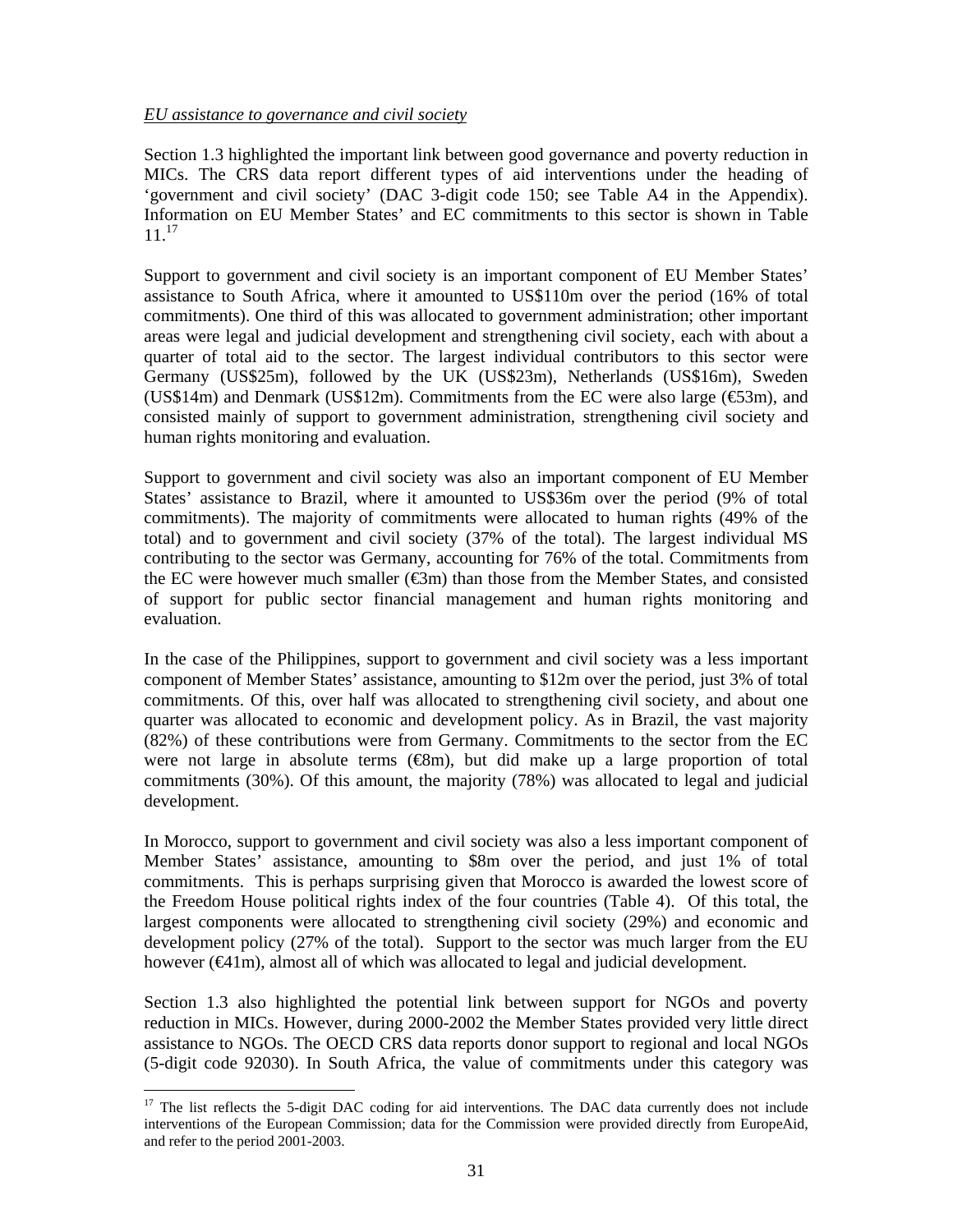*EU assistance to governance and civil society*

Section 1.3 highlighted the important link between good governance and poverty reduction in MICs. The CRS data report different types of aid interventions under the heading of 'government and civil society' (DAC 3-digit code 150; see Table A4 in the Appendix). Information on EU Member States' and EC commitments to this sector is shown in Table 11.[17]

Support to government and civil society is an important component of EU Member States' assistance to South Africa, where it amounted to US$110m over the period (16% of total commitments). One third of this was allocated to government administration; other important areas were legal and judicial development and strengthening civil society, each with about a quarter of total aid to the sector. The largest individual contributors to this sector were Germany (US$25m), followed by the UK (US$23m), Netherlands (US$16m), Sweden (US$14m) and Denmark (US$12m). Commitments from the EC were also large (€53m), and consisted mainly of support to government administration, strengthening civil society and human rights monitoring and evaluation.

Support to government and civil society was also an important component of EU Member States' assistance to Brazil, where it amounted to US$36m over the period (9% of total commitments). The majority of commitments were allocated to human rights (49% of the total) and to government and civil society (37% of the total). The largest individual MS contributing to the sector was Germany, accounting for 76% of the total. Commitments from the EC were however much smaller (€3m) than those from the Member States, and consisted of support for public sector financial management and human rights monitoring and evaluation.

In the case of the Philippines, support to government and civil society was a less important component of Member States' assistance, amounting to $12m over the period, just 3% of total commitments. Of this, over half was allocated to strengthening civil society, and about one quarter was allocated to economic and development policy. As in Brazil, the vast majority (82%) of these contributions were from Germany. Commitments to the sector from the EC were not large in absolute terms (€8m), but did make up a large proportion of total commitments (30%). Of this amount, the majority (78%) was allocated to legal and judicial development.

In Morocco, support to government and civil society was also a less important component of Member States' assistance, amounting to $8m over the period, and just 1% of total commitments. This is perhaps surprising given that Morocco is awarded the lowest score of the Freedom House political rights index of the four countries (Table 4). Of this total, the largest components were allocated to strengthening civil society (29%) and economic and development policy (27% of the total). Support to the sector was much larger from the EU however (€41m), almost all of which was allocated to legal and judicial development.

Section 1.3 also highlighted the potential link between support for NGOs and poverty reduction in MICs. However, during 2000-2002 the Member States provided very little direct assistance to NGOs. The OECD CRS data reports donor support to regional and local NGOs (5-digit code 92030). In South Africa, the value of commitments under this category was

[17] The list reflects the 5-digit DAC coding for aid interventions. The DAC data currently does not include interventions of the European Commission; data for the Commission were provided directly from EuropeAid, and refer to the period 2001-2003.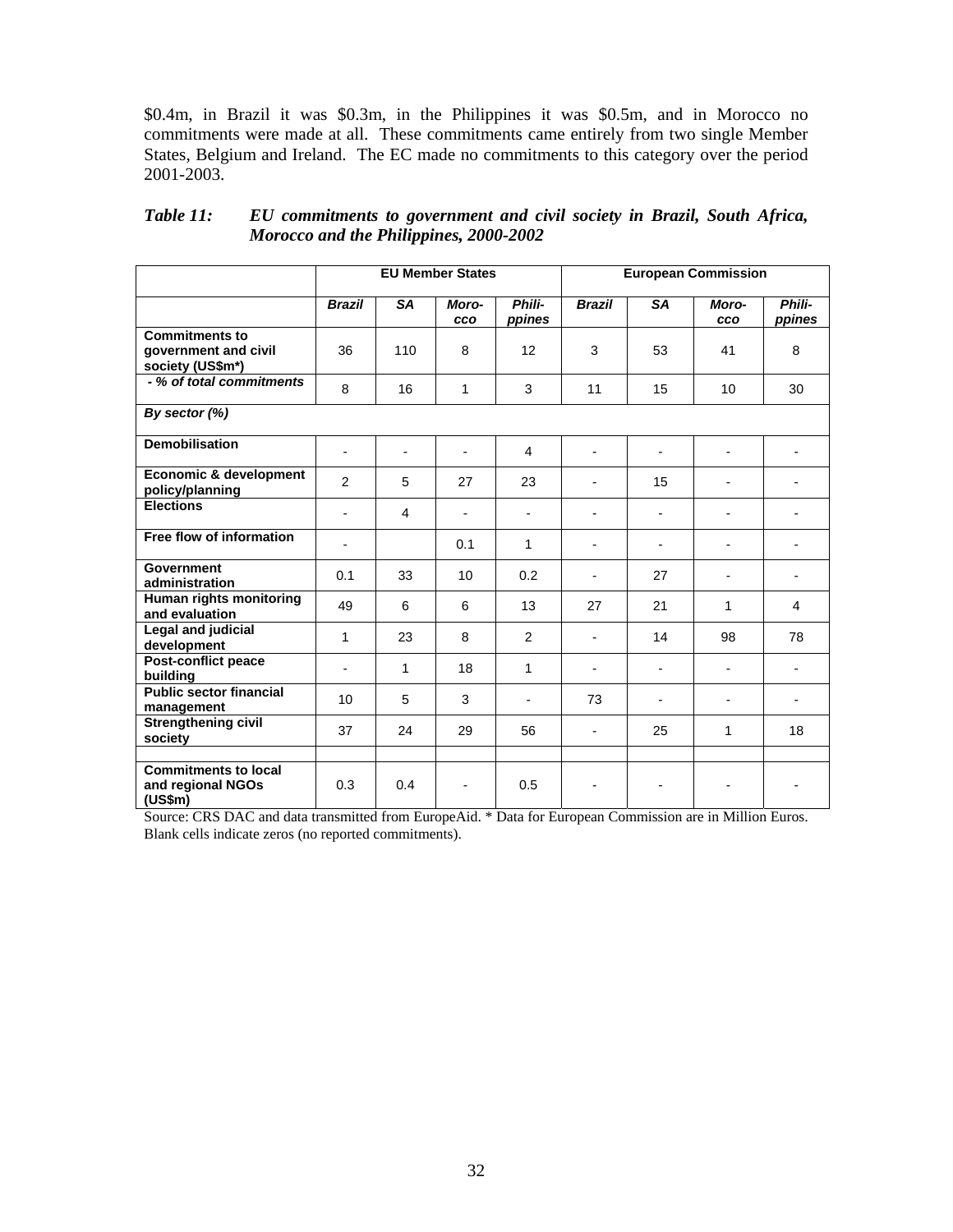$0.4m, in Brazil it was $0.3m, in the Philippines it was $0.5m, and in Morocco no commitments were made at all. These commitments came entirely from two single Member States, Belgium and Ireland. The EC made no commitments to this category over the period 2001-2003.

***Table 11: EU commitments to government and civil society in Brazil, South Africa, Morocco and the Philippines, 2000-2002***

| | **EU Member States** | | | | **European Commission** | | | |
|---|---|---|---|---|---|---|---|---|
| | ***Brazil*** | ***SA*** | ***Moro-cco*** | ***Phili-ppines*** | ***Brazil*** | ***SA*** | ***Moro-cco*** | ***Phili-ppines*** |
| **Commitments to government and civil society (US$m*)** | 36 | 110 | 8 | 12 | 3 | 53 | 41 | 8 |
| ***- % of total commitments*** | 8 | 16 | 1 | 3 | 11 | 15 | 10 | 30 |
| ***By sector (%)*** | | | | | | | | |
| **Demobilisation** | - | - | - | 4 | - | - | - | - |
| **Economic & development policy/planning** | 2 | 5 | 27 | 23 | - | 15 | - | - |
| **Elections** | - | 4 | - | - | - | - | - | - |
| **Free flow of information** | - | | 0.1 | 1 | - | - | - | - |
| **Government administration** | 0.1 | 33 | 10 | 0.2 | - | 27 | - | - |
| **Human rights monitoring and evaluation** | 49 | 6 | 6 | 13 | 27 | 21 | 1 | 4 |
| **Legal and judicial development** | 1 | 23 | 8 | 2 | - | 14 | 98 | 78 |
| **Post-conflict peace building** | - | 1 | 18 | 1 | - | - | - | - |
| **Public sector financial management** | 10 | 5 | 3 | - | 73 | - | - | - |
| **Strengthening civil society** | 37 | 24 | 29 | 56 | - | 25 | 1 | 18 |
| | | | | | | | | |
| **Commitments to local and regional NGOs (US$m)** | 0.3 | 0.4 | - | 0.5 | - | - | - | - |

Source: CRS DAC and data transmitted from EuropeAid. * Data for European Commission are in Million Euros. Blank cells indicate zeros (no reported commitments).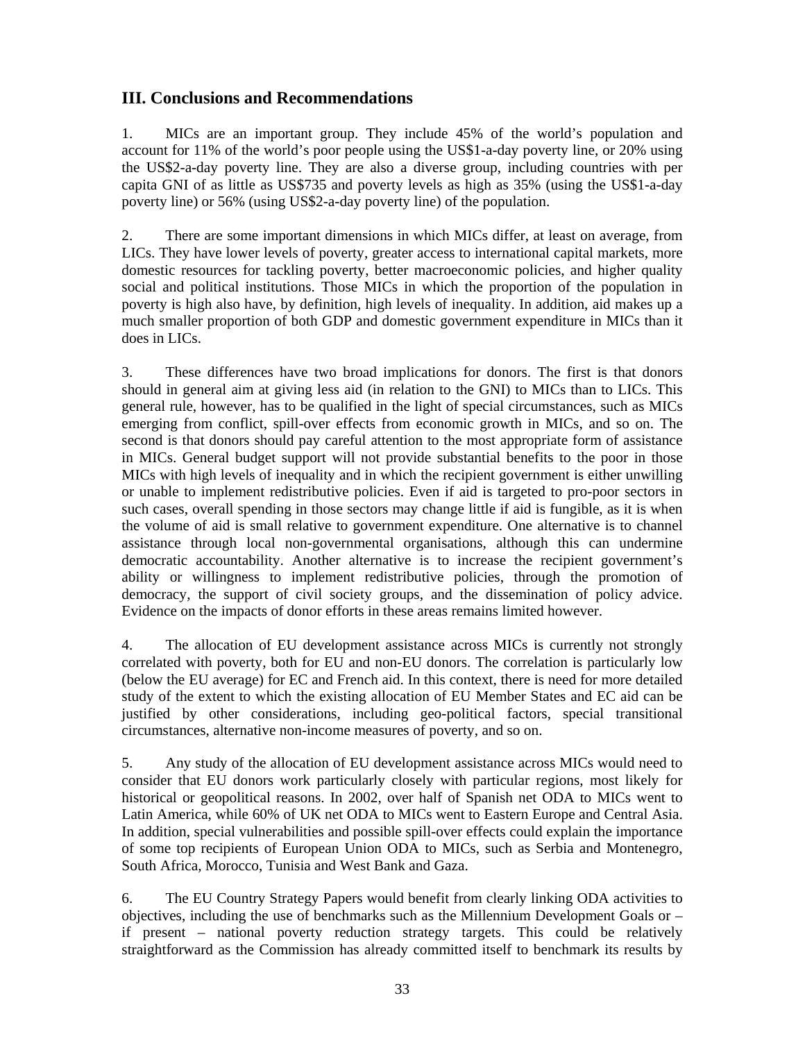## III. Conclusions and Recommendations

1. MICs are an important group. They include 45% of the world's population and account for 11% of the world's poor people using the US$1-a-day poverty line, or 20% using the US$2-a-day poverty line. They are also a diverse group, including countries with per capita GNI of as little as US$735 and poverty levels as high as 35% (using the US$1-a-day poverty line) or 56% (using US$2-a-day poverty line) of the population.

2. There are some important dimensions in which MICs differ, at least on average, from LICs. They have lower levels of poverty, greater access to international capital markets, more domestic resources for tackling poverty, better macroeconomic policies, and higher quality social and political institutions. Those MICs in which the proportion of the population in poverty is high also have, by definition, high levels of inequality. In addition, aid makes up a much smaller proportion of both GDP and domestic government expenditure in MICs than it does in LICs.

3. These differences have two broad implications for donors. The first is that donors should in general aim at giving less aid (in relation to the GNI) to MICs than to LICs. This general rule, however, has to be qualified in the light of special circumstances, such as MICs emerging from conflict, spill-over effects from economic growth in MICs, and so on. The second is that donors should pay careful attention to the most appropriate form of assistance in MICs. General budget support will not provide substantial benefits to the poor in those MICs with high levels of inequality and in which the recipient government is either unwilling or unable to implement redistributive policies. Even if aid is targeted to pro-poor sectors in such cases, overall spending in those sectors may change little if aid is fungible, as it is when the volume of aid is small relative to government expenditure. One alternative is to channel assistance through local non-governmental organisations, although this can undermine democratic accountability. Another alternative is to increase the recipient government's ability or willingness to implement redistributive policies, through the promotion of democracy, the support of civil society groups, and the dissemination of policy advice. Evidence on the impacts of donor efforts in these areas remains limited however.

4. The allocation of EU development assistance across MICs is currently not strongly correlated with poverty, both for EU and non-EU donors. The correlation is particularly low (below the EU average) for EC and French aid. In this context, there is need for more detailed study of the extent to which the existing allocation of EU Member States and EC aid can be justified by other considerations, including geo-political factors, special transitional circumstances, alternative non-income measures of poverty, and so on.

5. Any study of the allocation of EU development assistance across MICs would need to consider that EU donors work particularly closely with particular regions, most likely for historical or geopolitical reasons. In 2002, over half of Spanish net ODA to MICs went to Latin America, while 60% of UK net ODA to MICs went to Eastern Europe and Central Asia. In addition, special vulnerabilities and possible spill-over effects could explain the importance of some top recipients of European Union ODA to MICs, such as Serbia and Montenegro, South Africa, Morocco, Tunisia and West Bank and Gaza.

6. The EU Country Strategy Papers would benefit from clearly linking ODA activities to objectives, including the use of benchmarks such as the Millennium Development Goals or – if present – national poverty reduction strategy targets. This could be relatively straightforward as the Commission has already committed itself to benchmark its results by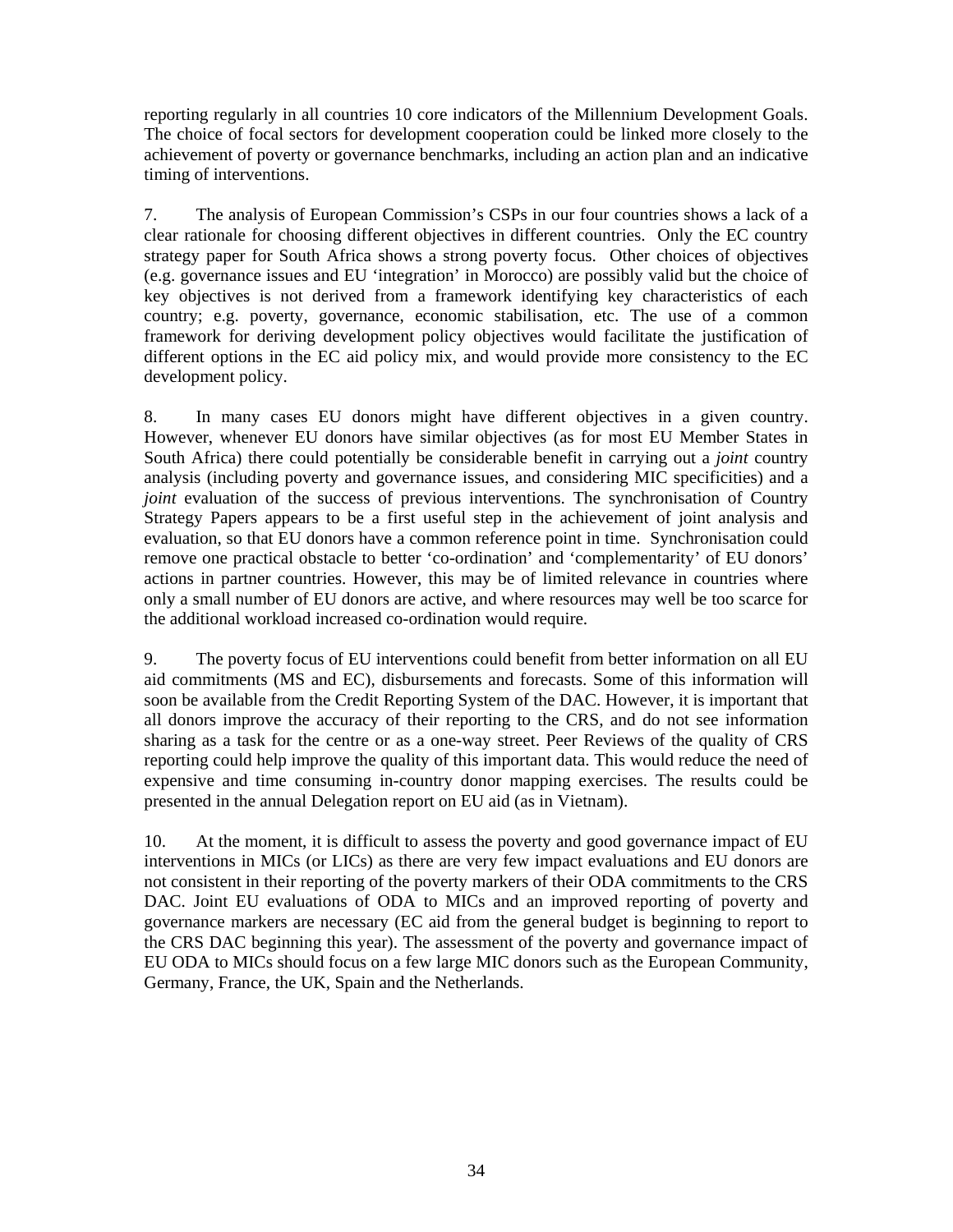reporting regularly in all countries 10 core indicators of the Millennium Development Goals. The choice of focal sectors for development cooperation could be linked more closely to the achievement of poverty or governance benchmarks, including an action plan and an indicative timing of interventions.

7. The analysis of European Commission's CSPs in our four countries shows a lack of a clear rationale for choosing different objectives in different countries. Only the EC country strategy paper for South Africa shows a strong poverty focus. Other choices of objectives (e.g. governance issues and EU 'integration' in Morocco) are possibly valid but the choice of key objectives is not derived from a framework identifying key characteristics of each country; e.g. poverty, governance, economic stabilisation, etc. The use of a common framework for deriving development policy objectives would facilitate the justification of different options in the EC aid policy mix, and would provide more consistency to the EC development policy.

8. In many cases EU donors might have different objectives in a given country. However, whenever EU donors have similar objectives (as for most EU Member States in South Africa) there could potentially be considerable benefit in carrying out a *joint* country analysis (including poverty and governance issues, and considering MIC specificities) and a *joint* evaluation of the success of previous interventions. The synchronisation of Country Strategy Papers appears to be a first useful step in the achievement of joint analysis and evaluation, so that EU donors have a common reference point in time. Synchronisation could remove one practical obstacle to better 'co-ordination' and 'complementarity' of EU donors' actions in partner countries. However, this may be of limited relevance in countries where only a small number of EU donors are active, and where resources may well be too scarce for the additional workload increased co-ordination would require.

9. The poverty focus of EU interventions could benefit from better information on all EU aid commitments (MS and EC), disbursements and forecasts. Some of this information will soon be available from the Credit Reporting System of the DAC. However, it is important that all donors improve the accuracy of their reporting to the CRS, and do not see information sharing as a task for the centre or as a one-way street. Peer Reviews of the quality of CRS reporting could help improve the quality of this important data. This would reduce the need of expensive and time consuming in-country donor mapping exercises. The results could be presented in the annual Delegation report on EU aid (as in Vietnam).

10. At the moment, it is difficult to assess the poverty and good governance impact of EU interventions in MICs (or LICs) as there are very few impact evaluations and EU donors are not consistent in their reporting of the poverty markers of their ODA commitments to the CRS DAC. Joint EU evaluations of ODA to MICs and an improved reporting of poverty and governance markers are necessary (EC aid from the general budget is beginning to report to the CRS DAC beginning this year). The assessment of the poverty and governance impact of EU ODA to MICs should focus on a few large MIC donors such as the European Community, Germany, France, the UK, Spain and the Netherlands.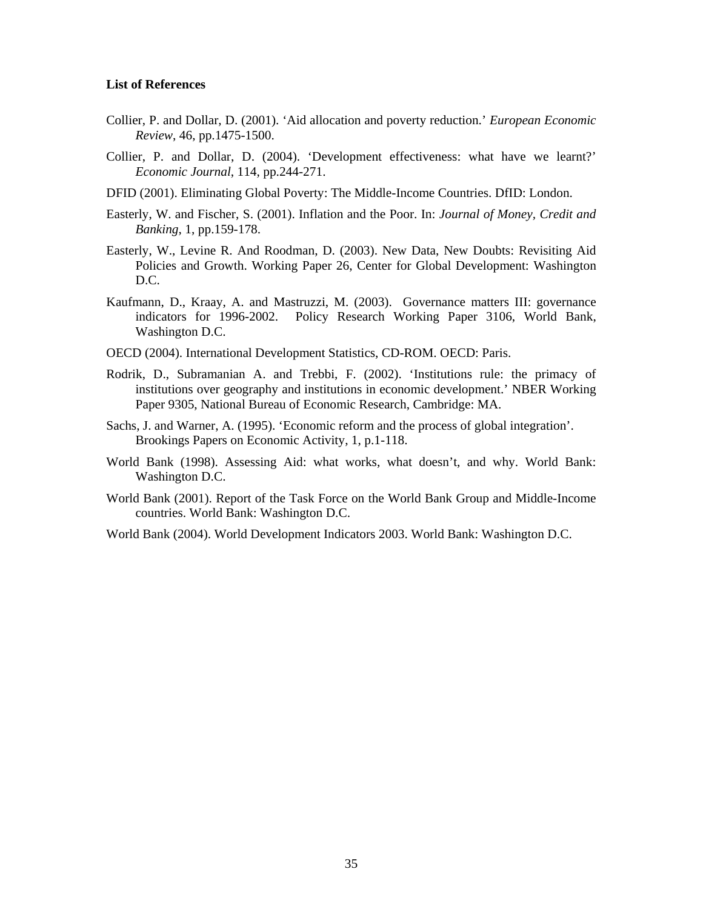**List of References**

Collier, P. and Dollar, D. (2001). 'Aid allocation and poverty reduction.' *European Economic Review*, 46, pp.1475-1500.

Collier, P. and Dollar, D. (2004). 'Development effectiveness: what have we learnt?' *Economic Journal*, 114, pp.244-271.

DFID (2001). Eliminating Global Poverty: The Middle-Income Countries. DfID: London.

Easterly, W. and Fischer, S. (2001). Inflation and the Poor. In: *Journal of Money, Credit and Banking*, 1, pp.159-178.

Easterly, W., Levine R. And Roodman, D. (2003). New Data, New Doubts: Revisiting Aid Policies and Growth. Working Paper 26, Center for Global Development: Washington D.C.

Kaufmann, D., Kraay, A. and Mastruzzi, M. (2003). Governance matters III: governance indicators for 1996-2002. Policy Research Working Paper 3106, World Bank, Washington D.C.

OECD (2004). International Development Statistics, CD-ROM. OECD: Paris.

Rodrik, D., Subramanian A. and Trebbi, F. (2002). 'Institutions rule: the primacy of institutions over geography and institutions in economic development.' NBER Working Paper 9305, National Bureau of Economic Research, Cambridge: MA.

Sachs, J. and Warner, A. (1995). 'Economic reform and the process of global integration'. Brookings Papers on Economic Activity, 1, p.1-118.

World Bank (1998). Assessing Aid: what works, what doesn't, and why. World Bank: Washington D.C.

World Bank (2001). Report of the Task Force on the World Bank Group and Middle-Income countries. World Bank: Washington D.C.

World Bank (2004). World Development Indicators 2003. World Bank: Washington D.C.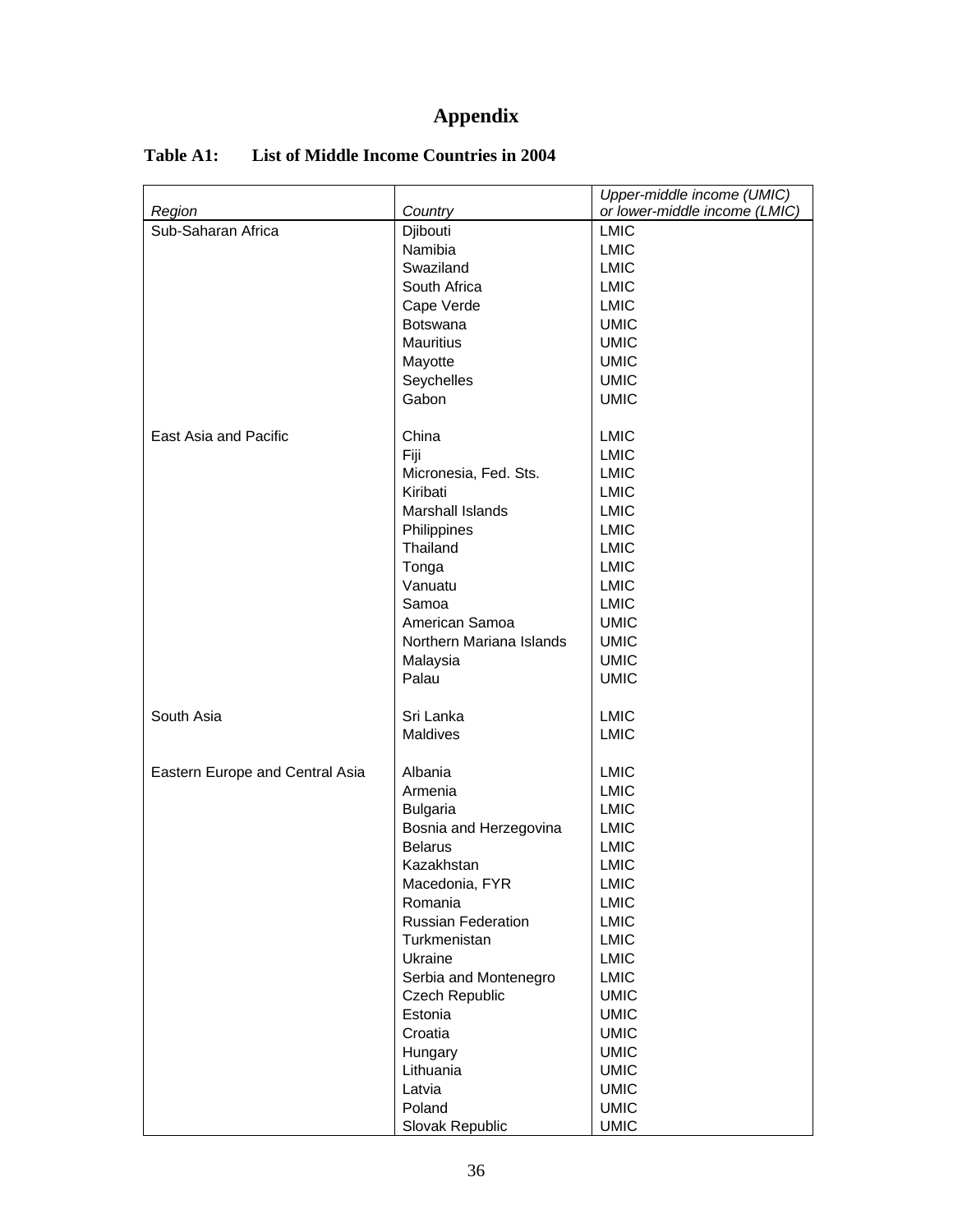# Appendix

**Table A1: List of Middle Income Countries in 2004**

| *Region* | *Country* | *Upper-middle income (UMIC) or lower-middle income (LMIC)* |
|---|---|---|
| Sub-Saharan Africa | Djibouti | LMIC |
| | Namibia | LMIC |
| | Swaziland | LMIC |
| | South Africa | LMIC |
| | Cape Verde | LMIC |
| | Botswana | UMIC |
| | Mauritius | UMIC |
| | Mayotte | UMIC |
| | Seychelles | UMIC |
| | Gabon | UMIC |
| East Asia and Pacific | China | LMIC |
| | Fiji | LMIC |
| | Micronesia, Fed. Sts. | LMIC |
| | Kiribati | LMIC |
| | Marshall Islands | LMIC |
| | Philippines | LMIC |
| | Thailand | LMIC |
| | Tonga | LMIC |
| | Vanuatu | LMIC |
| | Samoa | LMIC |
| | American Samoa | UMIC |
| | Northern Mariana Islands | UMIC |
| | Malaysia | UMIC |
| | Palau | UMIC |
| South Asia | Sri Lanka | LMIC |
| | Maldives | LMIC |
| Eastern Europe and Central Asia | Albania | LMIC |
| | Armenia | LMIC |
| | Bulgaria | LMIC |
| | Bosnia and Herzegovina | LMIC |
| | Belarus | LMIC |
| | Kazakhstan | LMIC |
| | Macedonia, FYR | LMIC |
| | Romania | LMIC |
| | Russian Federation | LMIC |
| | Turkmenistan | LMIC |
| | Ukraine | LMIC |
| | Serbia and Montenegro | LMIC |
| | Czech Republic | UMIC |
| | Estonia | UMIC |
| | Croatia | UMIC |
| | Hungary | UMIC |
| | Lithuania | UMIC |
| | Latvia | UMIC |
| | Poland | UMIC |
| | Slovak Republic | UMIC |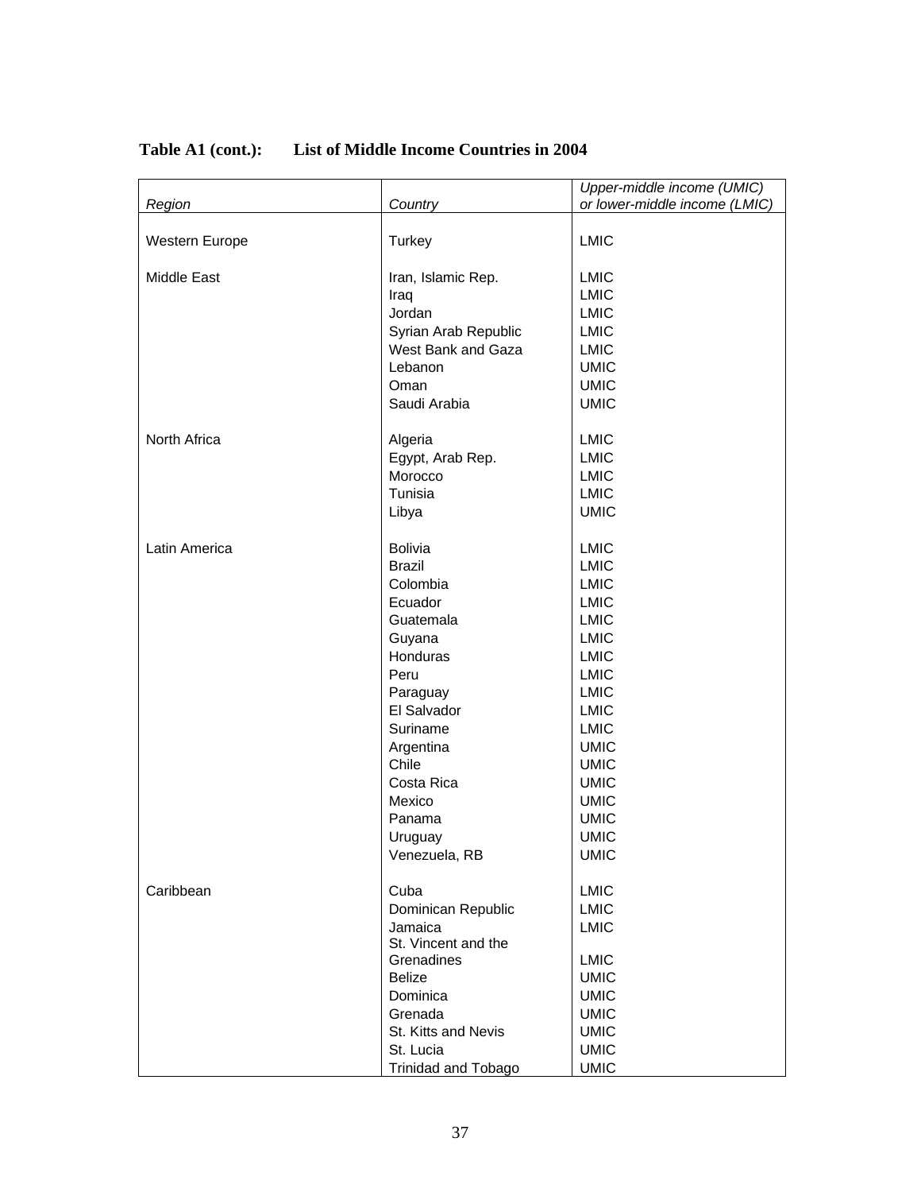**Table A1 (cont.): List of Middle Income Countries in 2004**

| *Region* | *Country* | *Upper-middle income (UMIC) or lower-middle income (LMIC)* |
|---|---|---|
| Western Europe | Turkey | LMIC |
| Middle East | Iran, Islamic Rep. | LMIC |
| | Iraq | LMIC |
| | Jordan | LMIC |
| | Syrian Arab Republic | LMIC |
| | West Bank and Gaza | LMIC |
| | Lebanon | UMIC |
| | Oman | UMIC |
| | Saudi Arabia | UMIC |
| North Africa | Algeria | LMIC |
| | Egypt, Arab Rep. | LMIC |
| | Morocco | LMIC |
| | Tunisia | LMIC |
| | Libya | UMIC |
| Latin America | Bolivia | LMIC |
| | Brazil | LMIC |
| | Colombia | LMIC |
| | Ecuador | LMIC |
| | Guatemala | LMIC |
| | Guyana | LMIC |
| | Honduras | LMIC |
| | Peru | LMIC |
| | Paraguay | LMIC |
| | El Salvador | LMIC |
| | Suriname | LMIC |
| | Argentina | UMIC |
| | Chile | UMIC |
| | Costa Rica | UMIC |
| | Mexico | UMIC |
| | Panama | UMIC |
| | Uruguay | UMIC |
| | Venezuela, RB | UMIC |
| Caribbean | Cuba | LMIC |
| | Dominican Republic | LMIC |
| | Jamaica | LMIC |
| | St. Vincent and the Grenadines | LMIC |
| | Belize | UMIC |
| | Dominica | UMIC |
| | Grenada | UMIC |
| | St. Kitts and Nevis | UMIC |
| | St. Lucia | UMIC |
| | Trinidad and Tobago | UMIC |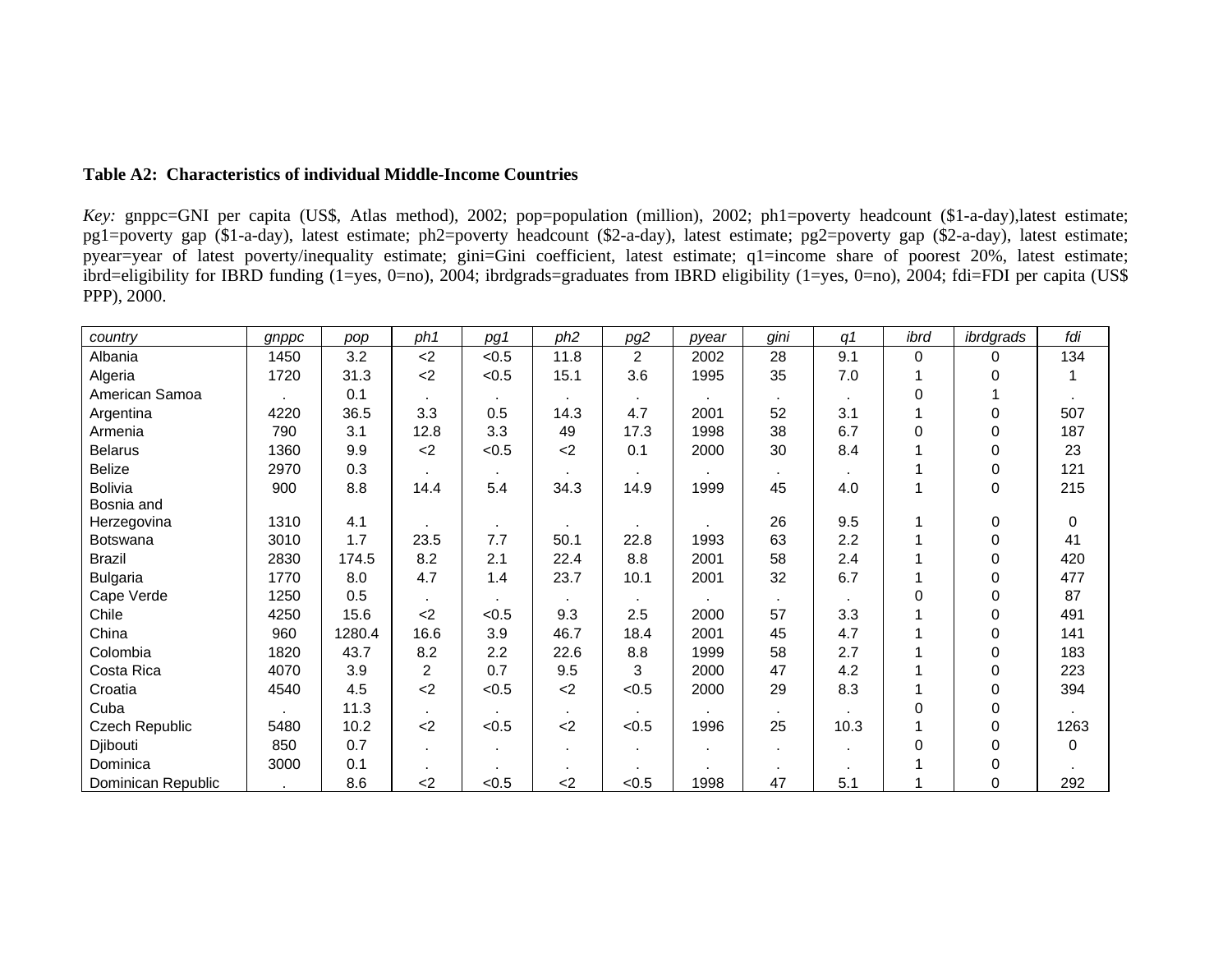**Table A2: Characteristics of individual Middle-Income Countries**

*Key:* gnppc=GNI per capita (US$, Atlas method), 2002; pop=population (million), 2002; ph1=poverty headcount ($1-a-day),latest estimate; pg1=poverty gap ($1-a-day), latest estimate; ph2=poverty headcount ($2-a-day), latest estimate; pg2=poverty gap ($2-a-day), latest estimate; pyear=year of latest poverty/inequality estimate; gini=Gini coefficient, latest estimate; q1=income share of poorest 20%, latest estimate; ibrd=eligibility for IBRD funding (1=yes, 0=no), 2004; ibrdgrads=graduates from IBRD eligibility (1=yes, 0=no), 2004; fdi=FDI per capita (US$ PPP), 2000.

| *country* | *gnppc* | *pop* | *ph1* | *pg1* | *ph2* | *pg2* | *pyear* | *gini* | *q1* | *ibrd* | *ibrdgrads* | *fdi* |
|---|---|---|---|---|---|---|---|---|---|---|---|---|
| Albania | 1450 | 3.2 | <2 | <0.5 | 11.8 | 2 | 2002 | 28 | 9.1 | 0 | 0 | 134 |
| Algeria | 1720 | 31.3 | <2 | <0.5 | 15.1 | 3.6 | 1995 | 35 | 7.0 | 1 | 0 | 1 |
| American Samoa | . | 0.1 | . | . | . | . | . | . | . | 0 | 1 | . |
| Argentina | 4220 | 36.5 | 3.3 | 0.5 | 14.3 | 4.7 | 2001 | 52 | 3.1 | 1 | 0 | 507 |
| Armenia | 790 | 3.1 | 12.8 | 3.3 | 49 | 17.3 | 1998 | 38 | 6.7 | 0 | 0 | 187 |
| Belarus | 1360 | 9.9 | <2 | <0.5 | <2 | 0.1 | 2000 | 30 | 8.4 | 1 | 0 | 23 |
| Belize | 2970 | 0.3 | . | . | . | . | . | . | . | 1 | 0 | 121 |
| Bolivia | 900 | 8.8 | 14.4 | 5.4 | 34.3 | 14.9 | 1999 | 45 | 4.0 | 1 | 0 | 215 |
| Bosnia and Herzegovina | 1310 | 4.1 | . | . | . | . | . | 26 | 9.5 | 1 | 0 | 0 |
| Botswana | 3010 | 1.7 | 23.5 | 7.7 | 50.1 | 22.8 | 1993 | 63 | 2.2 | 1 | 0 | 41 |
| Brazil | 2830 | 174.5 | 8.2 | 2.1 | 22.4 | 8.8 | 2001 | 58 | 2.4 | 1 | 0 | 420 |
| Bulgaria | 1770 | 8.0 | 4.7 | 1.4 | 23.7 | 10.1 | 2001 | 32 | 6.7 | 1 | 0 | 477 |
| Cape Verde | 1250 | 0.5 | . | . | . | . | . | . | . | 0 | 0 | 87 |
| Chile | 4250 | 15.6 | <2 | <0.5 | 9.3 | 2.5 | 2000 | 57 | 3.3 | 1 | 0 | 491 |
| China | 960 | 1280.4 | 16.6 | 3.9 | 46.7 | 18.4 | 2001 | 45 | 4.7 | 1 | 0 | 141 |
| Colombia | 1820 | 43.7 | 8.2 | 2.2 | 22.6 | 8.8 | 1999 | 58 | 2.7 | 1 | 0 | 183 |
| Costa Rica | 4070 | 3.9 | 2 | 0.7 | 9.5 | 3 | 2000 | 47 | 4.2 | 1 | 0 | 223 |
| Croatia | 4540 | 4.5 | <2 | <0.5 | <2 | <0.5 | 2000 | 29 | 8.3 | 1 | 0 | 394 |
| Cuba | . | 11.3 | . | . | . | . | . | . | . | 0 | 0 | . |
| Czech Republic | 5480 | 10.2 | <2 | <0.5 | <2 | <0.5 | 1996 | 25 | 10.3 | 1 | 0 | 1263 |
| Djibouti | 850 | 0.7 | . | . | . | . | . | . | . | 0 | 0 | 0 |
| Dominica | 3000 | 0.1 | . | . | . | . | . | . | . | 1 | 0 | . |
| Dominican Republic | . | 8.6 | <2 | <0.5 | <2 | <0.5 | 1998 | 47 | 5.1 | 1 | 0 | 292 |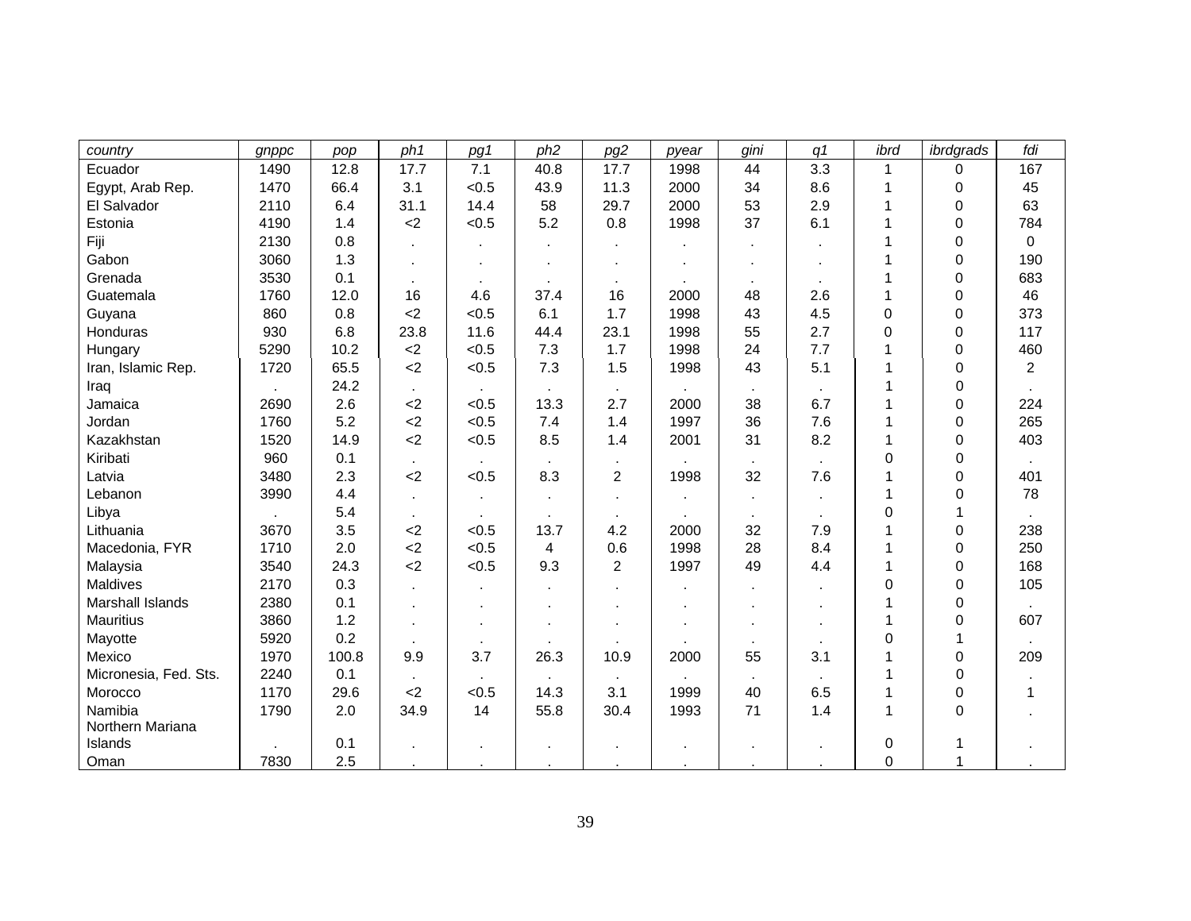| *country* | *gnppc* | *pop* | *ph1* | *pg1* | *ph2* | *pg2* | *pyear* | *gini* | *q1* | *ibrd* | *ibrdgrads* | *fdi* |
|---|---|---|---|---|---|---|---|---|---|---|---|---|
| Ecuador | 1490 | 12.8 | 17.7 | 7.1 | 40.8 | 17.7 | 1998 | 44 | 3.3 | 1 | 0 | 167 |
| Egypt, Arab Rep. | 1470 | 66.4 | 3.1 | <0.5 | 43.9 | 11.3 | 2000 | 34 | 8.6 | 1 | 0 | 45 |
| El Salvador | 2110 | 6.4 | 31.1 | 14.4 | 58 | 29.7 | 2000 | 53 | 2.9 | 1 | 0 | 63 |
| Estonia | 4190 | 1.4 | <2 | <0.5 | 5.2 | 0.8 | 1998 | 37 | 6.1 | 1 | 0 | 784 |
| Fiji | 2130 | 0.8 | . | . | . | . | . | . | . | 1 | 0 | 0 |
| Gabon | 3060 | 1.3 | . | . | . | . | . | . | . | 1 | 0 | 190 |
| Grenada | 3530 | 0.1 | . | . | . | . | . | . | . | 1 | 0 | 683 |
| Guatemala | 1760 | 12.0 | 16 | 4.6 | 37.4 | 16 | 2000 | 48 | 2.6 | 1 | 0 | 46 |
| Guyana | 860 | 0.8 | <2 | <0.5 | 6.1 | 1.7 | 1998 | 43 | 4.5 | 0 | 0 | 373 |
| Honduras | 930 | 6.8 | 23.8 | 11.6 | 44.4 | 23.1 | 1998 | 55 | 2.7 | 0 | 0 | 117 |
| Hungary | 5290 | 10.2 | <2 | <0.5 | 7.3 | 1.7 | 1998 | 24 | 7.7 | 1 | 0 | 460 |
| Iran, Islamic Rep. | 1720 | 65.5 | <2 | <0.5 | 7.3 | 1.5 | 1998 | 43 | 5.1 | 1 | 0 | 2 |
| Iraq | . | 24.2 | . | . | . | . | . | . | . | 1 | 0 | . |
| Jamaica | 2690 | 2.6 | <2 | <0.5 | 13.3 | 2.7 | 2000 | 38 | 6.7 | 1 | 0 | 224 |
| Jordan | 1760 | 5.2 | <2 | <0.5 | 7.4 | 1.4 | 1997 | 36 | 7.6 | 1 | 0 | 265 |
| Kazakhstan | 1520 | 14.9 | <2 | <0.5 | 8.5 | 1.4 | 2001 | 31 | 8.2 | 1 | 0 | 403 |
| Kiribati | 960 | 0.1 | . | . | . | . | . | . | . | 0 | 0 | . |
| Latvia | 3480 | 2.3 | <2 | <0.5 | 8.3 | 2 | 1998 | 32 | 7.6 | 1 | 0 | 401 |
| Lebanon | 3990 | 4.4 | . | . | . | . | . | . | . | 1 | 0 | 78 |
| Libya | . | 5.4 | . | . | . | . | . | . | . | 0 | 1 | . |
| Lithuania | 3670 | 3.5 | <2 | <0.5 | 13.7 | 4.2 | 2000 | 32 | 7.9 | 1 | 0 | 238 |
| Macedonia, FYR | 1710 | 2.0 | <2 | <0.5 | 4 | 0.6 | 1998 | 28 | 8.4 | 1 | 0 | 250 |
| Malaysia | 3540 | 24.3 | <2 | <0.5 | 9.3 | 2 | 1997 | 49 | 4.4 | 1 | 0 | 168 |
| Maldives | 2170 | 0.3 | . | . | . | . | . | . | . | 0 | 0 | 105 |
| Marshall Islands | 2380 | 0.1 | . | . | . | . | . | . | . | 1 | 0 | . |
| Mauritius | 3860 | 1.2 | . | . | . | . | . | . | . | 1 | 0 | 607 |
| Mayotte | 5920 | 0.2 | . | . | . | . | . | . | . | 0 | 1 | . |
| Mexico | 1970 | 100.8 | 9.9 | 3.7 | 26.3 | 10.9 | 2000 | 55 | 3.1 | 1 | 0 | 209 |
| Micronesia, Fed. Sts. | 2240 | 0.1 | . | . | . | . | . | . | . | 1 | 0 | . |
| Morocco | 1170 | 29.6 | <2 | <0.5 | 14.3 | 3.1 | 1999 | 40 | 6.5 | 1 | 0 | 1 |
| Namibia | 1790 | 2.0 | 34.9 | 14 | 55.8 | 30.4 | 1993 | 71 | 1.4 | 1 | 0 | . |
| Northern Mariana Islands | . | 0.1 | . | . | . | . | . | . | . | 0 | 1 | . |
| Oman | 7830 | 2.5 | . | . | . | . | . | . | . | 0 | 1 | . |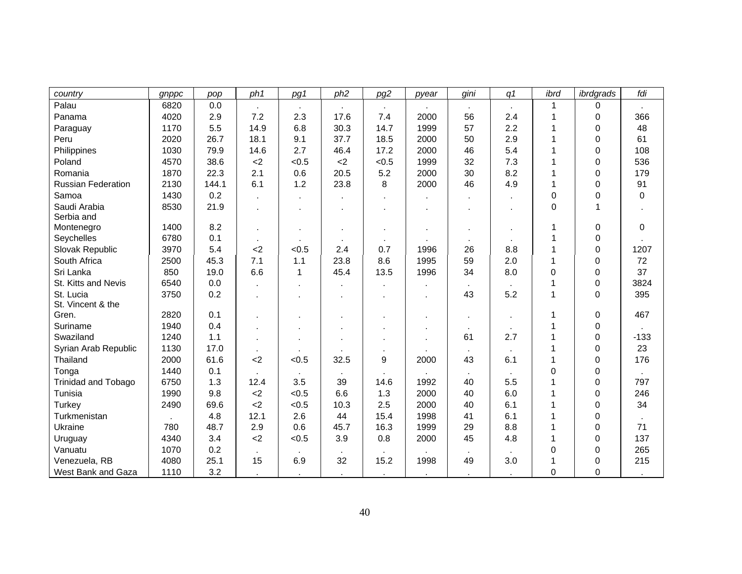| country | gnppc | pop | ph1 | pg1 | ph2 | pg2 | pyear | gini | q1 | ibrd | ibrdgrads | fdi |
|---|---|---|---|---|---|---|---|---|---|---|---|---|
| Palau | 6820 | 0.0 | . | . | . | . | . | . | . | 1 | 0 | . |
| Panama | 4020 | 2.9 | 7.2 | 2.3 | 17.6 | 7.4 | 2000 | 56 | 2.4 | 1 | 0 | 366 |
| Paraguay | 1170 | 5.5 | 14.9 | 6.8 | 30.3 | 14.7 | 1999 | 57 | 2.2 | 1 | 0 | 48 |
| Peru | 2020 | 26.7 | 18.1 | 9.1 | 37.7 | 18.5 | 2000 | 50 | 2.9 | 1 | 0 | 61 |
| Philippines | 1030 | 79.9 | 14.6 | 2.7 | 46.4 | 17.2 | 2000 | 46 | 5.4 | 1 | 0 | 108 |
| Poland | 4570 | 38.6 | <2 | <0.5 | <2 | <0.5 | 1999 | 32 | 7.3 | 1 | 0 | 536 |
| Romania | 1870 | 22.3 | 2.1 | 0.6 | 20.5 | 5.2 | 2000 | 30 | 8.2 | 1 | 0 | 179 |
| Russian Federation | 2130 | 144.1 | 6.1 | 1.2 | 23.8 | 8 | 2000 | 46 | 4.9 | 1 | 0 | 91 |
| Samoa | 1430 | 0.2 | . | . | . | . | . | . | . | 0 | 0 | 0 |
| Saudi Arabia | 8530 | 21.9 | . | . | . | . | . | . | . | 0 | 1 | . |
| Serbia and Montenegro | 1400 | 8.2 | . | . | . | . | . | . | . | 1 | 0 | 0 |
| Seychelles | 6780 | 0.1 | . | . | . | . | . | . | . | 1 | 0 | . |
| Slovak Republic | 3970 | 5.4 | <2 | <0.5 | 2.4 | 0.7 | 1996 | 26 | 8.8 | 1 | 0 | 1207 |
| South Africa | 2500 | 45.3 | 7.1 | 1.1 | 23.8 | 8.6 | 1995 | 59 | 2.0 | 1 | 0 | 72 |
| Sri Lanka | 850 | 19.0 | 6.6 | 1 | 45.4 | 13.5 | 1996 | 34 | 8.0 | 0 | 0 | 37 |
| St. Kitts and Nevis | 6540 | 0.0 | . | . | . | . | . | . | . | 1 | 0 | 3824 |
| St. Lucia | 3750 | 0.2 | . | . | . | . | . | 43 | 5.2 | 1 | 0 | 395 |
| St. Vincent & the Gren. | 2820 | 0.1 | . | . | . | . | . | . | . | 1 | 0 | 467 |
| Suriname | 1940 | 0.4 | . | . | . | . | . | . | . | 1 | 0 | . |
| Swaziland | 1240 | 1.1 | . | . | . | . | . | 61 | 2.7 | 1 | 0 | -133 |
| Syrian Arab Republic | 1130 | 17.0 | . | . | . | . | . | . | . | 1 | 0 | 23 |
| Thailand | 2000 | 61.6 | <2 | <0.5 | 32.5 | 9 | 2000 | 43 | 6.1 | 1 | 0 | 176 |
| Tonga | 1440 | 0.1 | . | . | . | . | . | . | . | 0 | 0 | . |
| Trinidad and Tobago | 6750 | 1.3 | 12.4 | 3.5 | 39 | 14.6 | 1992 | 40 | 5.5 | 1 | 0 | 797 |
| Tunisia | 1990 | 9.8 | <2 | <0.5 | 6.6 | 1.3 | 2000 | 40 | 6.0 | 1 | 0 | 246 |
| Turkey | 2490 | 69.6 | <2 | <0.5 | 10.3 | 2.5 | 2000 | 40 | 6.1 | 1 | 0 | 34 |
| Turkmenistan | . | 4.8 | 12.1 | 2.6 | 44 | 15.4 | 1998 | 41 | 6.1 | 1 | 0 | . |
| Ukraine | 780 | 48.7 | 2.9 | 0.6 | 45.7 | 16.3 | 1999 | 29 | 8.8 | 1 | 0 | 71 |
| Uruguay | 4340 | 3.4 | <2 | <0.5 | 3.9 | 0.8 | 2000 | 45 | 4.8 | 1 | 0 | 137 |
| Vanuatu | 1070 | 0.2 | . | . | . | . | . | . | . | 0 | 0 | 265 |
| Venezuela, RB | 4080 | 25.1 | 15 | 6.9 | 32 | 15.2 | 1998 | 49 | 3.0 | 1 | 0 | 215 |
| West Bank and Gaza | 1110 | 3.2 | . | . | . | . | . | . | . | 0 | 0 | . |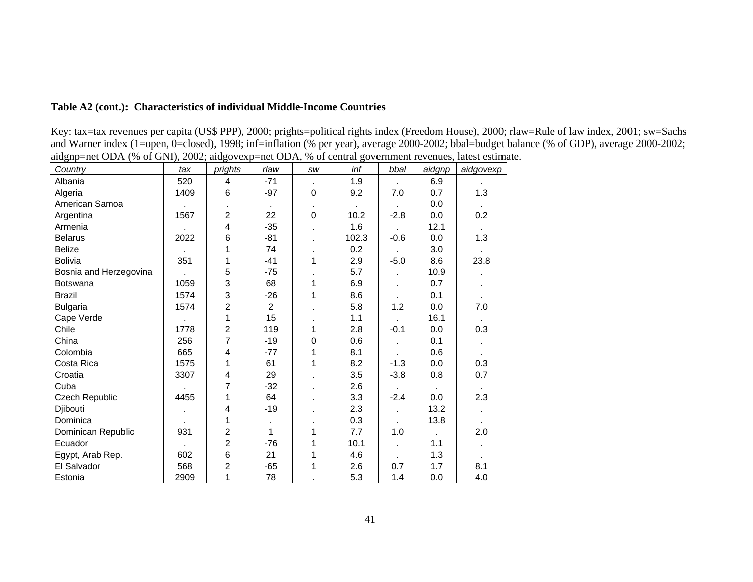**Table A2 (cont.): Characteristics of individual Middle-Income Countries**

Key: tax=tax revenues per capita (US$ PPP), 2000; prights=political rights index (Freedom House), 2000; rlaw=Rule of law index, 2001; sw=Sachs and Warner index (1=open, 0=closed), 1998; inf=inflation (% per year), average 2000-2002; bbal=budget balance (% of GDP), average 2000-2002; aidgnp=net ODA (% of GNI), 2002; aidgovexp=net ODA, % of central government revenues, latest estimate.

| *Country* | *tax* | *prights* | *rlaw* | *sw* | *inf* | *bbal* | *aidgnp* | *aidgovexp* |
|---|---|---|---|---|---|---|---|---|
| Albania | 520 | 4 | -71 | . | 1.9 | . | 6.9 | . |
| Algeria | 1409 | 6 | -97 | 0 | 9.2 | 7.0 | 0.7 | 1.3 |
| American Samoa | . | . | . | . | . | . | 0.0 | . |
| Argentina | 1567 | 2 | 22 | 0 | 10.2 | -2.8 | 0.0 | 0.2 |
| Armenia | . | 4 | -35 | . | 1.6 | . | 12.1 | . |
| Belarus | 2022 | 6 | -81 | . | 102.3 | -0.6 | 0.0 | 1.3 |
| Belize | . | 1 | 74 | . | 0.2 | . | 3.0 | . |
| Bolivia | 351 | 1 | -41 | 1 | 2.9 | -5.0 | 8.6 | 23.8 |
| Bosnia and Herzegovina | . | 5 | -75 | . | 5.7 | . | 10.9 | . |
| Botswana | 1059 | 3 | 68 | 1 | 6.9 | . | 0.7 | . |
| Brazil | 1574 | 3 | -26 | 1 | 8.6 | . | 0.1 | . |
| Bulgaria | 1574 | 2 | 2 | . | 5.8 | 1.2 | 0.0 | 7.0 |
| Cape Verde | . | 1 | 15 | . | 1.1 | . | 16.1 | . |
| Chile | 1778 | 2 | 119 | 1 | 2.8 | -0.1 | 0.0 | 0.3 |
| China | 256 | 7 | -19 | 0 | 0.6 | . | 0.1 | . |
| Colombia | 665 | 4 | -77 | 1 | 8.1 | . | 0.6 | . |
| Costa Rica | 1575 | 1 | 61 | 1 | 8.2 | -1.3 | 0.0 | 0.3 |
| Croatia | 3307 | 4 | 29 | . | 3.5 | -3.8 | 0.8 | 0.7 |
| Cuba | . | 7 | -32 | . | 2.6 | . | . | . |
| Czech Republic | 4455 | 1 | 64 | . | 3.3 | -2.4 | 0.0 | 2.3 |
| Djibouti | . | 4 | -19 | . | 2.3 | . | 13.2 | . |
| Dominica | . | 1 | . | . | 0.3 | . | 13.8 | . |
| Dominican Republic | 931 | 2 | 1 | 1 | 7.7 | 1.0 | . | 2.0 |
| Ecuador | . | 2 | -76 | 1 | 10.1 | . | 1.1 | . |
| Egypt, Arab Rep. | 602 | 6 | 21 | 1 | 4.6 | . | 1.3 | . |
| El Salvador | 568 | 2 | -65 | 1 | 2.6 | 0.7 | 1.7 | 8.1 |
| Estonia | 2909 | 1 | 78 | . | 5.3 | 1.4 | 0.0 | 4.0 |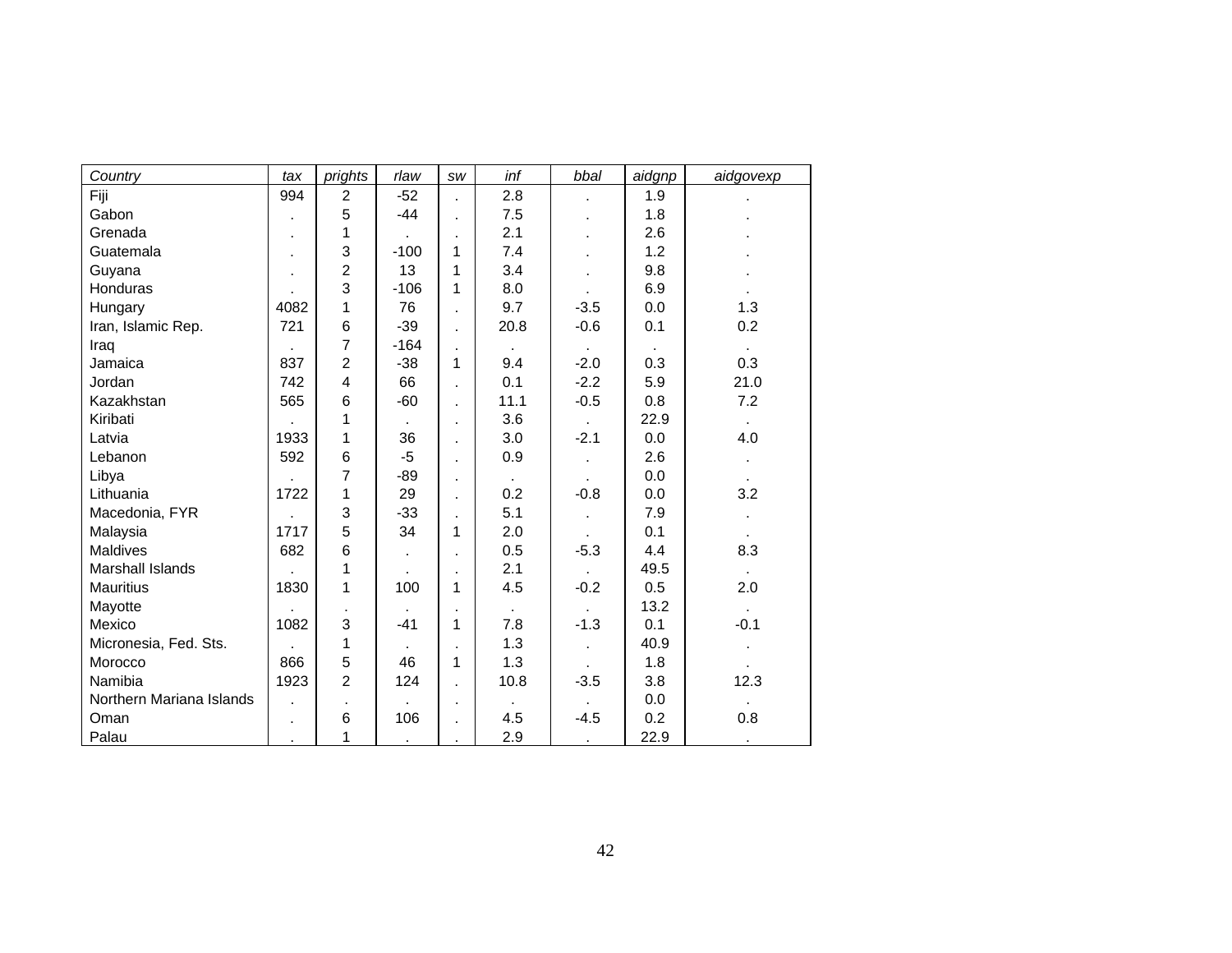| *Country* | *tax* | *prights* | *rlaw* | *sw* | *inf* | *bbal* | *aidgnp* | *aidgovexp* |
|---|---|---|---|---|---|---|---|---|
| Fiji | 994 | 2 | -52 | . | 2.8 | . | 1.9 | . |
| Gabon | . | 5 | -44 | . | 7.5 | . | 1.8 | . |
| Grenada | . | 1 | . | . | 2.1 | . | 2.6 | . |
| Guatemala | . | 3 | -100 | 1 | 7.4 | . | 1.2 | . |
| Guyana | . | 2 | 13 | 1 | 3.4 | . | 9.8 | . |
| Honduras | . | 3 | -106 | 1 | 8.0 | . | 6.9 | . |
| Hungary | 4082 | 1 | 76 | . | 9.7 | -3.5 | 0.0 | 1.3 |
| Iran, Islamic Rep. | 721 | 6 | -39 | . | 20.8 | -0.6 | 0.1 | 0.2 |
| Iraq | . | 7 | -164 | . | . | . | . | . |
| Jamaica | 837 | 2 | -38 | 1 | 9.4 | -2.0 | 0.3 | 0.3 |
| Jordan | 742 | 4 | 66 | . | 0.1 | -2.2 | 5.9 | 21.0 |
| Kazakhstan | 565 | 6 | -60 | . | 11.1 | -0.5 | 0.8 | 7.2 |
| Kiribati | . | 1 | . | . | 3.6 | . | 22.9 | . |
| Latvia | 1933 | 1 | 36 | . | 3.0 | -2.1 | 0.0 | 4.0 |
| Lebanon | 592 | 6 | -5 | . | 0.9 | . | 2.6 | . |
| Libya | . | 7 | -89 | . | . | . | 0.0 | . |
| Lithuania | 1722 | 1 | 29 | . | 0.2 | -0.8 | 0.0 | 3.2 |
| Macedonia, FYR | . | 3 | -33 | . | 5.1 | . | 7.9 | . |
| Malaysia | 1717 | 5 | 34 | 1 | 2.0 | . | 0.1 | . |
| Maldives | 682 | 6 | . | . | 0.5 | -5.3 | 4.4 | 8.3 |
| Marshall Islands | . | 1 | . | . | 2.1 | . | 49.5 | . |
| Mauritius | 1830 | 1 | 100 | 1 | 4.5 | -0.2 | 0.5 | 2.0 |
| Mayotte | . | . | . | . | . | . | 13.2 | . |
| Mexico | 1082 | 3 | -41 | 1 | 7.8 | -1.3 | 0.1 | -0.1 |
| Micronesia, Fed. Sts. | . | 1 | . | . | 1.3 | . | 40.9 | . |
| Morocco | 866 | 5 | 46 | 1 | 1.3 | . | 1.8 | . |
| Namibia | 1923 | 2 | 124 | . | 10.8 | -3.5 | 3.8 | 12.3 |
| Northern Mariana Islands | . | . | . | . | . | . | 0.0 | . |
| Oman | . | 6 | 106 | . | 4.5 | -4.5 | 0.2 | 0.8 |
| Palau | . | 1 | . | . | 2.9 | . | 22.9 | . |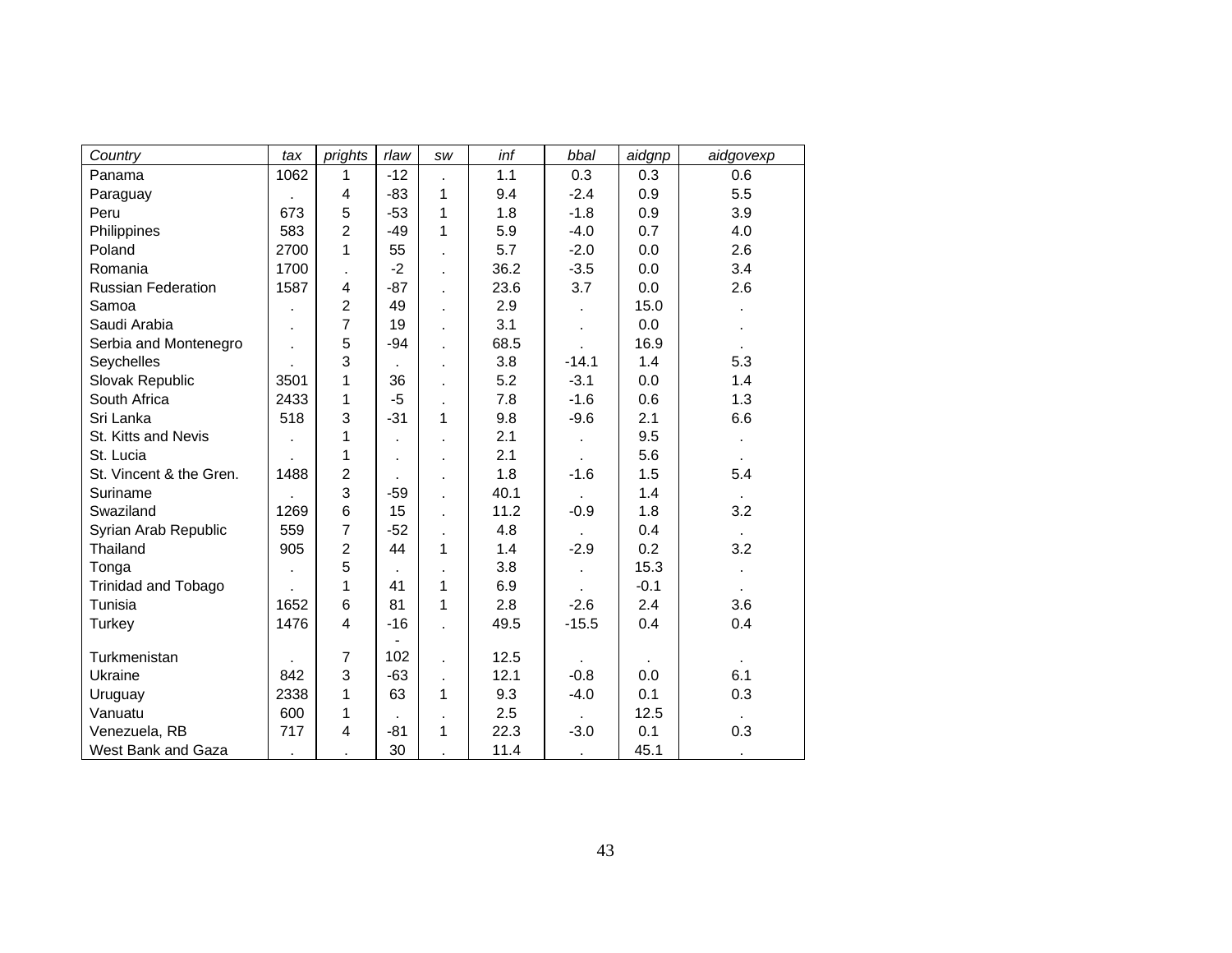| *Country* | *tax* | *prights* | *rlaw* | *sw* | *inf* | *bbal* | *aidgnp* | *aidgovexp* |
|---|---|---|---|---|---|---|---|---|
| Panama | 1062 | 1 | -12 | . | 1.1 | 0.3 | 0.3 | 0.6 |
| Paraguay | . | 4 | -83 | 1 | 9.4 | -2.4 | 0.9 | 5.5 |
| Peru | 673 | 5 | -53 | 1 | 1.8 | -1.8 | 0.9 | 3.9 |
| Philippines | 583 | 2 | -49 | 1 | 5.9 | -4.0 | 0.7 | 4.0 |
| Poland | 2700 | 1 | 55 | . | 5.7 | -2.0 | 0.0 | 2.6 |
| Romania | 1700 | . | -2 | . | 36.2 | -3.5 | 0.0 | 3.4 |
| Russian Federation | 1587 | 4 | -87 | . | 23.6 | 3.7 | 0.0 | 2.6 |
| Samoa | . | 2 | 49 | . | 2.9 | . | 15.0 | . |
| Saudi Arabia | . | 7 | 19 | . | 3.1 | . | 0.0 | . |
| Serbia and Montenegro | . | 5 | -94 | . | 68.5 | . | 16.9 | . |
| Seychelles | . | 3 | . | . | 3.8 | -14.1 | 1.4 | 5.3 |
| Slovak Republic | 3501 | 1 | 36 | . | 5.2 | -3.1 | 0.0 | 1.4 |
| South Africa | 2433 | 1 | -5 | . | 7.8 | -1.6 | 0.6 | 1.3 |
| Sri Lanka | 518 | 3 | -31 | 1 | 9.8 | -9.6 | 2.1 | 6.6 |
| St. Kitts and Nevis | . | 1 | . | . | 2.1 | . | 9.5 | . |
| St. Lucia | . | 1 | . | . | 2.1 | . | 5.6 | . |
| St. Vincent & the Gren. | 1488 | 2 | . | . | 1.8 | -1.6 | 1.5 | 5.4 |
| Suriname | . | 3 | -59 | . | 40.1 | . | 1.4 | . |
| Swaziland | 1269 | 6 | 15 | . | 11.2 | -0.9 | 1.8 | 3.2 |
| Syrian Arab Republic | 559 | 7 | -52 | . | 4.8 | . | 0.4 | . |
| Thailand | 905 | 2 | 44 | 1 | 1.4 | -2.9 | 0.2 | 3.2 |
| Tonga | . | 5 | . | . | 3.8 | . | 15.3 | . |
| Trinidad and Tobago | . | 1 | 41 | 1 | 6.9 | . | -0.1 | . |
| Tunisia | 1652 | 6 | 81 | 1 | 2.8 | -2.6 | 2.4 | 3.6 |
| Turkey | 1476 | 4 | -16 | . | 49.5 | -15.5 | 0.4 | 0.4 |
| Turkmenistan | . | 7 | -102 | . | 12.5 | . | . | . |
| Ukraine | 842 | 3 | -63 | . | 12.1 | -0.8 | 0.0 | 6.1 |
| Uruguay | 2338 | 1 | 63 | 1 | 9.3 | -4.0 | 0.1 | 0.3 |
| Vanuatu | 600 | 1 | . | . | 2.5 | . | 12.5 | . |
| Venezuela, RB | 717 | 4 | -81 | 1 | 22.3 | -3.0 | 0.1 | 0.3 |
| West Bank and Gaza | . | . | 30 | . | 11.4 | . | 45.1 | . |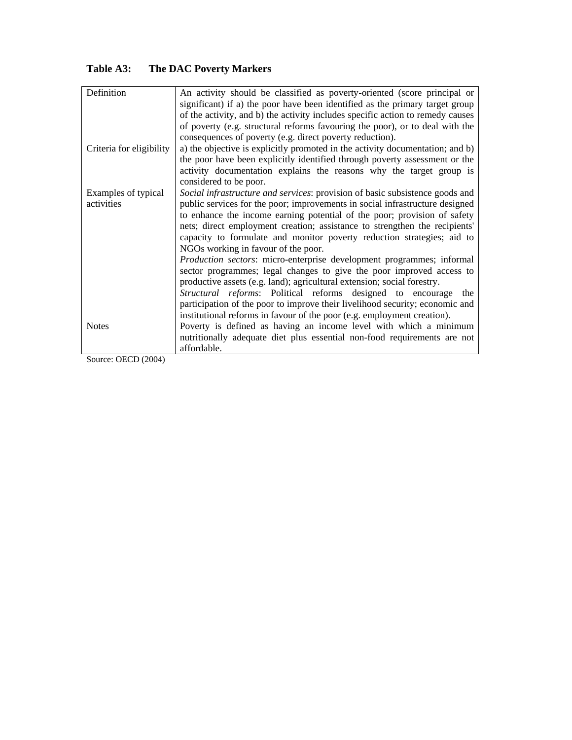**Table A3: The DAC Poverty Markers**

| | |
|---|---|
| Definition | An activity should be classified as poverty-oriented (score principal or significant) if a) the poor have been identified as the primary target group of the activity, and b) the activity includes specific action to remedy causes of poverty (e.g. structural reforms favouring the poor), or to deal with the consequences of poverty (e.g. direct poverty reduction). |
| Criteria for eligibility | a) the objective is explicitly promoted in the activity documentation; and b) the poor have been explicitly identified through poverty assessment or the activity documentation explains the reasons why the target group is considered to be poor. |
| Examples of typical activities | *Social infrastructure and services*: provision of basic subsistence goods and public services for the poor; improvements in social infrastructure designed to enhance the income earning potential of the poor; provision of safety nets; direct employment creation; assistance to strengthen the recipients' capacity to formulate and monitor poverty reduction strategies; aid to NGOs working in favour of the poor. *Production sectors*: micro-enterprise development programmes; informal sector programmes; legal changes to give the poor improved access to productive assets (e.g. land); agricultural extension; social forestry. *Structural reforms*: Political reforms designed to encourage the participation of the poor to improve their livelihood security; economic and institutional reforms in favour of the poor (e.g. employment creation). |
| Notes | Poverty is defined as having an income level with which a minimum nutritionally adequate diet plus essential non-food requirements are not affordable. |

Source: OECD (2004)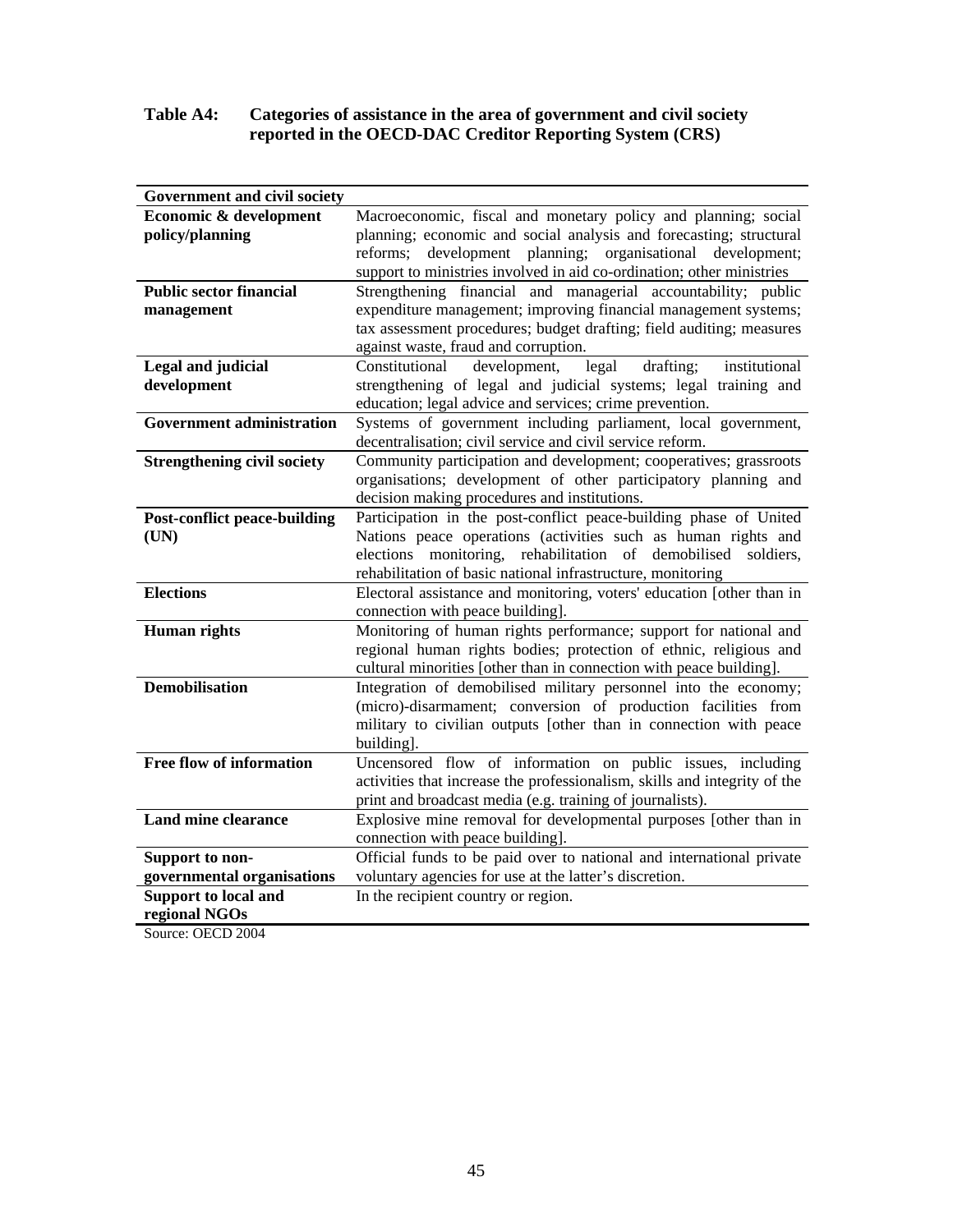**Table A4: Categories of assistance in the area of government and civil society reported in the OECD-DAC Creditor Reporting System (CRS)**

| Government and civil society | |
|---|---|
| **Economic & development policy/planning** | Macroeconomic, fiscal and monetary policy and planning; social planning; economic and social analysis and forecasting; structural reforms; development planning; organisational development; support to ministries involved in aid co-ordination; other ministries |
| **Public sector financial management** | Strengthening financial and managerial accountability; public expenditure management; improving financial management systems; tax assessment procedures; budget drafting; field auditing; measures against waste, fraud and corruption. |
| **Legal and judicial development** | Constitutional development, legal drafting; institutional strengthening of legal and judicial systems; legal training and education; legal advice and services; crime prevention. |
| **Government administration** | Systems of government including parliament, local government, decentralisation; civil service and civil service reform. |
| **Strengthening civil society** | Community participation and development; cooperatives; grassroots organisations; development of other participatory planning and decision making procedures and institutions. |
| **Post-conflict peace-building (UN)** | Participation in the post-conflict peace-building phase of United Nations peace operations (activities such as human rights and elections monitoring, rehabilitation of demobilised soldiers, rehabilitation of basic national infrastructure, monitoring |
| **Elections** | Electoral assistance and monitoring, voters' education [other than in connection with peace building]. |
| **Human rights** | Monitoring of human rights performance; support for national and regional human rights bodies; protection of ethnic, religious and cultural minorities [other than in connection with peace building]. |
| **Demobilisation** | Integration of demobilised military personnel into the economy; (micro)-disarmament; conversion of production facilities from military to civilian outputs [other than in connection with peace building]. |
| **Free flow of information** | Uncensored flow of information on public issues, including activities that increase the professionalism, skills and integrity of the print and broadcast media (e.g. training of journalists). |
| **Land mine clearance** | Explosive mine removal for developmental purposes [other than in connection with peace building]. |
| **Support to non-governmental organisations** | Official funds to be paid over to national and international private voluntary agencies for use at the latter's discretion. |
| **Support to local and regional NGOs** | In the recipient country or region. |

Source: OECD 2004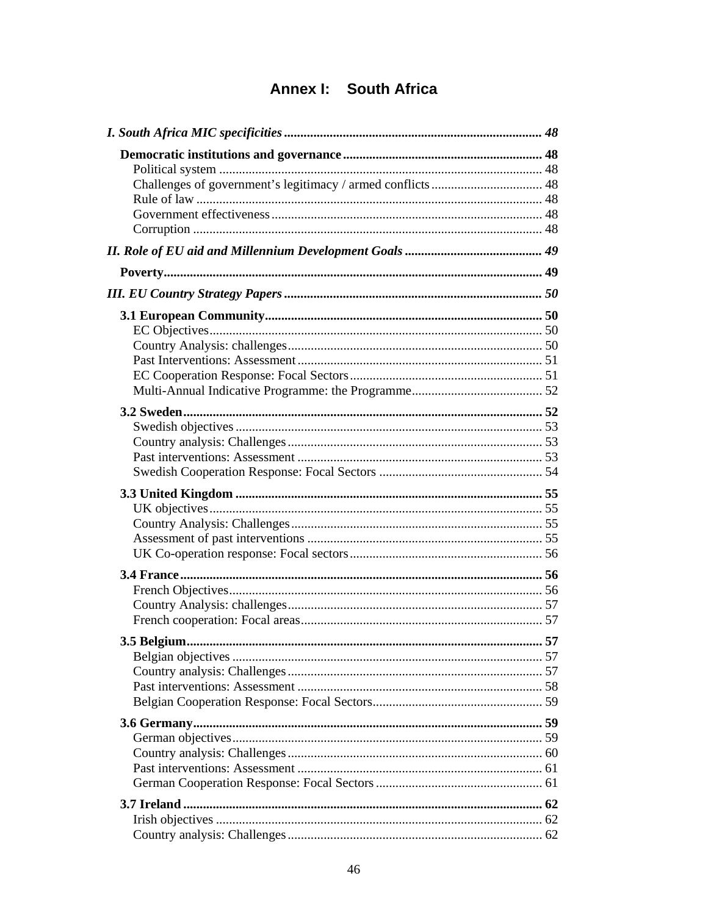# Annex I: South Africa

*I. South Africa MIC specificities* ........ *48*

**Democratic institutions and governance** ........ **48**

Political system ........ 48

Challenges of government's legitimacy / armed conflicts ........ 48

Rule of law ........ 48

Government effectiveness ........ 48

Corruption ........ 48

*II. Role of EU aid and Millennium Development Goals* ........ *49*

**Poverty** ........ **49**

*III. EU Country Strategy Papers* ........ *50*

**3.1 European Community** ........ **50**

EC Objectives ........ 50

Country Analysis: challenges ........ 50

Past Interventions: Assessment ........ 51

EC Cooperation Response: Focal Sectors ........ 51

Multi-Annual Indicative Programme: the Programme ........ 52

**3.2 Sweden** ........ **52**

Swedish objectives ........ 53

Country analysis: Challenges ........ 53

Past interventions: Assessment ........ 53

Swedish Cooperation Response: Focal Sectors ........ 54

**3.3 United Kingdom** ........ **55**

UK objectives ........ 55

Country Analysis: Challenges ........ 55

Assessment of past interventions ........ 55

UK Co-operation response: Focal sectors ........ 56

**3.4 France** ........ **56**

French Objectives ........ 56

Country Analysis: challenges ........ 57

French cooperation: Focal areas ........ 57

**3.5 Belgium** ........ **57**

Belgian objectives ........ 57

Country analysis: Challenges ........ 57

Past interventions: Assessment ........ 58

Belgian Cooperation Response: Focal Sectors ........ 59

**3.6 Germany** ........ **59**

German objectives ........ 59

Country analysis: Challenges ........ 60

Past interventions: Assessment ........ 61

German Cooperation Response: Focal Sectors ........ 61

**3.7 Ireland** ........ **62**

Irish objectives ........ 62

Country analysis: Challenges ........ 62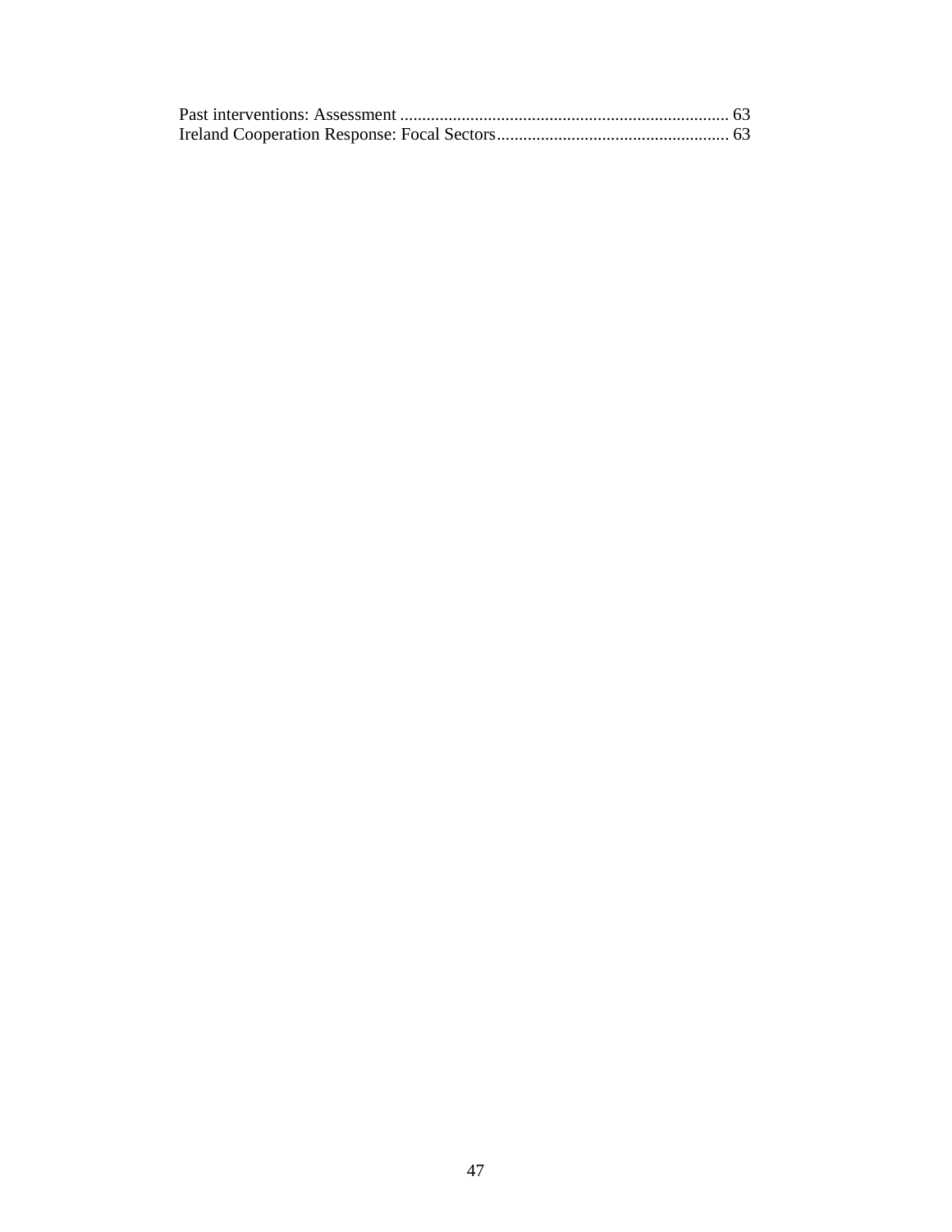Past interventions: Assessment ........................................................................... 63
Ireland Cooperation Response: Focal Sectors..................................................... 63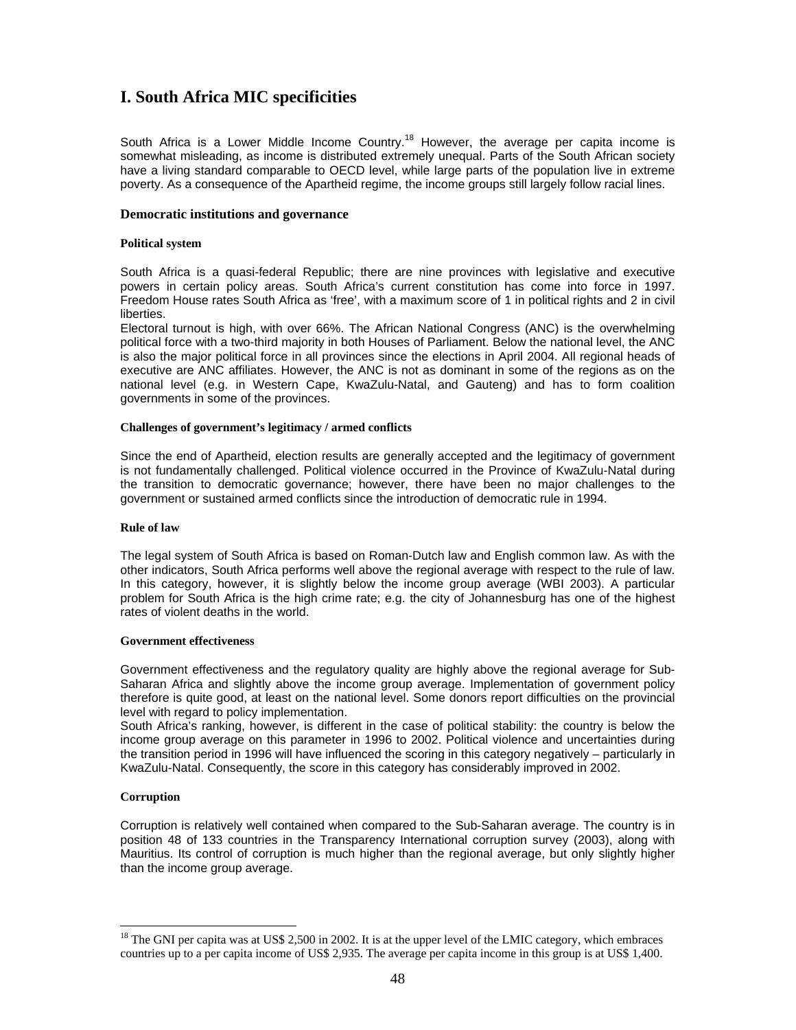# I. South Africa MIC specificities

South Africa is a Lower Middle Income Country.[18] However, the average per capita income is somewhat misleading, as income is distributed extremely unequal. Parts of the South African society have a living standard comparable to OECD level, while large parts of the population live in extreme poverty. As a consequence of the Apartheid regime, the income groups still largely follow racial lines.

## Democratic institutions and governance

### Political system

South Africa is a quasi-federal Republic; there are nine provinces with legislative and executive powers in certain policy areas. South Africa's current constitution has come into force in 1997. Freedom House rates South Africa as 'free', with a maximum score of 1 in political rights and 2 in civil liberties.

Electoral turnout is high, with over 66%. The African National Congress (ANC) is the overwhelming political force with a two-third majority in both Houses of Parliament. Below the national level, the ANC is also the major political force in all provinces since the elections in April 2004. All regional heads of executive are ANC affiliates. However, the ANC is not as dominant in some of the regions as on the national level (e.g. in Western Cape, KwaZulu-Natal, and Gauteng) and has to form coalition governments in some of the provinces.

### Challenges of government's legitimacy / armed conflicts

Since the end of Apartheid, election results are generally accepted and the legitimacy of government is not fundamentally challenged. Political violence occurred in the Province of KwaZulu-Natal during the transition to democratic governance; however, there have been no major challenges to the government or sustained armed conflicts since the introduction of democratic rule in 1994.

### Rule of law

The legal system of South Africa is based on Roman-Dutch law and English common law. As with the other indicators, South Africa performs well above the regional average with respect to the rule of law. In this category, however, it is slightly below the income group average (WBI 2003). A particular problem for South Africa is the high crime rate; e.g. the city of Johannesburg has one of the highest rates of violent deaths in the world.

### Government effectiveness

Government effectiveness and the regulatory quality are highly above the regional average for Sub-Saharan Africa and slightly above the income group average. Implementation of government policy therefore is quite good, at least on the national level. Some donors report difficulties on the provincial level with regard to policy implementation.

South Africa's ranking, however, is different in the case of political stability: the country is below the income group average on this parameter in 1996 to 2002. Political violence and uncertainties during the transition period in 1996 will have influenced the scoring in this category negatively – particularly in KwaZulu-Natal. Consequently, the score in this category has considerably improved in 2002.

### Corruption

Corruption is relatively well contained when compared to the Sub-Saharan average. The country is in position 48 of 133 countries in the Transparency International corruption survey (2003), along with Mauritius. Its control of corruption is much higher than the regional average, but only slightly higher than the income group average.

---

[18] The GNI per capita was at US$ 2,500 in 2002. It is at the upper level of the LMIC category, which embraces countries up to a per capita income of US$ 2,935. The average per capita income in this group is at US$ 1,400.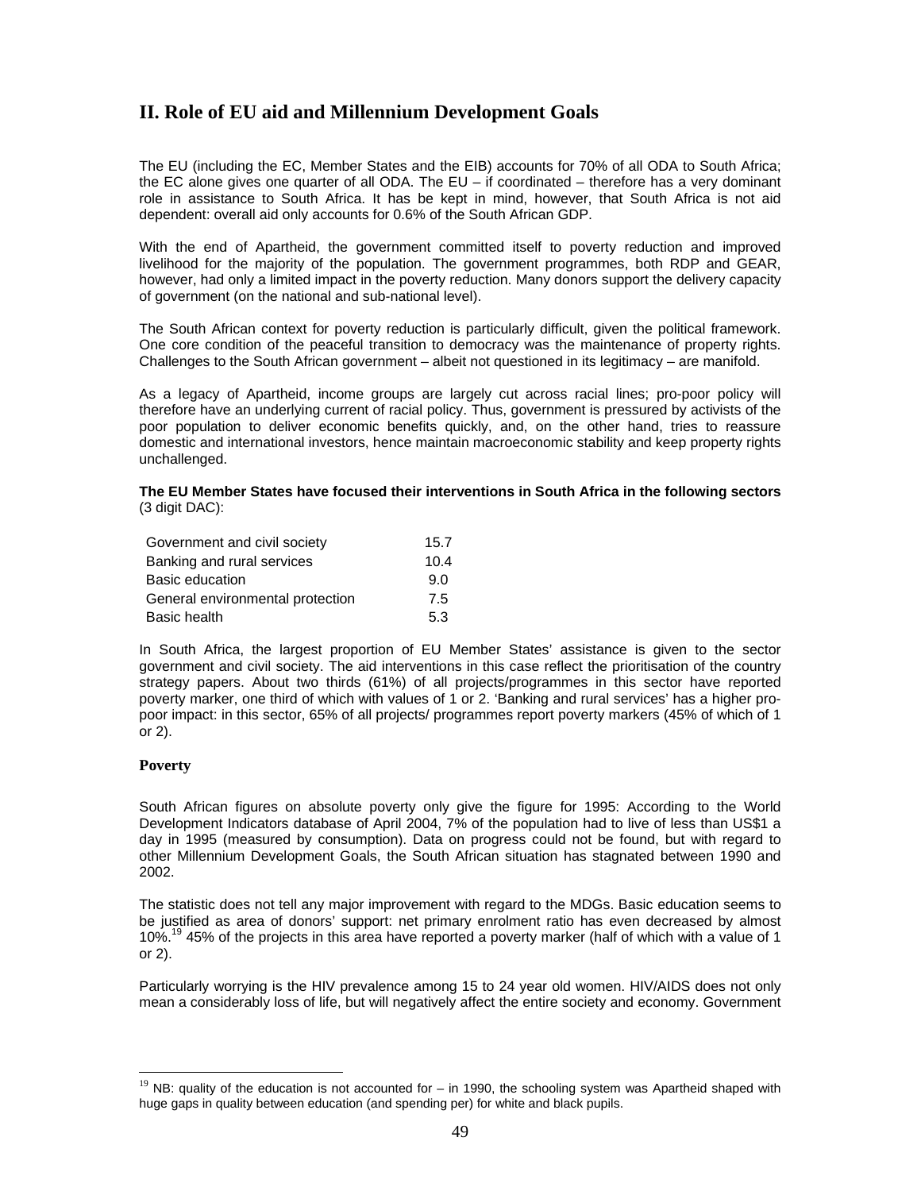## II. Role of EU aid and Millennium Development Goals

The EU (including the EC, Member States and the EIB) accounts for 70% of all ODA to South Africa; the EC alone gives one quarter of all ODA. The EU – if coordinated – therefore has a very dominant role in assistance to South Africa. It has be kept in mind, however, that South Africa is not aid dependent: overall aid only accounts for 0.6% of the South African GDP.

With the end of Apartheid, the government committed itself to poverty reduction and improved livelihood for the majority of the population. The government programmes, both RDP and GEAR, however, had only a limited impact in the poverty reduction. Many donors support the delivery capacity of government (on the national and sub-national level).

The South African context for poverty reduction is particularly difficult, given the political framework. One core condition of the peaceful transition to democracy was the maintenance of property rights. Challenges to the South African government – albeit not questioned in its legitimacy – are manifold.

As a legacy of Apartheid, income groups are largely cut across racial lines; pro-poor policy will therefore have an underlying current of racial policy. Thus, government is pressured by activists of the poor population to deliver economic benefits quickly, and, on the other hand, tries to reassure domestic and international investors, hence maintain macroeconomic stability and keep property rights unchallenged.

**The EU Member States have focused their interventions in South Africa in the following sectors** (3 digit DAC):

| Sector | |
|---|---|
| Government and civil society | 15.7 |
| Banking and rural services | 10.4 |
| Basic education | 9.0 |
| General environmental protection | 7.5 |
| Basic health | 5.3 |

In South Africa, the largest proportion of EU Member States' assistance is given to the sector government and civil society. The aid interventions in this case reflect the prioritisation of the country strategy papers. About two thirds (61%) of all projects/programmes in this sector have reported poverty marker, one third of which with values of 1 or 2. 'Banking and rural services' has a higher pro-poor impact: in this sector, 65% of all projects/ programmes report poverty markers (45% of which of 1 or 2).

### Poverty

South African figures on absolute poverty only give the figure for 1995: According to the World Development Indicators database of April 2004, 7% of the population had to live of less than US$1 a day in 1995 (measured by consumption). Data on progress could not be found, but with regard to other Millennium Development Goals, the South African situation has stagnated between 1990 and 2002.

The statistic does not tell any major improvement with regard to the MDGs. Basic education seems to be justified as area of donors' support: net primary enrolment ratio has even decreased by almost 10%.[19] 45% of the projects in this area have reported a poverty marker (half of which with a value of 1 or 2).

Particularly worrying is the HIV prevalence among 15 to 24 year old women. HIV/AIDS does not only mean a considerably loss of life, but will negatively affect the entire society and economy. Government

[19] NB: quality of the education is not accounted for – in 1990, the schooling system was Apartheid shaped with huge gaps in quality between education (and spending per) for white and black pupils.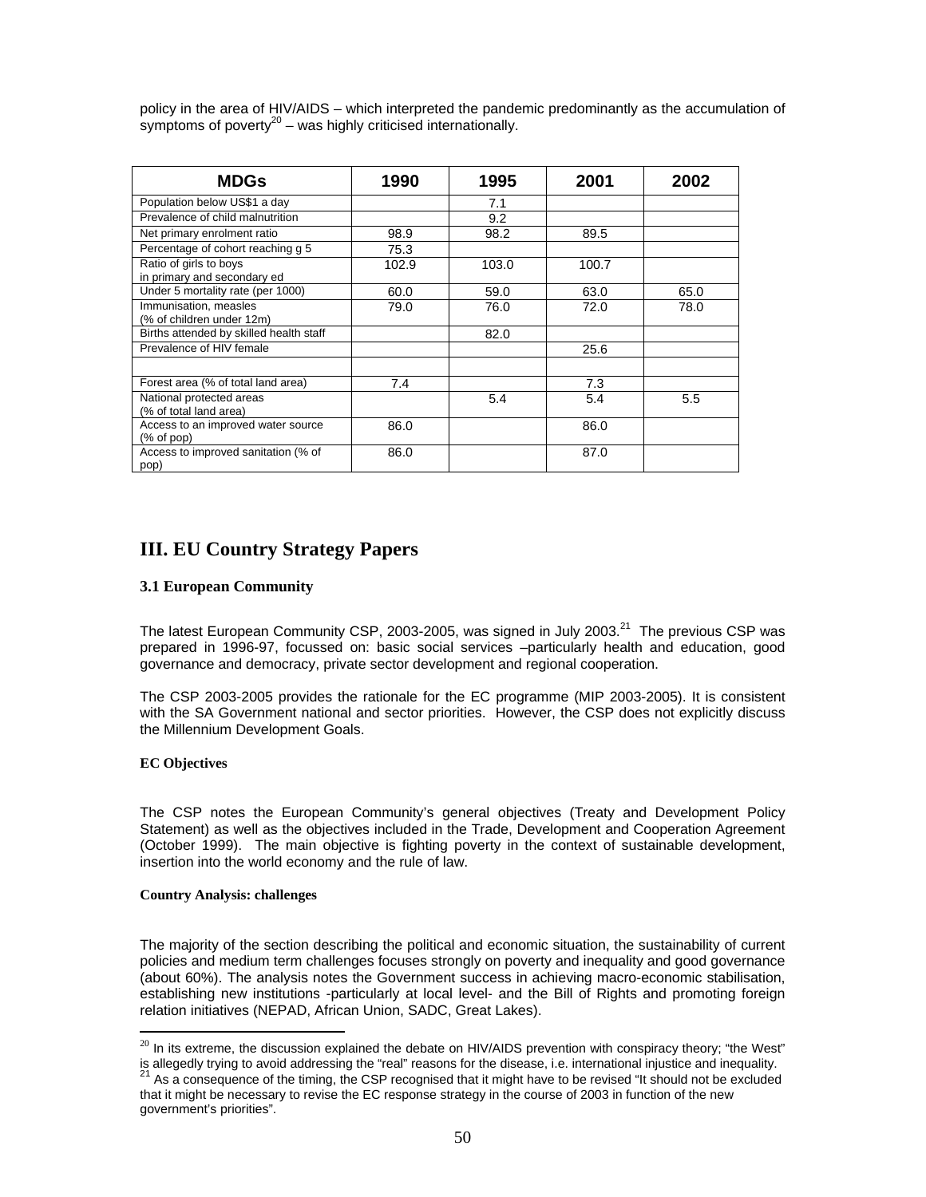policy in the area of HIV/AIDS – which interpreted the pandemic predominantly as the accumulation of symptoms of poverty[20] – was highly criticised internationally.

| MDGs | 1990 | 1995 | 2001 | 2002 |
|---|---|---|---|---|
| Population below US$1 a day | | 7.1 | | |
| Prevalence of child malnutrition | | 9.2 | | |
| Net primary enrolment ratio | 98.9 | 98.2 | 89.5 | |
| Percentage of cohort reaching g 5 | 75.3 | | | |
| Ratio of girls to boys in primary and secondary ed | 102.9 | 103.0 | 100.7 | |
| Under 5 mortality rate (per 1000) | 60.0 | 59.0 | 63.0 | 65.0 |
| Immunisation, measles (% of children under 12m) | 79.0 | 76.0 | 72.0 | 78.0 |
| Births attended by skilled health staff | | 82.0 | | |
| Prevalence of HIV female | | | 25.6 | |
| | | | | |
| Forest area (% of total land area) | 7.4 | | 7.3 | |
| National protected areas (% of total land area) | | 5.4 | 5.4 | 5.5 |
| Access to an improved water source (% of pop) | 86.0 | | 86.0 | |
| Access to improved sanitation (% of pop) | 86.0 | | 87.0 | |

## III. EU Country Strategy Papers

### 3.1 European Community

The latest European Community CSP, 2003-2005, was signed in July 2003.[21] The previous CSP was prepared in 1996-97, focussed on: basic social services –particularly health and education, good governance and democracy, private sector development and regional cooperation.

The CSP 2003-2005 provides the rationale for the EC programme (MIP 2003-2005). It is consistent with the SA Government national and sector priorities. However, the CSP does not explicitly discuss the Millennium Development Goals.

#### EC Objectives

The CSP notes the European Community's general objectives (Treaty and Development Policy Statement) as well as the objectives included in the Trade, Development and Cooperation Agreement (October 1999). The main objective is fighting poverty in the context of sustainable development, insertion into the world economy and the rule of law.

#### Country Analysis: challenges

The majority of the section describing the political and economic situation, the sustainability of current policies and medium term challenges focuses strongly on poverty and inequality and good governance (about 60%). The analysis notes the Government success in achieving macro-economic stabilisation, establishing new institutions -particularly at local level- and the Bill of Rights and promoting foreign relation initiatives (NEPAD, African Union, SADC, Great Lakes).

[20] In its extreme, the discussion explained the debate on HIV/AIDS prevention with conspiracy theory; "the West" is allegedly trying to avoid addressing the "real" reasons for the disease, i.e. international injustice and inequality.

[21] As a consequence of the timing, the CSP recognised that it might have to be revised "It should not be excluded that it might be necessary to revise the EC response strategy in the course of 2003 in function of the new government's priorities".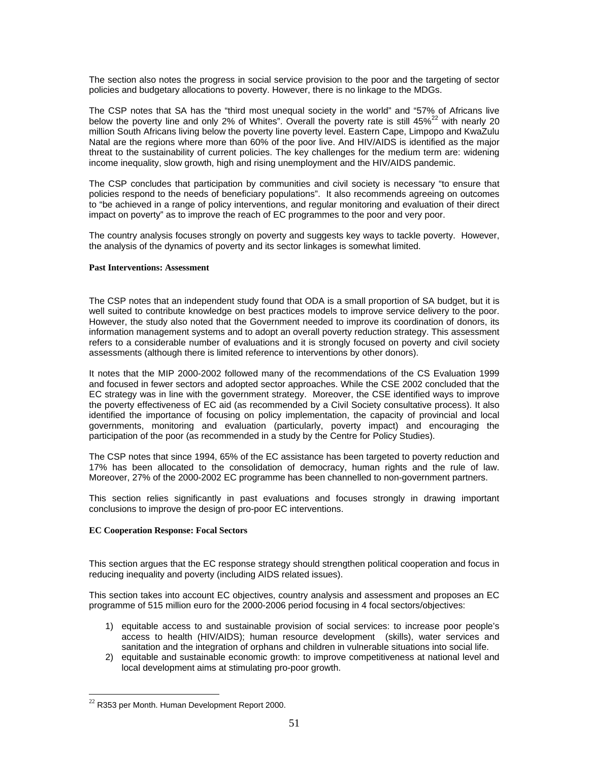The section also notes the progress in social service provision to the poor and the targeting of sector policies and budgetary allocations to poverty. However, there is no linkage to the MDGs.

The CSP notes that SA has the "third most unequal society in the world" and "57% of Africans live below the poverty line and only 2% of Whites". Overall the poverty rate is still 45%[22] with nearly 20 million South Africans living below the poverty line poverty level. Eastern Cape, Limpopo and KwaZulu Natal are the regions where more than 60% of the poor live. And HIV/AIDS is identified as the major threat to the sustainability of current policies. The key challenges for the medium term are: widening income inequality, slow growth, high and rising unemployment and the HIV/AIDS pandemic.

The CSP concludes that participation by communities and civil society is necessary "to ensure that policies respond to the needs of beneficiary populations". It also recommends agreeing on outcomes to "be achieved in a range of policy interventions, and regular monitoring and evaluation of their direct impact on poverty" as to improve the reach of EC programmes to the poor and very poor.

The country analysis focuses strongly on poverty and suggests key ways to tackle poverty. However, the analysis of the dynamics of poverty and its sector linkages is somewhat limited.

**Past Interventions: Assessment**

The CSP notes that an independent study found that ODA is a small proportion of SA budget, but it is well suited to contribute knowledge on best practices models to improve service delivery to the poor. However, the study also noted that the Government needed to improve its coordination of donors, its information management systems and to adopt an overall poverty reduction strategy. This assessment refers to a considerable number of evaluations and it is strongly focused on poverty and civil society assessments (although there is limited reference to interventions by other donors).

It notes that the MIP 2000-2002 followed many of the recommendations of the CS Evaluation 1999 and focused in fewer sectors and adopted sector approaches. While the CSE 2002 concluded that the EC strategy was in line with the government strategy. Moreover, the CSE identified ways to improve the poverty effectiveness of EC aid (as recommended by a Civil Society consultative process). It also identified the importance of focusing on policy implementation, the capacity of provincial and local governments, monitoring and evaluation (particularly, poverty impact) and encouraging the participation of the poor (as recommended in a study by the Centre for Policy Studies).

The CSP notes that since 1994, 65% of the EC assistance has been targeted to poverty reduction and 17% has been allocated to the consolidation of democracy, human rights and the rule of law. Moreover, 27% of the 2000-2002 EC programme has been channelled to non-government partners.

This section relies significantly in past evaluations and focuses strongly in drawing important conclusions to improve the design of pro-poor EC interventions.

**EC Cooperation Response: Focal Sectors**

This section argues that the EC response strategy should strengthen political cooperation and focus in reducing inequality and poverty (including AIDS related issues).

This section takes into account EC objectives, country analysis and assessment and proposes an EC programme of 515 million euro for the 2000-2006 period focusing in 4 focal sectors/objectives:

1) equitable access to and sustainable provision of social services: to increase poor people's access to health (HIV/AIDS); human resource development (skills), water services and sanitation and the integration of orphans and children in vulnerable situations into social life.
2) equitable and sustainable economic growth: to improve competitiveness at national level and local development aims at stimulating pro-poor growth.

[22] R353 per Month. Human Development Report 2000.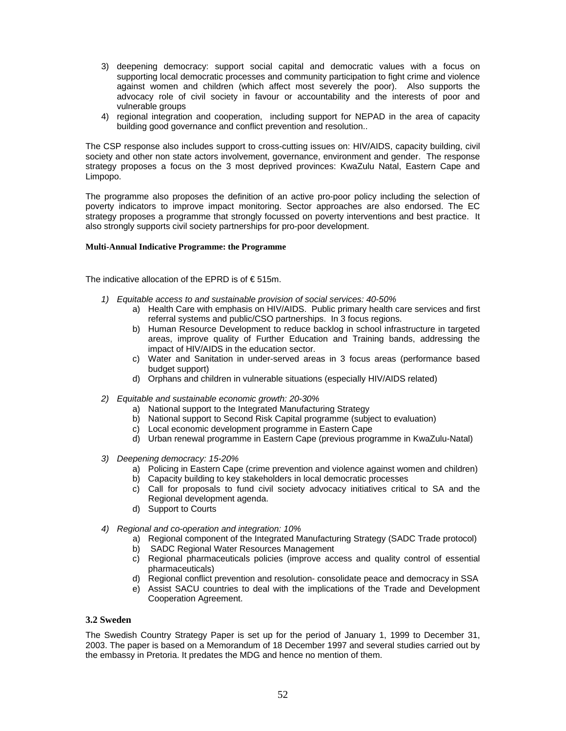3) deepening democracy: support social capital and democratic values with a focus on supporting local democratic processes and community participation to fight crime and violence against women and children (which affect most severely the poor). Also supports the advocacy role of civil society in favour or accountability and the interests of poor and vulnerable groups
4) regional integration and cooperation, including support for NEPAD in the area of capacity building good governance and conflict prevention and resolution..

The CSP response also includes support to cross-cutting issues on: HIV/AIDS, capacity building, civil society and other non state actors involvement, governance, environment and gender. The response strategy proposes a focus on the 3 most deprived provinces: KwaZulu Natal, Eastern Cape and Limpopo.

The programme also proposes the definition of an active pro-poor policy including the selection of poverty indicators to improve impact monitoring. Sector approaches are also endorsed. The EC strategy proposes a programme that strongly focussed on poverty interventions and best practice. It also strongly supports civil society partnerships for pro-poor development.

**Multi-Annual Indicative Programme: the Programme**

The indicative allocation of the EPRD is of € 515m.

1) *Equitable access to and sustainable provision of social services: 40-50%*
   a) Health Care with emphasis on HIV/AIDS. Public primary health care services and first referral systems and public/CSO partnerships. In 3 focus regions.
   b) Human Resource Development to reduce backlog in school infrastructure in targeted areas, improve quality of Further Education and Training bands, addressing the impact of HIV/AIDS in the education sector.
   c) Water and Sanitation in under-served areas in 3 focus areas (performance based budget support)
   d) Orphans and children in vulnerable situations (especially HIV/AIDS related)

2) *Equitable and sustainable economic growth: 20-30%*
   a) National support to the Integrated Manufacturing Strategy
   b) National support to Second Risk Capital programme (subject to evaluation)
   c) Local economic development programme in Eastern Cape
   d) Urban renewal programme in Eastern Cape (previous programme in KwaZulu-Natal)

3) *Deepening democracy: 15-20%*
   a) Policing in Eastern Cape (crime prevention and violence against women and children)
   b) Capacity building to key stakeholders in local democratic processes
   c) Call for proposals to fund civil society advocacy initiatives critical to SA and the Regional development agenda.
   d) Support to Courts

4) *Regional and co-operation and integration: 10%*
   a) Regional component of the Integrated Manufacturing Strategy (SADC Trade protocol)
   b) SADC Regional Water Resources Management
   c) Regional pharmaceuticals policies (improve access and quality control of essential pharmaceuticals)
   d) Regional conflict prevention and resolution- consolidate peace and democracy in SSA
   e) Assist SACU countries to deal with the implications of the Trade and Development Cooperation Agreement.

### 3.2 Sweden

The Swedish Country Strategy Paper is set up for the period of January 1, 1999 to December 31, 2003. The paper is based on a Memorandum of 18 December 1997 and several studies carried out by the embassy in Pretoria. It predates the MDG and hence no mention of them.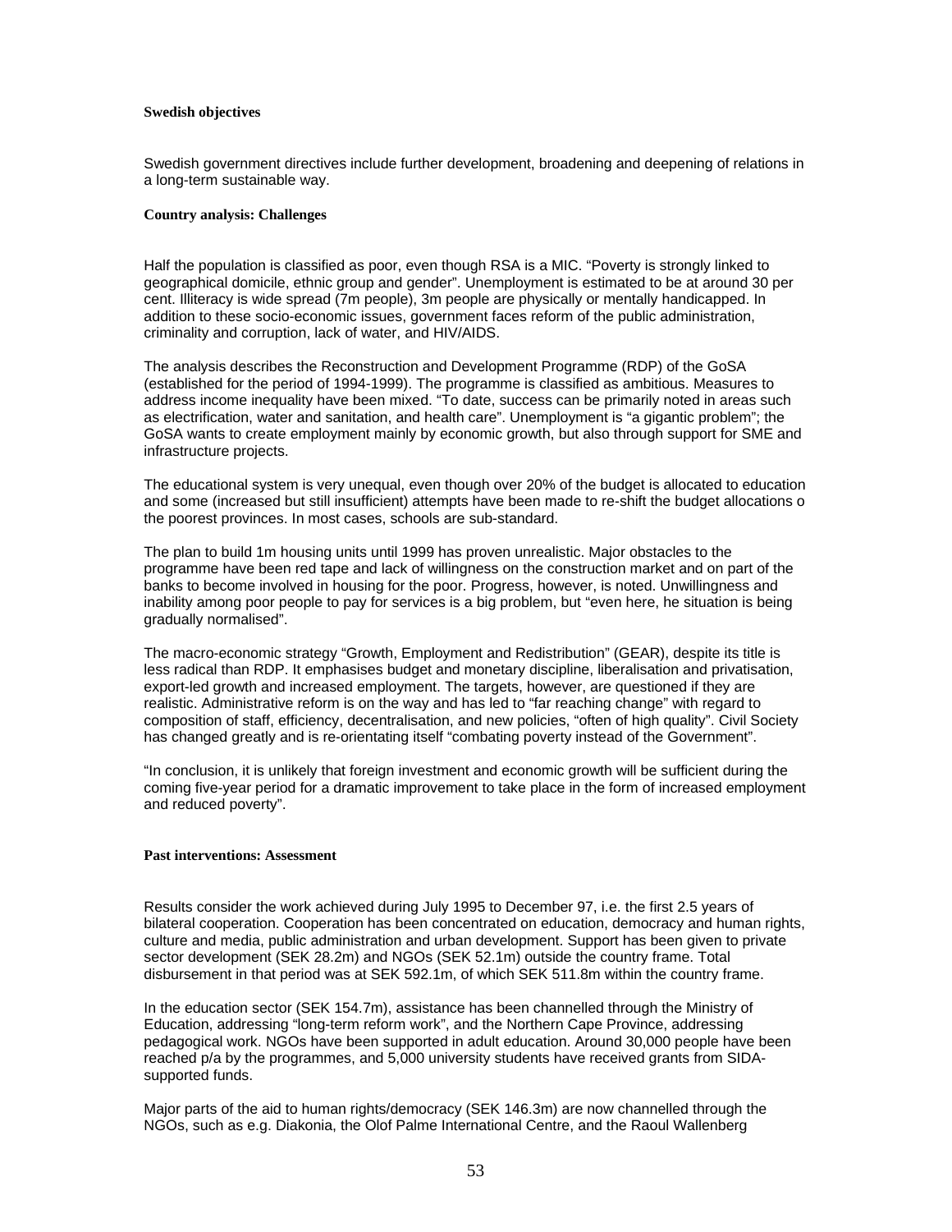**Swedish objectives**

Swedish government directives include further development, broadening and deepening of relations in a long-term sustainable way.

**Country analysis: Challenges**

Half the population is classified as poor, even though RSA is a MIC. "Poverty is strongly linked to geographical domicile, ethnic group and gender". Unemployment is estimated to be at around 30 per cent. Illiteracy is wide spread (7m people), 3m people are physically or mentally handicapped. In addition to these socio-economic issues, government faces reform of the public administration, criminality and corruption, lack of water, and HIV/AIDS.

The analysis describes the Reconstruction and Development Programme (RDP) of the GoSA (established for the period of 1994-1999). The programme is classified as ambitious. Measures to address income inequality have been mixed. "To date, success can be primarily noted in areas such as electrification, water and sanitation, and health care". Unemployment is "a gigantic problem"; the GoSA wants to create employment mainly by economic growth, but also through support for SME and infrastructure projects.

The educational system is very unequal, even though over 20% of the budget is allocated to education and some (increased but still insufficient) attempts have been made to re-shift the budget allocations o the poorest provinces. In most cases, schools are sub-standard.

The plan to build 1m housing units until 1999 has proven unrealistic. Major obstacles to the programme have been red tape and lack of willingness on the construction market and on part of the banks to become involved in housing for the poor. Progress, however, is noted. Unwillingness and inability among poor people to pay for services is a big problem, but "even here, he situation is being gradually normalised".

The macro-economic strategy "Growth, Employment and Redistribution" (GEAR), despite its title is less radical than RDP. It emphasises budget and monetary discipline, liberalisation and privatisation, export-led growth and increased employment. The targets, however, are questioned if they are realistic. Administrative reform is on the way and has led to "far reaching change" with regard to composition of staff, efficiency, decentralisation, and new policies, "often of high quality". Civil Society has changed greatly and is re-orientating itself "combating poverty instead of the Government".

"In conclusion, it is unlikely that foreign investment and economic growth will be sufficient during the coming five-year period for a dramatic improvement to take place in the form of increased employment and reduced poverty".

**Past interventions: Assessment**

Results consider the work achieved during July 1995 to December 97, i.e. the first 2.5 years of bilateral cooperation. Cooperation has been concentrated on education, democracy and human rights, culture and media, public administration and urban development. Support has been given to private sector development (SEK 28.2m) and NGOs (SEK 52.1m) outside the country frame. Total disbursement in that period was at SEK 592.1m, of which SEK 511.8m within the country frame.

In the education sector (SEK 154.7m), assistance has been channelled through the Ministry of Education, addressing "long-term reform work", and the Northern Cape Province, addressing pedagogical work. NGOs have been supported in adult education. Around 30,000 people have been reached p/a by the programmes, and 5,000 university students have received grants from SIDA-supported funds.

Major parts of the aid to human rights/democracy (SEK 146.3m) are now channelled through the NGOs, such as e.g. Diakonia, the Olof Palme International Centre, and the Raoul Wallenberg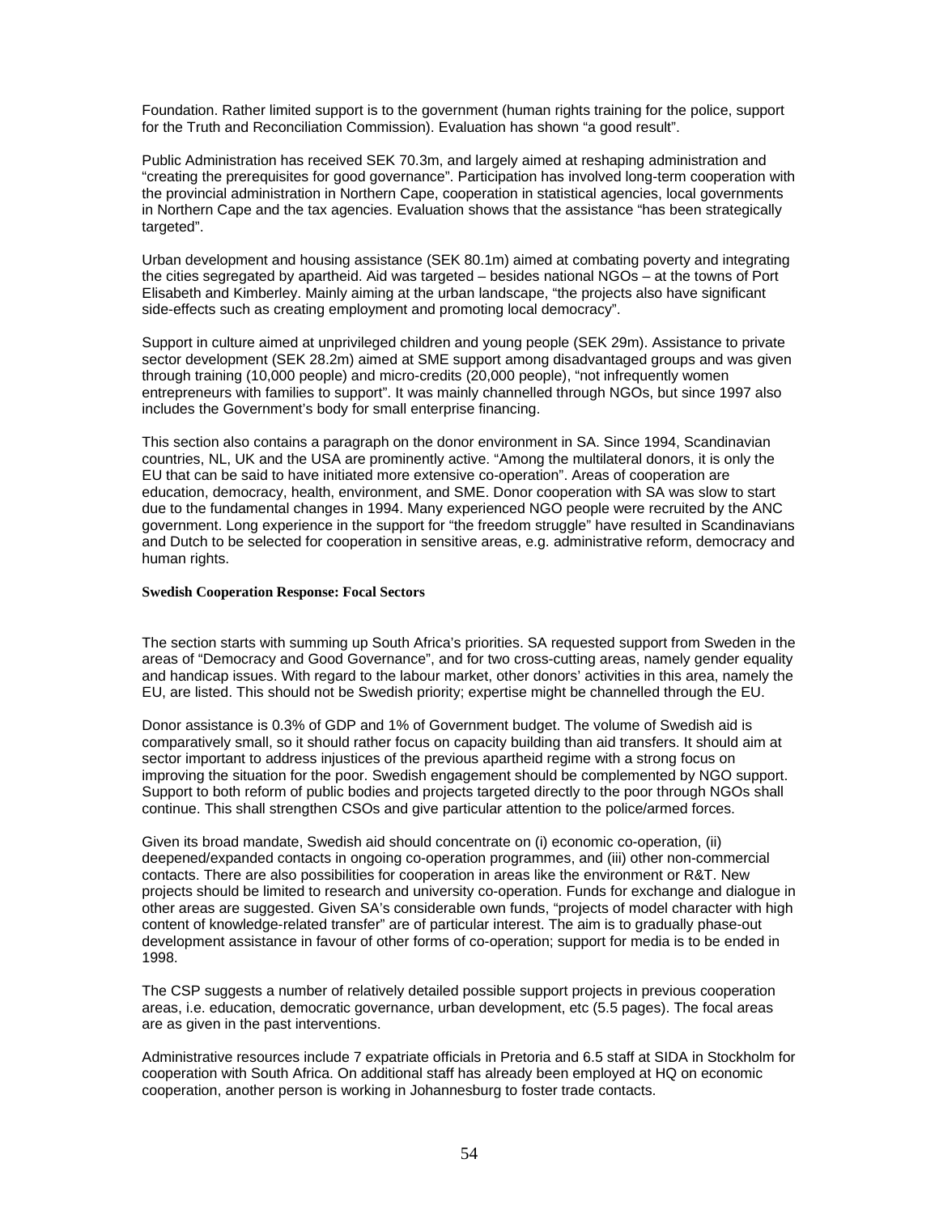Foundation. Rather limited support is to the government (human rights training for the police, support for the Truth and Reconciliation Commission). Evaluation has shown "a good result".

Public Administration has received SEK 70.3m, and largely aimed at reshaping administration and "creating the prerequisites for good governance". Participation has involved long-term cooperation with the provincial administration in Northern Cape, cooperation in statistical agencies, local governments in Northern Cape and the tax agencies. Evaluation shows that the assistance "has been strategically targeted".

Urban development and housing assistance (SEK 80.1m) aimed at combating poverty and integrating the cities segregated by apartheid. Aid was targeted – besides national NGOs – at the towns of Port Elisabeth and Kimberley. Mainly aiming at the urban landscape, "the projects also have significant side-effects such as creating employment and promoting local democracy".

Support in culture aimed at unprivileged children and young people (SEK 29m). Assistance to private sector development (SEK 28.2m) aimed at SME support among disadvantaged groups and was given through training (10,000 people) and micro-credits (20,000 people), "not infrequently women entrepreneurs with families to support". It was mainly channelled through NGOs, but since 1997 also includes the Government's body for small enterprise financing.

This section also contains a paragraph on the donor environment in SA. Since 1994, Scandinavian countries, NL, UK and the USA are prominently active. "Among the multilateral donors, it is only the EU that can be said to have initiated more extensive co-operation". Areas of cooperation are education, democracy, health, environment, and SME. Donor cooperation with SA was slow to start due to the fundamental changes in 1994. Many experienced NGO people were recruited by the ANC government. Long experience in the support for "the freedom struggle" have resulted in Scandinavians and Dutch to be selected for cooperation in sensitive areas, e.g. administrative reform, democracy and human rights.

#### Swedish Cooperation Response: Focal Sectors

The section starts with summing up South Africa's priorities. SA requested support from Sweden in the areas of "Democracy and Good Governance", and for two cross-cutting areas, namely gender equality and handicap issues. With regard to the labour market, other donors' activities in this area, namely the EU, are listed. This should not be Swedish priority; expertise might be channelled through the EU.

Donor assistance is 0.3% of GDP and 1% of Government budget. The volume of Swedish aid is comparatively small, so it should rather focus on capacity building than aid transfers. It should aim at sector important to address injustices of the previous apartheid regime with a strong focus on improving the situation for the poor. Swedish engagement should be complemented by NGO support. Support to both reform of public bodies and projects targeted directly to the poor through NGOs shall continue. This shall strengthen CSOs and give particular attention to the police/armed forces.

Given its broad mandate, Swedish aid should concentrate on (i) economic co-operation, (ii) deepened/expanded contacts in ongoing co-operation programmes, and (iii) other non-commercial contacts. There are also possibilities for cooperation in areas like the environment or R&T. New projects should be limited to research and university co-operation. Funds for exchange and dialogue in other areas are suggested. Given SA's considerable own funds, "projects of model character with high content of knowledge-related transfer" are of particular interest. The aim is to gradually phase-out development assistance in favour of other forms of co-operation; support for media is to be ended in 1998.

The CSP suggests a number of relatively detailed possible support projects in previous cooperation areas, i.e. education, democratic governance, urban development, etc (5.5 pages). The focal areas are as given in the past interventions.

Administrative resources include 7 expatriate officials in Pretoria and 6.5 staff at SIDA in Stockholm for cooperation with South Africa. On additional staff has already been employed at HQ on economic cooperation, another person is working in Johannesburg to foster trade contacts.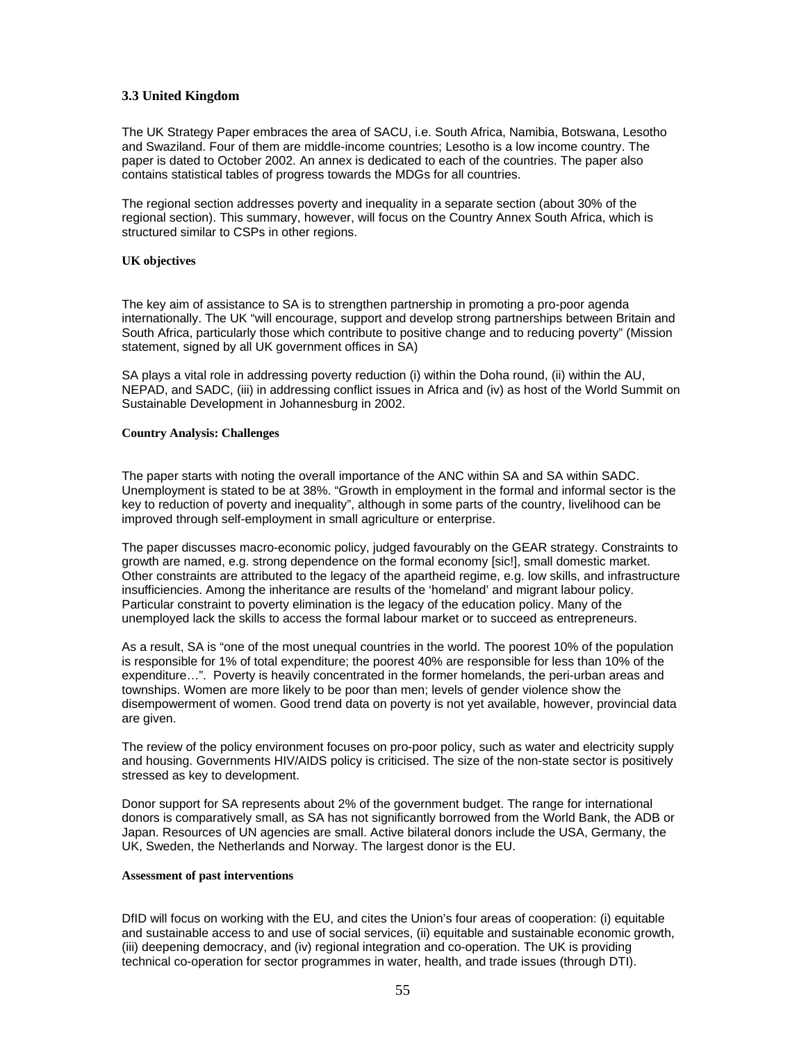### 3.3 United Kingdom

The UK Strategy Paper embraces the area of SACU, i.e. South Africa, Namibia, Botswana, Lesotho and Swaziland. Four of them are middle-income countries; Lesotho is a low income country. The paper is dated to October 2002. An annex is dedicated to each of the countries. The paper also contains statistical tables of progress towards the MDGs for all countries.

The regional section addresses poverty and inequality in a separate section (about 30% of the regional section). This summary, however, will focus on the Country Annex South Africa, which is structured similar to CSPs in other regions.

#### UK objectives

The key aim of assistance to SA is to strengthen partnership in promoting a pro-poor agenda internationally. The UK "will encourage, support and develop strong partnerships between Britain and South Africa, particularly those which contribute to positive change and to reducing poverty" (Mission statement, signed by all UK government offices in SA)

SA plays a vital role in addressing poverty reduction (i) within the Doha round, (ii) within the AU, NEPAD, and SADC, (iii) in addressing conflict issues in Africa and (iv) as host of the World Summit on Sustainable Development in Johannesburg in 2002.

#### Country Analysis: Challenges

The paper starts with noting the overall importance of the ANC within SA and SA within SADC. Unemployment is stated to be at 38%. "Growth in employment in the formal and informal sector is the key to reduction of poverty and inequality", although in some parts of the country, livelihood can be improved through self-employment in small agriculture or enterprise.

The paper discusses macro-economic policy, judged favourably on the GEAR strategy. Constraints to growth are named, e.g. strong dependence on the formal economy [sic!], small domestic market. Other constraints are attributed to the legacy of the apartheid regime, e.g. low skills, and infrastructure insufficiencies. Among the inheritance are results of the 'homeland' and migrant labour policy. Particular constraint to poverty elimination is the legacy of the education policy. Many of the unemployed lack the skills to access the formal labour market or to succeed as entrepreneurs.

As a result, SA is "one of the most unequal countries in the world. The poorest 10% of the population is responsible for 1% of total expenditure; the poorest 40% are responsible for less than 10% of the expenditure…". Poverty is heavily concentrated in the former homelands, the peri-urban areas and townships. Women are more likely to be poor than men; levels of gender violence show the disempowerment of women. Good trend data on poverty is not yet available, however, provincial data are given.

The review of the policy environment focuses on pro-poor policy, such as water and electricity supply and housing. Governments HIV/AIDS policy is criticised. The size of the non-state sector is positively stressed as key to development.

Donor support for SA represents about 2% of the government budget. The range for international donors is comparatively small, as SA has not significantly borrowed from the World Bank, the ADB or Japan. Resources of UN agencies are small. Active bilateral donors include the USA, Germany, the UK, Sweden, the Netherlands and Norway. The largest donor is the EU.

#### Assessment of past interventions

DfID will focus on working with the EU, and cites the Union's four areas of cooperation: (i) equitable and sustainable access to and use of social services, (ii) equitable and sustainable economic growth, (iii) deepening democracy, and (iv) regional integration and co-operation. The UK is providing technical co-operation for sector programmes in water, health, and trade issues (through DTI).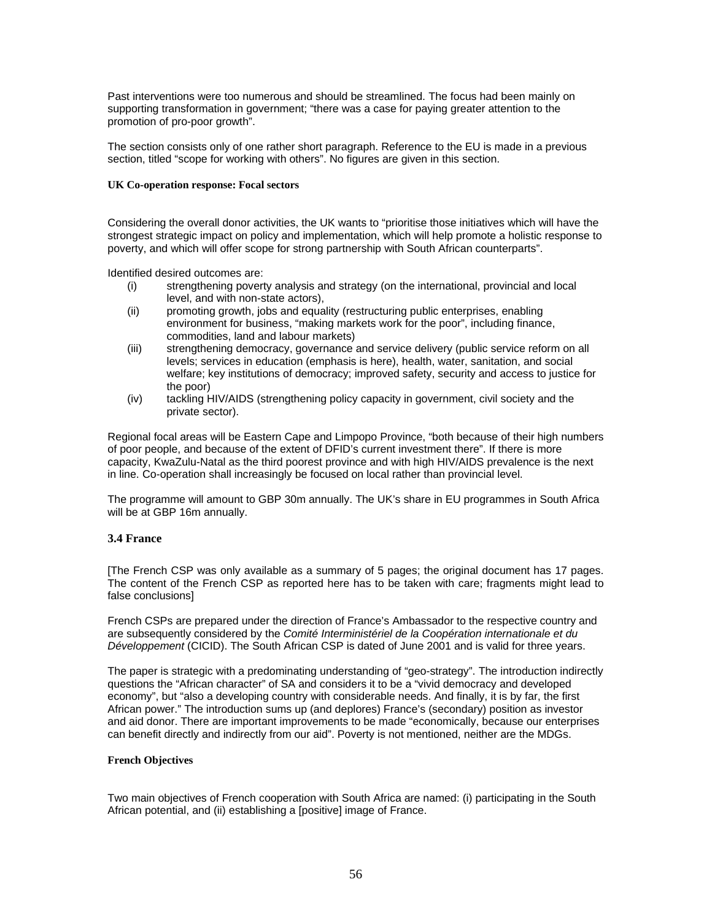Past interventions were too numerous and should be streamlined. The focus had been mainly on supporting transformation in government; “there was a case for paying greater attention to the promotion of pro-poor growth”.

The section consists only of one rather short paragraph. Reference to the EU is made in a previous section, titled “scope for working with others”. No figures are given in this section.

#### UK Co-operation response: Focal sectors

Considering the overall donor activities, the UK wants to “prioritise those initiatives which will have the strongest strategic impact on policy and implementation, which will help promote a holistic response to poverty, and which will offer scope for strong partnership with South African counterparts”.

Identified desired outcomes are:

(i) strengthening poverty analysis and strategy (on the international, provincial and local level, and with non-state actors),

(ii) promoting growth, jobs and equality (restructuring public enterprises, enabling environment for business, “making markets work for the poor”, including finance, commodities, land and labour markets)

(iii) strengthening democracy, governance and service delivery (public service reform on all levels; services in education (emphasis is here), health, water, sanitation, and social welfare; key institutions of democracy; improved safety, security and access to justice for the poor)

(iv) tackling HIV/AIDS (strengthening policy capacity in government, civil society and the private sector).

Regional focal areas will be Eastern Cape and Limpopo Province, “both because of their high numbers of poor people, and because of the extent of DFID’s current investment there”. If there is more capacity, KwaZulu-Natal as the third poorest province and with high HIV/AIDS prevalence is the next in line. Co-operation shall increasingly be focused on local rather than provincial level.

The programme will amount to GBP 30m annually. The UK’s share in EU programmes in South Africa will be at GBP 16m annually.

### 3.4 France

[The French CSP was only available as a summary of 5 pages; the original document has 17 pages. The content of the French CSP as reported here has to be taken with care; fragments might lead to false conclusions]

French CSPs are prepared under the direction of France’s Ambassador to the respective country and are subsequently considered by the *Comité Interministériel de la Coopération internationale et du Développement* (CICID). The South African CSP is dated of June 2001 and is valid for three years.

The paper is strategic with a predominating understanding of “geo-strategy”. The introduction indirectly questions the “African character” of SA and considers it to be a “vivid democracy and developed economy”, but “also a developing country with considerable needs. And finally, it is by far, the first African power.” The introduction sums up (and deplores) France’s (secondary) position as investor and aid donor. There are important improvements to be made “economically, because our enterprises can benefit directly and indirectly from our aid”. Poverty is not mentioned, neither are the MDGs.

#### French Objectives

Two main objectives of French cooperation with South Africa are named: (i) participating in the South African potential, and (ii) establishing a [positive] image of France.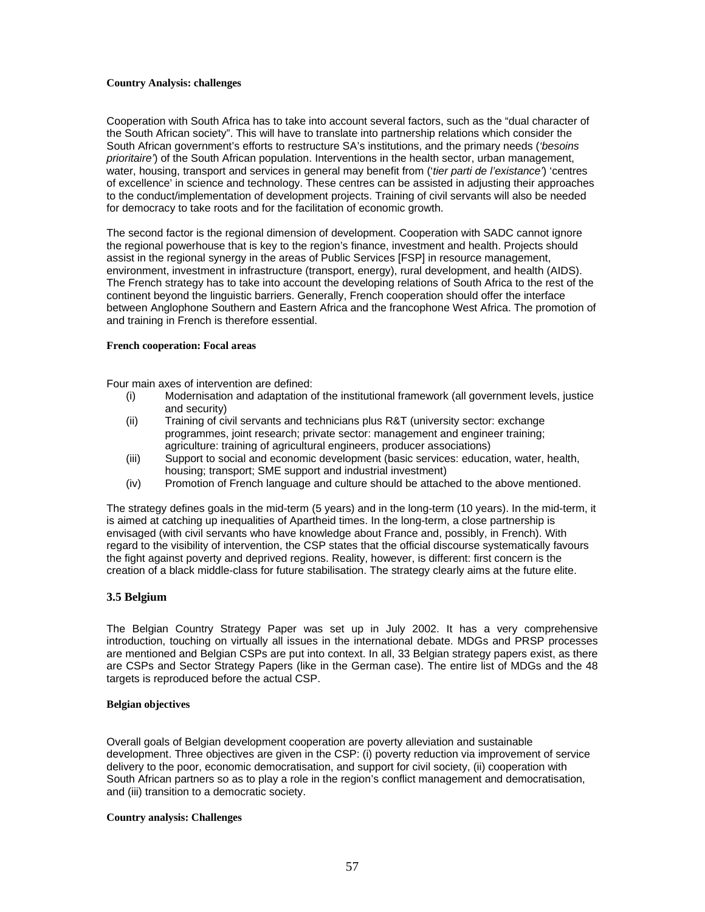**Country Analysis: challenges**

Cooperation with South Africa has to take into account several factors, such as the "dual character of the South African society". This will have to translate into partnership relations which consider the South African government's efforts to restructure SA's institutions, and the primary needs (*'besoins prioritaire'*) of the South African population. Interventions in the health sector, urban management, water, housing, transport and services in general may benefit from (*'tier parti de l'existance'*) 'centres of excellence' in science and technology. These centres can be assisted in adjusting their approaches to the conduct/implementation of development projects. Training of civil servants will also be needed for democracy to take roots and for the facilitation of economic growth.

The second factor is the regional dimension of development. Cooperation with SADC cannot ignore the regional powerhouse that is key to the region's finance, investment and health. Projects should assist in the regional synergy in the areas of Public Services [FSP] in resource management, environment, investment in infrastructure (transport, energy), rural development, and health (AIDS). The French strategy has to take into account the developing relations of South Africa to the rest of the continent beyond the linguistic barriers. Generally, French cooperation should offer the interface between Anglophone Southern and Eastern Africa and the francophone West Africa. The promotion of and training in French is therefore essential.

**French cooperation: Focal areas**

Four main axes of intervention are defined:

(i) Modernisation and adaptation of the institutional framework (all government levels, justice and security)

(ii) Training of civil servants and technicians plus R&T (university sector: exchange programmes, joint research; private sector: management and engineer training; agriculture: training of agricultural engineers, producer associations)

(iii) Support to social and economic development (basic services: education, water, health, housing; transport; SME support and industrial investment)

(iv) Promotion of French language and culture should be attached to the above mentioned.

The strategy defines goals in the mid-term (5 years) and in the long-term (10 years). In the mid-term, it is aimed at catching up inequalities of Apartheid times. In the long-term, a close partnership is envisaged (with civil servants who have knowledge about France and, possibly, in French). With regard to the visibility of intervention, the CSP states that the official discourse systematically favours the fight against poverty and deprived regions. Reality, however, is different: first concern is the creation of a black middle-class for future stabilisation. The strategy clearly aims at the future elite.

### 3.5 Belgium

The Belgian Country Strategy Paper was set up in July 2002. It has a very comprehensive introduction, touching on virtually all issues in the international debate. MDGs and PRSP processes are mentioned and Belgian CSPs are put into context. In all, 33 Belgian strategy papers exist, as there are CSPs and Sector Strategy Papers (like in the German case). The entire list of MDGs and the 48 targets is reproduced before the actual CSP.

**Belgian objectives**

Overall goals of Belgian development cooperation are poverty alleviation and sustainable development. Three objectives are given in the CSP: (i) poverty reduction via improvement of service delivery to the poor, economic democratisation, and support for civil society, (ii) cooperation with South African partners so as to play a role in the region's conflict management and democratisation, and (iii) transition to a democratic society.

**Country analysis: Challenges**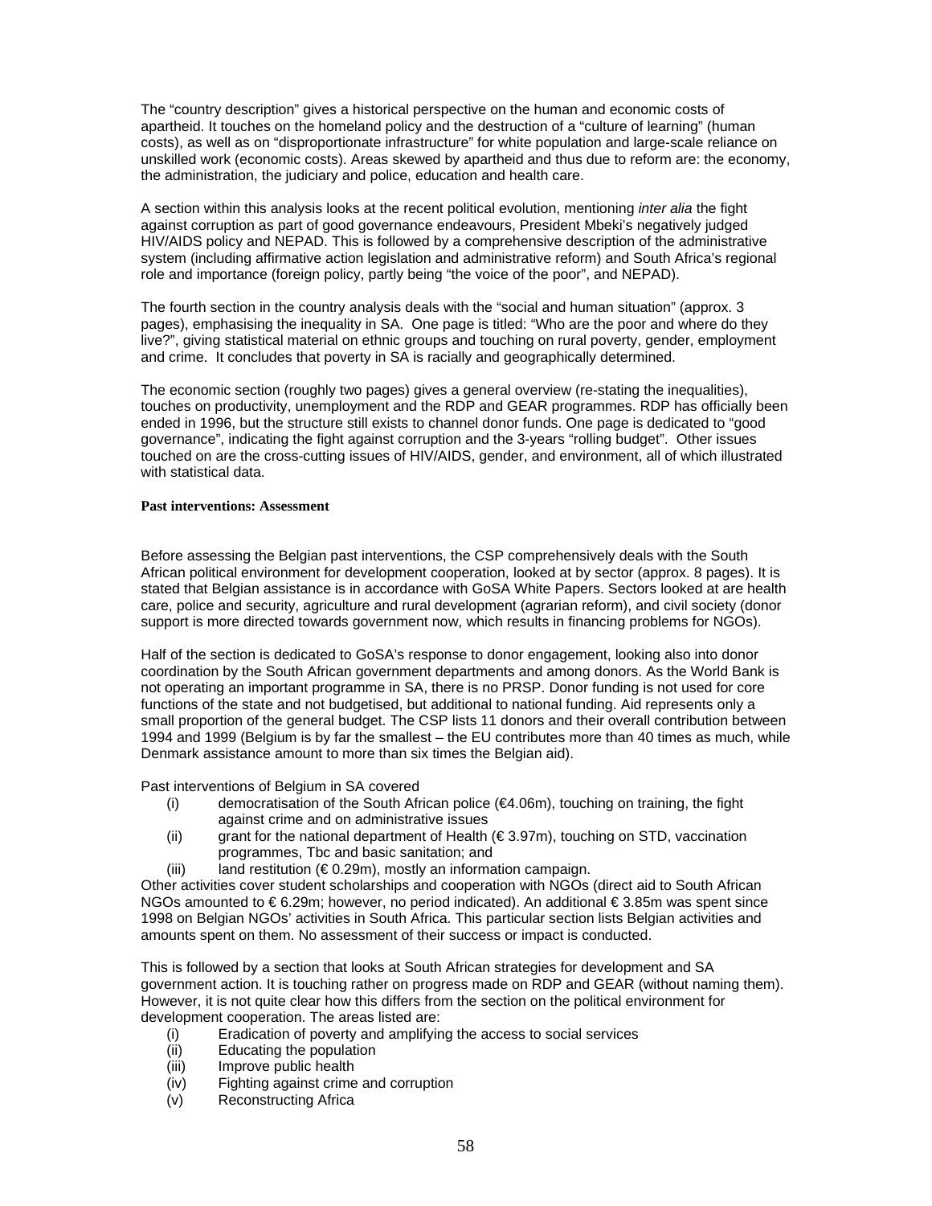The "country description" gives a historical perspective on the human and economic costs of apartheid. It touches on the homeland policy and the destruction of a "culture of learning" (human costs), as well as on "disproportionate infrastructure" for white population and large-scale reliance on unskilled work (economic costs). Areas skewed by apartheid and thus due to reform are: the economy, the administration, the judiciary and police, education and health care.

A section within this analysis looks at the recent political evolution, mentioning *inter alia* the fight against corruption as part of good governance endeavours, President Mbeki's negatively judged HIV/AIDS policy and NEPAD. This is followed by a comprehensive description of the administrative system (including affirmative action legislation and administrative reform) and South Africa's regional role and importance (foreign policy, partly being "the voice of the poor", and NEPAD).

The fourth section in the country analysis deals with the "social and human situation" (approx. 3 pages), emphasising the inequality in SA. One page is titled: "Who are the poor and where do they live?", giving statistical material on ethnic groups and touching on rural poverty, gender, employment and crime. It concludes that poverty in SA is racially and geographically determined.

The economic section (roughly two pages) gives a general overview (re-stating the inequalities), touches on productivity, unemployment and the RDP and GEAR programmes. RDP has officially been ended in 1996, but the structure still exists to channel donor funds. One page is dedicated to "good governance", indicating the fight against corruption and the 3-years "rolling budget". Other issues touched on are the cross-cutting issues of HIV/AIDS, gender, and environment, all of which illustrated with statistical data.

**Past interventions: Assessment**

Before assessing the Belgian past interventions, the CSP comprehensively deals with the South African political environment for development cooperation, looked at by sector (approx. 8 pages). It is stated that Belgian assistance is in accordance with GoSA White Papers. Sectors looked at are health care, police and security, agriculture and rural development (agrarian reform), and civil society (donor support is more directed towards government now, which results in financing problems for NGOs).

Half of the section is dedicated to GoSA's response to donor engagement, looking also into donor coordination by the South African government departments and among donors. As the World Bank is not operating an important programme in SA, there is no PRSP. Donor funding is not used for core functions of the state and not budgetised, but additional to national funding. Aid represents only a small proportion of the general budget. The CSP lists 11 donors and their overall contribution between 1994 and 1999 (Belgium is by far the smallest – the EU contributes more than 40 times as much, while Denmark assistance amount to more than six times the Belgian aid).

Past interventions of Belgium in SA covered

(i) democratisation of the South African police (€4.06m), touching on training, the fight against crime and on administrative issues
(ii) grant for the national department of Health (€ 3.97m), touching on STD, vaccination programmes, Tbc and basic sanitation; and
(iii) land restitution (€ 0.29m), mostly an information campaign.

Other activities cover student scholarships and cooperation with NGOs (direct aid to South African NGOs amounted to € 6.29m; however, no period indicated). An additional € 3.85m was spent since 1998 on Belgian NGOs' activities in South Africa. This particular section lists Belgian activities and amounts spent on them. No assessment of their success or impact is conducted.

This is followed by a section that looks at South African strategies for development and SA government action. It is touching rather on progress made on RDP and GEAR (without naming them). However, it is not quite clear how this differs from the section on the political environment for development cooperation. The areas listed are:

(i) Eradication of poverty and amplifying the access to social services
(ii) Educating the population
(iii) Improve public health
(iv) Fighting against crime and corruption
(v) Reconstructing Africa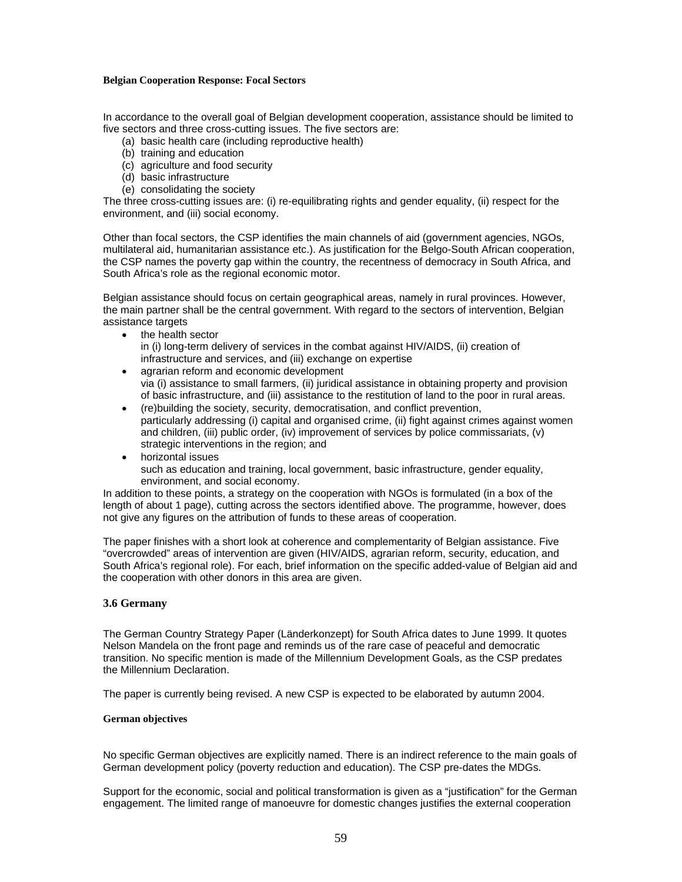#### Belgian Cooperation Response: Focal Sectors

In accordance to the overall goal of Belgian development cooperation, assistance should be limited to five sectors and three cross-cutting issues. The five sectors are:

(a) basic health care (including reproductive health)
(b) training and education
(c) agriculture and food security
(d) basic infrastructure
(e) consolidating the society

The three cross-cutting issues are: (i) re-equilibrating rights and gender equality, (ii) respect for the environment, and (iii) social economy.

Other than focal sectors, the CSP identifies the main channels of aid (government agencies, NGOs, multilateral aid, humanitarian assistance etc.). As justification for the Belgo-South African cooperation, the CSP names the poverty gap within the country, the recentness of democracy in South Africa, and South Africa's role as the regional economic motor.

Belgian assistance should focus on certain geographical areas, namely in rural provinces. However, the main partner shall be the central government. With regard to the sectors of intervention, Belgian assistance targets

- the health sector
  in (i) long-term delivery of services in the combat against HIV/AIDS, (ii) creation of infrastructure and services, and (iii) exchange on expertise
- agrarian reform and economic development
  via (i) assistance to small farmers, (ii) juridical assistance in obtaining property and provision of basic infrastructure, and (iii) assistance to the restitution of land to the poor in rural areas.
- (re)building the society, security, democratisation, and conflict prevention,
  particularly addressing (i) capital and organised crime, (ii) fight against crimes against women and children, (iii) public order, (iv) improvement of services by police commissariats, (v) strategic interventions in the region; and
- horizontal issues
  such as education and training, local government, basic infrastructure, gender equality, environment, and social economy.

In addition to these points, a strategy on the cooperation with NGOs is formulated (in a box of the length of about 1 page), cutting across the sectors identified above. The programme, however, does not give any figures on the attribution of funds to these areas of cooperation.

The paper finishes with a short look at coherence and complementarity of Belgian assistance. Five "overcrowded" areas of intervention are given (HIV/AIDS, agrarian reform, security, education, and South Africa's regional role). For each, brief information on the specific added-value of Belgian aid and the cooperation with other donors in this area are given.

### 3.6 Germany

The German Country Strategy Paper (Länderkonzept) for South Africa dates to June 1999. It quotes Nelson Mandela on the front page and reminds us of the rare case of peaceful and democratic transition. No specific mention is made of the Millennium Development Goals, as the CSP predates the Millennium Declaration.

The paper is currently being revised. A new CSP is expected to be elaborated by autumn 2004.

#### German objectives

No specific German objectives are explicitly named. There is an indirect reference to the main goals of German development policy (poverty reduction and education). The CSP pre-dates the MDGs.

Support for the economic, social and political transformation is given as a "justification" for the German engagement. The limited range of manoeuvre for domestic changes justifies the external cooperation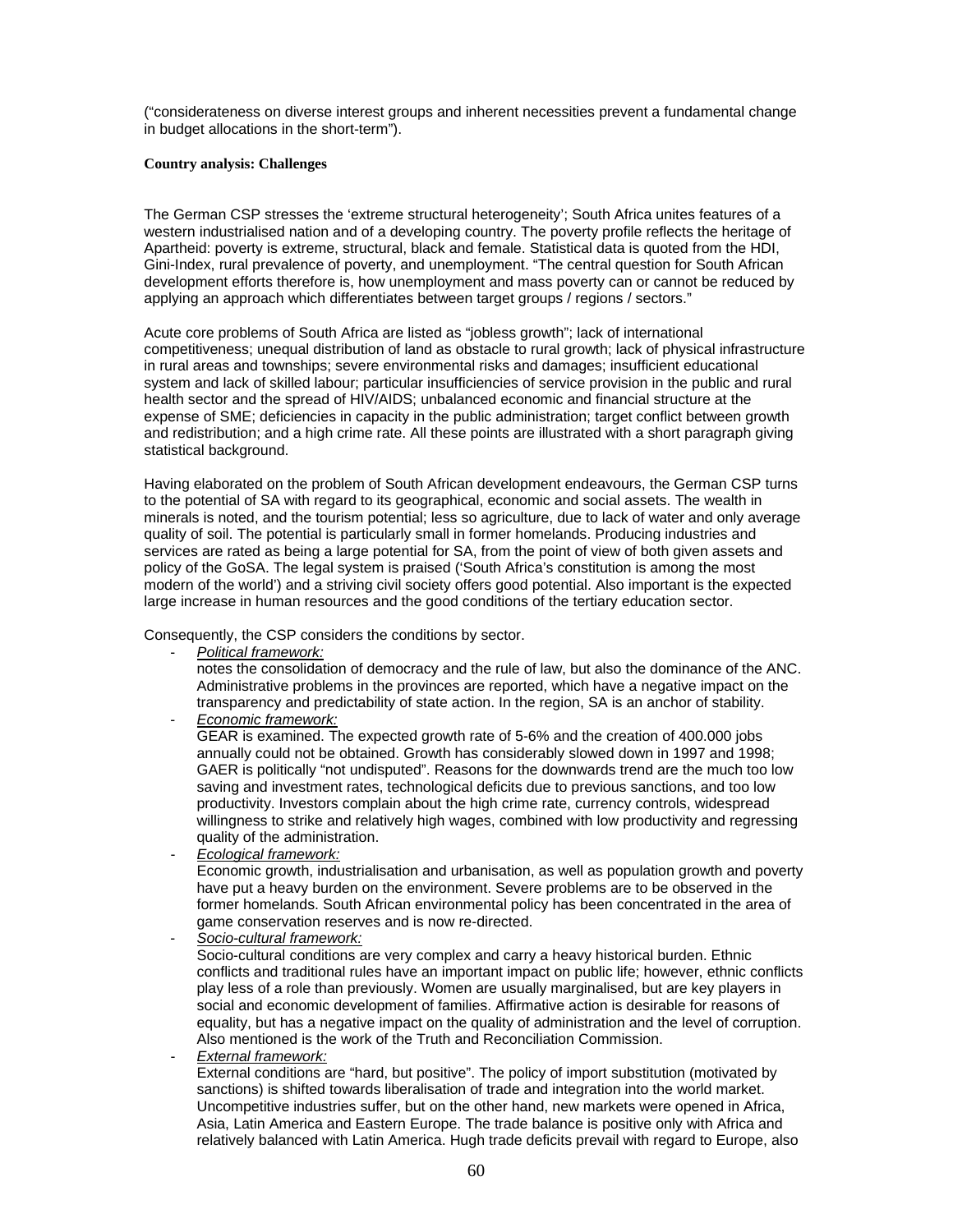("considerateness on diverse interest groups and inherent necessities prevent a fundamental change in budget allocations in the short-term").

**Country analysis: Challenges**

The German CSP stresses the 'extreme structural heterogeneity'; South Africa unites features of a western industrialised nation and of a developing country. The poverty profile reflects the heritage of Apartheid: poverty is extreme, structural, black and female. Statistical data is quoted from the HDI, Gini-Index, rural prevalence of poverty, and unemployment. "The central question for South African development efforts therefore is, how unemployment and mass poverty can or cannot be reduced by applying an approach which differentiates between target groups / regions / sectors."

Acute core problems of South Africa are listed as "jobless growth"; lack of international competitiveness; unequal distribution of land as obstacle to rural growth; lack of physical infrastructure in rural areas and townships; severe environmental risks and damages; insufficient educational system and lack of skilled labour; particular insufficiencies of service provision in the public and rural health sector and the spread of HIV/AIDS; unbalanced economic and financial structure at the expense of SME; deficiencies in capacity in the public administration; target conflict between growth and redistribution; and a high crime rate. All these points are illustrated with a short paragraph giving statistical background.

Having elaborated on the problem of South African development endeavours, the German CSP turns to the potential of SA with regard to its geographical, economic and social assets. The wealth in minerals is noted, and the tourism potential; less so agriculture, due to lack of water and only average quality of soil. The potential is particularly small in former homelands. Producing industries and services are rated as being a large potential for SA, from the point of view of both given assets and policy of the GoSA. The legal system is praised ('South Africa's constitution is among the most modern of the world') and a striving civil society offers good potential. Also important is the expected large increase in human resources and the good conditions of the tertiary education sector.

Consequently, the CSP considers the conditions by sector.

- *Political framework:*
  notes the consolidation of democracy and the rule of law, but also the dominance of the ANC. Administrative problems in the provinces are reported, which have a negative impact on the transparency and predictability of state action. In the region, SA is an anchor of stability.
- *Economic framework:*
  GEAR is examined. The expected growth rate of 5-6% and the creation of 400.000 jobs annually could not be obtained. Growth has considerably slowed down in 1997 and 1998; GAER is politically "not undisputed". Reasons for the downwards trend are the much too low saving and investment rates, technological deficits due to previous sanctions, and too low productivity. Investors complain about the high crime rate, currency controls, widespread willingness to strike and relatively high wages, combined with low productivity and regressing quality of the administration.
- *Ecological framework:*
  Economic growth, industrialisation and urbanisation, as well as population growth and poverty have put a heavy burden on the environment. Severe problems are to be observed in the former homelands. South African environmental policy has been concentrated in the area of game conservation reserves and is now re-directed.
- *Socio-cultural framework:*
  Socio-cultural conditions are very complex and carry a heavy historical burden. Ethnic conflicts and traditional rules have an important impact on public life; however, ethnic conflicts play less of a role than previously. Women are usually marginalised, but are key players in social and economic development of families. Affirmative action is desirable for reasons of equality, but has a negative impact on the quality of administration and the level of corruption. Also mentioned is the work of the Truth and Reconciliation Commission.
- *External framework:*
  External conditions are "hard, but positive". The policy of import substitution (motivated by sanctions) is shifted towards liberalisation of trade and integration into the world market. Uncompetitive industries suffer, but on the other hand, new markets were opened in Africa, Asia, Latin America and Eastern Europe. The trade balance is positive only with Africa and relatively balanced with Latin America. Hugh trade deficits prevail with regard to Europe, also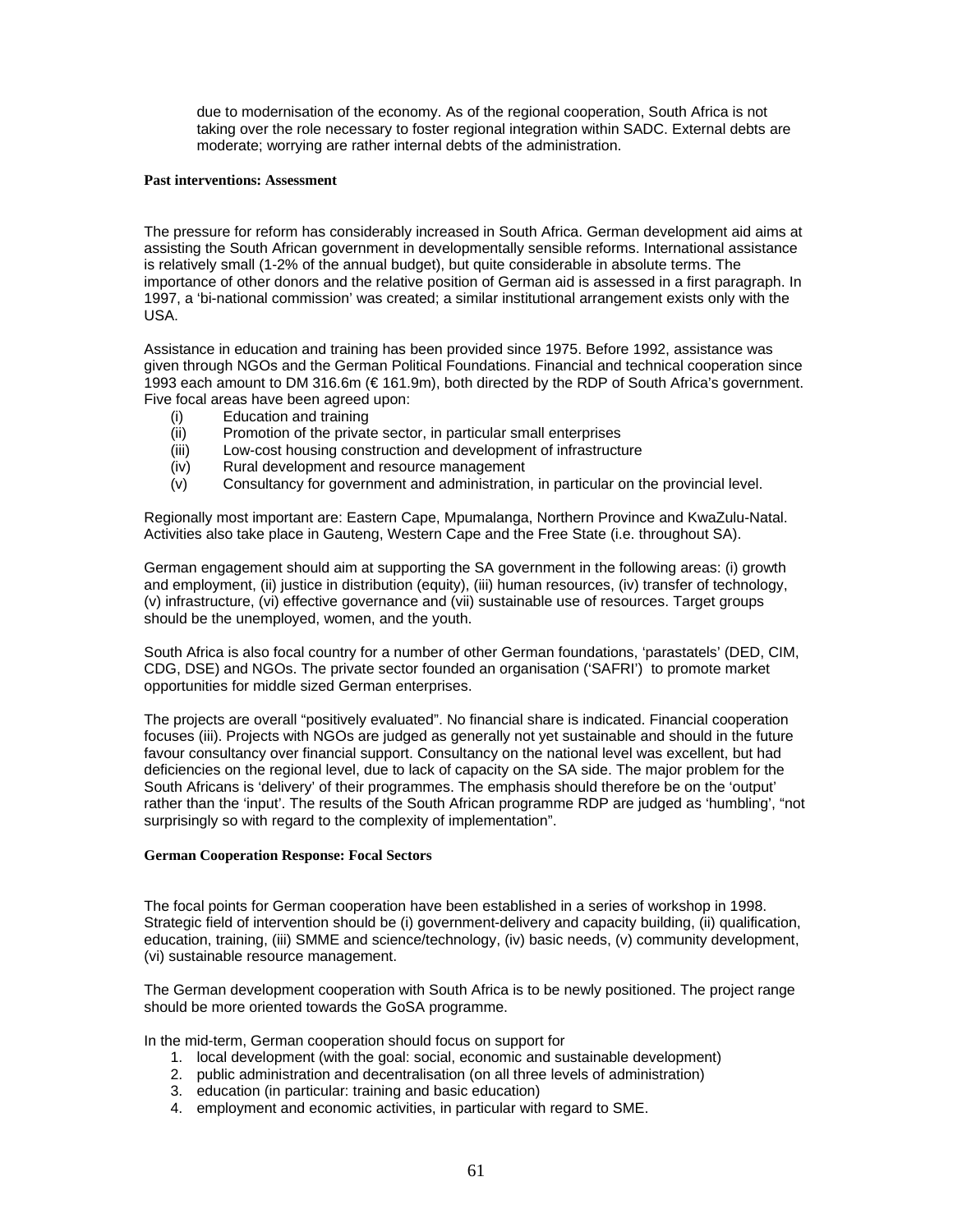due to modernisation of the economy. As of the regional cooperation, South Africa is not taking over the role necessary to foster regional integration within SADC. External debts are moderate; worrying are rather internal debts of the administration.

**Past interventions: Assessment**

The pressure for reform has considerably increased in South Africa. German development aid aims at assisting the South African government in developmentally sensible reforms. International assistance is relatively small (1-2% of the annual budget), but quite considerable in absolute terms. The importance of other donors and the relative position of German aid is assessed in a first paragraph. In 1997, a 'bi-national commission' was created; a similar institutional arrangement exists only with the USA.

Assistance in education and training has been provided since 1975. Before 1992, assistance was given through NGOs and the German Political Foundations. Financial and technical cooperation since 1993 each amount to DM 316.6m (€ 161.9m), both directed by the RDP of South Africa's government. Five focal areas have been agreed upon:

- (i) Education and training
- (ii) Promotion of the private sector, in particular small enterprises
- (iii) Low-cost housing construction and development of infrastructure
- (iv) Rural development and resource management
- (v) Consultancy for government and administration, in particular on the provincial level.

Regionally most important are: Eastern Cape, Mpumalanga, Northern Province and KwaZulu-Natal. Activities also take place in Gauteng, Western Cape and the Free State (i.e. throughout SA).

German engagement should aim at supporting the SA government in the following areas: (i) growth and employment, (ii) justice in distribution (equity), (iii) human resources, (iv) transfer of technology, (v) infrastructure, (vi) effective governance and (vii) sustainable use of resources. Target groups should be the unemployed, women, and the youth.

South Africa is also focal country for a number of other German foundations, 'parastatels' (DED, CIM, CDG, DSE) and NGOs. The private sector founded an organisation ('SAFRI') to promote market opportunities for middle sized German enterprises.

The projects are overall "positively evaluated". No financial share is indicated. Financial cooperation focuses (iii). Projects with NGOs are judged as generally not yet sustainable and should in the future favour consultancy over financial support. Consultancy on the national level was excellent, but had deficiencies on the regional level, due to lack of capacity on the SA side. The major problem for the South Africans is 'delivery' of their programmes. The emphasis should therefore be on the 'output' rather than the 'input'. The results of the South African programme RDP are judged as 'humbling', "not surprisingly so with regard to the complexity of implementation".

**German Cooperation Response: Focal Sectors**

The focal points for German cooperation have been established in a series of workshop in 1998. Strategic field of intervention should be (i) government-delivery and capacity building, (ii) qualification, education, training, (iii) SMME and science/technology, (iv) basic needs, (v) community development, (vi) sustainable resource management.

The German development cooperation with South Africa is to be newly positioned. The project range should be more oriented towards the GoSA programme.

In the mid-term, German cooperation should focus on support for

1. local development (with the goal: social, economic and sustainable development)
2. public administration and decentralisation (on all three levels of administration)
3. education (in particular: training and basic education)
4. employment and economic activities, in particular with regard to SME.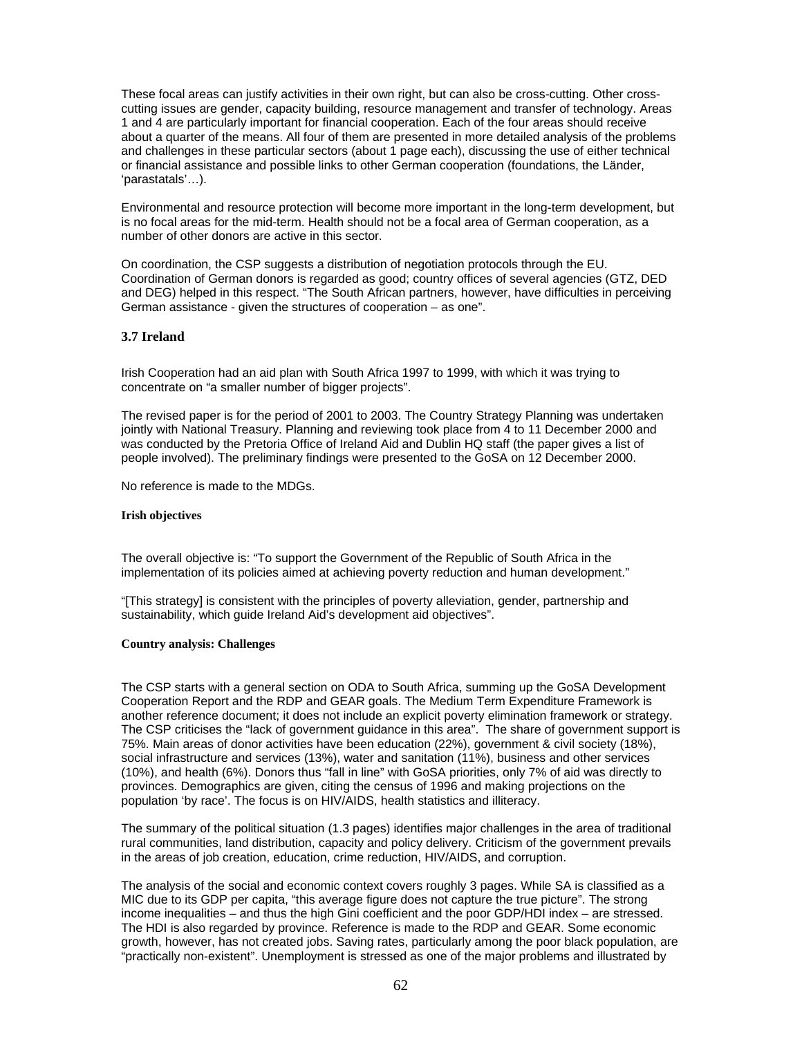These focal areas can justify activities in their own right, but can also be cross-cutting. Other cross-cutting issues are gender, capacity building, resource management and transfer of technology. Areas 1 and 4 are particularly important for financial cooperation. Each of the four areas should receive about a quarter of the means. All four of them are presented in more detailed analysis of the problems and challenges in these particular sectors (about 1 page each), discussing the use of either technical or financial assistance and possible links to other German cooperation (foundations, the Länder, 'parastatals'…).

Environmental and resource protection will become more important in the long-term development, but is no focal areas for the mid-term. Health should not be a focal area of German cooperation, as a number of other donors are active in this sector.

On coordination, the CSP suggests a distribution of negotiation protocols through the EU. Coordination of German donors is regarded as good; country offices of several agencies (GTZ, DED and DEG) helped in this respect. "The South African partners, however, have difficulties in perceiving German assistance - given the structures of cooperation – as one".

### 3.7 Ireland

Irish Cooperation had an aid plan with South Africa 1997 to 1999, with which it was trying to concentrate on "a smaller number of bigger projects".

The revised paper is for the period of 2001 to 2003. The Country Strategy Planning was undertaken jointly with National Treasury. Planning and reviewing took place from 4 to 11 December 2000 and was conducted by the Pretoria Office of Ireland Aid and Dublin HQ staff (the paper gives a list of people involved). The preliminary findings were presented to the GoSA on 12 December 2000.

No reference is made to the MDGs.

#### Irish objectives

The overall objective is: "To support the Government of the Republic of South Africa in the implementation of its policies aimed at achieving poverty reduction and human development."

"[This strategy] is consistent with the principles of poverty alleviation, gender, partnership and sustainability, which guide Ireland Aid's development aid objectives".

#### Country analysis: Challenges

The CSP starts with a general section on ODA to South Africa, summing up the GoSA Development Cooperation Report and the RDP and GEAR goals. The Medium Term Expenditure Framework is another reference document; it does not include an explicit poverty elimination framework or strategy. The CSP criticises the "lack of government guidance in this area". The share of government support is 75%. Main areas of donor activities have been education (22%), government & civil society (18%), social infrastructure and services (13%), water and sanitation (11%), business and other services (10%), and health (6%). Donors thus "fall in line" with GoSA priorities, only 7% of aid was directly to provinces. Demographics are given, citing the census of 1996 and making projections on the population 'by race'. The focus is on HIV/AIDS, health statistics and illiteracy.

The summary of the political situation (1.3 pages) identifies major challenges in the area of traditional rural communities, land distribution, capacity and policy delivery. Criticism of the government prevails in the areas of job creation, education, crime reduction, HIV/AIDS, and corruption.

The analysis of the social and economic context covers roughly 3 pages. While SA is classified as a MIC due to its GDP per capita, "this average figure does not capture the true picture". The strong income inequalities – and thus the high Gini coefficient and the poor GDP/HDI index – are stressed. The HDI is also regarded by province. Reference is made to the RDP and GEAR. Some economic growth, however, has not created jobs. Saving rates, particularly among the poor black population, are "practically non-existent". Unemployment is stressed as one of the major problems and illustrated by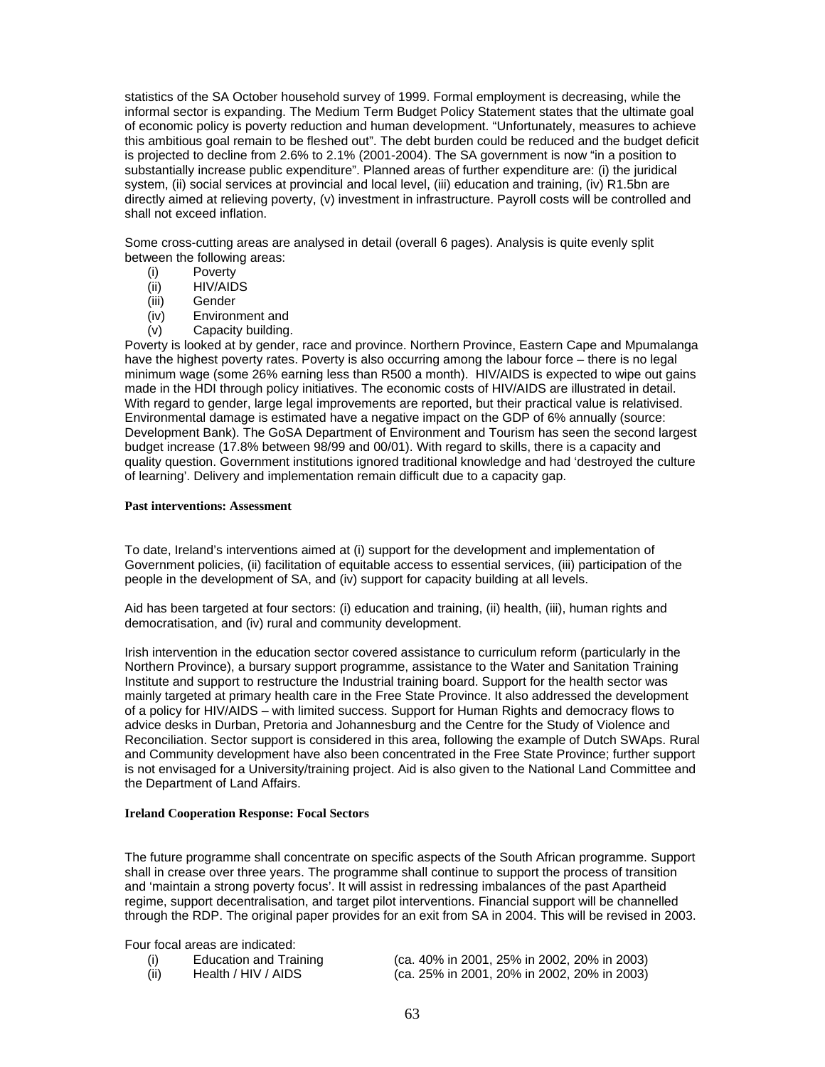statistics of the SA October household survey of 1999. Formal employment is decreasing, while the informal sector is expanding. The Medium Term Budget Policy Statement states that the ultimate goal of economic policy is poverty reduction and human development. "Unfortunately, measures to achieve this ambitious goal remain to be fleshed out". The debt burden could be reduced and the budget deficit is projected to decline from 2.6% to 2.1% (2001-2004). The SA government is now "in a position to substantially increase public expenditure". Planned areas of further expenditure are: (i) the juridical system, (ii) social services at provincial and local level, (iii) education and training, (iv) R1.5bn are directly aimed at relieving poverty, (v) investment in infrastructure. Payroll costs will be controlled and shall not exceed inflation.

Some cross-cutting areas are analysed in detail (overall 6 pages). Analysis is quite evenly split between the following areas:

- (i) Poverty
- (ii) HIV/AIDS
- (iii) Gender
- (iv) Environment and
- (v) Capacity building.

Poverty is looked at by gender, race and province. Northern Province, Eastern Cape and Mpumalanga have the highest poverty rates. Poverty is also occurring among the labour force – there is no legal minimum wage (some 26% earning less than R500 a month). HIV/AIDS is expected to wipe out gains made in the HDI through policy initiatives. The economic costs of HIV/AIDS are illustrated in detail. With regard to gender, large legal improvements are reported, but their practical value is relativised. Environmental damage is estimated have a negative impact on the GDP of 6% annually (source: Development Bank). The GoSA Department of Environment and Tourism has seen the second largest budget increase (17.8% between 98/99 and 00/01). With regard to skills, there is a capacity and quality question. Government institutions ignored traditional knowledge and had 'destroyed the culture of learning'. Delivery and implementation remain difficult due to a capacity gap.

**Past interventions: Assessment**

To date, Ireland's interventions aimed at (i) support for the development and implementation of Government policies, (ii) facilitation of equitable access to essential services, (iii) participation of the people in the development of SA, and (iv) support for capacity building at all levels.

Aid has been targeted at four sectors: (i) education and training, (ii) health, (iii), human rights and democratisation, and (iv) rural and community development.

Irish intervention in the education sector covered assistance to curriculum reform (particularly in the Northern Province), a bursary support programme, assistance to the Water and Sanitation Training Institute and support to restructure the Industrial training board. Support for the health sector was mainly targeted at primary health care in the Free State Province. It also addressed the development of a policy for HIV/AIDS – with limited success. Support for Human Rights and democracy flows to advice desks in Durban, Pretoria and Johannesburg and the Centre for the Study of Violence and Reconciliation. Sector support is considered in this area, following the example of Dutch SWAps. Rural and Community development have also been concentrated in the Free State Province; further support is not envisaged for a University/training project. Aid is also given to the National Land Committee and the Department of Land Affairs.

**Ireland Cooperation Response: Focal Sectors**

The future programme shall concentrate on specific aspects of the South African programme. Support shall in crease over three years. The programme shall continue to support the process of transition and 'maintain a strong poverty focus'. It will assist in redressing imbalances of the past Apartheid regime, support decentralisation, and target pilot interventions. Financial support will be channelled through the RDP. The original paper provides for an exit from SA in 2004. This will be revised in 2003.

Four focal areas are indicated:

- (i) Education and Training (ca. 40% in 2001, 25% in 2002, 20% in 2003)
- (ii) Health / HIV / AIDS (ca. 25% in 2001, 20% in 2002, 20% in 2003)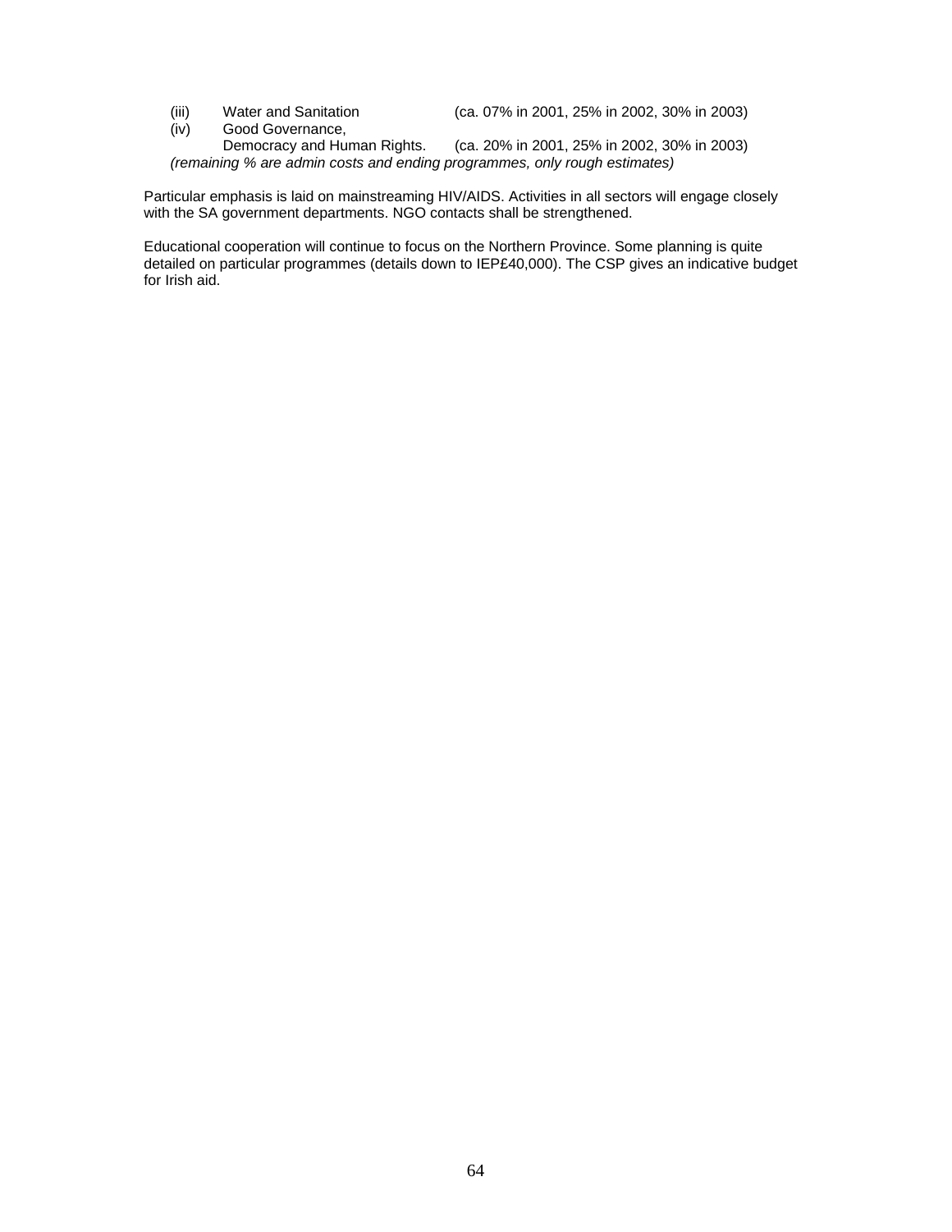(iii) Water and Sanitation (ca. 07% in 2001, 25% in 2002, 30% in 2003)
(iv) Good Governance,
Democracy and Human Rights. (ca. 20% in 2001, 25% in 2002, 30% in 2003)
*(remaining % are admin costs and ending programmes, only rough estimates)*

Particular emphasis is laid on mainstreaming HIV/AIDS. Activities in all sectors will engage closely with the SA government departments. NGO contacts shall be strengthened.

Educational cooperation will continue to focus on the Northern Province. Some planning is quite detailed on particular programmes (details down to IEP£40,000). The CSP gives an indicative budget for Irish aid.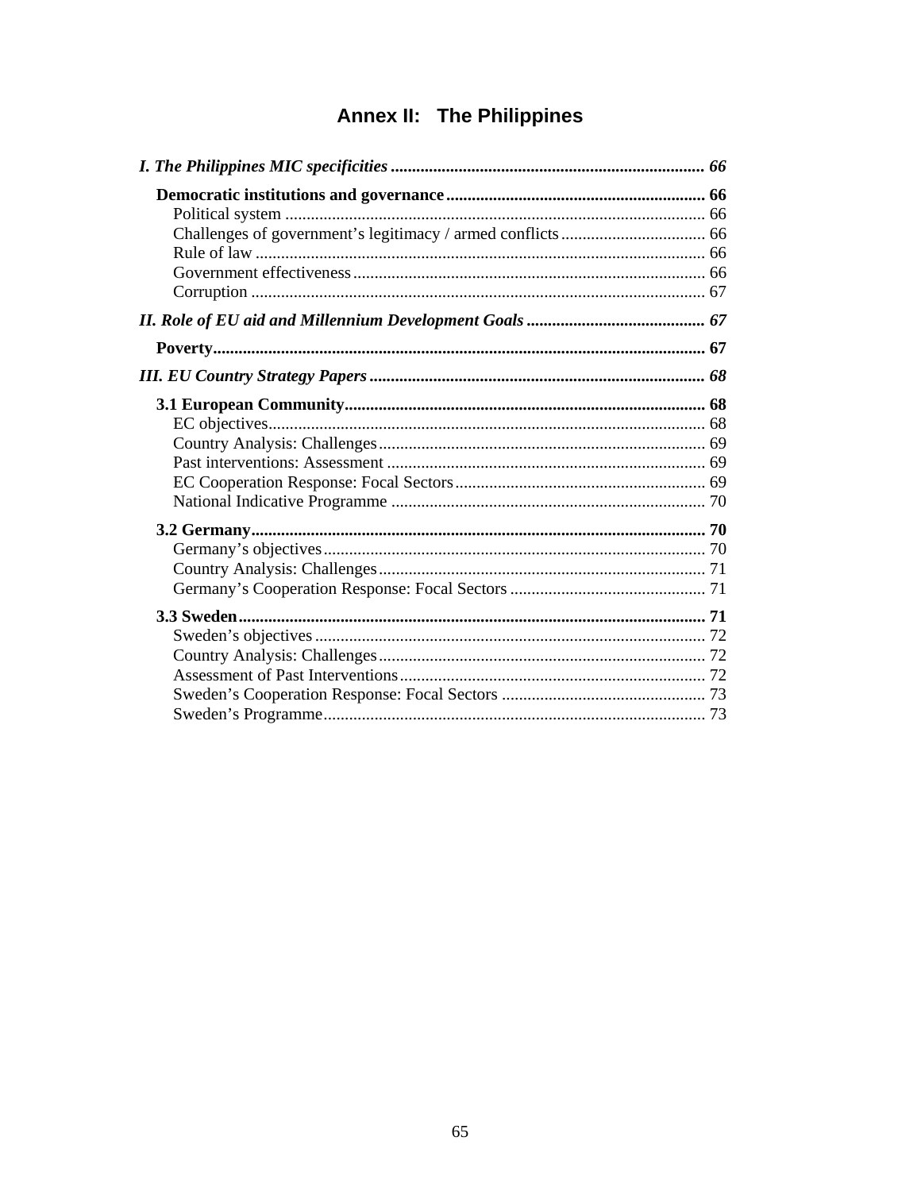# Annex II: The Philippines

*I. The Philippines MIC specificities* ........................................................................ *66*

**Democratic institutions and governance** ............................................................ **66**

Political system .................................................................................................. 66

Challenges of government's legitimacy / armed conflicts .................................. 66

Rule of law .......................................................................................................... 66

Government effectiveness ................................................................................... 66

Corruption ........................................................................................................... 67

*II. Role of EU aid and Millennium Development Goals* ........................................ *67*

**Poverty** ................................................................................................................. **67**

*III. EU Country Strategy Papers* ............................................................................. *68*

**3.1 European Community** ..................................................................................... **68**

EC objectives ....................................................................................................... 68

Country Analysis: Challenges .............................................................................. 69

Past interventions: Assessment ........................................................................... 69

EC Cooperation Response: Focal Sectors ........................................................... 69

National Indicative Programme .......................................................................... 70

**3.2 Germany** ........................................................................................................... **70**

Germany's objectives ........................................................................................... 70

Country Analysis: Challenges .............................................................................. 71

Germany's Cooperation Response: Focal Sectors ............................................... 71

**3.3 Sweden** ............................................................................................................. **71**

Sweden's objectives ............................................................................................. 72

Country Analysis: Challenges .............................................................................. 72

Assessment of Past Interventions ........................................................................ 72

Sweden's Cooperation Response: Focal Sectors ................................................. 73

Sweden's Programme ........................................................................................... 73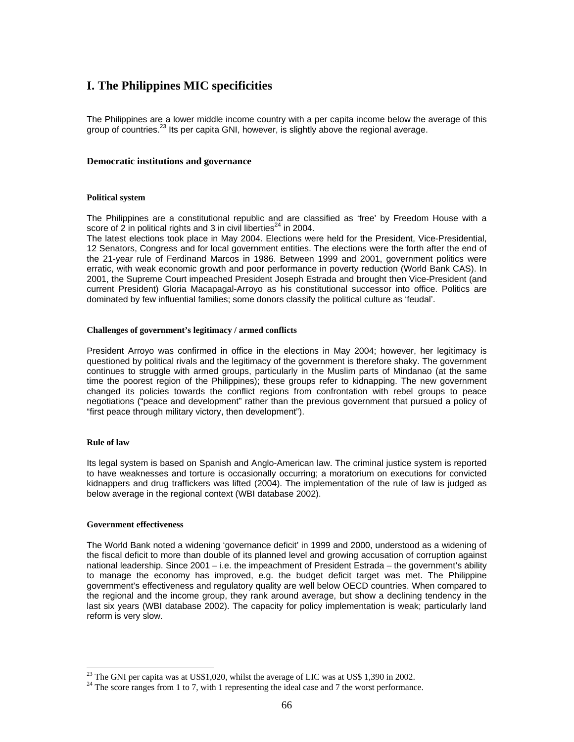# I. The Philippines MIC specificities

The Philippines are a lower middle income country with a per capita income below the average of this group of countries.[23] Its per capita GNI, however, is slightly above the regional average.

## Democratic institutions and governance

### Political system

The Philippines are a constitutional republic and are classified as 'free' by Freedom House with a score of 2 in political rights and 3 in civil liberties[24] in 2004.

The latest elections took place in May 2004. Elections were held for the President, Vice-Presidential, 12 Senators, Congress and for local government entities. The elections were the forth after the end of the 21-year rule of Ferdinand Marcos in 1986. Between 1999 and 2001, government politics were erratic, with weak economic growth and poor performance in poverty reduction (World Bank CAS). In 2001, the Supreme Court impeached President Joseph Estrada and brought then Vice-President (and current President) Gloria Macapagal-Arroyo as his constitutional successor into office. Politics are dominated by few influential families; some donors classify the political culture as 'feudal'.

### Challenges of government's legitimacy / armed conflicts

President Arroyo was confirmed in office in the elections in May 2004; however, her legitimacy is questioned by political rivals and the legitimacy of the government is therefore shaky. The government continues to struggle with armed groups, particularly in the Muslim parts of Mindanao (at the same time the poorest region of the Philippines); these groups refer to kidnapping. The new government changed its policies towards the conflict regions from confrontation with rebel groups to peace negotiations ("peace and development" rather than the previous government that pursued a policy of "first peace through military victory, then development").

### Rule of law

Its legal system is based on Spanish and Anglo-American law. The criminal justice system is reported to have weaknesses and torture is occasionally occurring; a moratorium on executions for convicted kidnappers and drug traffickers was lifted (2004). The implementation of the rule of law is judged as below average in the regional context (WBI database 2002).

### Government effectiveness

The World Bank noted a widening 'governance deficit' in 1999 and 2000, understood as a widening of the fiscal deficit to more than double of its planned level and growing accusation of corruption against national leadership. Since 2001 – i.e. the impeachment of President Estrada – the government's ability to manage the economy has improved, e.g. the budget deficit target was met. The Philippine government's effectiveness and regulatory quality are well below OECD countries. When compared to the regional and the income group, they rank around average, but show a declining tendency in the last six years (WBI database 2002). The capacity for policy implementation is weak; particularly land reform is very slow.

---

[23] The GNI per capita was at US$1,020, whilst the average of LIC was at US$ 1,390 in 2002.

[24] The score ranges from 1 to 7, with 1 representing the ideal case and 7 the worst performance.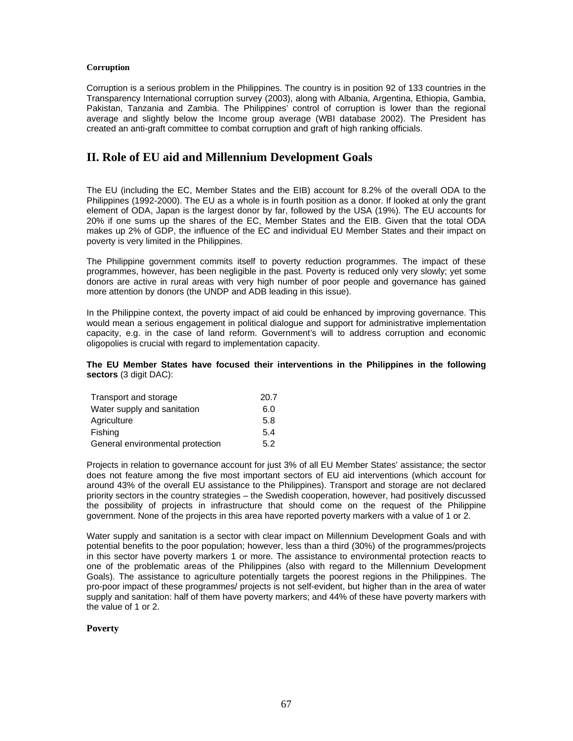**Corruption**

Corruption is a serious problem in the Philippines. The country is in position 92 of 133 countries in the Transparency International corruption survey (2003), along with Albania, Argentina, Ethiopia, Gambia, Pakistan, Tanzania and Zambia. The Philippines' control of corruption is lower than the regional average and slightly below the Income group average (WBI database 2002). The President has created an anti-graft committee to combat corruption and graft of high ranking officials.

## II. Role of EU aid and Millennium Development Goals

The EU (including the EC, Member States and the EIB) account for 8.2% of the overall ODA to the Philippines (1992-2000). The EU as a whole is in fourth position as a donor. If looked at only the grant element of ODA, Japan is the largest donor by far, followed by the USA (19%). The EU accounts for 20% if one sums up the shares of the EC, Member States and the EIB. Given that the total ODA makes up 2% of GDP, the influence of the EC and individual EU Member States and their impact on poverty is very limited in the Philippines.

The Philippine government commits itself to poverty reduction programmes. The impact of these programmes, however, has been negligible in the past. Poverty is reduced only very slowly; yet some donors are active in rural areas with very high number of poor people and governance has gained more attention by donors (the UNDP and ADB leading in this issue).

In the Philippine context, the poverty impact of aid could be enhanced by improving governance. This would mean a serious engagement in political dialogue and support for administrative implementation capacity, e.g. in the case of land reform. Government's will to address corruption and economic oligopolies is crucial with regard to implementation capacity.

**The EU Member States have focused their interventions in the Philippines in the following sectors** (3 digit DAC):

| Sector | % |
|---|---|
| Transport and storage | 20.7 |
| Water supply and sanitation | 6.0 |
| Agriculture | 5.8 |
| Fishing | 5.4 |
| General environmental protection | 5.2 |

Projects in relation to governance account for just 3% of all EU Member States' assistance; the sector does not feature among the five most important sectors of EU aid interventions (which account for around 43% of the overall EU assistance to the Philippines). Transport and storage are not declared priority sectors in the country strategies – the Swedish cooperation, however, had positively discussed the possibility of projects in infrastructure that should come on the request of the Philippine government. None of the projects in this area have reported poverty markers with a value of 1 or 2.

Water supply and sanitation is a sector with clear impact on Millennium Development Goals and with potential benefits to the poor population; however, less than a third (30%) of the programmes/projects in this sector have poverty markers 1 or more. The assistance to environmental protection reacts to one of the problematic areas of the Philippines (also with regard to the Millennium Development Goals). The assistance to agriculture potentially targets the poorest regions in the Philippines. The pro-poor impact of these programmes/ projects is not self-evident, but higher than in the area of water supply and sanitation: half of them have poverty markers; and 44% of these have poverty markers with the value of 1 or 2.

**Poverty**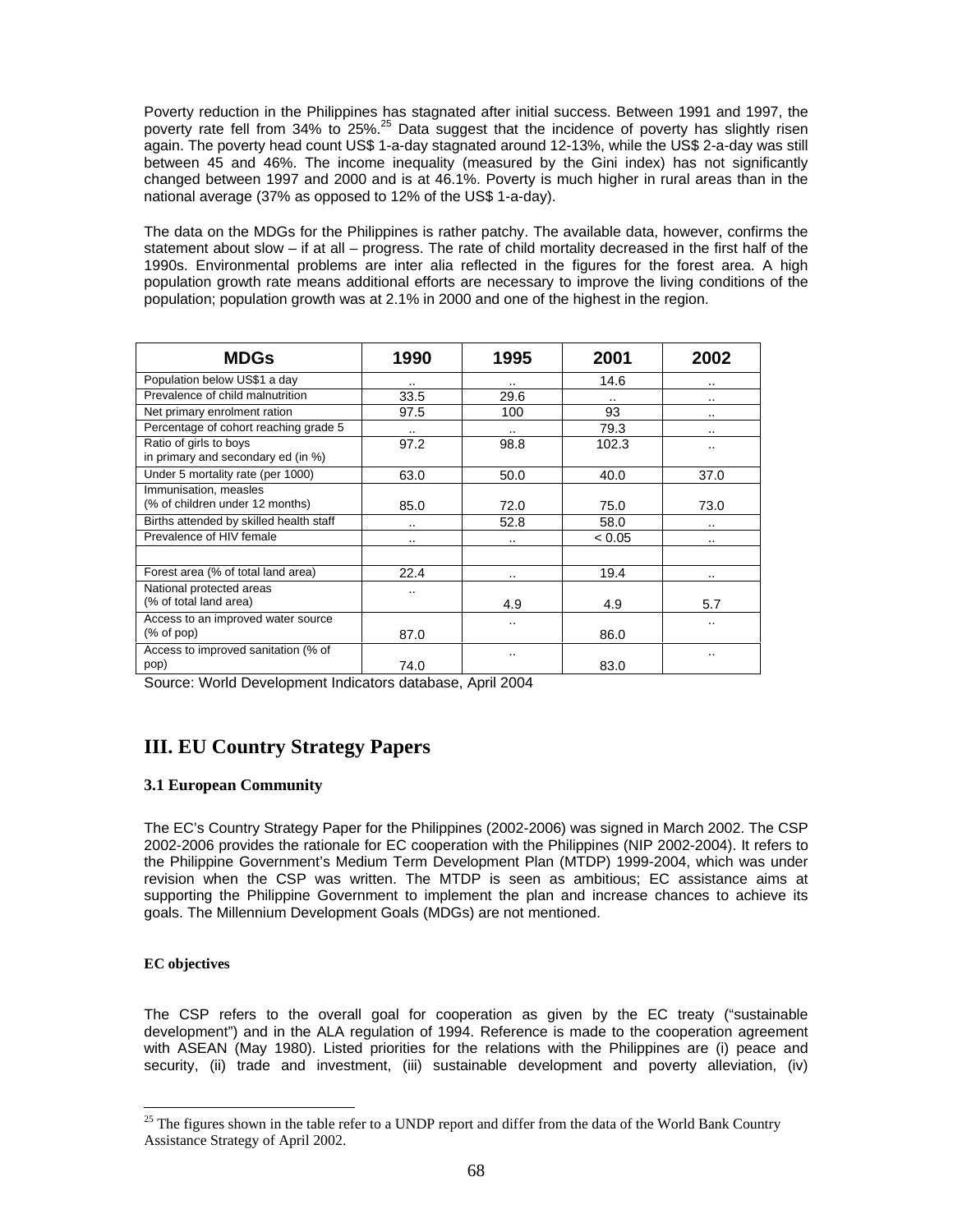Poverty reduction in the Philippines has stagnated after initial success. Between 1991 and 1997, the poverty rate fell from 34% to 25%.[25] Data suggest that the incidence of poverty has slightly risen again. The poverty head count US$ 1-a-day stagnated around 12-13%, while the US$ 2-a-day was still between 45 and 46%. The income inequality (measured by the Gini index) has not significantly changed between 1997 and 2000 and is at 46.1%. Poverty is much higher in rural areas than in the national average (37% as opposed to 12% of the US$ 1-a-day).

The data on the MDGs for the Philippines is rather patchy. The available data, however, confirms the statement about slow – if at all – progress. The rate of child mortality decreased in the first half of the 1990s. Environmental problems are inter alia reflected in the figures for the forest area. A high population growth rate means additional efforts are necessary to improve the living conditions of the population; population growth was at 2.1% in 2000 and one of the highest in the region.

| MDGs | 1990 | 1995 | 2001 | 2002 |
|---|---|---|---|---|
| Population below US$1 a day | .. | .. | 14.6 | .. |
| Prevalence of child malnutrition | 33.5 | 29.6 | .. | .. |
| Net primary enrolment ration | 97.5 | 100 | 93 | .. |
| Percentage of cohort reaching grade 5 | .. | .. | 79.3 | .. |
| Ratio of girls to boys in primary and secondary ed (in %) | 97.2 | 98.8 | 102.3 | .. |
| Under 5 mortality rate (per 1000) | 63.0 | 50.0 | 40.0 | 37.0 |
| Immunisation, measles (% of children under 12 months) | 85.0 | 72.0 | 75.0 | 73.0 |
| Births attended by skilled health staff | .. | 52.8 | 58.0 | .. |
| Prevalence of HIV female | .. | .. | < 0.05 | .. |
| | | | | |
| Forest area (% of total land area) | 22.4 | .. | 19.4 | .. |
| National protected areas (% of total land area) | .. | 4.9 | 4.9 | 5.7 |
| Access to an improved water source (% of pop) | 87.0 | .. | 86.0 | .. |
| Access to improved sanitation (% of pop) | 74.0 | .. | 83.0 | .. |

Source: World Development Indicators database, April 2004

## III. EU Country Strategy Papers

### 3.1 European Community

The EC's Country Strategy Paper for the Philippines (2002-2006) was signed in March 2002. The CSP 2002-2006 provides the rationale for EC cooperation with the Philippines (NIP 2002-2004). It refers to the Philippine Government's Medium Term Development Plan (MTDP) 1999-2004, which was under revision when the CSP was written. The MTDP is seen as ambitious; EC assistance aims at supporting the Philippine Government to implement the plan and increase chances to achieve its goals. The Millennium Development Goals (MDGs) are not mentioned.

#### EC objectives

The CSP refers to the overall goal for cooperation as given by the EC treaty ("sustainable development") and in the ALA regulation of 1994. Reference is made to the cooperation agreement with ASEAN (May 1980). Listed priorities for the relations with the Philippines are (i) peace and security, (ii) trade and investment, (iii) sustainable development and poverty alleviation, (iv)

[25] The figures shown in the table refer to a UNDP report and differ from the data of the World Bank Country Assistance Strategy of April 2002.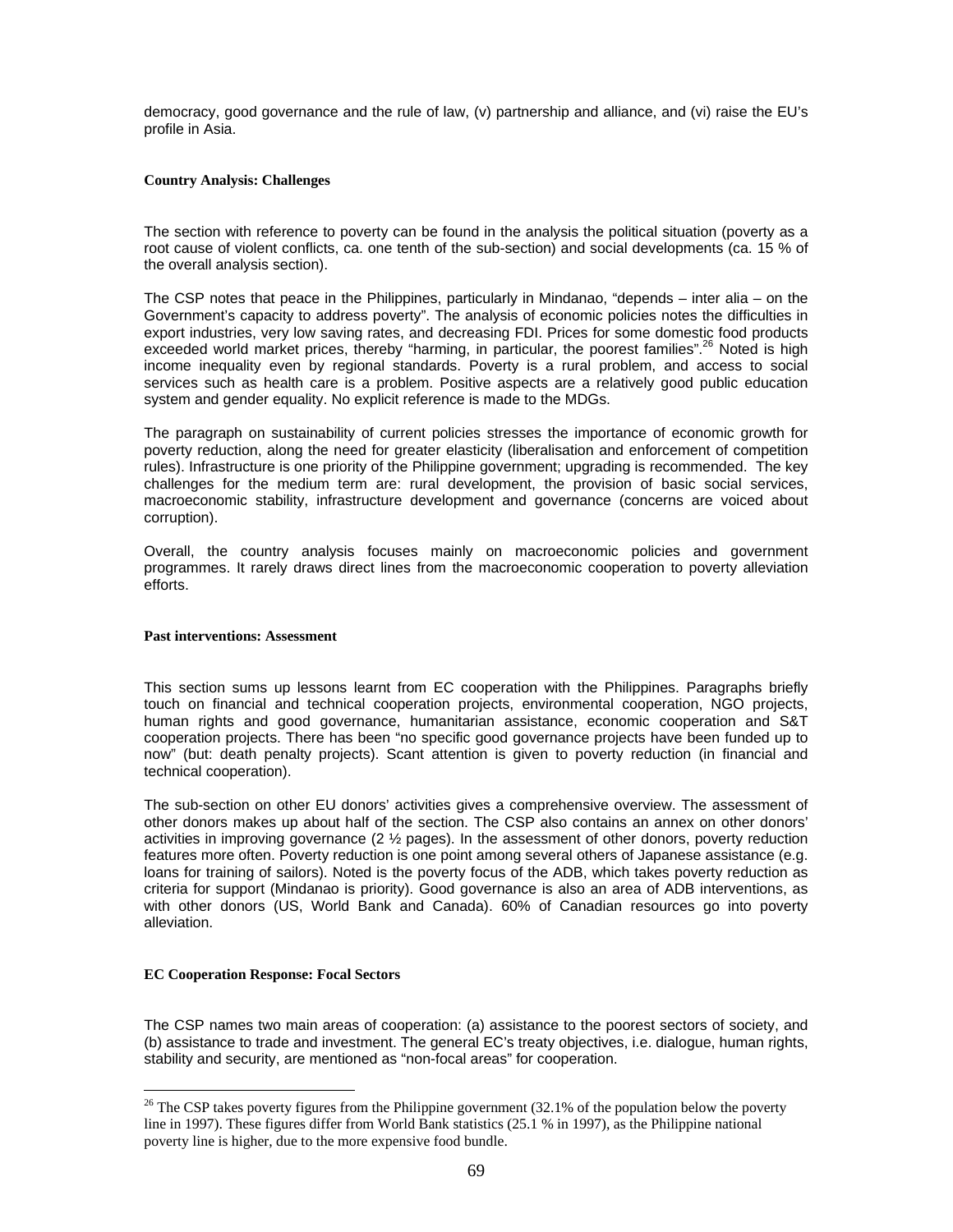democracy, good governance and the rule of law, (v) partnership and alliance, and (vi) raise the EU's profile in Asia.

#### Country Analysis: Challenges

The section with reference to poverty can be found in the analysis the political situation (poverty as a root cause of violent conflicts, ca. one tenth of the sub-section) and social developments (ca. 15 % of the overall analysis section).

The CSP notes that peace in the Philippines, particularly in Mindanao, "depends – inter alia – on the Government's capacity to address poverty". The analysis of economic policies notes the difficulties in export industries, very low saving rates, and decreasing FDI. Prices for some domestic food products exceeded world market prices, thereby "harming, in particular, the poorest families".[26] Noted is high income inequality even by regional standards. Poverty is a rural problem, and access to social services such as health care is a problem. Positive aspects are a relatively good public education system and gender equality. No explicit reference is made to the MDGs.

The paragraph on sustainability of current policies stresses the importance of economic growth for poverty reduction, along the need for greater elasticity (liberalisation and enforcement of competition rules). Infrastructure is one priority of the Philippine government; upgrading is recommended. The key challenges for the medium term are: rural development, the provision of basic social services, macroeconomic stability, infrastructure development and governance (concerns are voiced about corruption).

Overall, the country analysis focuses mainly on macroeconomic policies and government programmes. It rarely draws direct lines from the macroeconomic cooperation to poverty alleviation efforts.

#### Past interventions: Assessment

This section sums up lessons learnt from EC cooperation with the Philippines. Paragraphs briefly touch on financial and technical cooperation projects, environmental cooperation, NGO projects, human rights and good governance, humanitarian assistance, economic cooperation and S&T cooperation projects. There has been "no specific good governance projects have been funded up to now" (but: death penalty projects). Scant attention is given to poverty reduction (in financial and technical cooperation).

The sub-section on other EU donors' activities gives a comprehensive overview. The assessment of other donors makes up about half of the section. The CSP also contains an annex on other donors' activities in improving governance (2 ½ pages). In the assessment of other donors, poverty reduction features more often. Poverty reduction is one point among several others of Japanese assistance (e.g. loans for training of sailors). Noted is the poverty focus of the ADB, which takes poverty reduction as criteria for support (Mindanao is priority). Good governance is also an area of ADB interventions, as with other donors (US, World Bank and Canada). 60% of Canadian resources go into poverty alleviation.

#### EC Cooperation Response: Focal Sectors

The CSP names two main areas of cooperation: (a) assistance to the poorest sectors of society, and (b) assistance to trade and investment. The general EC's treaty objectives, i.e. dialogue, human rights, stability and security, are mentioned as "non-focal areas" for cooperation.

---

[26] The CSP takes poverty figures from the Philippine government (32.1% of the population below the poverty line in 1997). These figures differ from World Bank statistics (25.1 % in 1997), as the Philippine national poverty line is higher, due to the more expensive food bundle.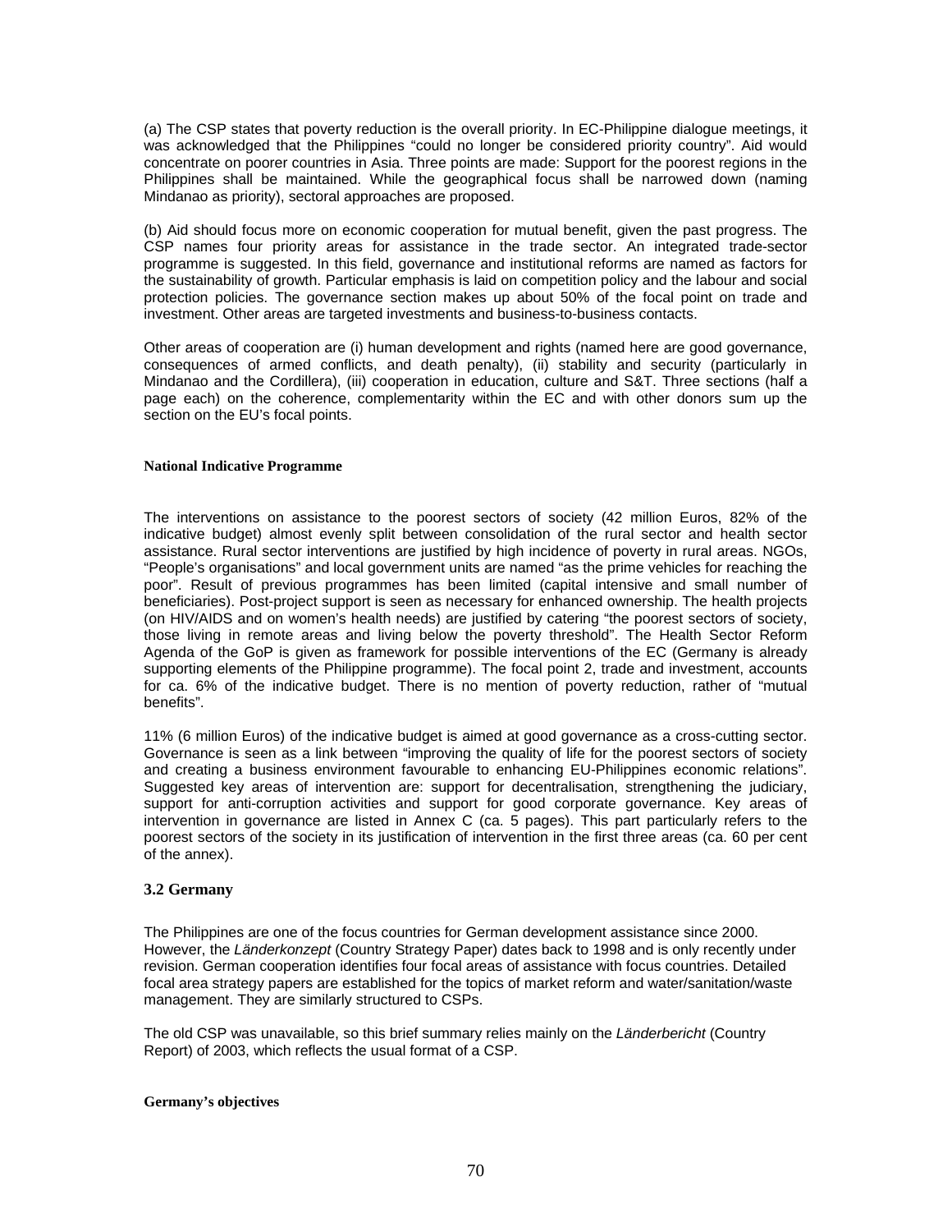(a) The CSP states that poverty reduction is the overall priority. In EC-Philippine dialogue meetings, it was acknowledged that the Philippines "could no longer be considered priority country". Aid would concentrate on poorer countries in Asia. Three points are made: Support for the poorest regions in the Philippines shall be maintained. While the geographical focus shall be narrowed down (naming Mindanao as priority), sectoral approaches are proposed.

(b) Aid should focus more on economic cooperation for mutual benefit, given the past progress. The CSP names four priority areas for assistance in the trade sector. An integrated trade-sector programme is suggested. In this field, governance and institutional reforms are named as factors for the sustainability of growth. Particular emphasis is laid on competition policy and the labour and social protection policies. The governance section makes up about 50% of the focal point on trade and investment. Other areas are targeted investments and business-to-business contacts.

Other areas of cooperation are (i) human development and rights (named here are good governance, consequences of armed conflicts, and death penalty), (ii) stability and security (particularly in Mindanao and the Cordillera), (iii) cooperation in education, culture and S&T. Three sections (half a page each) on the coherence, complementarity within the EC and with other donors sum up the section on the EU's focal points.

#### National Indicative Programme

The interventions on assistance to the poorest sectors of society (42 million Euros, 82% of the indicative budget) almost evenly split between consolidation of the rural sector and health sector assistance. Rural sector interventions are justified by high incidence of poverty in rural areas. NGOs, "People's organisations" and local government units are named "as the prime vehicles for reaching the poor". Result of previous programmes has been limited (capital intensive and small number of beneficiaries). Post-project support is seen as necessary for enhanced ownership. The health projects (on HIV/AIDS and on women's health needs) are justified by catering "the poorest sectors of society, those living in remote areas and living below the poverty threshold". The Health Sector Reform Agenda of the GoP is given as framework for possible interventions of the EC (Germany is already supporting elements of the Philippine programme). The focal point 2, trade and investment, accounts for ca. 6% of the indicative budget. There is no mention of poverty reduction, rather of "mutual benefits".

11% (6 million Euros) of the indicative budget is aimed at good governance as a cross-cutting sector. Governance is seen as a link between "improving the quality of life for the poorest sectors of society and creating a business environment favourable to enhancing EU-Philippines economic relations". Suggested key areas of intervention are: support for decentralisation, strengthening the judiciary, support for anti-corruption activities and support for good corporate governance. Key areas of intervention in governance are listed in Annex C (ca. 5 pages). This part particularly refers to the poorest sectors of the society in its justification of intervention in the first three areas (ca. 60 per cent of the annex).

### 3.2 Germany

The Philippines are one of the focus countries for German development assistance since 2000. However, the *Länderkonzept* (Country Strategy Paper) dates back to 1998 and is only recently under revision. German cooperation identifies four focal areas of assistance with focus countries. Detailed focal area strategy papers are established for the topics of market reform and water/sanitation/waste management. They are similarly structured to CSPs.

The old CSP was unavailable, so this brief summary relies mainly on the *Länderbericht* (Country Report) of 2003, which reflects the usual format of a CSP.

#### Germany's objectives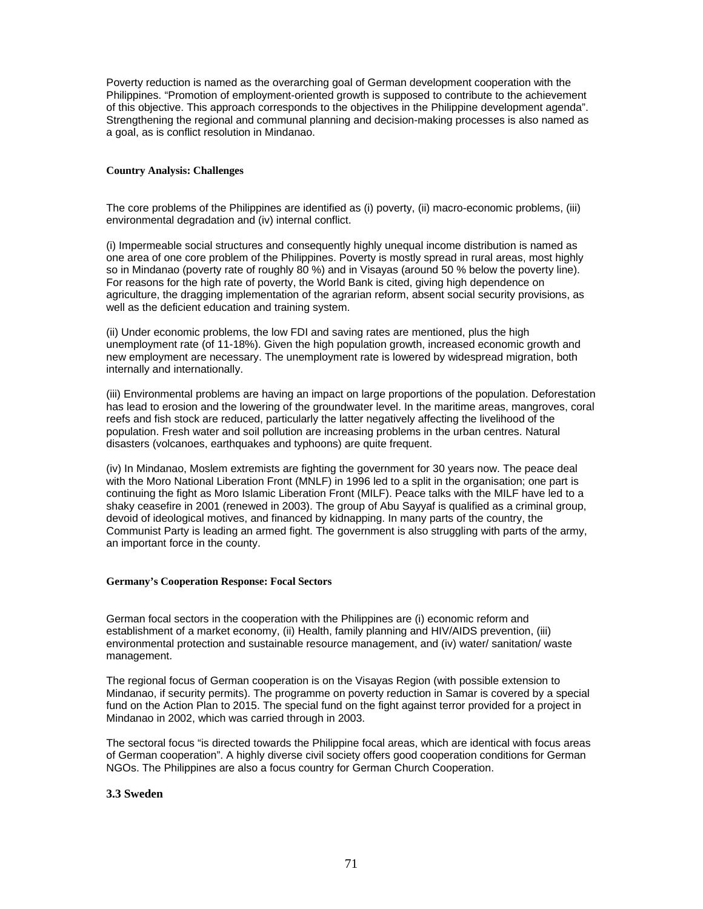Poverty reduction is named as the overarching goal of German development cooperation with the Philippines. “Promotion of employment-oriented growth is supposed to contribute to the achievement of this objective. This approach corresponds to the objectives in the Philippine development agenda”. Strengthening the regional and communal planning and decision-making processes is also named as a goal, as is conflict resolution in Mindanao.

#### Country Analysis: Challenges

The core problems of the Philippines are identified as (i) poverty, (ii) macro-economic problems, (iii) environmental degradation and (iv) internal conflict.

(i) Impermeable social structures and consequently highly unequal income distribution is named as one area of one core problem of the Philippines. Poverty is mostly spread in rural areas, most highly so in Mindanao (poverty rate of roughly 80 %) and in Visayas (around 50 % below the poverty line). For reasons for the high rate of poverty, the World Bank is cited, giving high dependence on agriculture, the dragging implementation of the agrarian reform, absent social security provisions, as well as the deficient education and training system.

(ii) Under economic problems, the low FDI and saving rates are mentioned, plus the high unemployment rate (of 11-18%). Given the high population growth, increased economic growth and new employment are necessary. The unemployment rate is lowered by widespread migration, both internally and internationally.

(iii) Environmental problems are having an impact on large proportions of the population. Deforestation has lead to erosion and the lowering of the groundwater level. In the maritime areas, mangroves, coral reefs and fish stock are reduced, particularly the latter negatively affecting the livelihood of the population. Fresh water and soil pollution are increasing problems in the urban centres. Natural disasters (volcanoes, earthquakes and typhoons) are quite frequent.

(iv) In Mindanao, Moslem extremists are fighting the government for 30 years now. The peace deal with the Moro National Liberation Front (MNLF) in 1996 led to a split in the organisation; one part is continuing the fight as Moro Islamic Liberation Front (MILF). Peace talks with the MILF have led to a shaky ceasefire in 2001 (renewed in 2003). The group of Abu Sayyaf is qualified as a criminal group, devoid of ideological motives, and financed by kidnapping. In many parts of the country, the Communist Party is leading an armed fight. The government is also struggling with parts of the army, an important force in the county.

#### Germany’s Cooperation Response: Focal Sectors

German focal sectors in the cooperation with the Philippines are (i) economic reform and establishment of a market economy, (ii) Health, family planning and HIV/AIDS prevention, (iii) environmental protection and sustainable resource management, and (iv) water/ sanitation/ waste management.

The regional focus of German cooperation is on the Visayas Region (with possible extension to Mindanao, if security permits). The programme on poverty reduction in Samar is covered by a special fund on the Action Plan to 2015. The special fund on the fight against terror provided for a project in Mindanao in 2002, which was carried through in 2003.

The sectoral focus “is directed towards the Philippine focal areas, which are identical with focus areas of German cooperation”. A highly diverse civil society offers good cooperation conditions for German NGOs. The Philippines are also a focus country for German Church Cooperation.

### 3.3 Sweden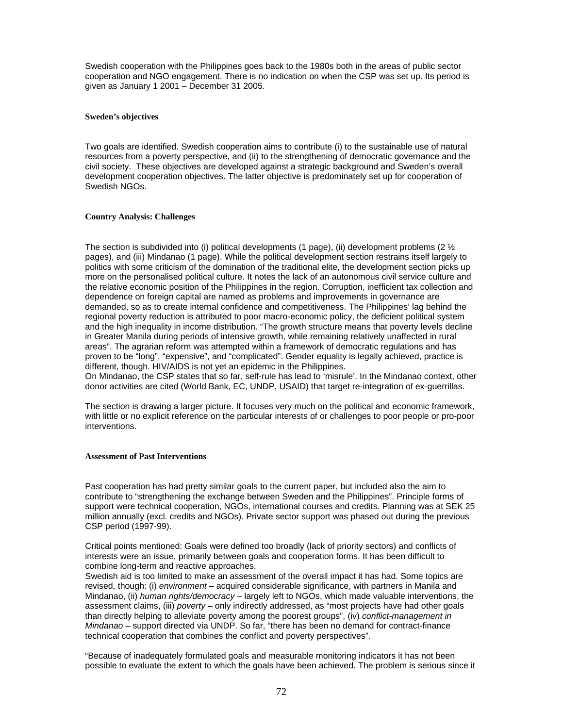Swedish cooperation with the Philippines goes back to the 1980s both in the areas of public sector cooperation and NGO engagement. There is no indication on when the CSP was set up. Its period is given as January 1 2001 – December 31 2005.

**Sweden's objectives**

Two goals are identified. Swedish cooperation aims to contribute (i) to the sustainable use of natural resources from a poverty perspective, and (ii) to the strengthening of democratic governance and the civil society. These objectives are developed against a strategic background and Sweden's overall development cooperation objectives. The latter objective is predominately set up for cooperation of Swedish NGOs.

**Country Analysis: Challenges**

The section is subdivided into (i) political developments (1 page), (ii) development problems (2 ½ pages), and (iii) Mindanao (1 page). While the political development section restrains itself largely to politics with some criticism of the domination of the traditional elite, the development section picks up more on the personalised political culture. It notes the lack of an autonomous civil service culture and the relative economic position of the Philippines in the region. Corruption, inefficient tax collection and dependence on foreign capital are named as problems and improvements in governance are demanded, so as to create internal confidence and competitiveness. The Philippines' lag behind the regional poverty reduction is attributed to poor macro-economic policy, the deficient political system and the high inequality in income distribution. "The growth structure means that poverty levels decline in Greater Manila during periods of intensive growth, while remaining relatively unaffected in rural areas". The agrarian reform was attempted within a framework of democratic regulations and has proven to be "long", "expensive", and "complicated". Gender equality is legally achieved, practice is different, though. HIV/AIDS is not yet an epidemic in the Philippines.
On Mindanao, the CSP states that so far, self-rule has lead to 'misrule'. In the Mindanao context, other donor activities are cited (World Bank, EC, UNDP, USAID) that target re-integration of ex-guerrillas.

The section is drawing a larger picture. It focuses very much on the political and economic framework, with little or no explicit reference on the particular interests of or challenges to poor people or pro-poor interventions.

**Assessment of Past Interventions**

Past cooperation has had pretty similar goals to the current paper, but included also the aim to contribute to "strengthening the exchange between Sweden and the Philippines". Principle forms of support were technical cooperation, NGOs, international courses and credits. Planning was at SEK 25 million annually (excl. credits and NGOs). Private sector support was phased out during the previous CSP period (1997-99).

Critical points mentioned: Goals were defined too broadly (lack of priority sectors) and conflicts of interests were an issue, primarily between goals and cooperation forms. It has been difficult to combine long-term and reactive approaches.
Swedish aid is too limited to make an assessment of the overall impact it has had. Some topics are revised, though: (i) *environment* – acquired considerable significance, with partners in Manila and Mindanao, (ii) *human rights/democracy* – largely left to NGOs, which made valuable interventions, the assessment claims, (iii) *poverty* – only indirectly addressed, as "most projects have had other goals than directly helping to alleviate poverty among the poorest groups", (iv) *conflict-management in Mindanao* – support directed via UNDP. So far, "there has been no demand for contract-finance technical cooperation that combines the conflict and poverty perspectives".

"Because of inadequately formulated goals and measurable monitoring indicators it has not been possible to evaluate the extent to which the goals have been achieved. The problem is serious since it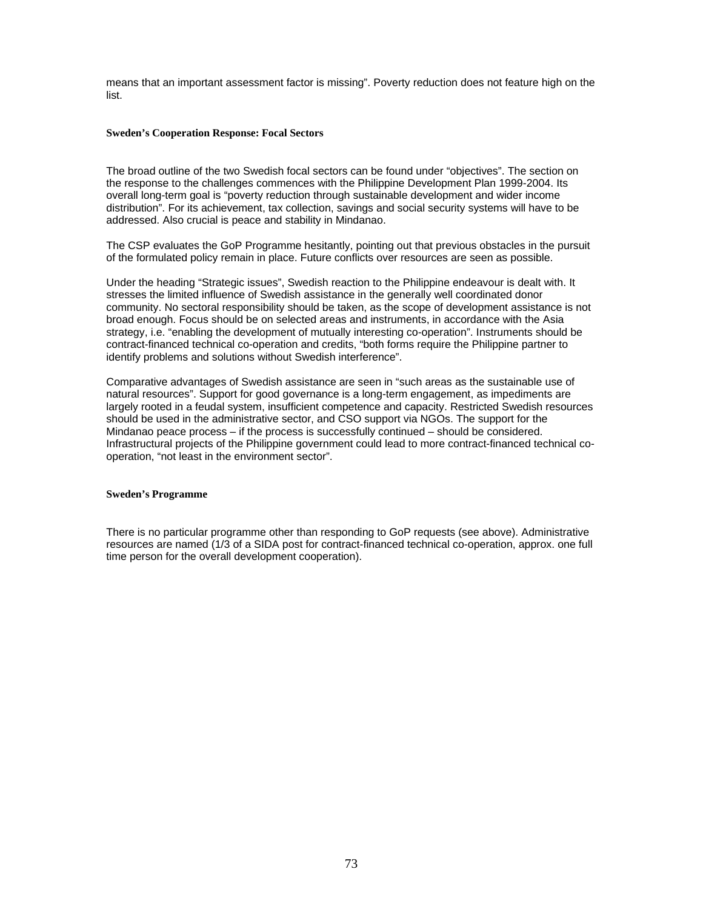means that an important assessment factor is missing". Poverty reduction does not feature high on the list.

### Sweden's Cooperation Response: Focal Sectors

The broad outline of the two Swedish focal sectors can be found under "objectives". The section on the response to the challenges commences with the Philippine Development Plan 1999-2004. Its overall long-term goal is "poverty reduction through sustainable development and wider income distribution". For its achievement, tax collection, savings and social security systems will have to be addressed. Also crucial is peace and stability in Mindanao.

The CSP evaluates the GoP Programme hesitantly, pointing out that previous obstacles in the pursuit of the formulated policy remain in place. Future conflicts over resources are seen as possible.

Under the heading "Strategic issues", Swedish reaction to the Philippine endeavour is dealt with. It stresses the limited influence of Swedish assistance in the generally well coordinated donor community. No sectoral responsibility should be taken, as the scope of development assistance is not broad enough. Focus should be on selected areas and instruments, in accordance with the Asia strategy, i.e. "enabling the development of mutually interesting co-operation". Instruments should be contract-financed technical co-operation and credits, "both forms require the Philippine partner to identify problems and solutions without Swedish interference".

Comparative advantages of Swedish assistance are seen in "such areas as the sustainable use of natural resources". Support for good governance is a long-term engagement, as impediments are largely rooted in a feudal system, insufficient competence and capacity. Restricted Swedish resources should be used in the administrative sector, and CSO support via NGOs. The support for the Mindanao peace process – if the process is successfully continued – should be considered. Infrastructural projects of the Philippine government could lead to more contract-financed technical co-operation, "not least in the environment sector".

### Sweden's Programme

There is no particular programme other than responding to GoP requests (see above). Administrative resources are named (1/3 of a SIDA post for contract-financed technical co-operation, approx. one full time person for the overall development cooperation).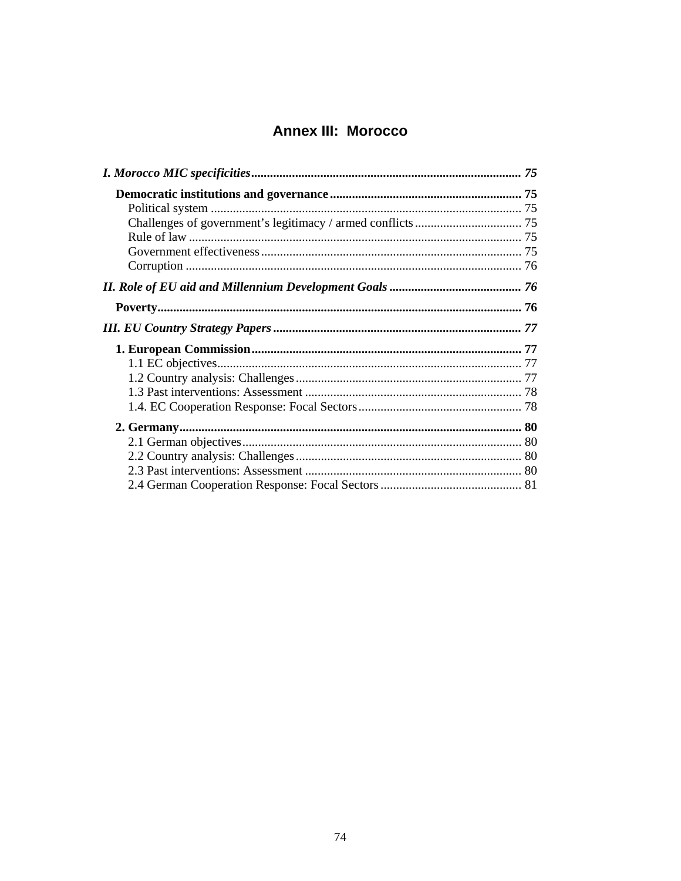# Annex III: Morocco

*I. Morocco MIC specificities* ..... *75*

**Democratic institutions and governance** ..... **75**

Political system ..... 75

Challenges of government's legitimacy / armed conflicts ..... 75

Rule of law ..... 75

Government effectiveness ..... 75

Corruption ..... 76

*II. Role of EU aid and Millennium Development Goals* ..... *76*

**Poverty** ..... **76**

*III. EU Country Strategy Papers* ..... *77*

**1. European Commission** ..... **77**

1.1 EC objectives ..... 77

1.2 Country analysis: Challenges ..... 77

1.3 Past interventions: Assessment ..... 78

1.4. EC Cooperation Response: Focal Sectors ..... 78

**2. Germany** ..... **80**

2.1 German objectives ..... 80

2.2 Country analysis: Challenges ..... 80

2.3 Past interventions: Assessment ..... 80

2.4 German Cooperation Response: Focal Sectors ..... 81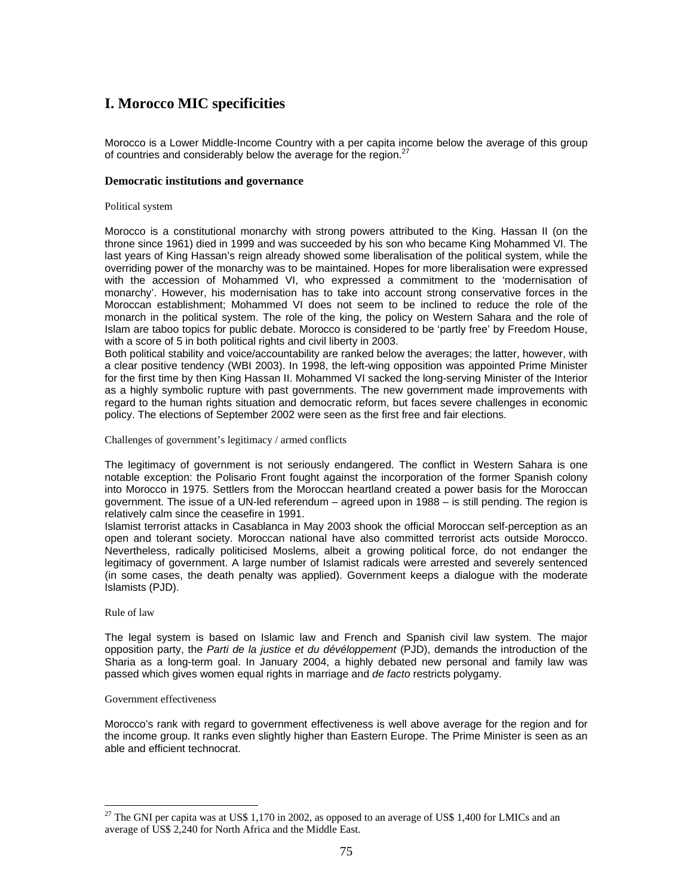# I. Morocco MIC specificities

Morocco is a Lower Middle-Income Country with a per capita income below the average of this group of countries and considerably below the average for the region.[27]

### Democratic institutions and governance

Political system

Morocco is a constitutional monarchy with strong powers attributed to the King. Hassan II (on the throne since 1961) died in 1999 and was succeeded by his son who became King Mohammed VI. The last years of King Hassan's reign already showed some liberalisation of the political system, while the overriding power of the monarchy was to be maintained. Hopes for more liberalisation were expressed with the accession of Mohammed VI, who expressed a commitment to the 'modernisation of monarchy'. However, his modernisation has to take into account strong conservative forces in the Moroccan establishment; Mohammed VI does not seem to be inclined to reduce the role of the monarch in the political system. The role of the king, the policy on Western Sahara and the role of Islam are taboo topics for public debate. Morocco is considered to be 'partly free' by Freedom House, with a score of 5 in both political rights and civil liberty in 2003.
Both political stability and voice/accountability are ranked below the averages; the latter, however, with a clear positive tendency (WBI 2003). In 1998, the left-wing opposition was appointed Prime Minister for the first time by then King Hassan II. Mohammed VI sacked the long-serving Minister of the Interior as a highly symbolic rupture with past governments. The new government made improvements with regard to the human rights situation and democratic reform, but faces severe challenges in economic policy. The elections of September 2002 were seen as the first free and fair elections.

Challenges of government's legitimacy / armed conflicts

The legitimacy of government is not seriously endangered. The conflict in Western Sahara is one notable exception: the Polisario Front fought against the incorporation of the former Spanish colony into Morocco in 1975. Settlers from the Moroccan heartland created a power basis for the Moroccan government. The issue of a UN-led referendum – agreed upon in 1988 – is still pending. The region is relatively calm since the ceasefire in 1991.
Islamist terrorist attacks in Casablanca in May 2003 shook the official Moroccan self-perception as an open and tolerant society. Moroccan national have also committed terrorist acts outside Morocco. Nevertheless, radically politicised Moslems, albeit a growing political force, do not endanger the legitimacy of government. A large number of Islamist radicals were arrested and severely sentenced (in some cases, the death penalty was applied). Government keeps a dialogue with the moderate Islamists (PJD).

Rule of law

The legal system is based on Islamic law and French and Spanish civil law system. The major opposition party, the *Parti de la justice et du dévéloppement* (PJD), demands the introduction of the Sharia as a long-term goal. In January 2004, a highly debated new personal and family law was passed which gives women equal rights in marriage and *de facto* restricts polygamy.

Government effectiveness

Morocco's rank with regard to government effectiveness is well above average for the region and for the income group. It ranks even slightly higher than Eastern Europe. The Prime Minister is seen as an able and efficient technocrat.

---

[27] The GNI per capita was at US$ 1,170 in 2002, as opposed to an average of US$ 1,400 for LMICs and an average of US$ 2,240 for North Africa and the Middle East.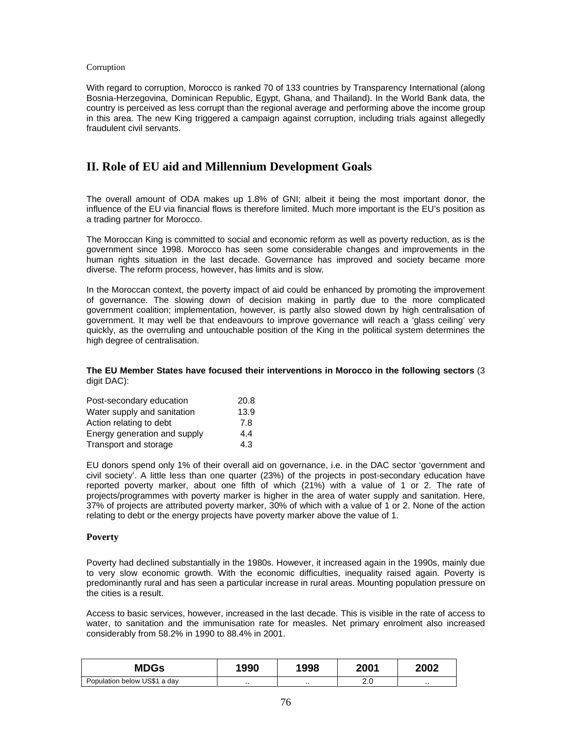Corruption

With regard to corruption, Morocco is ranked 70 of 133 countries by Transparency International (along Bosnia-Herzegovina, Dominican Republic, Egypt, Ghana, and Thailand). In the World Bank data, the country is perceived as less corrupt than the regional average and performing above the income group in this area. The new King triggered a campaign against corruption, including trials against allegedly fraudulent civil servants.

## II. Role of EU aid and Millennium Development Goals

The overall amount of ODA makes up 1.8% of GNI; albeit it being the most important donor, the influence of the EU via financial flows is therefore limited. Much more important is the EU's position as a trading partner for Morocco.

The Moroccan King is committed to social and economic reform as well as poverty reduction, as is the government since 1998. Morocco has seen some considerable changes and improvements in the human rights situation in the last decade. Governance has improved and society became more diverse. The reform process, however, has limits and is slow.

In the Moroccan context, the poverty impact of aid could be enhanced by promoting the improvement of governance. The slowing down of decision making in partly due to the more complicated government coalition; implementation, however, is partly also slowed down by high centralisation of government. It may well be that endeavours to improve governance will reach a 'glass ceiling' very quickly, as the overruling and untouchable position of the King in the political system determines the high degree of centralisation.

**The EU Member States have focused their interventions in Morocco in the following sectors** (3 digit DAC):

| | |
|---|---|
| Post-secondary education | 20.8 |
| Water supply and sanitation | 13.9 |
| Action relating to debt | 7.8 |
| Energy generation and supply | 4.4 |
| Transport and storage | 4.3 |

EU donors spend only 1% of their overall aid on governance, i.e. in the DAC sector 'government and civil society'. A little less than one quarter (23%) of the projects in post-secondary education have reported poverty marker, about one fifth of which (21%) with a value of 1 or 2. The rate of projects/programmes with poverty marker is higher in the area of water supply and sanitation. Here, 37% of projects are attributed poverty marker, 30% of which with a value of 1 or 2. None of the action relating to debt or the energy projects have poverty marker above the value of 1.

### Poverty

Poverty had declined substantially in the 1980s. However, it increased again in the 1990s, mainly due to very slow economic growth. With the economic difficulties, inequality raised again. Poverty is predominantly rural and has seen a particular increase in rural areas. Mounting population pressure on the cities is a result.

Access to basic services, however, increased in the last decade. This is visible in the rate of access to water, to sanitation and the immunisation rate for measles. Net primary enrolment also increased considerably from 58.2% in 1990 to 88.4% in 2001.

| MDGs | 1990 | 1998 | 2001 | 2002 |
|---|---|---|---|---|
| Population below US$1 a day | .. | .. | 2.0 | .. |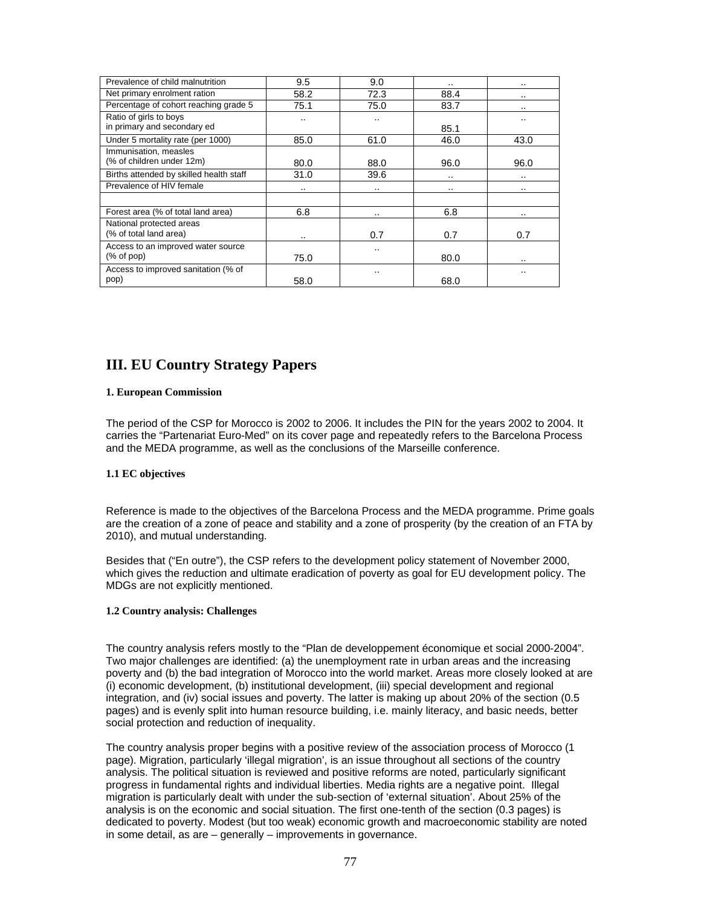| | | | | |
|---|---|---|---|---|
| Prevalence of child malnutrition | 9.5 | 9.0 | .. | .. |
| Net primary enrolment ration | 58.2 | 72.3 | 88.4 | .. |
| Percentage of cohort reaching grade 5 | 75.1 | 75.0 | 83.7 | .. |
| Ratio of girls to boys in primary and secondary ed | .. | .. | 85.1 | .. |
| Under 5 mortality rate (per 1000) | 85.0 | 61.0 | 46.0 | 43.0 |
| Immunisation, measles (% of children under 12m) | 80.0 | 88.0 | 96.0 | 96.0 |
| Births attended by skilled health staff | 31.0 | 39.6 | .. | .. |
| Prevalence of HIV female | .. | .. | .. | .. |
| | | | | |
| Forest area (% of total land area) | 6.8 | .. | 6.8 | .. |
| National protected areas (% of total land area) | .. | 0.7 | 0.7 | 0.7 |
| Access to an improved water source (% of pop) | 75.0 | .. | 80.0 | .. |
| Access to improved sanitation (% of pop) | 58.0 | .. | 68.0 | .. |

# III. EU Country Strategy Papers

#### 1. European Commission

The period of the CSP for Morocco is 2002 to 2006. It includes the PIN for the years 2002 to 2004. It carries the "Partenariat Euro-Med" on its cover page and repeatedly refers to the Barcelona Process and the MEDA programme, as well as the conclusions of the Marseille conference.

#### 1.1 EC objectives

Reference is made to the objectives of the Barcelona Process and the MEDA programme. Prime goals are the creation of a zone of peace and stability and a zone of prosperity (by the creation of an FTA by 2010), and mutual understanding.

Besides that ("En outre"), the CSP refers to the development policy statement of November 2000, which gives the reduction and ultimate eradication of poverty as goal for EU development policy. The MDGs are not explicitly mentioned.

#### 1.2 Country analysis: Challenges

The country analysis refers mostly to the "Plan de developpement économique et social 2000-2004". Two major challenges are identified: (a) the unemployment rate in urban areas and the increasing poverty and (b) the bad integration of Morocco into the world market. Areas more closely looked at are (i) economic development, (b) institutional development, (iii) special development and regional integration, and (iv) social issues and poverty. The latter is making up about 20% of the section (0.5 pages) and is evenly split into human resource building, i.e. mainly literacy, and basic needs, better social protection and reduction of inequality.

The country analysis proper begins with a positive review of the association process of Morocco (1 page). Migration, particularly 'illegal migration', is an issue throughout all sections of the country analysis. The political situation is reviewed and positive reforms are noted, particularly significant progress in fundamental rights and individual liberties. Media rights are a negative point. Illegal migration is particularly dealt with under the sub-section of 'external situation'. About 25% of the analysis is on the economic and social situation. The first one-tenth of the section (0.3 pages) is dedicated to poverty. Modest (but too weak) economic growth and macroeconomic stability are noted in some detail, as are – generally – improvements in governance.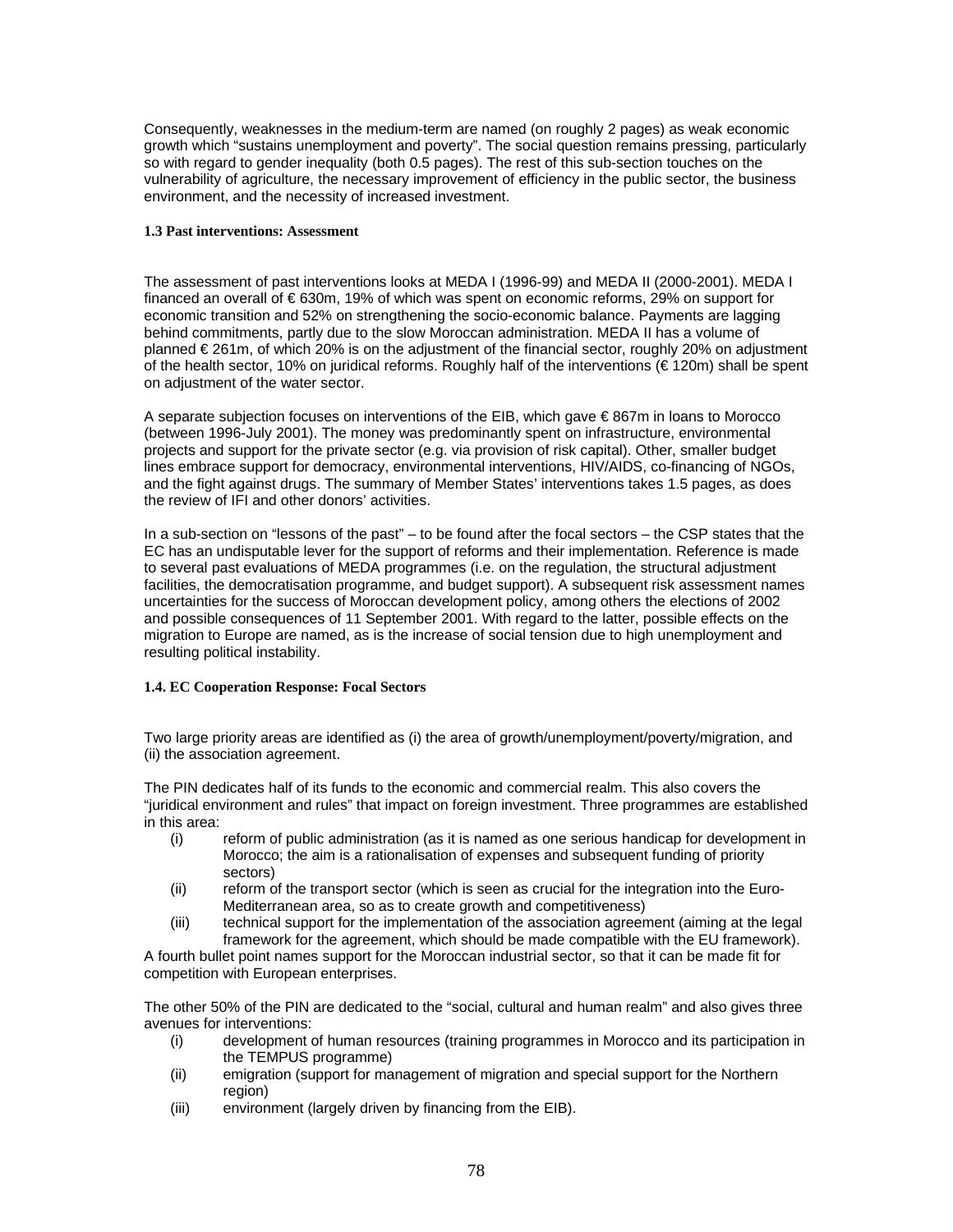Consequently, weaknesses in the medium-term are named (on roughly 2 pages) as weak economic growth which "sustains unemployment and poverty". The social question remains pressing, particularly so with regard to gender inequality (both 0.5 pages). The rest of this sub-section touches on the vulnerability of agriculture, the necessary improvement of efficiency in the public sector, the business environment, and the necessity of increased investment.

#### 1.3 Past interventions: Assessment

The assessment of past interventions looks at MEDA I (1996-99) and MEDA II (2000-2001). MEDA I financed an overall of € 630m, 19% of which was spent on economic reforms, 29% on support for economic transition and 52% on strengthening the socio-economic balance. Payments are lagging behind commitments, partly due to the slow Moroccan administration. MEDA II has a volume of planned € 261m, of which 20% is on the adjustment of the financial sector, roughly 20% on adjustment of the health sector, 10% on juridical reforms. Roughly half of the interventions (€ 120m) shall be spent on adjustment of the water sector.

A separate subjection focuses on interventions of the EIB, which gave € 867m in loans to Morocco (between 1996-July 2001). The money was predominantly spent on infrastructure, environmental projects and support for the private sector (e.g. via provision of risk capital). Other, smaller budget lines embrace support for democracy, environmental interventions, HIV/AIDS, co-financing of NGOs, and the fight against drugs. The summary of Member States' interventions takes 1.5 pages, as does the review of IFI and other donors' activities.

In a sub-section on "lessons of the past" – to be found after the focal sectors – the CSP states that the EC has an undisputable lever for the support of reforms and their implementation. Reference is made to several past evaluations of MEDA programmes (i.e. on the regulation, the structural adjustment facilities, the democratisation programme, and budget support). A subsequent risk assessment names uncertainties for the success of Moroccan development policy, among others the elections of 2002 and possible consequences of 11 September 2001. With regard to the latter, possible effects on the migration to Europe are named, as is the increase of social tension due to high unemployment and resulting political instability.

#### 1.4. EC Cooperation Response: Focal Sectors

Two large priority areas are identified as (i) the area of growth/unemployment/poverty/migration, and (ii) the association agreement.

The PIN dedicates half of its funds to the economic and commercial realm. This also covers the "juridical environment and rules" that impact on foreign investment. Three programmes are established in this area:

(i) reform of public administration (as it is named as one serious handicap for development in Morocco; the aim is a rationalisation of expenses and subsequent funding of priority sectors)

(ii) reform of the transport sector (which is seen as crucial for the integration into the Euro-Mediterranean area, so as to create growth and competitiveness)

(iii) technical support for the implementation of the association agreement (aiming at the legal framework for the agreement, which should be made compatible with the EU framework).

A fourth bullet point names support for the Moroccan industrial sector, so that it can be made fit for competition with European enterprises.

The other 50% of the PIN are dedicated to the "social, cultural and human realm" and also gives three avenues for interventions:

(i) development of human resources (training programmes in Morocco and its participation in the TEMPUS programme)

(ii) emigration (support for management of migration and special support for the Northern region)

(iii) environment (largely driven by financing from the EIB).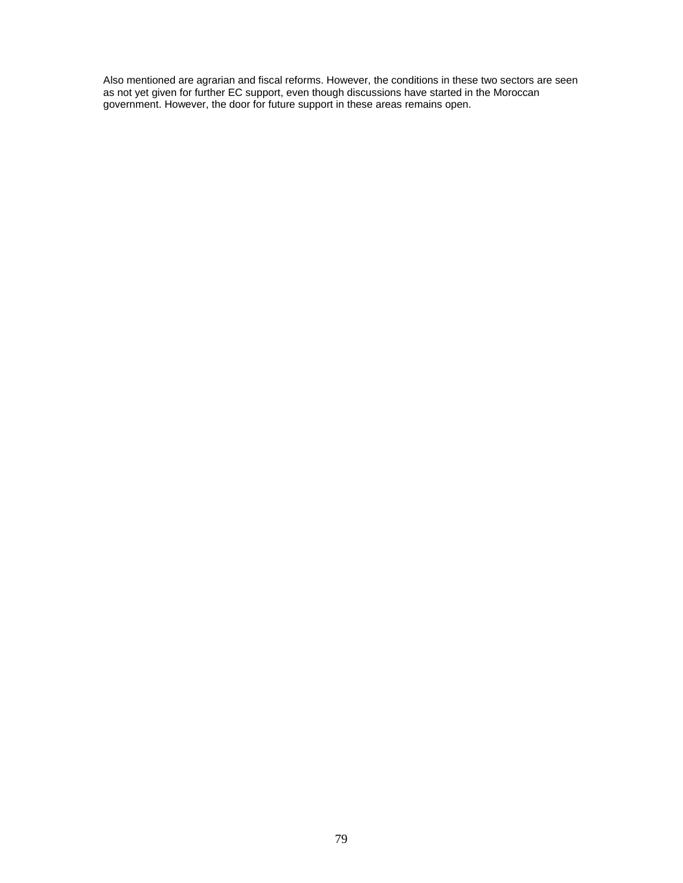Also mentioned are agrarian and fiscal reforms. However, the conditions in these two sectors are seen as not yet given for further EC support, even though discussions have started in the Moroccan government. However, the door for future support in these areas remains open.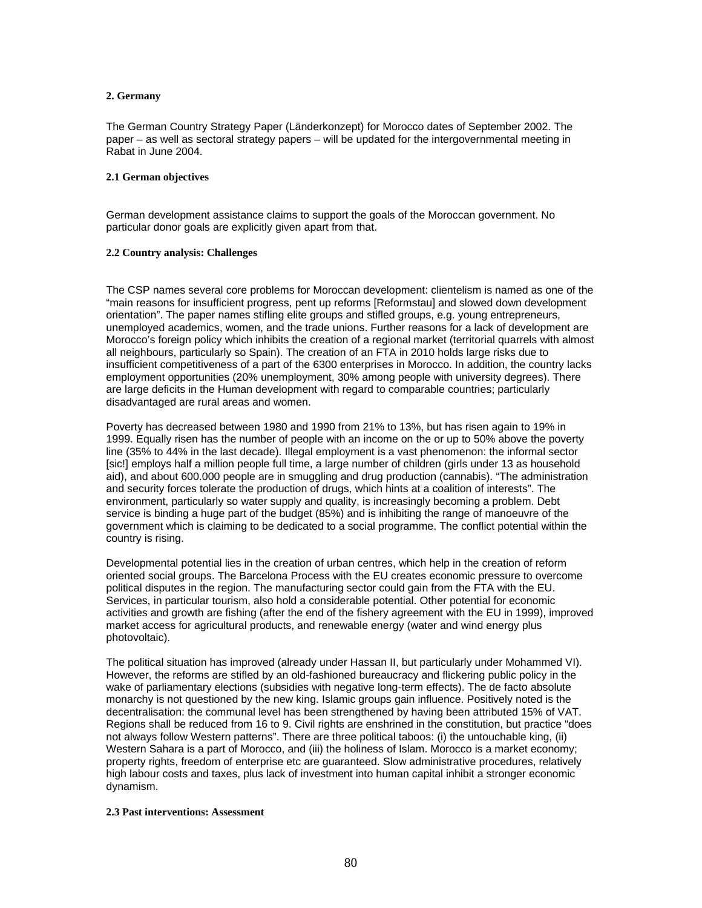## 2. Germany

The German Country Strategy Paper (Länderkonzept) for Morocco dates of September 2002. The paper – as well as sectoral strategy papers – will be updated for the intergovernmental meeting in Rabat in June 2004.

### 2.1 German objectives

German development assistance claims to support the goals of the Moroccan government. No particular donor goals are explicitly given apart from that.

### 2.2 Country analysis: Challenges

The CSP names several core problems for Moroccan development: clientelism is named as one of the "main reasons for insufficient progress, pent up reforms [Reformstau] and slowed down development orientation". The paper names stifling elite groups and stifled groups, e.g. young entrepreneurs, unemployed academics, women, and the trade unions. Further reasons for a lack of development are Morocco's foreign policy which inhibits the creation of a regional market (territorial quarrels with almost all neighbours, particularly so Spain). The creation of an FTA in 2010 holds large risks due to insufficient competitiveness of a part of the 6300 enterprises in Morocco. In addition, the country lacks employment opportunities (20% unemployment, 30% among people with university degrees). There are large deficits in the Human development with regard to comparable countries; particularly disadvantaged are rural areas and women.

Poverty has decreased between 1980 and 1990 from 21% to 13%, but has risen again to 19% in 1999. Equally risen has the number of people with an income on the or up to 50% above the poverty line (35% to 44% in the last decade). Illegal employment is a vast phenomenon: the informal sector [sic!] employs half a million people full time, a large number of children (girls under 13 as household aid), and about 600.000 people are in smuggling and drug production (cannabis). "The administration and security forces tolerate the production of drugs, which hints at a coalition of interests". The environment, particularly so water supply and quality, is increasingly becoming a problem. Debt service is binding a huge part of the budget (85%) and is inhibiting the range of manoeuvre of the government which is claiming to be dedicated to a social programme. The conflict potential within the country is rising.

Developmental potential lies in the creation of urban centres, which help in the creation of reform oriented social groups. The Barcelona Process with the EU creates economic pressure to overcome political disputes in the region. The manufacturing sector could gain from the FTA with the EU. Services, in particular tourism, also hold a considerable potential. Other potential for economic activities and growth are fishing (after the end of the fishery agreement with the EU in 1999), improved market access for agricultural products, and renewable energy (water and wind energy plus photovoltaic).

The political situation has improved (already under Hassan II, but particularly under Mohammed VI). However, the reforms are stifled by an old-fashioned bureaucracy and flickering public policy in the wake of parliamentary elections (subsidies with negative long-term effects). The de facto absolute monarchy is not questioned by the new king. Islamic groups gain influence. Positively noted is the decentralisation: the communal level has been strengthened by having been attributed 15% of VAT. Regions shall be reduced from 16 to 9. Civil rights are enshrined in the constitution, but practice "does not always follow Western patterns". There are three political taboos: (i) the untouchable king, (ii) Western Sahara is a part of Morocco, and (iii) the holiness of Islam. Morocco is a market economy; property rights, freedom of enterprise etc are guaranteed. Slow administrative procedures, relatively high labour costs and taxes, plus lack of investment into human capital inhibit a stronger economic dynamism.

### 2.3 Past interventions: Assessment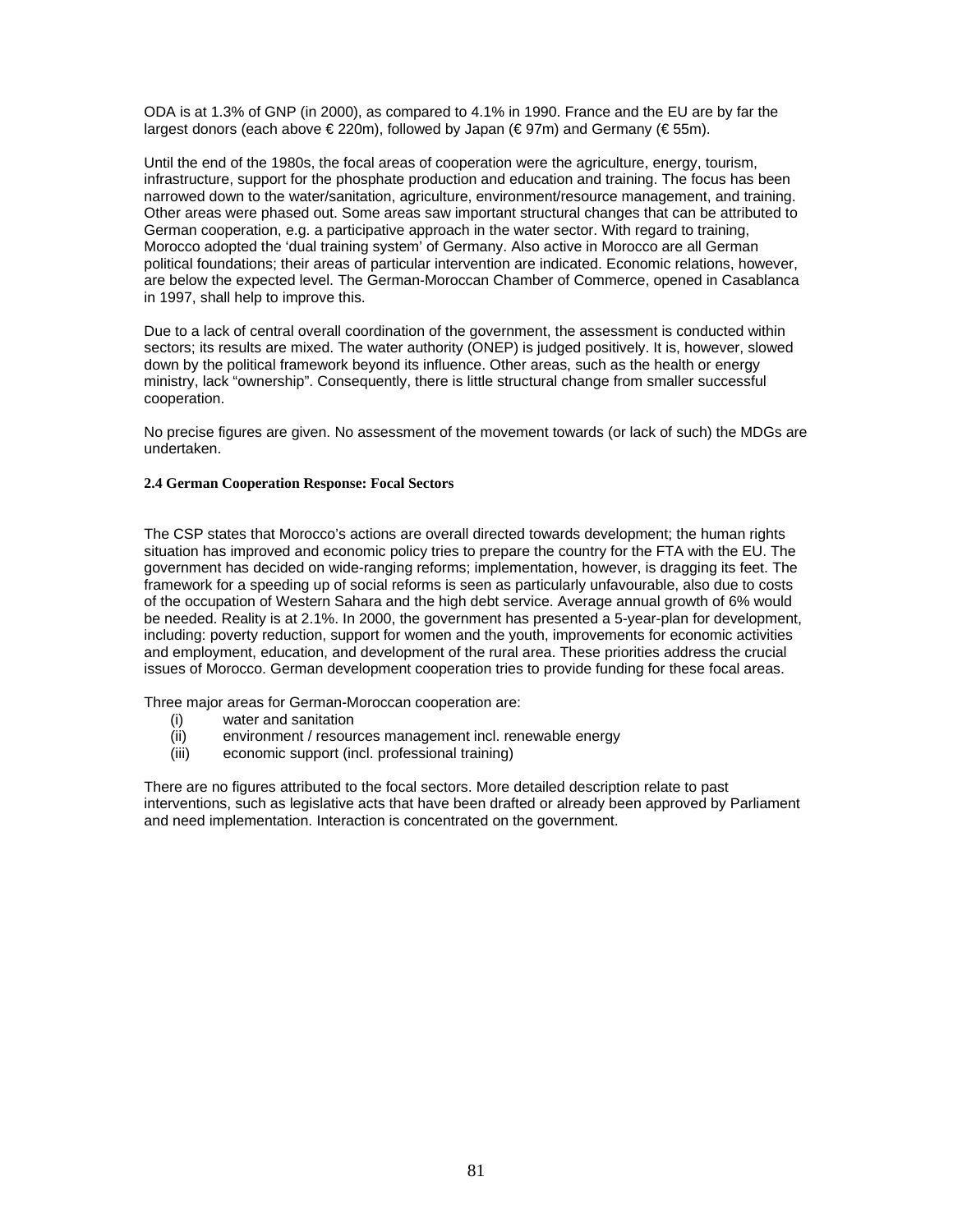ODA is at 1.3% of GNP (in 2000), as compared to 4.1% in 1990. France and the EU are by far the largest donors (each above € 220m), followed by Japan (€ 97m) and Germany (€ 55m).

Until the end of the 1980s, the focal areas of cooperation were the agriculture, energy, tourism, infrastructure, support for the phosphate production and education and training. The focus has been narrowed down to the water/sanitation, agriculture, environment/resource management, and training. Other areas were phased out. Some areas saw important structural changes that can be attributed to German cooperation, e.g. a participative approach in the water sector. With regard to training, Morocco adopted the 'dual training system' of Germany. Also active in Morocco are all German political foundations; their areas of particular intervention are indicated. Economic relations, however, are below the expected level. The German-Moroccan Chamber of Commerce, opened in Casablanca in 1997, shall help to improve this.

Due to a lack of central overall coordination of the government, the assessment is conducted within sectors; its results are mixed. The water authority (ONEP) is judged positively. It is, however, slowed down by the political framework beyond its influence. Other areas, such as the health or energy ministry, lack "ownership". Consequently, there is little structural change from smaller successful cooperation.

No precise figures are given. No assessment of the movement towards (or lack of such) the MDGs are undertaken.

### 2.4 German Cooperation Response: Focal Sectors

The CSP states that Morocco's actions are overall directed towards development; the human rights situation has improved and economic policy tries to prepare the country for the FTA with the EU. The government has decided on wide-ranging reforms; implementation, however, is dragging its feet. The framework for a speeding up of social reforms is seen as particularly unfavourable, also due to costs of the occupation of Western Sahara and the high debt service. Average annual growth of 6% would be needed. Reality is at 2.1%. In 2000, the government has presented a 5-year-plan for development, including: poverty reduction, support for women and the youth, improvements for economic activities and employment, education, and development of the rural area. These priorities address the crucial issues of Morocco. German development cooperation tries to provide funding for these focal areas.

Three major areas for German-Moroccan cooperation are:

- (i) water and sanitation
- (ii) environment / resources management incl. renewable energy
- (iii) economic support (incl. professional training)

There are no figures attributed to the focal sectors. More detailed description relate to past interventions, such as legislative acts that have been drafted or already been approved by Parliament and need implementation. Interaction is concentrated on the government.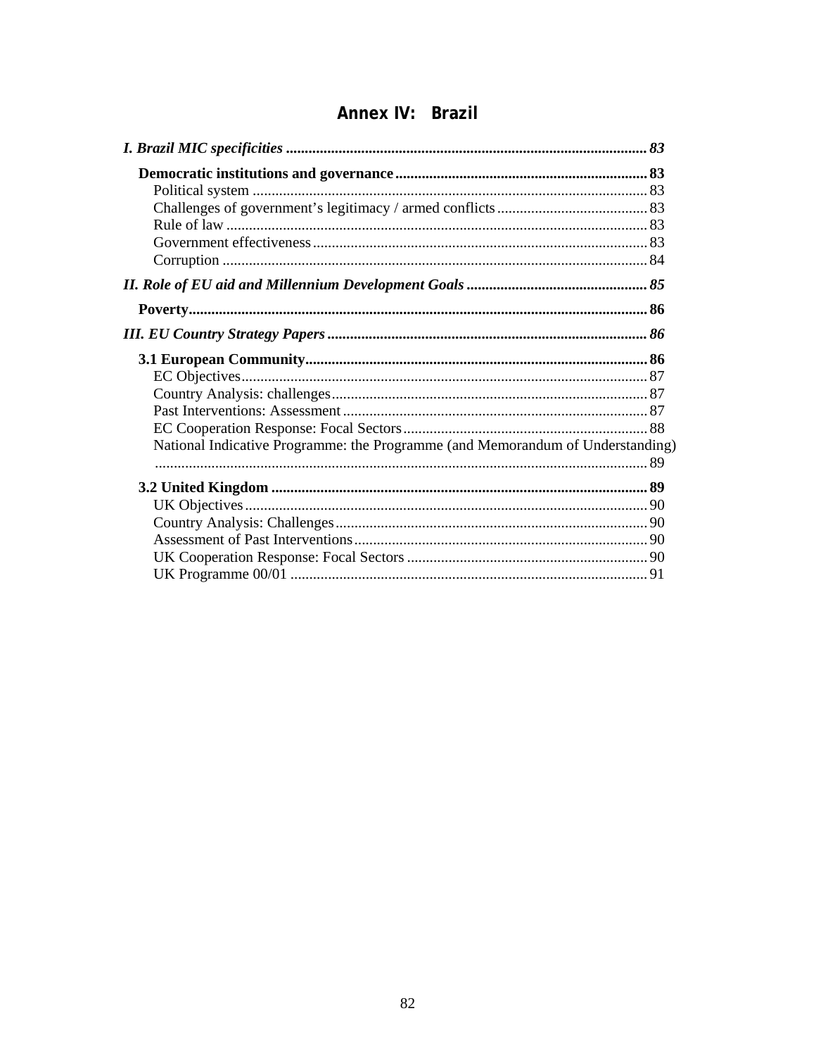# Annex IV: Brazil

*I. Brazil MIC specificities* ............................................................................................... *83*

**Democratic institutions and governance** ................................................................... **83**
- Political system ........................................................................................................ 83
- Challenges of government's legitimacy / armed conflicts ........................................ 83
- Rule of law ............................................................................................................... 83
- Government effectiveness ........................................................................................ 83
- Corruption ................................................................................................................ 84

*II. Role of EU aid and Millennium Development Goals* ................................................ *85*

**Poverty** ......................................................................................................................... **86**

*III. EU Country Strategy Papers* ..................................................................................... *86*

**3.1 European Community** ............................................................................................ **86**
- EC Objectives ........................................................................................................... 87
- Country Analysis: challenges ................................................................................... 87
- Past Interventions: Assessment ................................................................................ 87
- EC Cooperation Response: Focal Sectors ................................................................ 88
- National Indicative Programme: the Programme (and Memorandum of Understanding) ................................................................................................................................. 89

**3.2 United Kingdom** .................................................................................................... **89**
- UK Objectives .......................................................................................................... 90
- Country Analysis: Challenges .................................................................................. 90
- Assessment of Past Interventions ............................................................................. 90
- UK Cooperation Response: Focal Sectors ................................................................ 90
- UK Programme 00/01 ............................................................................................... 91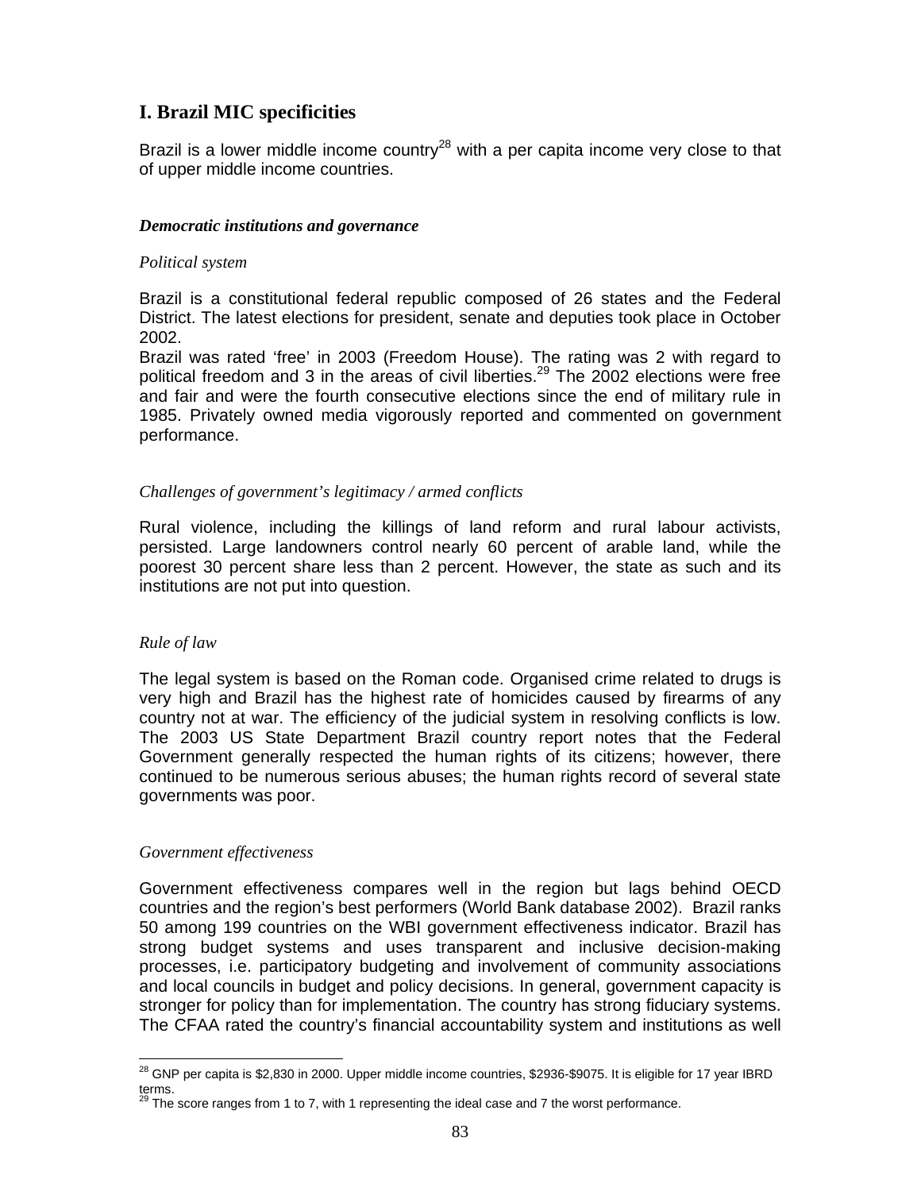## I. Brazil MIC specificities

Brazil is a lower middle income country[28] with a per capita income very close to that of upper middle income countries.

### *Democratic institutions and governance*

*Political system*

Brazil is a constitutional federal republic composed of 26 states and the Federal District. The latest elections for president, senate and deputies took place in October 2002.
Brazil was rated 'free' in 2003 (Freedom House). The rating was 2 with regard to political freedom and 3 in the areas of civil liberties.[29] The 2002 elections were free and fair and were the fourth consecutive elections since the end of military rule in 1985. Privately owned media vigorously reported and commented on government performance.

*Challenges of government's legitimacy / armed conflicts*

Rural violence, including the killings of land reform and rural labour activists, persisted. Large landowners control nearly 60 percent of arable land, while the poorest 30 percent share less than 2 percent. However, the state as such and its institutions are not put into question.

*Rule of law*

The legal system is based on the Roman code. Organised crime related to drugs is very high and Brazil has the highest rate of homicides caused by firearms of any country not at war. The efficiency of the judicial system in resolving conflicts is low. The 2003 US State Department Brazil country report notes that the Federal Government generally respected the human rights of its citizens; however, there continued to be numerous serious abuses; the human rights record of several state governments was poor.

*Government effectiveness*

Government effectiveness compares well in the region but lags behind OECD countries and the region's best performers (World Bank database 2002). Brazil ranks 50 among 199 countries on the WBI government effectiveness indicator. Brazil has strong budget systems and uses transparent and inclusive decision-making processes, i.e. participatory budgeting and involvement of community associations and local councils in budget and policy decisions. In general, government capacity is stronger for policy than for implementation. The country has strong fiduciary systems. The CFAA rated the country's financial accountability system and institutions as well

---

[28] GNP per capita is $2,830 in 2000. Upper middle income countries, $2936-$9075. It is eligible for 17 year IBRD terms.

[29] The score ranges from 1 to 7, with 1 representing the ideal case and 7 the worst performance.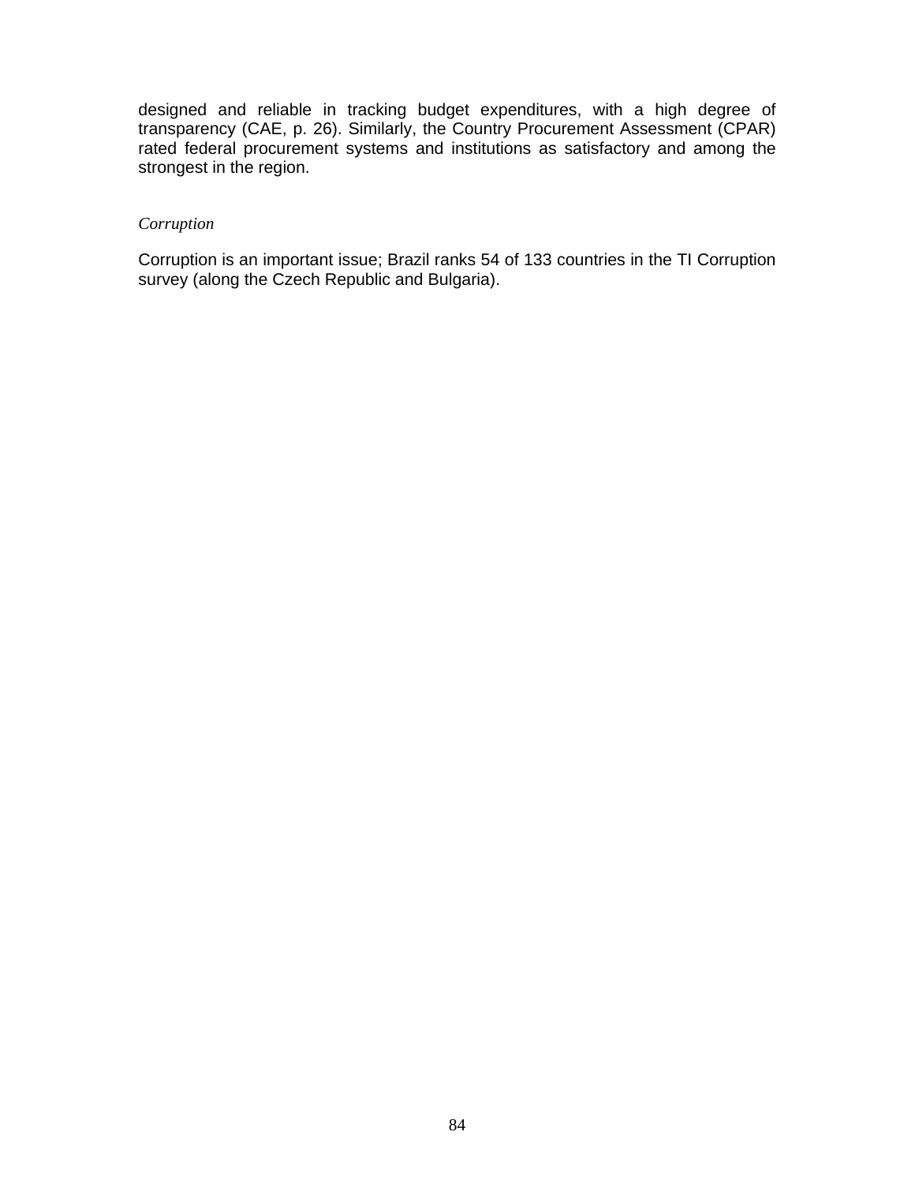designed and reliable in tracking budget expenditures, with a high degree of transparency (CAE, p. 26). Similarly, the Country Procurement Assessment (CPAR) rated federal procurement systems and institutions as satisfactory and among the strongest in the region.

*Corruption*

Corruption is an important issue; Brazil ranks 54 of 133 countries in the TI Corruption survey (along the Czech Republic and Bulgaria).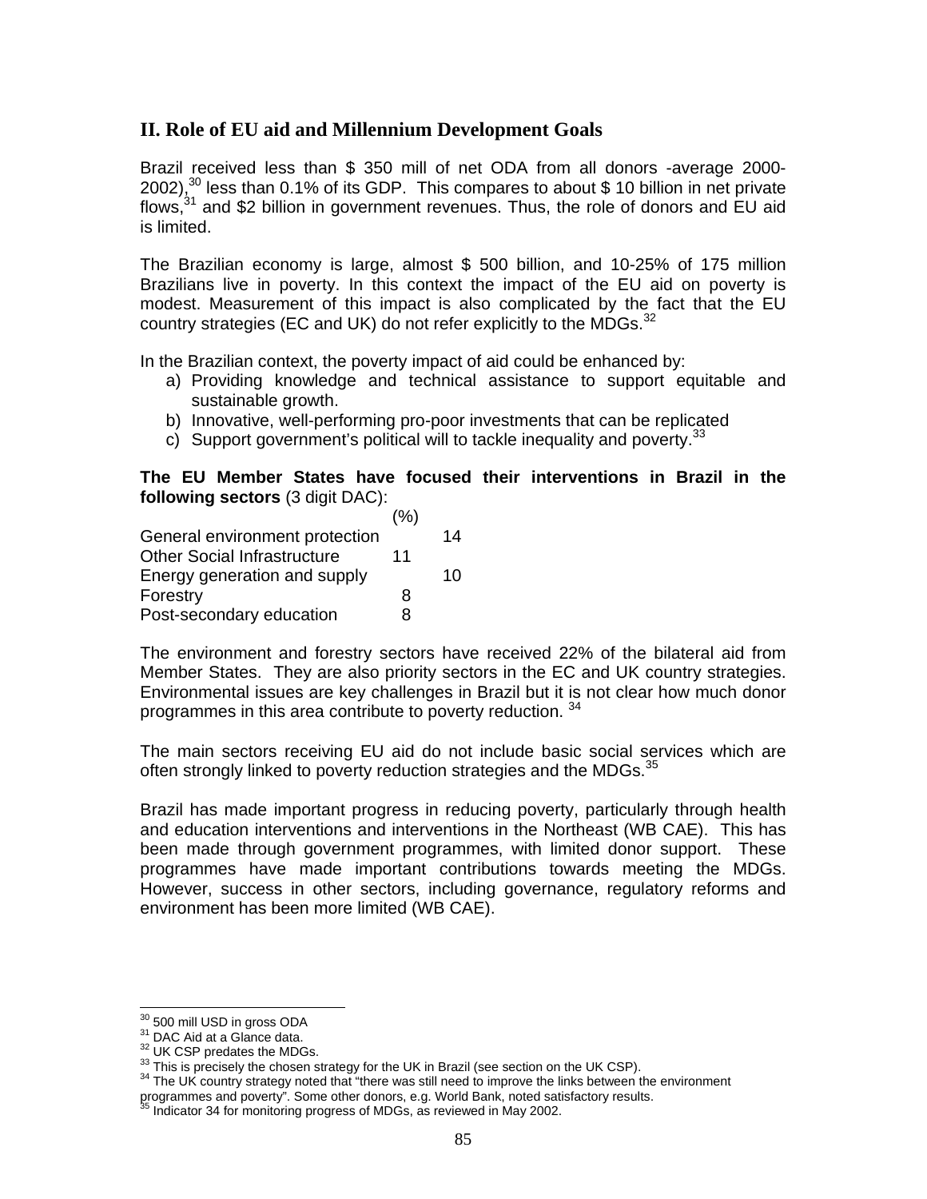## II. Role of EU aid and Millennium Development Goals

Brazil received less than $ 350 mill of net ODA from all donors -average 2000-2002),[30] less than 0.1% of its GDP. This compares to about $ 10 billion in net private flows,[31] and $2 billion in government revenues. Thus, the role of donors and EU aid is limited.

The Brazilian economy is large, almost $ 500 billion, and 10-25% of 175 million Brazilians live in poverty. In this context the impact of the EU aid on poverty is modest. Measurement of this impact is also complicated by the fact that the EU country strategies (EC and UK) do not refer explicitly to the MDGs.[32]

In the Brazilian context, the poverty impact of aid could be enhanced by:

a) Providing knowledge and technical assistance to support equitable and sustainable growth.
b) Innovative, well-performing pro-poor investments that can be replicated
c) Support government's political will to tackle inequality and poverty.[33]

**The EU Member States have focused their interventions in Brazil in the following sectors** (3 digit DAC):

| | (%) |
|---|---|
| General environment protection | 14 |
| Other Social Infrastructure | 11 |
| Energy generation and supply | 10 |
| Forestry | 8 |
| Post-secondary education | 8 |

The environment and forestry sectors have received 22% of the bilateral aid from Member States. They are also priority sectors in the EC and UK country strategies. Environmental issues are key challenges in Brazil but it is not clear how much donor programmes in this area contribute to poverty reduction. [34]

The main sectors receiving EU aid do not include basic social services which are often strongly linked to poverty reduction strategies and the MDGs.[35]

Brazil has made important progress in reducing poverty, particularly through health and education interventions and interventions in the Northeast (WB CAE). This has been made through government programmes, with limited donor support. These programmes have made important contributions towards meeting the MDGs. However, success in other sectors, including governance, regulatory reforms and environment has been more limited (WB CAE).

---

[30] 500 mill USD in gross ODA
[31] DAC Aid at a Glance data.
[32] UK CSP predates the MDGs.
[33] This is precisely the chosen strategy for the UK in Brazil (see section on the UK CSP).
[34] The UK country strategy noted that "there was still need to improve the links between the environment programmes and poverty". Some other donors, e.g. World Bank, noted satisfactory results.
[35] Indicator 34 for monitoring progress of MDGs, as reviewed in May 2002.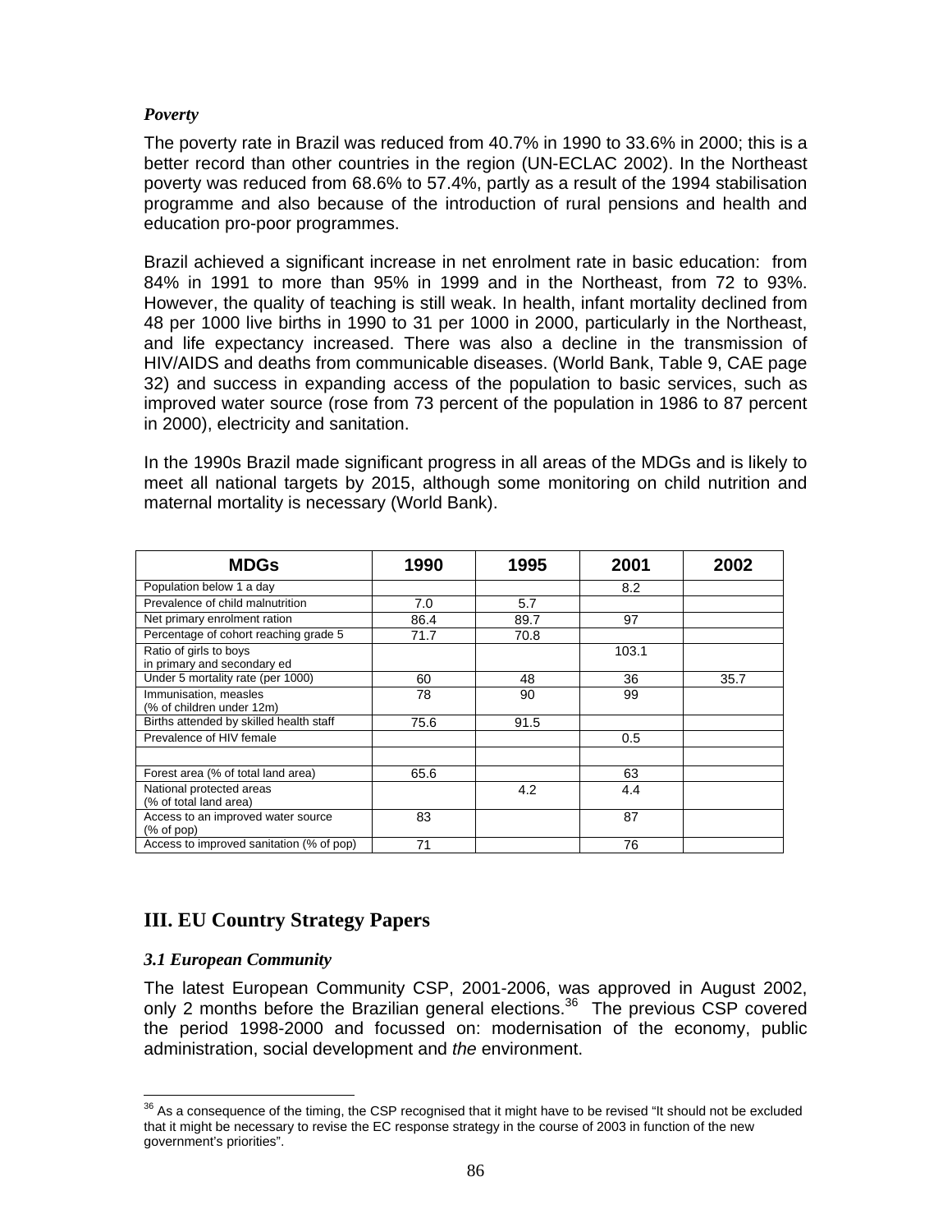*Poverty*

The poverty rate in Brazil was reduced from 40.7% in 1990 to 33.6% in 2000; this is a better record than other countries in the region (UN-ECLAC 2002). In the Northeast poverty was reduced from 68.6% to 57.4%, partly as a result of the 1994 stabilisation programme and also because of the introduction of rural pensions and health and education pro-poor programmes.

Brazil achieved a significant increase in net enrolment rate in basic education: from 84% in 1991 to more than 95% in 1999 and in the Northeast, from 72 to 93%. However, the quality of teaching is still weak. In health, infant mortality declined from 48 per 1000 live births in 1990 to 31 per 1000 in 2000, particularly in the Northeast, and life expectancy increased. There was also a decline in the transmission of HIV/AIDS and deaths from communicable diseases. (World Bank, Table 9, CAE page 32) and success in expanding access of the population to basic services, such as improved water source (rose from 73 percent of the population in 1986 to 87 percent in 2000), electricity and sanitation.

In the 1990s Brazil made significant progress in all areas of the MDGs and is likely to meet all national targets by 2015, although some monitoring on child nutrition and maternal mortality is necessary (World Bank).

| MDGs | 1990 | 1995 | 2001 | 2002 |
|---|---|---|---|---|
| Population below 1 a day | | | 8.2 | |
| Prevalence of child malnutrition | 7.0 | 5.7 | | |
| Net primary enrolment ration | 86.4 | 89.7 | 97 | |
| Percentage of cohort reaching grade 5 | 71.7 | 70.8 | | |
| Ratio of girls to boys in primary and secondary ed | | | 103.1 | |
| Under 5 mortality rate (per 1000) | 60 | 48 | 36 | 35.7 |
| Immunisation, measles (% of children under 12m) | 78 | 90 | 99 | |
| Births attended by skilled health staff | 75.6 | 91.5 | | |
| Prevalence of HIV female | | | 0.5 | |
| | | | | |
| Forest area (% of total land area) | 65.6 | | 63 | |
| National protected areas (% of total land area) | | 4.2 | 4.4 | |
| Access to an improved water source (% of pop) | 83 | | 87 | |
| Access to improved sanitation (% of pop) | 71 | | 76 | |

## III. EU Country Strategy Papers

### *3.1 European Community*

The latest European Community CSP, 2001-2006, was approved in August 2002, only 2 months before the Brazilian general elections.[36] The previous CSP covered the period 1998-2000 and focussed on: modernisation of the economy, public administration, social development and *the* environment.

[36] As a consequence of the timing, the CSP recognised that it might have to be revised “It should not be excluded that it might be necessary to revise the EC response strategy in the course of 2003 in function of the new government’s priorities”.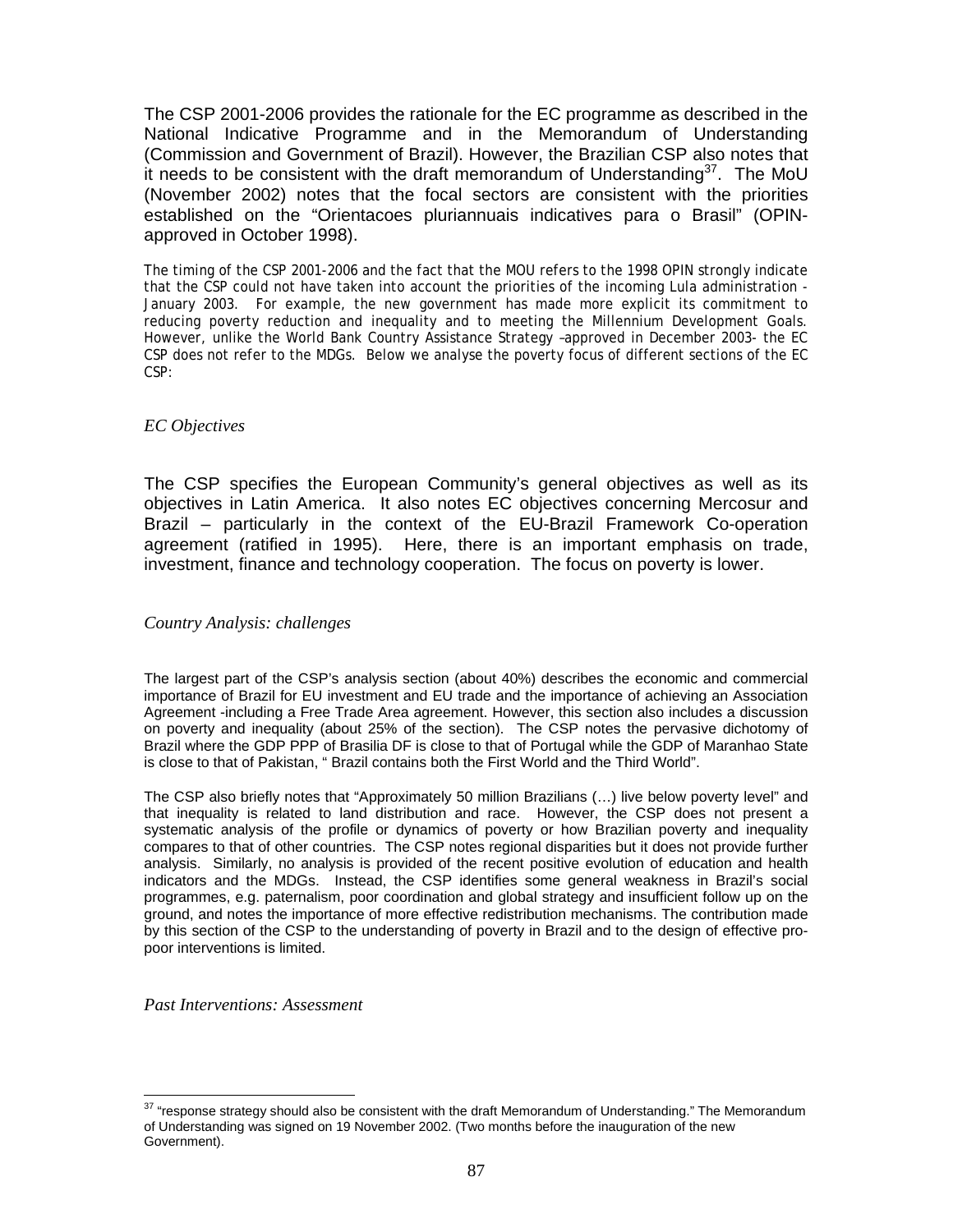The CSP 2001-2006 provides the rationale for the EC programme as described in the National Indicative Programme and in the Memorandum of Understanding (Commission and Government of Brazil). However, the Brazilian CSP also notes that it needs to be consistent with the draft memorandum of Understanding[37]. The MoU (November 2002) notes that the focal sectors are consistent with the priorities established on the "Orientacoes pluriannuais indicatives para o Brasil" (OPIN- approved in October 1998).

The timing of the CSP 2001-2006 and the fact that the MOU refers to the 1998 OPIN strongly indicate that the CSP could not have taken into account the priorities of the incoming Lula administration - January 2003. For example, the new government has made more explicit its commitment to reducing poverty reduction and inequality and to meeting the Millennium Development Goals. However, unlike the World Bank Country Assistance Strategy –approved in December 2003- the EC CSP does not refer to the MDGs. Below we analyse the poverty focus of different sections of the EC CSP:

*EC Objectives*

The CSP specifies the European Community's general objectives as well as its objectives in Latin America. It also notes EC objectives concerning Mercosur and Brazil – particularly in the context of the EU-Brazil Framework Co-operation agreement (ratified in 1995). Here, there is an important emphasis on trade, investment, finance and technology cooperation. The focus on poverty is lower.

*Country Analysis: challenges*

The largest part of the CSP's analysis section (about 40%) describes the economic and commercial importance of Brazil for EU investment and EU trade and the importance of achieving an Association Agreement -including a Free Trade Area agreement. However, this section also includes a discussion on poverty and inequality (about 25% of the section). The CSP notes the pervasive dichotomy of Brazil where the GDP PPP of Brasilia DF is close to that of Portugal while the GDP of Maranhao State is close to that of Pakistan, " Brazil contains both the First World and the Third World".

The CSP also briefly notes that "Approximately 50 million Brazilians (…) live below poverty level" and that inequality is related to land distribution and race. However, the CSP does not present a systematic analysis of the profile or dynamics of poverty or how Brazilian poverty and inequality compares to that of other countries. The CSP notes regional disparities but it does not provide further analysis. Similarly, no analysis is provided of the recent positive evolution of education and health indicators and the MDGs. Instead, the CSP identifies some general weakness in Brazil's social programmes, e.g. paternalism, poor coordination and global strategy and insufficient follow up on the ground, and notes the importance of more effective redistribution mechanisms. The contribution made by this section of the CSP to the understanding of poverty in Brazil and to the design of effective pro-poor interventions is limited.

*Past Interventions: Assessment*

[37] "response strategy should also be consistent with the draft Memorandum of Understanding." The Memorandum of Understanding was signed on 19 November 2002. (Two months before the inauguration of the new Government).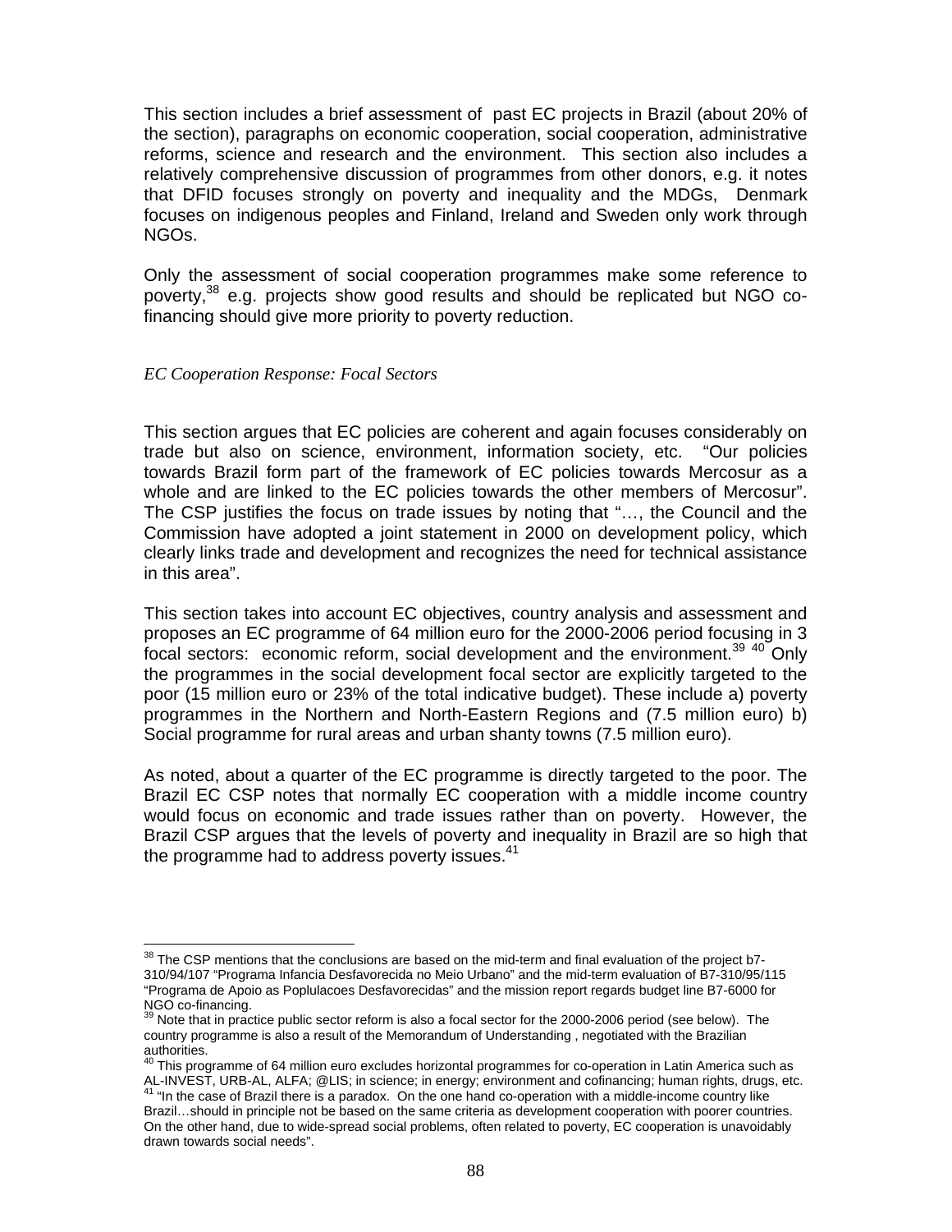This section includes a brief assessment of past EC projects in Brazil (about 20% of the section), paragraphs on economic cooperation, social cooperation, administrative reforms, science and research and the environment. This section also includes a relatively comprehensive discussion of programmes from other donors, e.g. it notes that DFID focuses strongly on poverty and inequality and the MDGs, Denmark focuses on indigenous peoples and Finland, Ireland and Sweden only work through NGOs.

Only the assessment of social cooperation programmes make some reference to poverty,[38] e.g. projects show good results and should be replicated but NGO co-financing should give more priority to poverty reduction.

*EC Cooperation Response: Focal Sectors*

This section argues that EC policies are coherent and again focuses considerably on trade but also on science, environment, information society, etc. "Our policies towards Brazil form part of the framework of EC policies towards Mercosur as a whole and are linked to the EC policies towards the other members of Mercosur". The CSP justifies the focus on trade issues by noting that "…, the Council and the Commission have adopted a joint statement in 2000 on development policy, which clearly links trade and development and recognizes the need for technical assistance in this area".

This section takes into account EC objectives, country analysis and assessment and proposes an EC programme of 64 million euro for the 2000-2006 period focusing in 3 focal sectors: economic reform, social development and the environment.[39] [40] Only the programmes in the social development focal sector are explicitly targeted to the poor (15 million euro or 23% of the total indicative budget). These include a) poverty programmes in the Northern and North-Eastern Regions and (7.5 million euro) b) Social programme for rural areas and urban shanty towns (7.5 million euro).

As noted, about a quarter of the EC programme is directly targeted to the poor. The Brazil EC CSP notes that normally EC cooperation with a middle income country would focus on economic and trade issues rather than on poverty. However, the Brazil CSP argues that the levels of poverty and inequality in Brazil are so high that the programme had to address poverty issues.[41]

---

[38] The CSP mentions that the conclusions are based on the mid-term and final evaluation of the project b7-310/94/107 "Programa Infancia Desfavorecida no Meio Urbano" and the mid-term evaluation of B7-310/95/115 "Programa de Apoio as Poplulacoes Desfavorecidas" and the mission report regards budget line B7-6000 for NGO co-financing.

[39] Note that in practice public sector reform is also a focal sector for the 2000-2006 period (see below). The country programme is also a result of the Memorandum of Understanding , negotiated with the Brazilian authorities.

[40] This programme of 64 million euro excludes horizontal programmes for co-operation in Latin America such as AL-INVEST, URB-AL, ALFA; @LIS; in science; in energy; environment and cofinancing; human rights, drugs, etc.

[41] "In the case of Brazil there is a paradox. On the one hand co-operation with a middle-income country like Brazil…should in principle not be based on the same criteria as development cooperation with poorer countries. On the other hand, due to wide-spread social problems, often related to poverty, EC cooperation is unavoidably drawn towards social needs".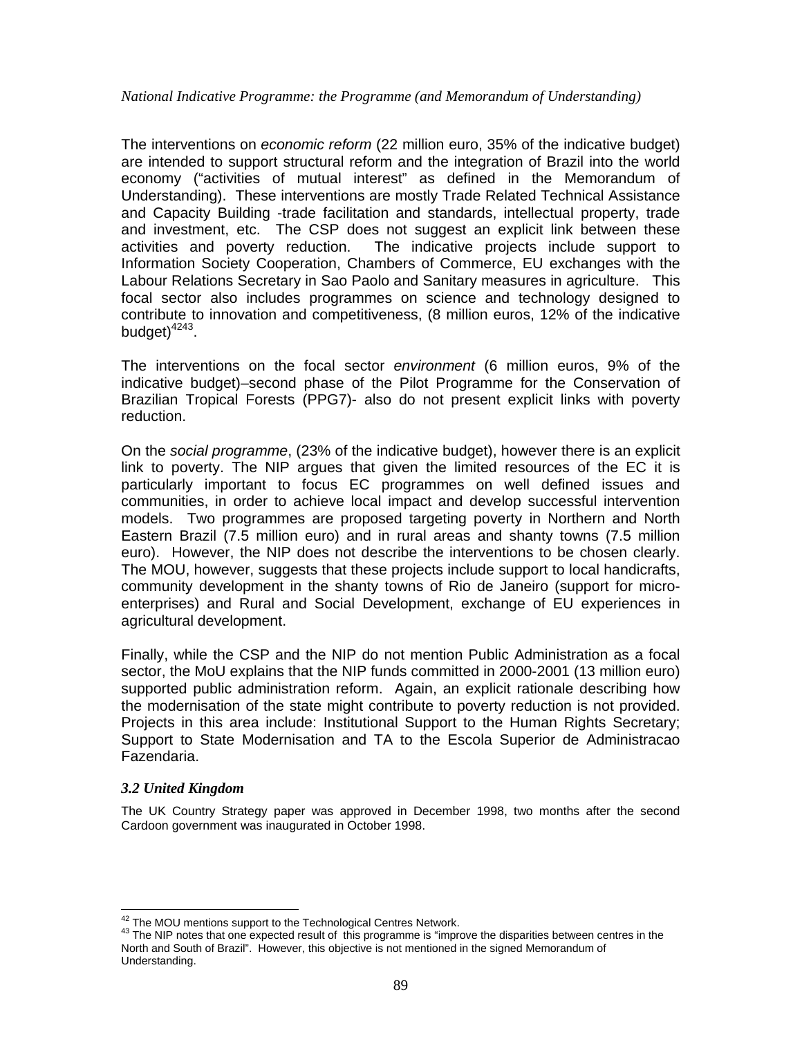*National Indicative Programme: the Programme (and Memorandum of Understanding)*

The interventions on *economic reform* (22 million euro, 35% of the indicative budget) are intended to support structural reform and the integration of Brazil into the world economy ("activities of mutual interest" as defined in the Memorandum of Understanding). These interventions are mostly Trade Related Technical Assistance and Capacity Building -trade facilitation and standards, intellectual property, trade and investment, etc. The CSP does not suggest an explicit link between these activities and poverty reduction. The indicative projects include support to Information Society Cooperation, Chambers of Commerce, EU exchanges with the Labour Relations Secretary in Sao Paolo and Sanitary measures in agriculture. This focal sector also includes programmes on science and technology designed to contribute to innovation and competitiveness, (8 million euros, 12% of the indicative budget)[42][43].

The interventions on the focal sector *environment* (6 million euros, 9% of the indicative budget)–second phase of the Pilot Programme for the Conservation of Brazilian Tropical Forests (PPG7)- also do not present explicit links with poverty reduction.

On the *social programme*, (23% of the indicative budget), however there is an explicit link to poverty. The NIP argues that given the limited resources of the EC it is particularly important to focus EC programmes on well defined issues and communities, in order to achieve local impact and develop successful intervention models. Two programmes are proposed targeting poverty in Northern and North Eastern Brazil (7.5 million euro) and in rural areas and shanty towns (7.5 million euro). However, the NIP does not describe the interventions to be chosen clearly. The MOU, however, suggests that these projects include support to local handicrafts, community development in the shanty towns of Rio de Janeiro (support for micro-enterprises) and Rural and Social Development, exchange of EU experiences in agricultural development.

Finally, while the CSP and the NIP do not mention Public Administration as a focal sector, the MoU explains that the NIP funds committed in 2000-2001 (13 million euro) supported public administration reform. Again, an explicit rationale describing how the modernisation of the state might contribute to poverty reduction is not provided. Projects in this area include: Institutional Support to the Human Rights Secretary; Support to State Modernisation and TA to the Escola Superior de Administracao Fazendaria.

### *3.2 United Kingdom*

The UK Country Strategy paper was approved in December 1998, two months after the second Cardoon government was inaugurated in October 1998.

---

[42] The MOU mentions support to the Technological Centres Network.

[43] The NIP notes that one expected result of this programme is "improve the disparities between centres in the North and South of Brazil". However, this objective is not mentioned in the signed Memorandum of Understanding.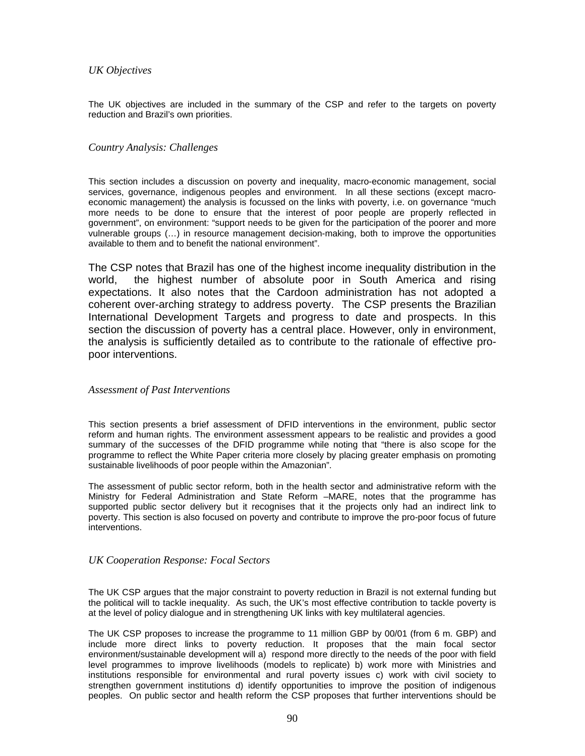*UK Objectives*

The UK objectives are included in the summary of the CSP and refer to the targets on poverty reduction and Brazil's own priorities.

*Country Analysis: Challenges*

This section includes a discussion on poverty and inequality, macro-economic management, social services, governance, indigenous peoples and environment. In all these sections (except macro-economic management) the analysis is focussed on the links with poverty, i.e. on governance "much more needs to be done to ensure that the interest of poor people are properly reflected in government", on environment: "support needs to be given for the participation of the poorer and more vulnerable groups (…) in resource management decision-making, both to improve the opportunities available to them and to benefit the national environment".

The CSP notes that Brazil has one of the highest income inequality distribution in the world, the highest number of absolute poor in South America and rising expectations. It also notes that the Cardoon administration has not adopted a coherent over-arching strategy to address poverty. The CSP presents the Brazilian International Development Targets and progress to date and prospects. In this section the discussion of poverty has a central place. However, only in environment, the analysis is sufficiently detailed as to contribute to the rationale of effective pro-poor interventions.

*Assessment of Past Interventions*

This section presents a brief assessment of DFID interventions in the environment, public sector reform and human rights. The environment assessment appears to be realistic and provides a good summary of the successes of the DFID programme while noting that "there is also scope for the programme to reflect the White Paper criteria more closely by placing greater emphasis on promoting sustainable livelihoods of poor people within the Amazonian".

The assessment of public sector reform, both in the health sector and administrative reform with the Ministry for Federal Administration and State Reform –MARE, notes that the programme has supported public sector delivery but it recognises that it the projects only had an indirect link to poverty. This section is also focused on poverty and contribute to improve the pro-poor focus of future interventions.

*UK Cooperation Response: Focal Sectors*

The UK CSP argues that the major constraint to poverty reduction in Brazil is not external funding but the political will to tackle inequality. As such, the UK's most effective contribution to tackle poverty is at the level of policy dialogue and in strengthening UK links with key multilateral agencies.

The UK CSP proposes to increase the programme to 11 million GBP by 00/01 (from 6 m. GBP) and include more direct links to poverty reduction. It proposes that the main focal sector environment/sustainable development will a) respond more directly to the needs of the poor with field level programmes to improve livelihoods (models to replicate) b) work more with Ministries and institutions responsible for environmental and rural poverty issues c) work with civil society to strengthen government institutions d) identify opportunities to improve the position of indigenous peoples. On public sector and health reform the CSP proposes that further interventions should be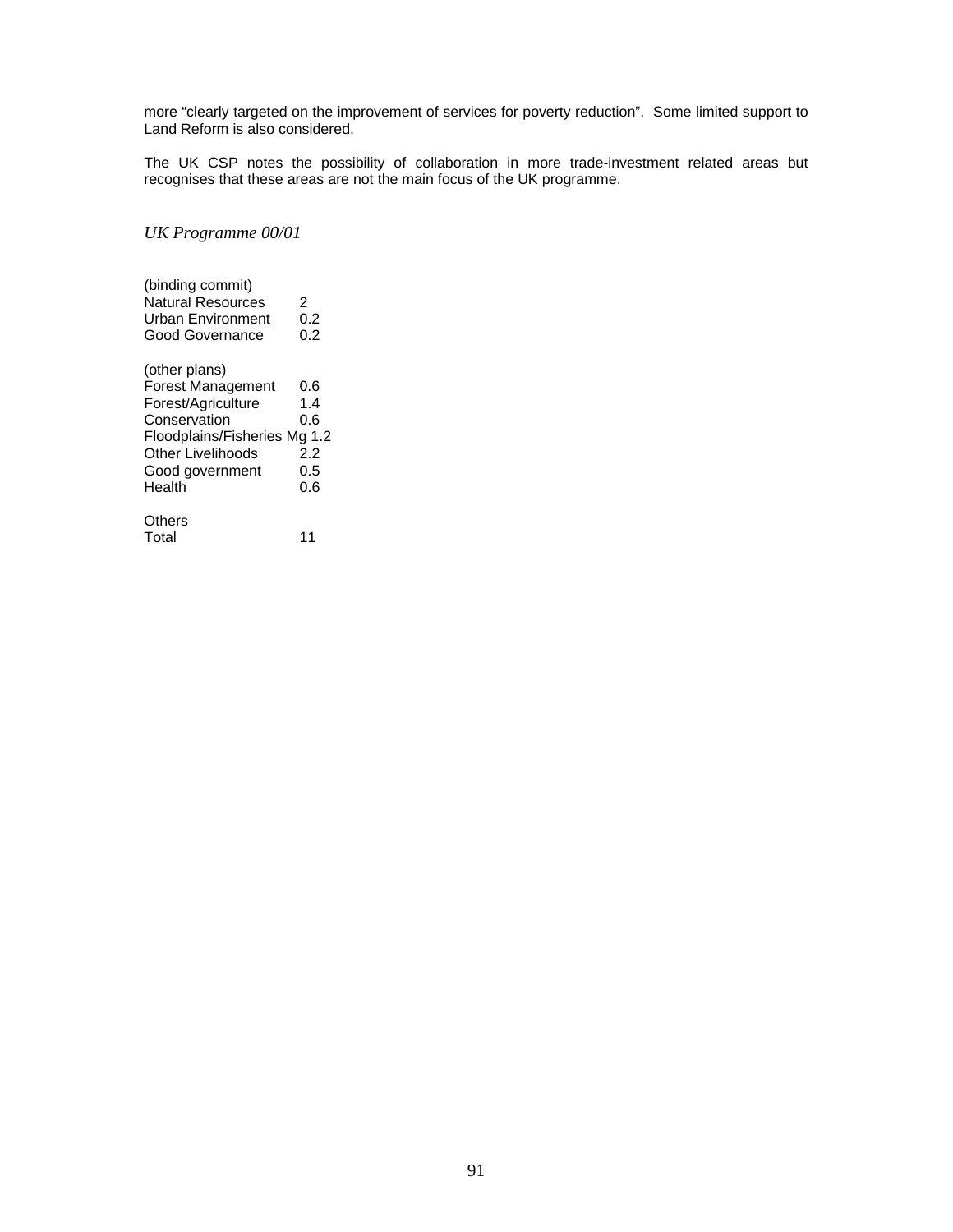more "clearly targeted on the improvement of services for poverty reduction". Some limited support to Land Reform is also considered.

The UK CSP notes the possibility of collaboration in more trade-investment related areas but recognises that these areas are not the main focus of the UK programme.

*UK Programme 00/01*

| | |
|---|---|
| (binding commit) | |
| Natural Resources | 2 |
| Urban Environment | 0.2 |
| Good Governance | 0.2 |
| | |
| (other plans) | |
| Forest Management | 0.6 |
| Forest/Agriculture | 1.4 |
| Conservation | 0.6 |
| Floodplains/Fisheries Mg | 1.2 |
| Other Livelihoods | 2.2 |
| Good government | 0.5 |
| Health | 0.6 |
| | |
| Others | |
| Total | 11 |